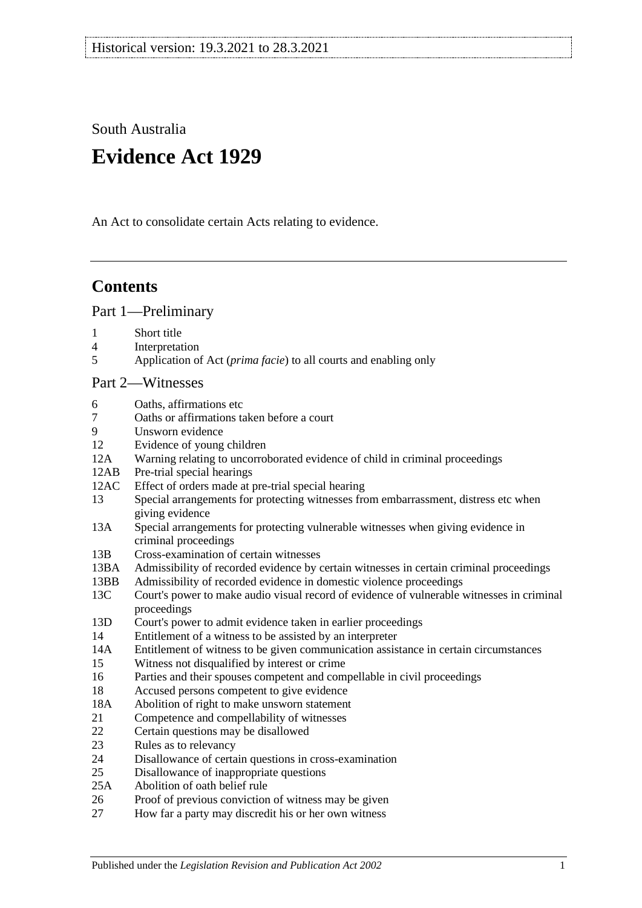Historical version: 19.3.2021 to 28.3.2021

South Australia

# Evidence Act 1929

An Act to consolidate certain Acts relating to evidence.

## Contents

### Part 1—Preliminary

1 Short title
4 Interpretation
5 Application of Act (*prima facie*) to all courts and enabling only

### Part 2—Witnesses

6 Oaths, affirmations etc
7 Oaths or affirmations taken before a court
9 Unsworn evidence
12 Evidence of young children
12A Warning relating to uncorroborated evidence of child in criminal proceedings
12AB Pre-trial special hearings
12AC Effect of orders made at pre-trial special hearing
13 Special arrangements for protecting witnesses from embarrassment, distress etc when giving evidence
13A Special arrangements for protecting vulnerable witnesses when giving evidence in criminal proceedings
13B Cross-examination of certain witnesses
13BA Admissibility of recorded evidence by certain witnesses in certain criminal proceedings
13BB Admissibility of recorded evidence in domestic violence proceedings
13C Court's power to make audio visual record of evidence of vulnerable witnesses in criminal proceedings
13D Court's power to admit evidence taken in earlier proceedings
14 Entitlement of a witness to be assisted by an interpreter
14A Entitlement of witness to be given communication assistance in certain circumstances
15 Witness not disqualified by interest or crime
16 Parties and their spouses competent and compellable in civil proceedings
18 Accused persons competent to give evidence
18A Abolition of right to make unsworn statement
21 Competence and compellability of witnesses
22 Certain questions may be disallowed
23 Rules as to relevancy
24 Disallowance of certain questions in cross-examination
25 Disallowance of inappropriate questions
25A Abolition of oath belief rule
26 Proof of previous conviction of witness may be given
27 How far a party may discredit his or her own witness

Published under the *Legislation Revision and Publication Act 2002*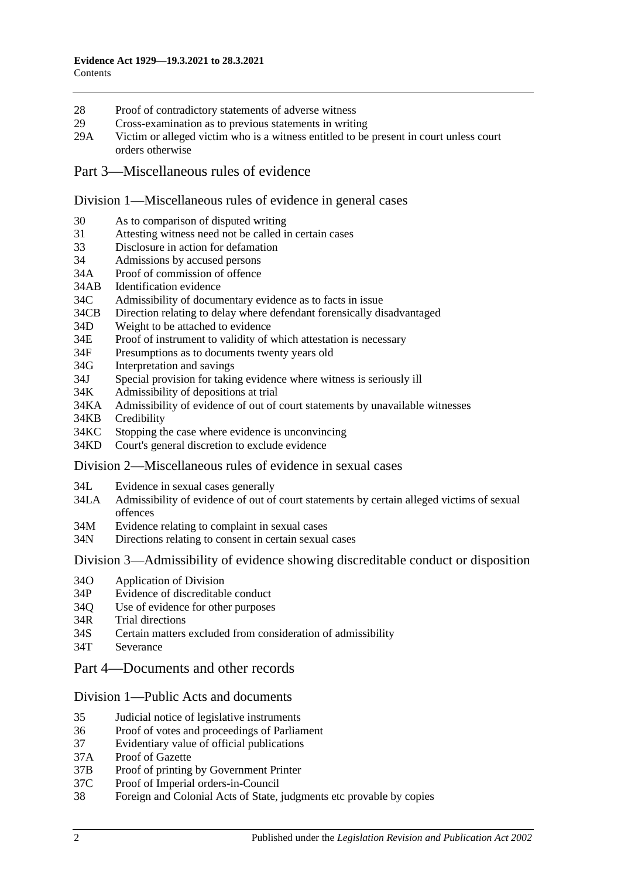28 Proof of contradictory statements of adverse witness
29 Cross-examination as to previous statements in writing
29A Victim or alleged victim who is a witness entitled to be present in court unless court orders otherwise

## Part 3—Miscellaneous rules of evidence

### Division 1—Miscellaneous rules of evidence in general cases

30 As to comparison of disputed writing
31 Attesting witness need not be called in certain cases
33 Disclosure in action for defamation
34 Admissions by accused persons
34A Proof of commission of offence
34AB Identification evidence
34C Admissibility of documentary evidence as to facts in issue
34CB Direction relating to delay where defendant forensically disadvantaged
34D Weight to be attached to evidence
34E Proof of instrument to validity of which attestation is necessary
34F Presumptions as to documents twenty years old
34G Interpretation and savings
34J Special provision for taking evidence where witness is seriously ill
34K Admissibility of depositions at trial
34KA Admissibility of evidence of out of court statements by unavailable witnesses
34KB Credibility
34KC Stopping the case where evidence is unconvincing
34KD Court's general discretion to exclude evidence

### Division 2—Miscellaneous rules of evidence in sexual cases

34L Evidence in sexual cases generally
34LA Admissibility of evidence of out of court statements by certain alleged victims of sexual offences
34M Evidence relating to complaint in sexual cases
34N Directions relating to consent in certain sexual cases

### Division 3—Admissibility of evidence showing discreditable conduct or disposition

34O Application of Division
34P Evidence of discreditable conduct
34Q Use of evidence for other purposes
34R Trial directions
34S Certain matters excluded from consideration of admissibility
34T Severance

## Part 4—Documents and other records

### Division 1—Public Acts and documents

35 Judicial notice of legislative instruments
36 Proof of votes and proceedings of Parliament
37 Evidentiary value of official publications
37A Proof of Gazette
37B Proof of printing by Government Printer
37C Proof of Imperial orders-in-Council
38 Foreign and Colonial Acts of State, judgments etc provable by copies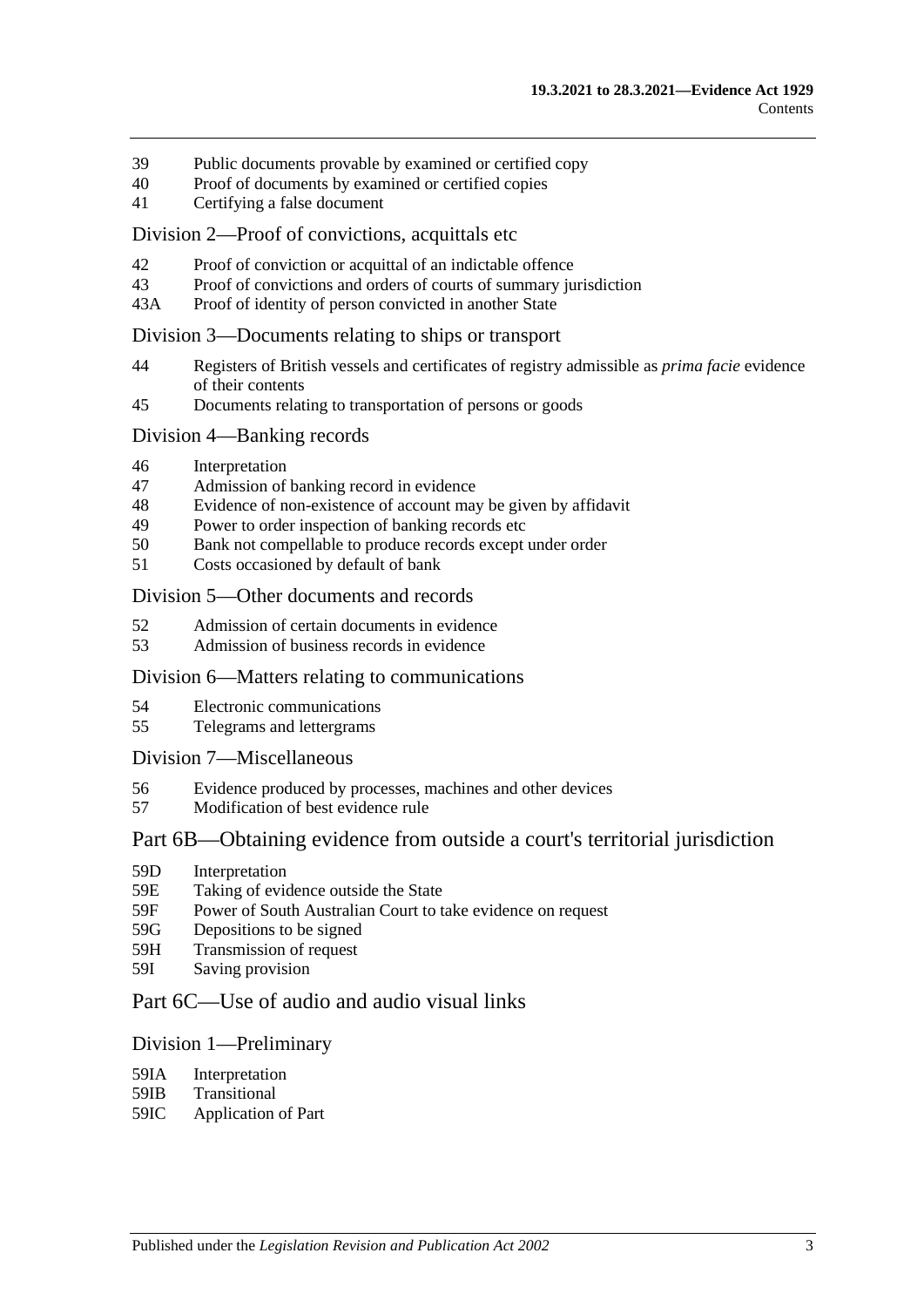39 Public documents provable by examined or certified copy
40 Proof of documents by examined or certified copies
41 Certifying a false document

## Division 2—Proof of convictions, acquittals etc

42 Proof of conviction or acquittal of an indictable offence
43 Proof of convictions and orders of courts of summary jurisdiction
43A Proof of identity of person convicted in another State

## Division 3—Documents relating to ships or transport

44 Registers of British vessels and certificates of registry admissible as *prima facie* evidence of their contents
45 Documents relating to transportation of persons or goods

## Division 4—Banking records

46 Interpretation
47 Admission of banking record in evidence
48 Evidence of non-existence of account may be given by affidavit
49 Power to order inspection of banking records etc
50 Bank not compellable to produce records except under order
51 Costs occasioned by default of bank

## Division 5—Other documents and records

52 Admission of certain documents in evidence
53 Admission of business records in evidence

## Division 6—Matters relating to communications

54 Electronic communications
55 Telegrams and lettergrams

## Division 7—Miscellaneous

56 Evidence produced by processes, machines and other devices
57 Modification of best evidence rule

# Part 6B—Obtaining evidence from outside a court's territorial jurisdiction

59D Interpretation
59E Taking of evidence outside the State
59F Power of South Australian Court to take evidence on request
59G Depositions to be signed
59H Transmission of request
59I Saving provision

# Part 6C—Use of audio and audio visual links

## Division 1—Preliminary

59IA Interpretation
59IB Transitional
59IC Application of Part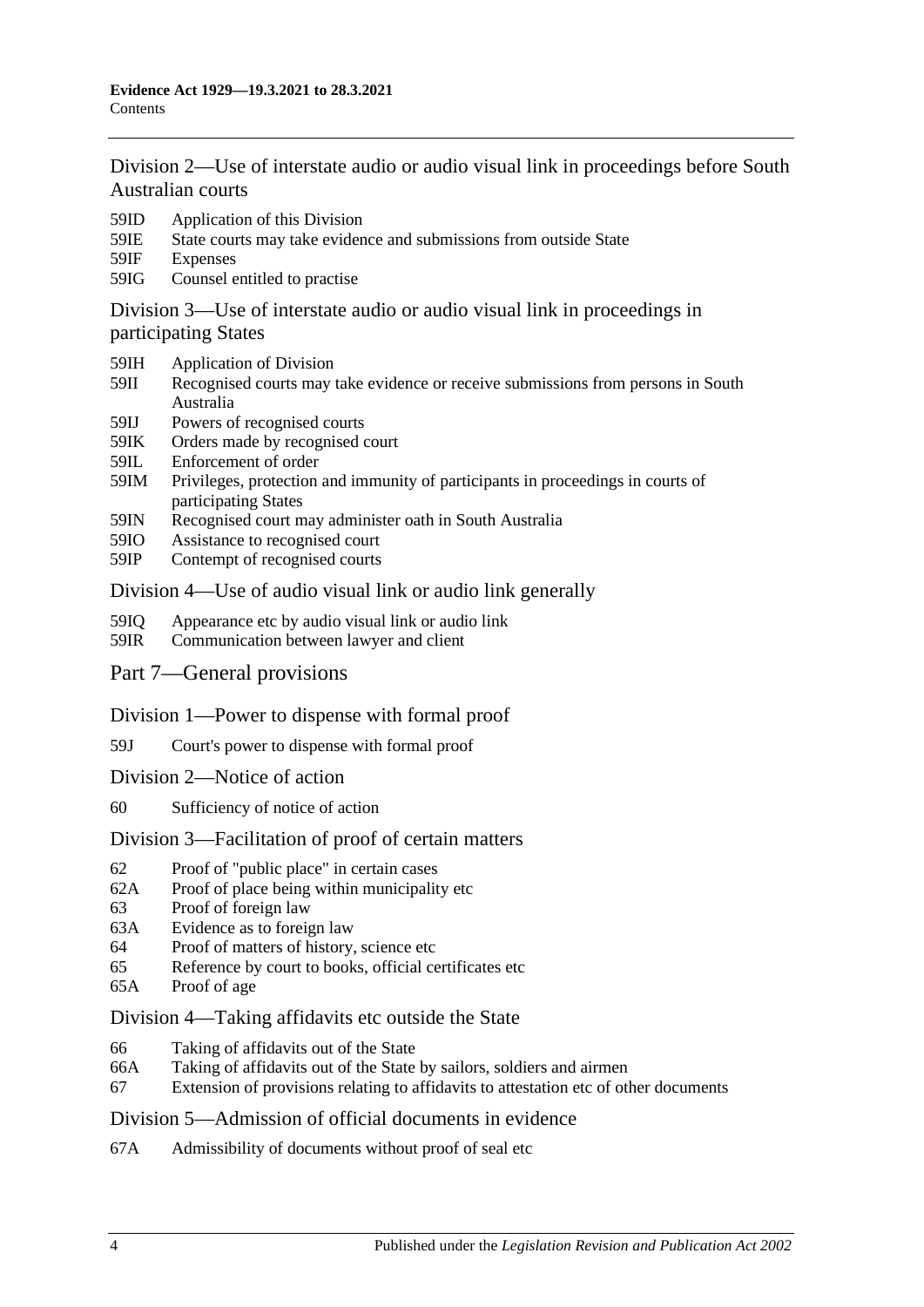## Division 2—Use of interstate audio or audio visual link in proceedings before South Australian courts

59ID Application of this Division
59IE State courts may take evidence and submissions from outside State
59IF Expenses
59IG Counsel entitled to practise

## Division 3—Use of interstate audio or audio visual link in proceedings in participating States

59IH Application of Division
59II Recognised courts may take evidence or receive submissions from persons in South Australia
59IJ Powers of recognised courts
59IK Orders made by recognised court
59IL Enforcement of order
59IM Privileges, protection and immunity of participants in proceedings in courts of participating States
59IN Recognised court may administer oath in South Australia
59IO Assistance to recognised court
59IP Contempt of recognised courts

## Division 4—Use of audio visual link or audio link generally

59IQ Appearance etc by audio visual link or audio link
59IR Communication between lawyer and client

# Part 7—General provisions

## Division 1—Power to dispense with formal proof

59J Court's power to dispense with formal proof

## Division 2—Notice of action

60 Sufficiency of notice of action

## Division 3—Facilitation of proof of certain matters

62 Proof of "public place" in certain cases
62A Proof of place being within municipality etc
63 Proof of foreign law
63A Evidence as to foreign law
64 Proof of matters of history, science etc
65 Reference by court to books, official certificates etc
65A Proof of age

## Division 4—Taking affidavits etc outside the State

66 Taking of affidavits out of the State
66A Taking of affidavits out of the State by sailors, soldiers and airmen
67 Extension of provisions relating to affidavits to attestation etc of other documents

## Division 5—Admission of official documents in evidence

67A Admissibility of documents without proof of seal etc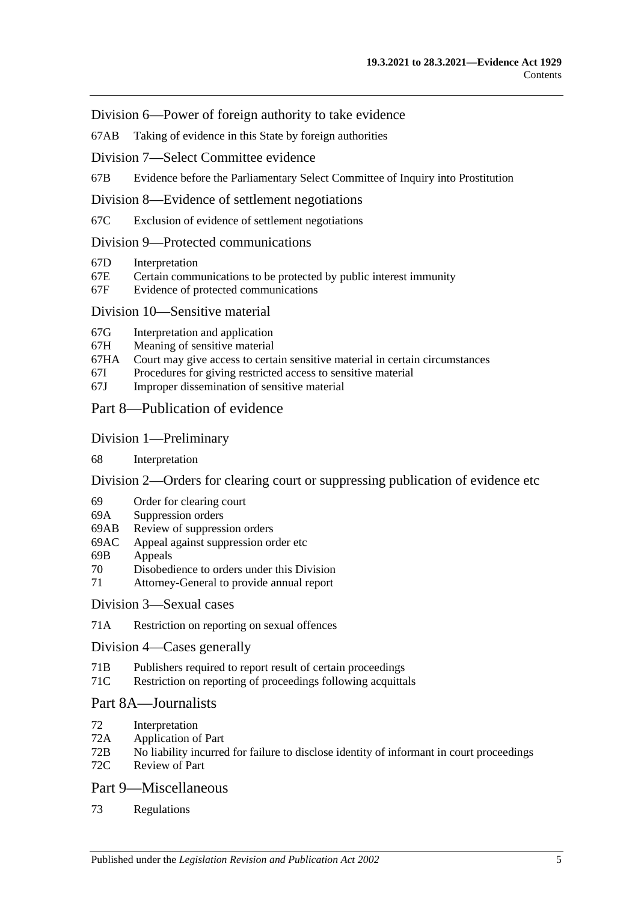## Division 6—Power of foreign authority to take evidence

67AB Taking of evidence in this State by foreign authorities

## Division 7—Select Committee evidence

67B Evidence before the Parliamentary Select Committee of Inquiry into Prostitution

## Division 8—Evidence of settlement negotiations

67C Exclusion of evidence of settlement negotiations

## Division 9—Protected communications

67D Interpretation
67E Certain communications to be protected by public interest immunity
67F Evidence of protected communications

## Division 10—Sensitive material

67G Interpretation and application
67H Meaning of sensitive material
67HA Court may give access to certain sensitive material in certain circumstances
67I Procedures for giving restricted access to sensitive material
67J Improper dissemination of sensitive material

# Part 8—Publication of evidence

## Division 1—Preliminary

68 Interpretation

## Division 2—Orders for clearing court or suppressing publication of evidence etc

69 Order for clearing court
69A Suppression orders
69AB Review of suppression orders
69AC Appeal against suppression order etc
69B Appeals
70 Disobedience to orders under this Division
71 Attorney-General to provide annual report

## Division 3—Sexual cases

71A Restriction on reporting on sexual offences

## Division 4—Cases generally

71B Publishers required to report result of certain proceedings
71C Restriction on reporting of proceedings following acquittals

# Part 8A—Journalists

72 Interpretation
72A Application of Part
72B No liability incurred for failure to disclose identity of informant in court proceedings
72C Review of Part

# Part 9—Miscellaneous

73 Regulations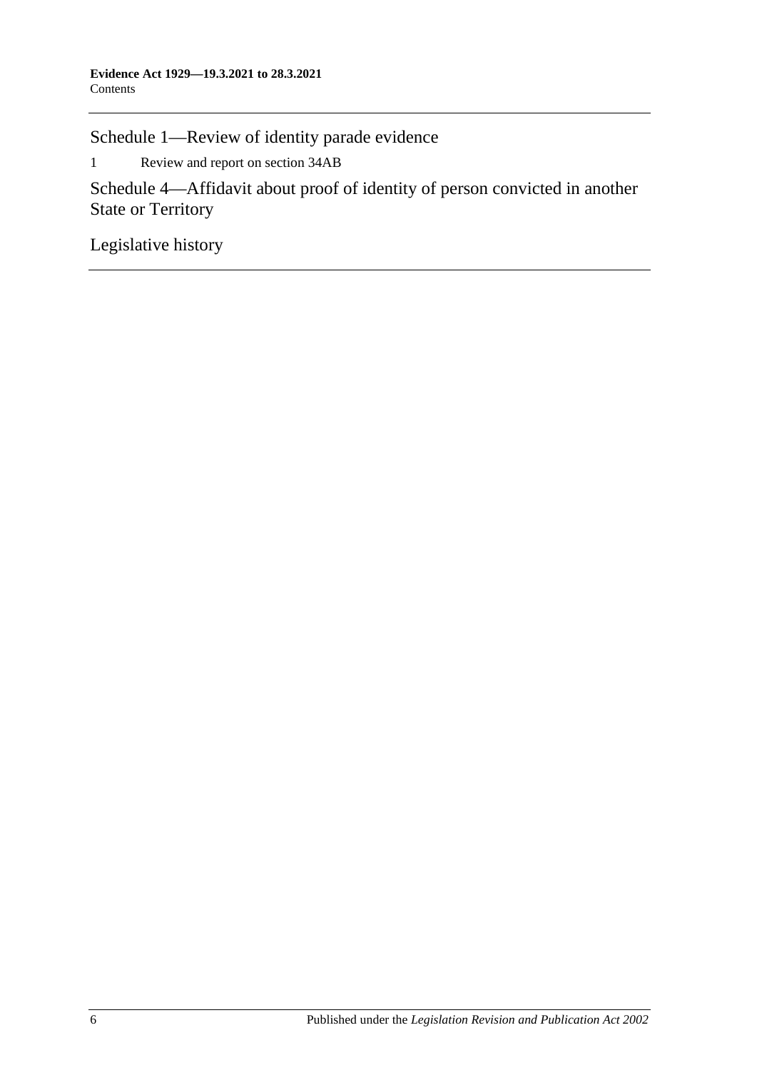## Schedule 1—Review of identity parade evidence

1 Review and report on section 34AB

## Schedule 4—Affidavit about proof of identity of person convicted in another State or Territory

## Legislative history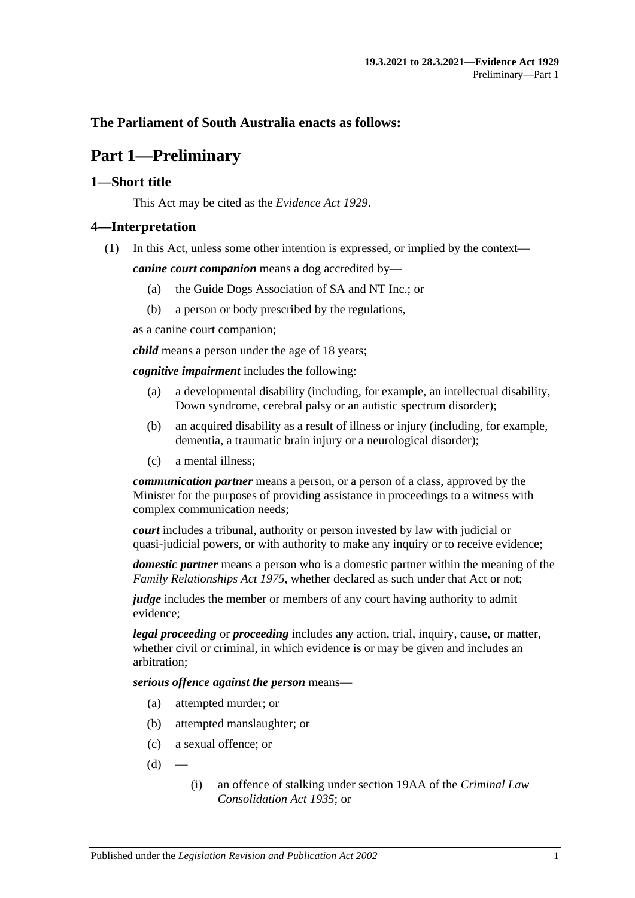**The Parliament of South Australia enacts as follows:**

# Part 1—Preliminary

## 1—Short title

This Act may be cited as the *Evidence Act 1929*.

## 4—Interpretation

(1) In this Act, unless some other intention is expressed, or implied by the context—

***canine court companion*** means a dog accredited by—

- (a) the Guide Dogs Association of SA and NT Inc.; or
- (b) a person or body prescribed by the regulations,

as a canine court companion;

***child*** means a person under the age of 18 years;

***cognitive impairment*** includes the following:

- (a) a developmental disability (including, for example, an intellectual disability, Down syndrome, cerebral palsy or an autistic spectrum disorder);
- (b) an acquired disability as a result of illness or injury (including, for example, dementia, a traumatic brain injury or a neurological disorder);
- (c) a mental illness;

***communication partner*** means a person, or a person of a class, approved by the Minister for the purposes of providing assistance in proceedings to a witness with complex communication needs;

***court*** includes a tribunal, authority or person invested by law with judicial or quasi-judicial powers, or with authority to make any inquiry or to receive evidence;

***domestic partner*** means a person who is a domestic partner within the meaning of the *Family Relationships Act 1975*, whether declared as such under that Act or not;

***judge*** includes the member or members of any court having authority to admit evidence;

***legal proceeding*** or ***proceeding*** includes any action, trial, inquiry, cause, or matter, whether civil or criminal, in which evidence is or may be given and includes an arbitration;

***serious offence against the person*** means—

- (a) attempted murder; or
- (b) attempted manslaughter; or
- (c) a sexual offence; or
- (d) —
  - (i) an offence of stalking under section 19AA of the *Criminal Law Consolidation Act 1935*; or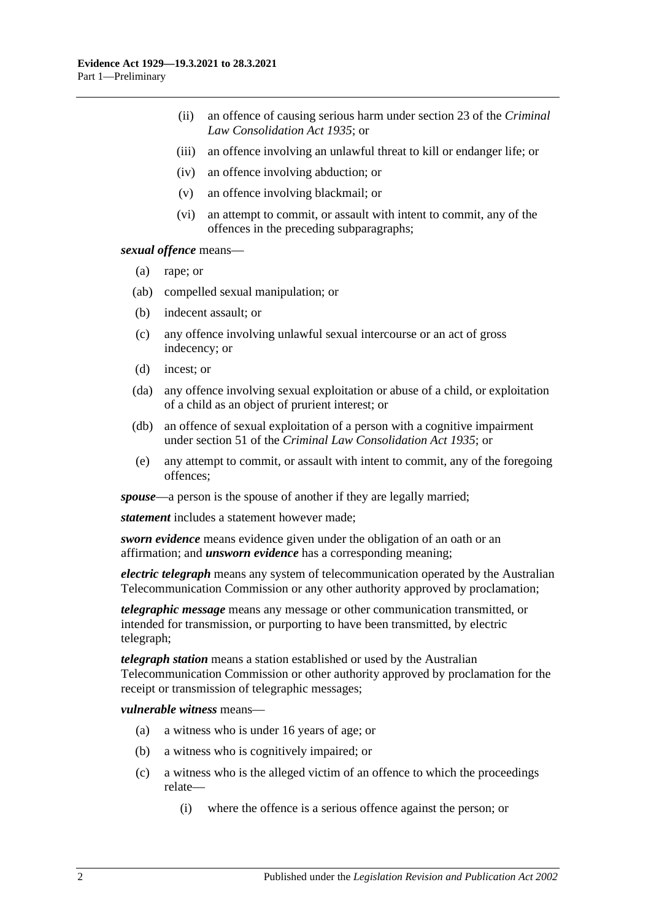(ii) an offence of causing serious harm under section 23 of the *Criminal Law Consolidation Act 1935*; or

(iii) an offence involving an unlawful threat to kill or endanger life; or

(iv) an offence involving abduction; or

(v) an offence involving blackmail; or

(vi) an attempt to commit, or assault with intent to commit, any of the offences in the preceding subparagraphs;

***sexual offence*** means—

(a) rape; or

(ab) compelled sexual manipulation; or

(b) indecent assault; or

(c) any offence involving unlawful sexual intercourse or an act of gross indecency; or

(d) incest; or

(da) any offence involving sexual exploitation or abuse of a child, or exploitation of a child as an object of prurient interest; or

(db) an offence of sexual exploitation of a person with a cognitive impairment under section 51 of the *Criminal Law Consolidation Act 1935*; or

(e) any attempt to commit, or assault with intent to commit, any of the foregoing offences;

***spouse***—a person is the spouse of another if they are legally married;

***statement*** includes a statement however made;

***sworn evidence*** means evidence given under the obligation of an oath or an affirmation; and ***unsworn evidence*** has a corresponding meaning;

***electric telegraph*** means any system of telecommunication operated by the Australian Telecommunication Commission or any other authority approved by proclamation;

***telegraphic message*** means any message or other communication transmitted, or intended for transmission, or purporting to have been transmitted, by electric telegraph;

***telegraph station*** means a station established or used by the Australian Telecommunication Commission or other authority approved by proclamation for the receipt or transmission of telegraphic messages;

***vulnerable witness*** means—

(a) a witness who is under 16 years of age; or

(b) a witness who is cognitively impaired; or

(c) a witness who is the alleged victim of an offence to which the proceedings relate—

(i) where the offence is a serious offence against the person; or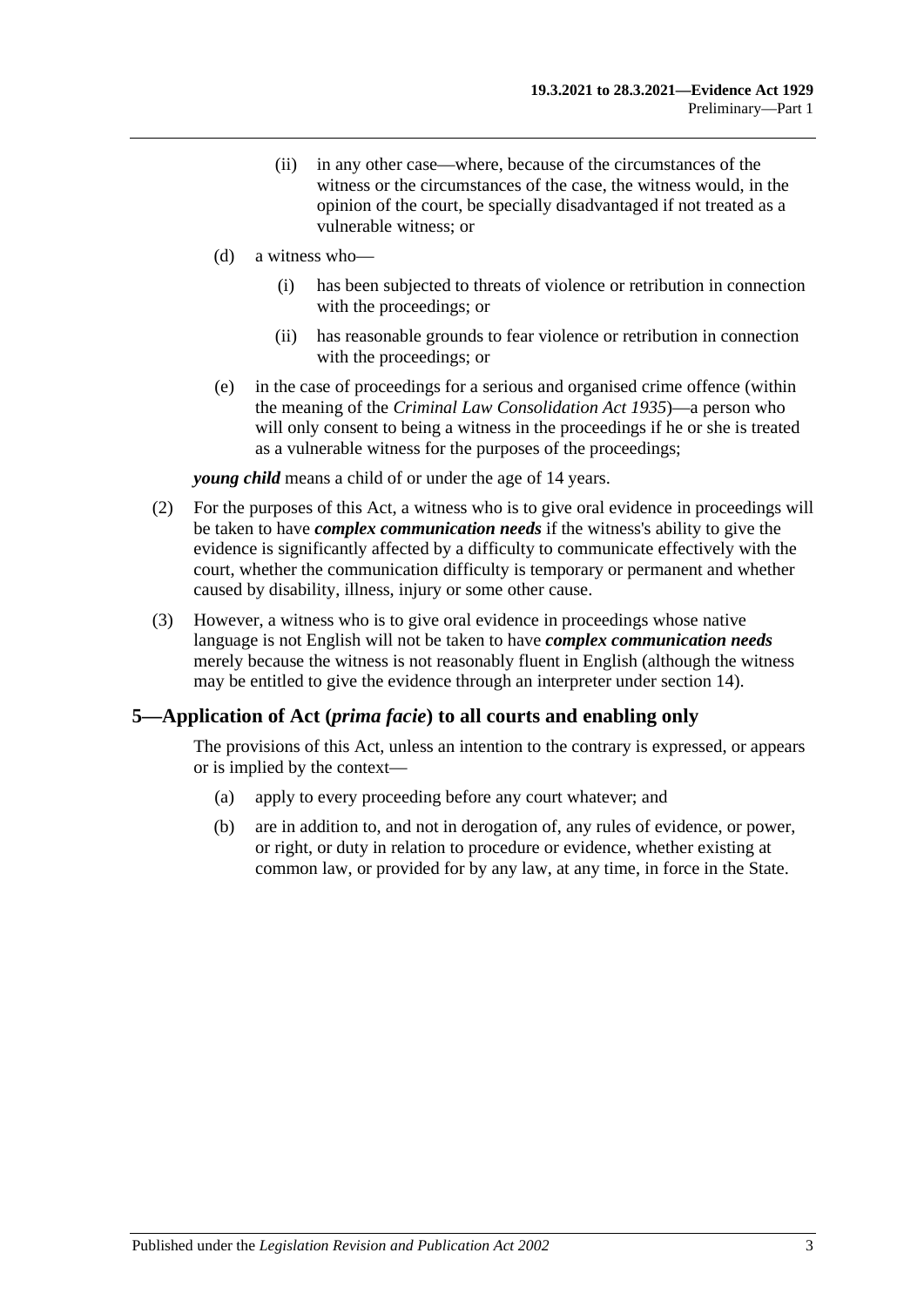(ii) in any other case—where, because of the circumstances of the witness or the circumstances of the case, the witness would, in the opinion of the court, be specially disadvantaged if not treated as a vulnerable witness; or

(d) a witness who—

(i) has been subjected to threats of violence or retribution in connection with the proceedings; or

(ii) has reasonable grounds to fear violence or retribution in connection with the proceedings; or

(e) in the case of proceedings for a serious and organised crime offence (within the meaning of the *Criminal Law Consolidation Act 1935*)—a person who will only consent to being a witness in the proceedings if he or she is treated as a vulnerable witness for the purposes of the proceedings;

***young child*** means a child of or under the age of 14 years.

(2) For the purposes of this Act, a witness who is to give oral evidence in proceedings will be taken to have ***complex communication needs*** if the witness's ability to give the evidence is significantly affected by a difficulty to communicate effectively with the court, whether the communication difficulty is temporary or permanent and whether caused by disability, illness, injury or some other cause.

(3) However, a witness who is to give oral evidence in proceedings whose native language is not English will not be taken to have ***complex communication needs*** merely because the witness is not reasonably fluent in English (although the witness may be entitled to give the evidence through an interpreter under section 14).

## 5—Application of Act (*prima facie*) to all courts and enabling only

The provisions of this Act, unless an intention to the contrary is expressed, or appears or is implied by the context—

(a) apply to every proceeding before any court whatever; and

(b) are in addition to, and not in derogation of, any rules of evidence, or power, or right, or duty in relation to procedure or evidence, whether existing at common law, or provided for by any law, at any time, in force in the State.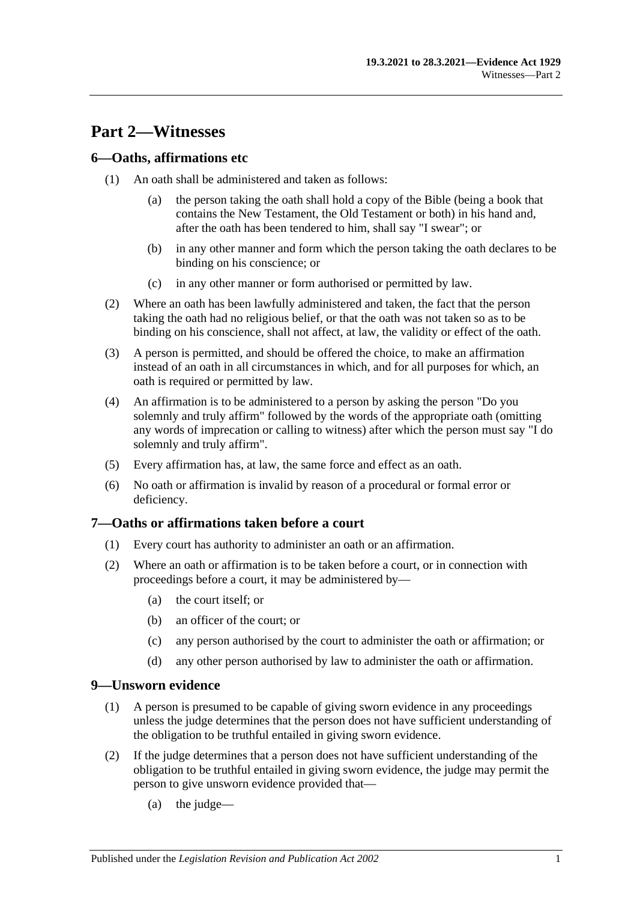# Part 2—Witnesses

## 6—Oaths, affirmations etc

(1) An oath shall be administered and taken as follows:

(a) the person taking the oath shall hold a copy of the Bible (being a book that contains the New Testament, the Old Testament or both) in his hand and, after the oath has been tendered to him, shall say "I swear"; or

(b) in any other manner and form which the person taking the oath declares to be binding on his conscience; or

(c) in any other manner or form authorised or permitted by law.

(2) Where an oath has been lawfully administered and taken, the fact that the person taking the oath had no religious belief, or that the oath was not taken so as to be binding on his conscience, shall not affect, at law, the validity or effect of the oath.

(3) A person is permitted, and should be offered the choice, to make an affirmation instead of an oath in all circumstances in which, and for all purposes for which, an oath is required or permitted by law.

(4) An affirmation is to be administered to a person by asking the person "Do you solemnly and truly affirm" followed by the words of the appropriate oath (omitting any words of imprecation or calling to witness) after which the person must say "I do solemnly and truly affirm".

(5) Every affirmation has, at law, the same force and effect as an oath.

(6) No oath or affirmation is invalid by reason of a procedural or formal error or deficiency.

## 7—Oaths or affirmations taken before a court

(1) Every court has authority to administer an oath or an affirmation.

(2) Where an oath or affirmation is to be taken before a court, or in connection with proceedings before a court, it may be administered by—

(a) the court itself; or

(b) an officer of the court; or

(c) any person authorised by the court to administer the oath or affirmation; or

(d) any other person authorised by law to administer the oath or affirmation.

## 9—Unsworn evidence

(1) A person is presumed to be capable of giving sworn evidence in any proceedings unless the judge determines that the person does not have sufficient understanding of the obligation to be truthful entailed in giving sworn evidence.

(2) If the judge determines that a person does not have sufficient understanding of the obligation to be truthful entailed in giving sworn evidence, the judge may permit the person to give unsworn evidence provided that—

(a) the judge—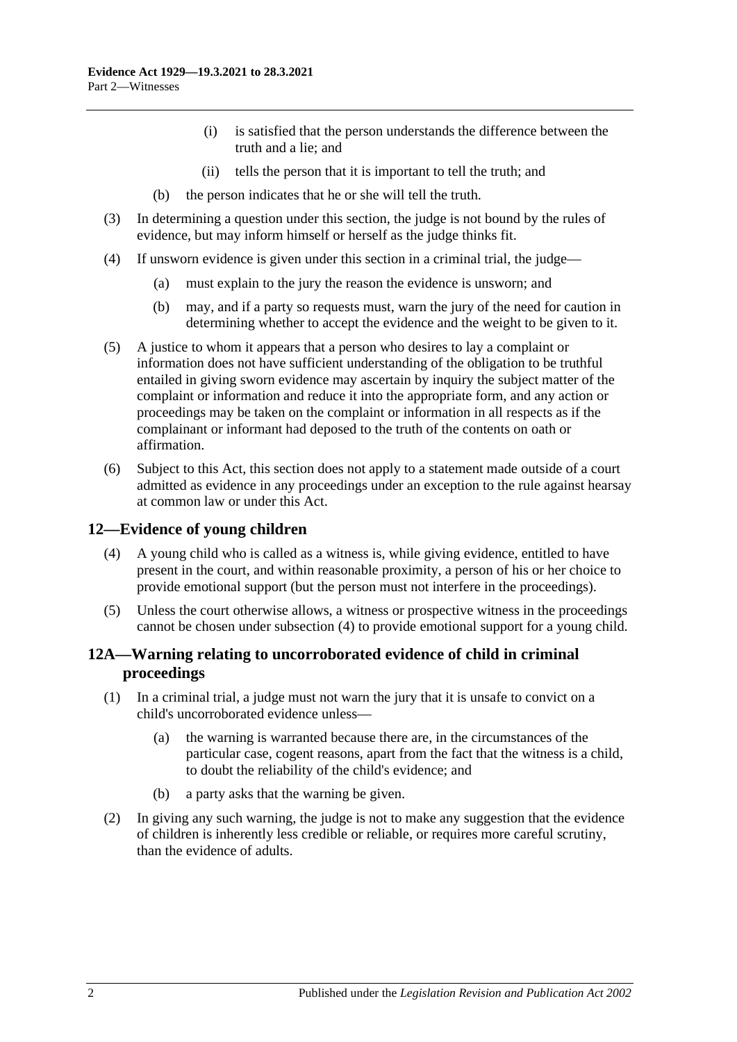(i) is satisfied that the person understands the difference between the truth and a lie; and

(ii) tells the person that it is important to tell the truth; and

(b) the person indicates that he or she will tell the truth.

(3) In determining a question under this section, the judge is not bound by the rules of evidence, but may inform himself or herself as the judge thinks fit.

(4) If unsworn evidence is given under this section in a criminal trial, the judge—

(a) must explain to the jury the reason the evidence is unsworn; and

(b) may, and if a party so requests must, warn the jury of the need for caution in determining whether to accept the evidence and the weight to be given to it.

(5) A justice to whom it appears that a person who desires to lay a complaint or information does not have sufficient understanding of the obligation to be truthful entailed in giving sworn evidence may ascertain by inquiry the subject matter of the complaint or information and reduce it into the appropriate form, and any action or proceedings may be taken on the complaint or information in all respects as if the complainant or informant had deposed to the truth of the contents on oath or affirmation.

(6) Subject to this Act, this section does not apply to a statement made outside of a court admitted as evidence in any proceedings under an exception to the rule against hearsay at common law or under this Act.

## 12—Evidence of young children

(4) A young child who is called as a witness is, while giving evidence, entitled to have present in the court, and within reasonable proximity, a person of his or her choice to provide emotional support (but the person must not interfere in the proceedings).

(5) Unless the court otherwise allows, a witness or prospective witness in the proceedings cannot be chosen under subsection (4) to provide emotional support for a young child.

## 12A—Warning relating to uncorroborated evidence of child in criminal proceedings

(1) In a criminal trial, a judge must not warn the jury that it is unsafe to convict on a child's uncorroborated evidence unless—

(a) the warning is warranted because there are, in the circumstances of the particular case, cogent reasons, apart from the fact that the witness is a child, to doubt the reliability of the child's evidence; and

(b) a party asks that the warning be given.

(2) In giving any such warning, the judge is not to make any suggestion that the evidence of children is inherently less credible or reliable, or requires more careful scrutiny, than the evidence of adults.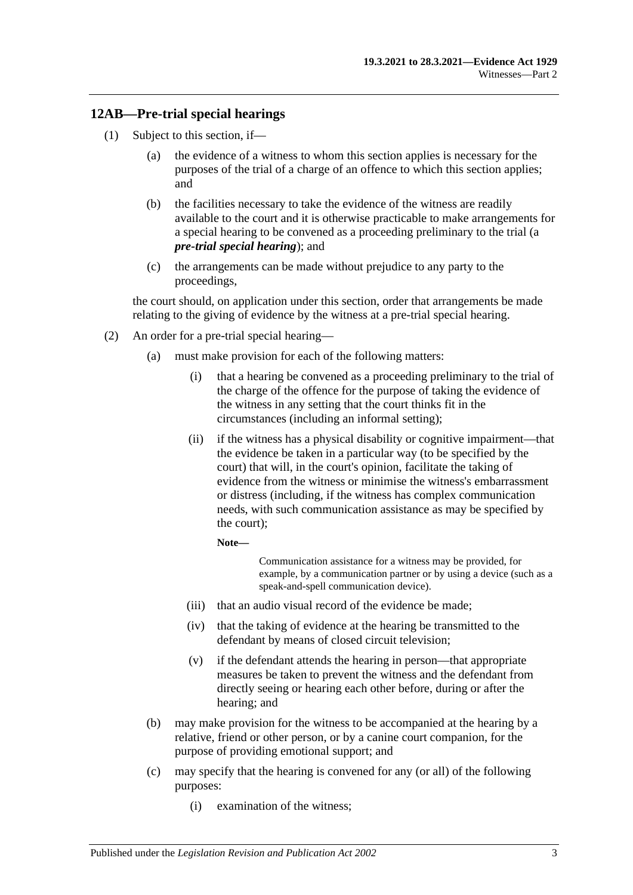## 12AB—Pre-trial special hearings

(1) Subject to this section, if—

(a) the evidence of a witness to whom this section applies is necessary for the purposes of the trial of a charge of an offence to which this section applies; and

(b) the facilities necessary to take the evidence of the witness are readily available to the court and it is otherwise practicable to make arrangements for a special hearing to be convened as a proceeding preliminary to the trial (a ***pre-trial special hearing***); and

(c) the arrangements can be made without prejudice to any party to the proceedings,

the court should, on application under this section, order that arrangements be made relating to the giving of evidence by the witness at a pre-trial special hearing.

(2) An order for a pre-trial special hearing—

(a) must make provision for each of the following matters:

(i) that a hearing be convened as a proceeding preliminary to the trial of the charge of the offence for the purpose of taking the evidence of the witness in any setting that the court thinks fit in the circumstances (including an informal setting);

(ii) if the witness has a physical disability or cognitive impairment—that the evidence be taken in a particular way (to be specified by the court) that will, in the court's opinion, facilitate the taking of evidence from the witness or minimise the witness's embarrassment or distress (including, if the witness has complex communication needs, with such communication assistance as may be specified by the court);

**Note—**

Communication assistance for a witness may be provided, for example, by a communication partner or by using a device (such as a speak-and-spell communication device).

(iii) that an audio visual record of the evidence be made;

(iv) that the taking of evidence at the hearing be transmitted to the defendant by means of closed circuit television;

(v) if the defendant attends the hearing in person—that appropriate measures be taken to prevent the witness and the defendant from directly seeing or hearing each other before, during or after the hearing; and

(b) may make provision for the witness to be accompanied at the hearing by a relative, friend or other person, or by a canine court companion, for the purpose of providing emotional support; and

(c) may specify that the hearing is convened for any (or all) of the following purposes:

(i) examination of the witness;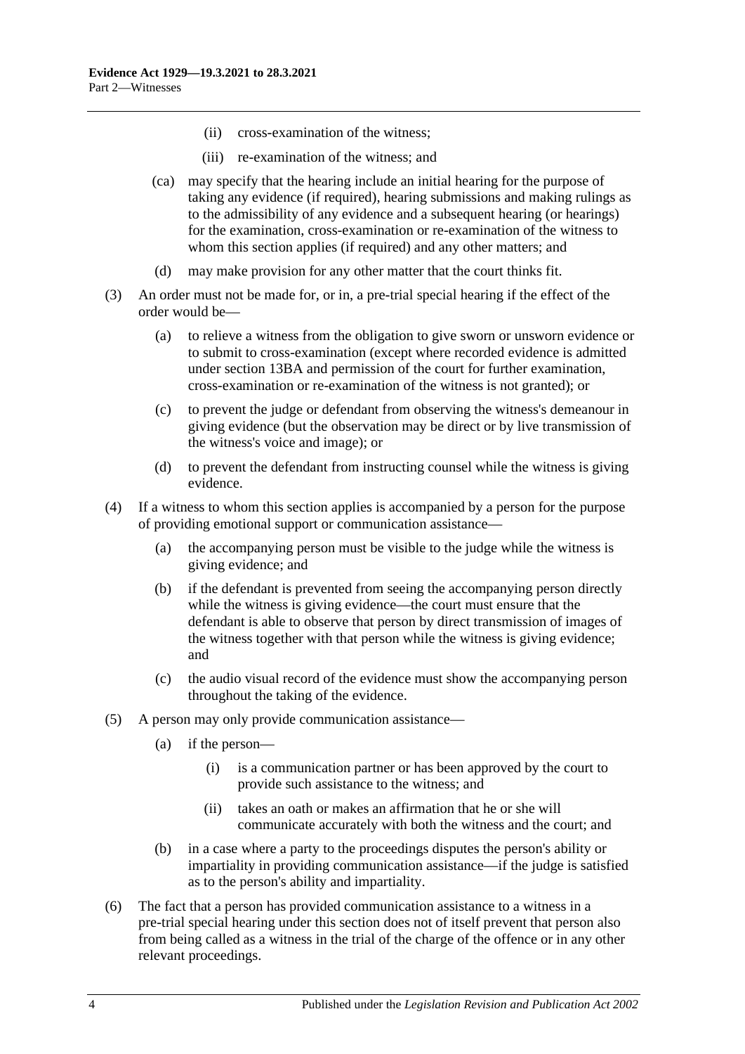(ii) cross-examination of the witness;

(iii) re-examination of the witness; and

(ca) may specify that the hearing include an initial hearing for the purpose of taking any evidence (if required), hearing submissions and making rulings as to the admissibility of any evidence and a subsequent hearing (or hearings) for the examination, cross-examination or re-examination of the witness to whom this section applies (if required) and any other matters; and

(d) may make provision for any other matter that the court thinks fit.

(3) An order must not be made for, or in, a pre-trial special hearing if the effect of the order would be—

(a) to relieve a witness from the obligation to give sworn or unsworn evidence or to submit to cross-examination (except where recorded evidence is admitted under section 13BA and permission of the court for further examination, cross-examination or re-examination of the witness is not granted); or

(c) to prevent the judge or defendant from observing the witness's demeanour in giving evidence (but the observation may be direct or by live transmission of the witness's voice and image); or

(d) to prevent the defendant from instructing counsel while the witness is giving evidence.

(4) If a witness to whom this section applies is accompanied by a person for the purpose of providing emotional support or communication assistance—

(a) the accompanying person must be visible to the judge while the witness is giving evidence; and

(b) if the defendant is prevented from seeing the accompanying person directly while the witness is giving evidence—the court must ensure that the defendant is able to observe that person by direct transmission of images of the witness together with that person while the witness is giving evidence; and

(c) the audio visual record of the evidence must show the accompanying person throughout the taking of the evidence.

(5) A person may only provide communication assistance—

(a) if the person—

(i) is a communication partner or has been approved by the court to provide such assistance to the witness; and

(ii) takes an oath or makes an affirmation that he or she will communicate accurately with both the witness and the court; and

(b) in a case where a party to the proceedings disputes the person's ability or impartiality in providing communication assistance—if the judge is satisfied as to the person's ability and impartiality.

(6) The fact that a person has provided communication assistance to a witness in a pre-trial special hearing under this section does not of itself prevent that person also from being called as a witness in the trial of the charge of the offence or in any other relevant proceedings.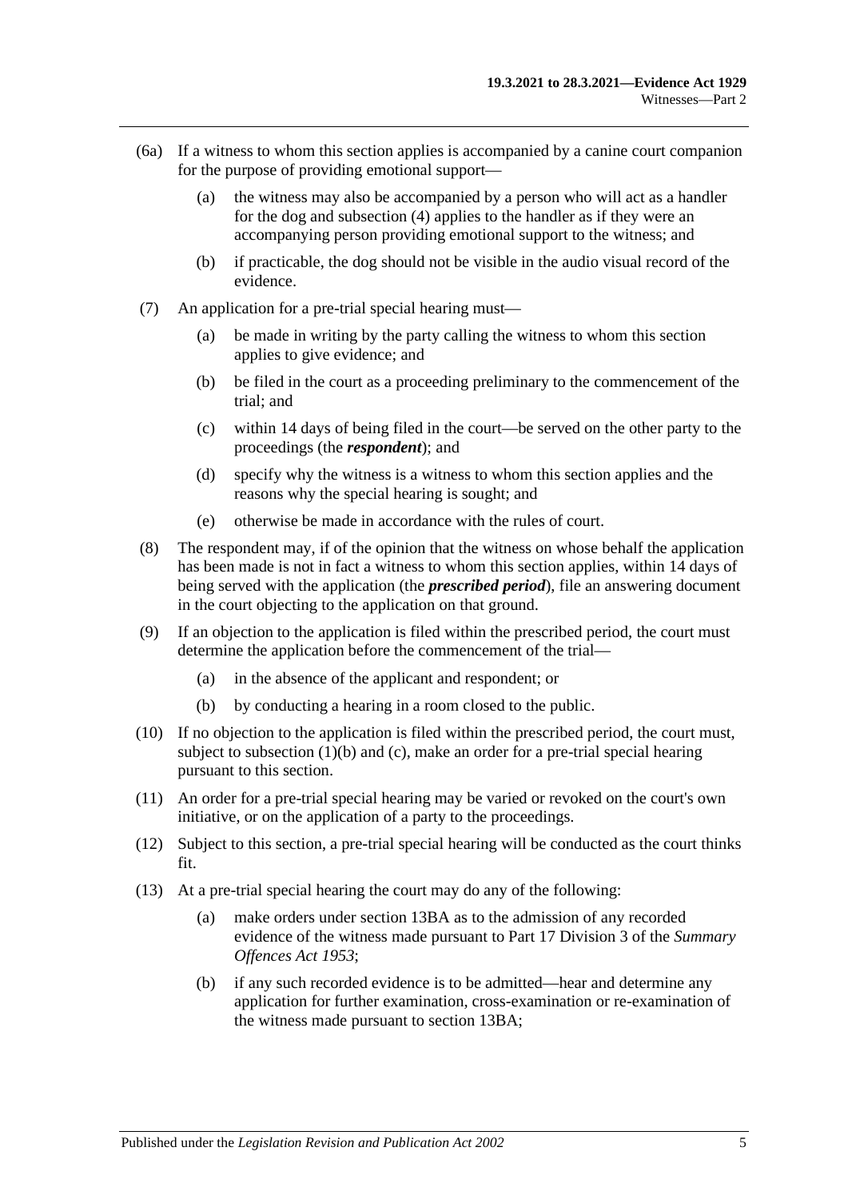(6a) If a witness to whom this section applies is accompanied by a canine court companion for the purpose of providing emotional support—

 (a) the witness may also be accompanied by a person who will act as a handler for the dog and subsection (4) applies to the handler as if they were an accompanying person providing emotional support to the witness; and

 (b) if practicable, the dog should not be visible in the audio visual record of the evidence.

(7) An application for a pre-trial special hearing must—

 (a) be made in writing by the party calling the witness to whom this section applies to give evidence; and

 (b) be filed in the court as a proceeding preliminary to the commencement of the trial; and

 (c) within 14 days of being filed in the court—be served on the other party to the proceedings (the ***respondent***); and

 (d) specify why the witness is a witness to whom this section applies and the reasons why the special hearing is sought; and

 (e) otherwise be made in accordance with the rules of court.

(8) The respondent may, if of the opinion that the witness on whose behalf the application has been made is not in fact a witness to whom this section applies, within 14 days of being served with the application (the ***prescribed period***), file an answering document in the court objecting to the application on that ground.

(9) If an objection to the application is filed within the prescribed period, the court must determine the application before the commencement of the trial—

 (a) in the absence of the applicant and respondent; or

 (b) by conducting a hearing in a room closed to the public.

(10) If no objection to the application is filed within the prescribed period, the court must, subject to subsection (1)(b) and (c), make an order for a pre-trial special hearing pursuant to this section.

(11) An order for a pre-trial special hearing may be varied or revoked on the court's own initiative, or on the application of a party to the proceedings.

(12) Subject to this section, a pre-trial special hearing will be conducted as the court thinks fit.

(13) At a pre-trial special hearing the court may do any of the following:

 (a) make orders under section 13BA as to the admission of any recorded evidence of the witness made pursuant to Part 17 Division 3 of the *Summary Offences Act 1953*;

 (b) if any such recorded evidence is to be admitted—hear and determine any application for further examination, cross-examination or re-examination of the witness made pursuant to section 13BA;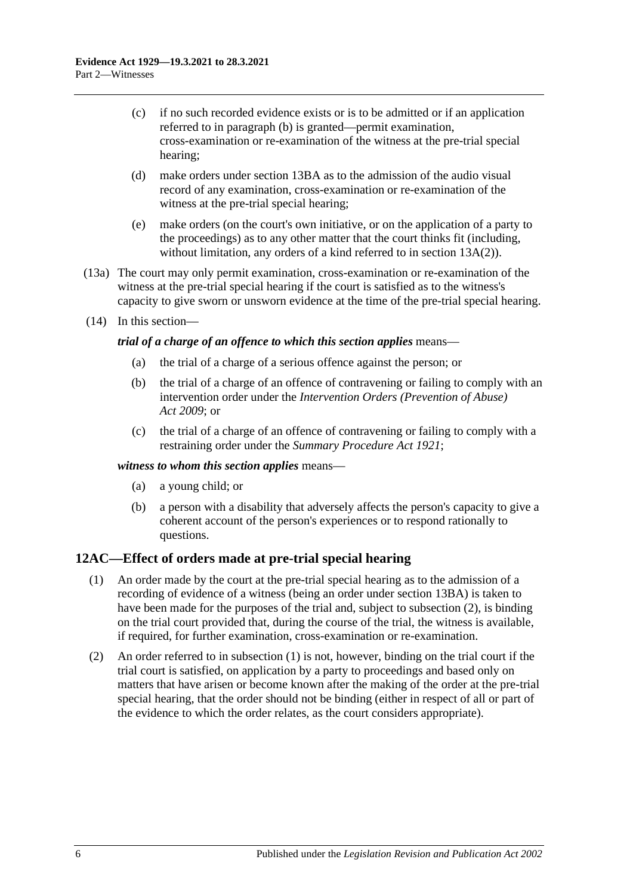(c) if no such recorded evidence exists or is to be admitted or if an application referred to in paragraph (b) is granted—permit examination, cross-examination or re-examination of the witness at the pre-trial special hearing;

(d) make orders under section 13BA as to the admission of the audio visual record of any examination, cross-examination or re-examination of the witness at the pre-trial special hearing;

(e) make orders (on the court's own initiative, or on the application of a party to the proceedings) as to any other matter that the court thinks fit (including, without limitation, any orders of a kind referred to in section 13A(2)).

(13a) The court may only permit examination, cross-examination or re-examination of the witness at the pre-trial special hearing if the court is satisfied as to the witness's capacity to give sworn or unsworn evidence at the time of the pre-trial special hearing.

(14) In this section—

***trial of a charge of an offence to which this section applies*** means—

(a) the trial of a charge of a serious offence against the person; or

(b) the trial of a charge of an offence of contravening or failing to comply with an intervention order under the *Intervention Orders (Prevention of Abuse) Act 2009*; or

(c) the trial of a charge of an offence of contravening or failing to comply with a restraining order under the *Summary Procedure Act 1921*;

***witness to whom this section applies*** means—

(a) a young child; or

(b) a person with a disability that adversely affects the person's capacity to give a coherent account of the person's experiences or to respond rationally to questions.

## 12AC—Effect of orders made at pre-trial special hearing

(1) An order made by the court at the pre-trial special hearing as to the admission of a recording of evidence of a witness (being an order under section 13BA) is taken to have been made for the purposes of the trial and, subject to subsection (2), is binding on the trial court provided that, during the course of the trial, the witness is available, if required, for further examination, cross-examination or re-examination.

(2) An order referred to in subsection (1) is not, however, binding on the trial court if the trial court is satisfied, on application by a party to proceedings and based only on matters that have arisen or become known after the making of the order at the pre-trial special hearing, that the order should not be binding (either in respect of all or part of the evidence to which the order relates, as the court considers appropriate).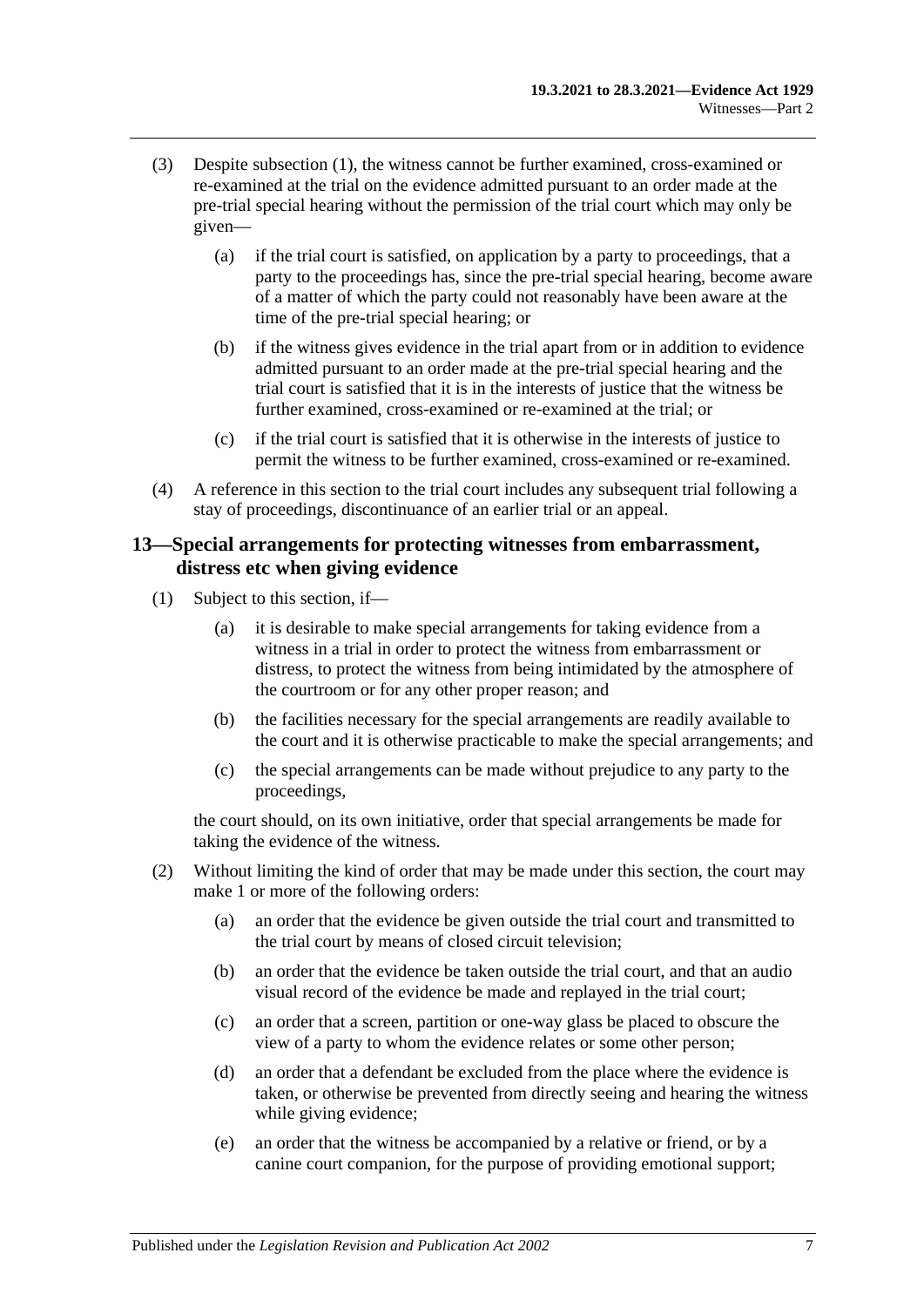(3) Despite subsection (1), the witness cannot be further examined, cross-examined or re-examined at the trial on the evidence admitted pursuant to an order made at the pre-trial special hearing without the permission of the trial court which may only be given—

(a) if the trial court is satisfied, on application by a party to proceedings, that a party to the proceedings has, since the pre-trial special hearing, become aware of a matter of which the party could not reasonably have been aware at the time of the pre-trial special hearing; or

(b) if the witness gives evidence in the trial apart from or in addition to evidence admitted pursuant to an order made at the pre-trial special hearing and the trial court is satisfied that it is in the interests of justice that the witness be further examined, cross-examined or re-examined at the trial; or

(c) if the trial court is satisfied that it is otherwise in the interests of justice to permit the witness to be further examined, cross-examined or re-examined.

(4) A reference in this section to the trial court includes any subsequent trial following a stay of proceedings, discontinuance of an earlier trial or an appeal.

## 13—Special arrangements for protecting witnesses from embarrassment, distress etc when giving evidence

(1) Subject to this section, if—

(a) it is desirable to make special arrangements for taking evidence from a witness in a trial in order to protect the witness from embarrassment or distress, to protect the witness from being intimidated by the atmosphere of the courtroom or for any other proper reason; and

(b) the facilities necessary for the special arrangements are readily available to the court and it is otherwise practicable to make the special arrangements; and

(c) the special arrangements can be made without prejudice to any party to the proceedings,

the court should, on its own initiative, order that special arrangements be made for taking the evidence of the witness.

(2) Without limiting the kind of order that may be made under this section, the court may make 1 or more of the following orders:

(a) an order that the evidence be given outside the trial court and transmitted to the trial court by means of closed circuit television;

(b) an order that the evidence be taken outside the trial court, and that an audio visual record of the evidence be made and replayed in the trial court;

(c) an order that a screen, partition or one-way glass be placed to obscure the view of a party to whom the evidence relates or some other person;

(d) an order that a defendant be excluded from the place where the evidence is taken, or otherwise be prevented from directly seeing and hearing the witness while giving evidence;

(e) an order that the witness be accompanied by a relative or friend, or by a canine court companion, for the purpose of providing emotional support;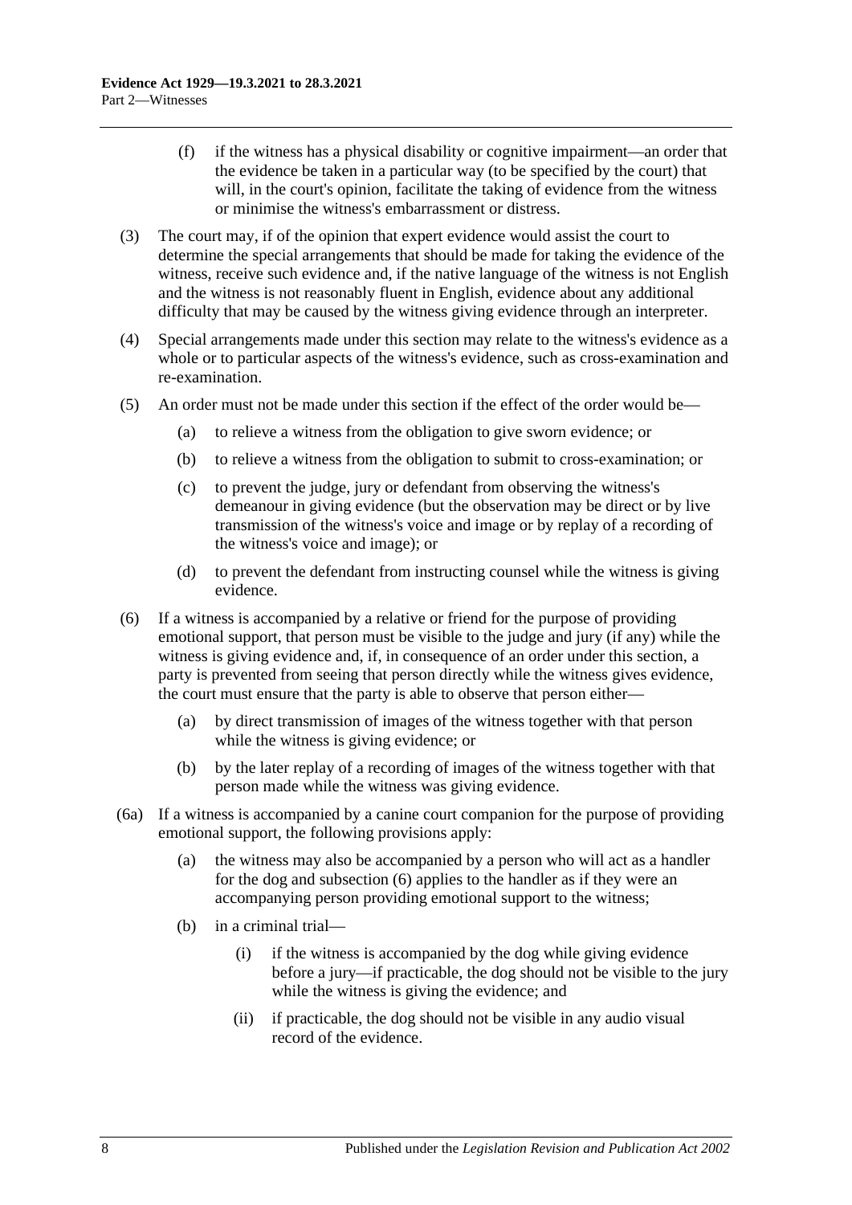(f) if the witness has a physical disability or cognitive impairment—an order that the evidence be taken in a particular way (to be specified by the court) that will, in the court's opinion, facilitate the taking of evidence from the witness or minimise the witness's embarrassment or distress.

(3) The court may, if of the opinion that expert evidence would assist the court to determine the special arrangements that should be made for taking the evidence of the witness, receive such evidence and, if the native language of the witness is not English and the witness is not reasonably fluent in English, evidence about any additional difficulty that may be caused by the witness giving evidence through an interpreter.

(4) Special arrangements made under this section may relate to the witness's evidence as a whole or to particular aspects of the witness's evidence, such as cross-examination and re-examination.

(5) An order must not be made under this section if the effect of the order would be—

(a) to relieve a witness from the obligation to give sworn evidence; or

(b) to relieve a witness from the obligation to submit to cross-examination; or

(c) to prevent the judge, jury or defendant from observing the witness's demeanour in giving evidence (but the observation may be direct or by live transmission of the witness's voice and image or by replay of a recording of the witness's voice and image); or

(d) to prevent the defendant from instructing counsel while the witness is giving evidence.

(6) If a witness is accompanied by a relative or friend for the purpose of providing emotional support, that person must be visible to the judge and jury (if any) while the witness is giving evidence and, if, in consequence of an order under this section, a party is prevented from seeing that person directly while the witness gives evidence, the court must ensure that the party is able to observe that person either—

(a) by direct transmission of images of the witness together with that person while the witness is giving evidence; or

(b) by the later replay of a recording of images of the witness together with that person made while the witness was giving evidence.

(6a) If a witness is accompanied by a canine court companion for the purpose of providing emotional support, the following provisions apply:

(a) the witness may also be accompanied by a person who will act as a handler for the dog and subsection (6) applies to the handler as if they were an accompanying person providing emotional support to the witness;

(b) in a criminal trial—

(i) if the witness is accompanied by the dog while giving evidence before a jury—if practicable, the dog should not be visible to the jury while the witness is giving the evidence; and

(ii) if practicable, the dog should not be visible in any audio visual record of the evidence.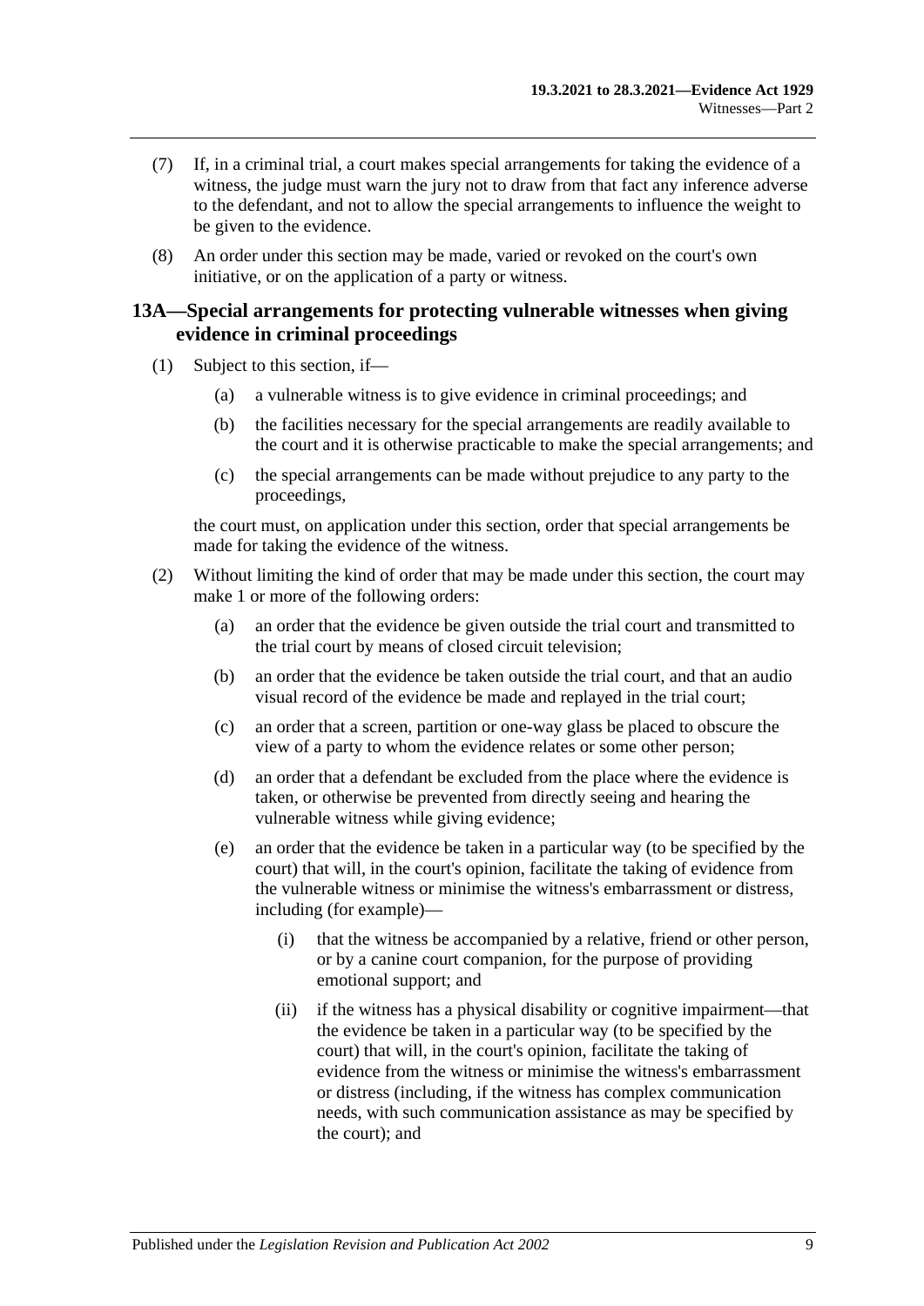(7) If, in a criminal trial, a court makes special arrangements for taking the evidence of a witness, the judge must warn the jury not to draw from that fact any inference adverse to the defendant, and not to allow the special arrangements to influence the weight to be given to the evidence.

(8) An order under this section may be made, varied or revoked on the court's own initiative, or on the application of a party or witness.

## 13A—Special arrangements for protecting vulnerable witnesses when giving evidence in criminal proceedings

(1) Subject to this section, if—

(a) a vulnerable witness is to give evidence in criminal proceedings; and

(b) the facilities necessary for the special arrangements are readily available to the court and it is otherwise practicable to make the special arrangements; and

(c) the special arrangements can be made without prejudice to any party to the proceedings,

the court must, on application under this section, order that special arrangements be made for taking the evidence of the witness.

(2) Without limiting the kind of order that may be made under this section, the court may make 1 or more of the following orders:

(a) an order that the evidence be given outside the trial court and transmitted to the trial court by means of closed circuit television;

(b) an order that the evidence be taken outside the trial court, and that an audio visual record of the evidence be made and replayed in the trial court;

(c) an order that a screen, partition or one-way glass be placed to obscure the view of a party to whom the evidence relates or some other person;

(d) an order that a defendant be excluded from the place where the evidence is taken, or otherwise be prevented from directly seeing and hearing the vulnerable witness while giving evidence;

(e) an order that the evidence be taken in a particular way (to be specified by the court) that will, in the court's opinion, facilitate the taking of evidence from the vulnerable witness or minimise the witness's embarrassment or distress, including (for example)—

(i) that the witness be accompanied by a relative, friend or other person, or by a canine court companion, for the purpose of providing emotional support; and

(ii) if the witness has a physical disability or cognitive impairment—that the evidence be taken in a particular way (to be specified by the court) that will, in the court's opinion, facilitate the taking of evidence from the witness or minimise the witness's embarrassment or distress (including, if the witness has complex communication needs, with such communication assistance as may be specified by the court); and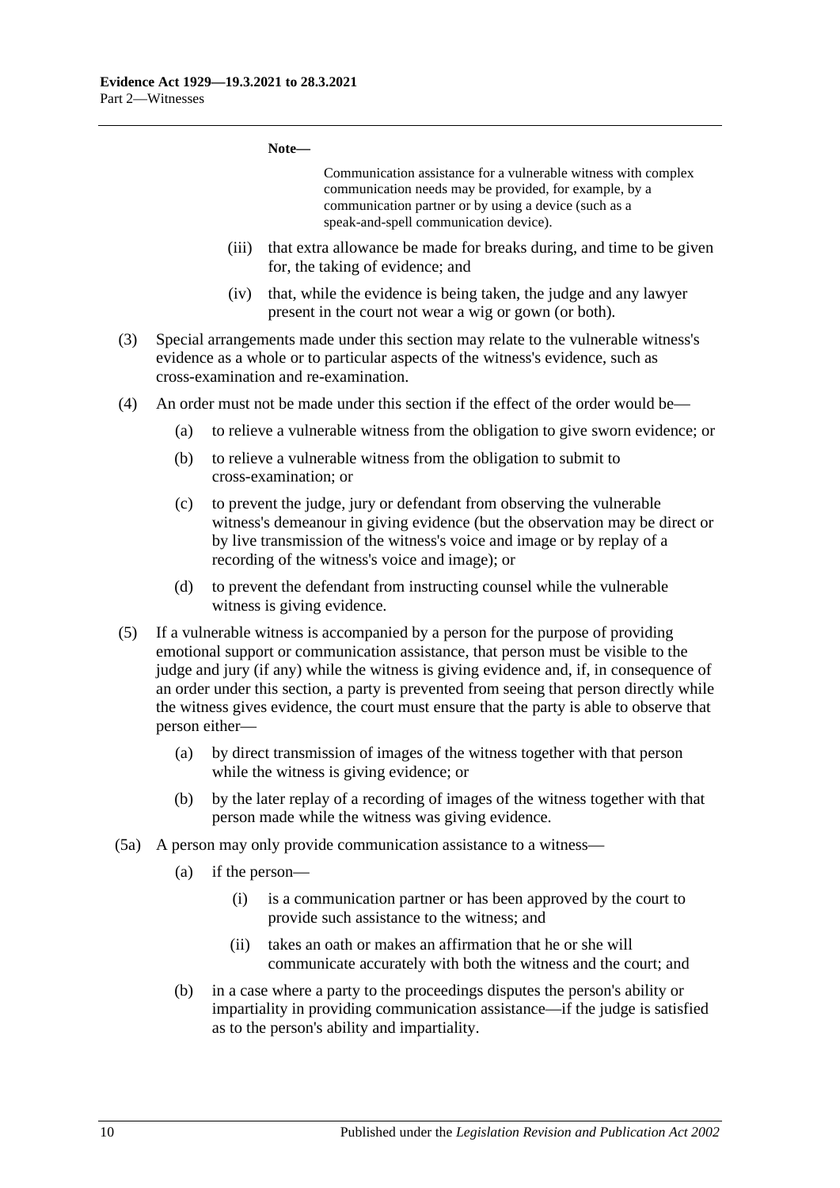**Note—**

Communication assistance for a vulnerable witness with complex communication needs may be provided, for example, by a communication partner or by using a device (such as a speak-and-spell communication device).

- (iii) that extra allowance be made for breaks during, and time to be given for, the taking of evidence; and
- (iv) that, while the evidence is being taken, the judge and any lawyer present in the court not wear a wig or gown (or both).

(3) Special arrangements made under this section may relate to the vulnerable witness's evidence as a whole or to particular aspects of the witness's evidence, such as cross-examination and re-examination.

(4) An order must not be made under this section if the effect of the order would be—

- (a) to relieve a vulnerable witness from the obligation to give sworn evidence; or
- (b) to relieve a vulnerable witness from the obligation to submit to cross-examination; or
- (c) to prevent the judge, jury or defendant from observing the vulnerable witness's demeanour in giving evidence (but the observation may be direct or by live transmission of the witness's voice and image or by replay of a recording of the witness's voice and image); or
- (d) to prevent the defendant from instructing counsel while the vulnerable witness is giving evidence.

(5) If a vulnerable witness is accompanied by a person for the purpose of providing emotional support or communication assistance, that person must be visible to the judge and jury (if any) while the witness is giving evidence and, if, in consequence of an order under this section, a party is prevented from seeing that person directly while the witness gives evidence, the court must ensure that the party is able to observe that person either—

- (a) by direct transmission of images of the witness together with that person while the witness is giving evidence; or
- (b) by the later replay of a recording of images of the witness together with that person made while the witness was giving evidence.

(5a) A person may only provide communication assistance to a witness—

- (a) if the person—
  - (i) is a communication partner or has been approved by the court to provide such assistance to the witness; and
  - (ii) takes an oath or makes an affirmation that he or she will communicate accurately with both the witness and the court; and
- (b) in a case where a party to the proceedings disputes the person's ability or impartiality in providing communication assistance—if the judge is satisfied as to the person's ability and impartiality.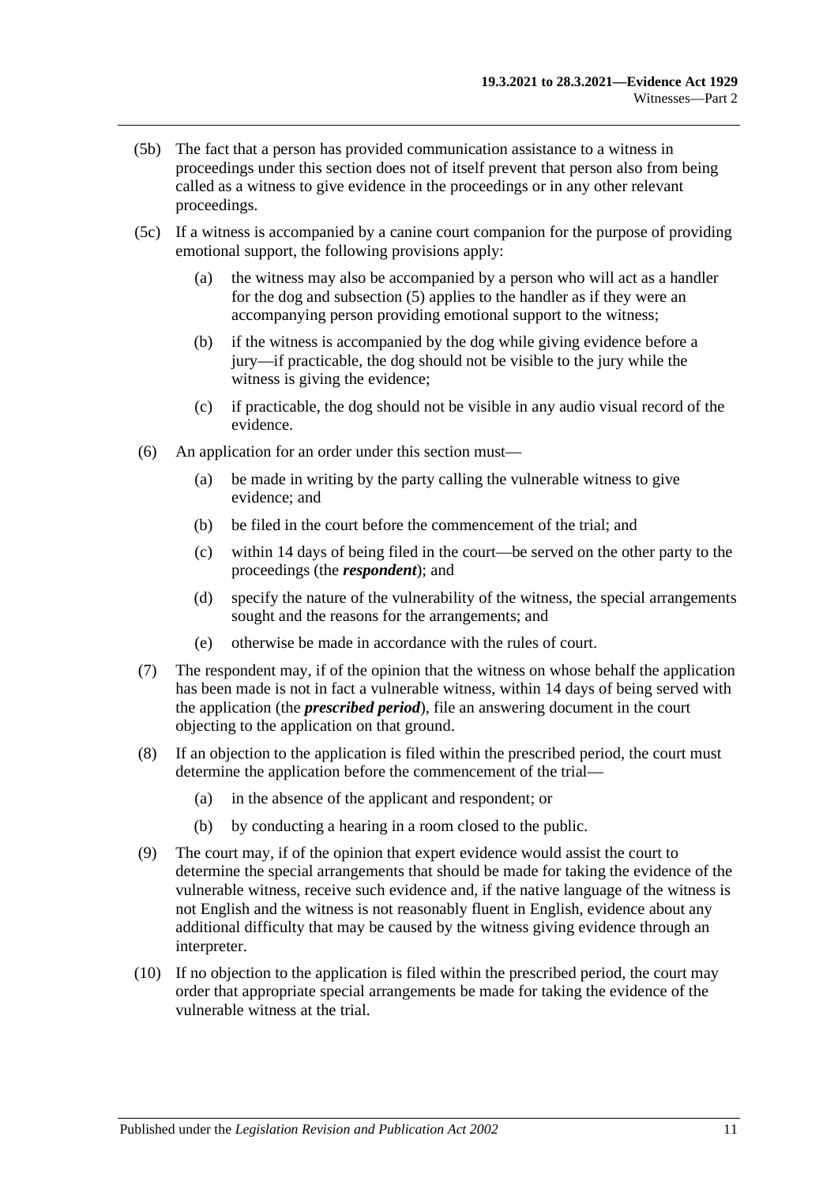(5b) The fact that a person has provided communication assistance to a witness in proceedings under this section does not of itself prevent that person also from being called as a witness to give evidence in the proceedings or in any other relevant proceedings.

(5c) If a witness is accompanied by a canine court companion for the purpose of providing emotional support, the following provisions apply:

- (a) the witness may also be accompanied by a person who will act as a handler for the dog and subsection (5) applies to the handler as if they were an accompanying person providing emotional support to the witness;
- (b) if the witness is accompanied by the dog while giving evidence before a jury—if practicable, the dog should not be visible to the jury while the witness is giving the evidence;
- (c) if practicable, the dog should not be visible in any audio visual record of the evidence.

(6) An application for an order under this section must—

- (a) be made in writing by the party calling the vulnerable witness to give evidence; and
- (b) be filed in the court before the commencement of the trial; and
- (c) within 14 days of being filed in the court—be served on the other party to the proceedings (the ***respondent***); and
- (d) specify the nature of the vulnerability of the witness, the special arrangements sought and the reasons for the arrangements; and
- (e) otherwise be made in accordance with the rules of court.

(7) The respondent may, if of the opinion that the witness on whose behalf the application has been made is not in fact a vulnerable witness, within 14 days of being served with the application (the ***prescribed period***), file an answering document in the court objecting to the application on that ground.

(8) If an objection to the application is filed within the prescribed period, the court must determine the application before the commencement of the trial—

- (a) in the absence of the applicant and respondent; or
- (b) by conducting a hearing in a room closed to the public.

(9) The court may, if of the opinion that expert evidence would assist the court to determine the special arrangements that should be made for taking the evidence of the vulnerable witness, receive such evidence and, if the native language of the witness is not English and the witness is not reasonably fluent in English, evidence about any additional difficulty that may be caused by the witness giving evidence through an interpreter.

(10) If no objection to the application is filed within the prescribed period, the court may order that appropriate special arrangements be made for taking the evidence of the vulnerable witness at the trial.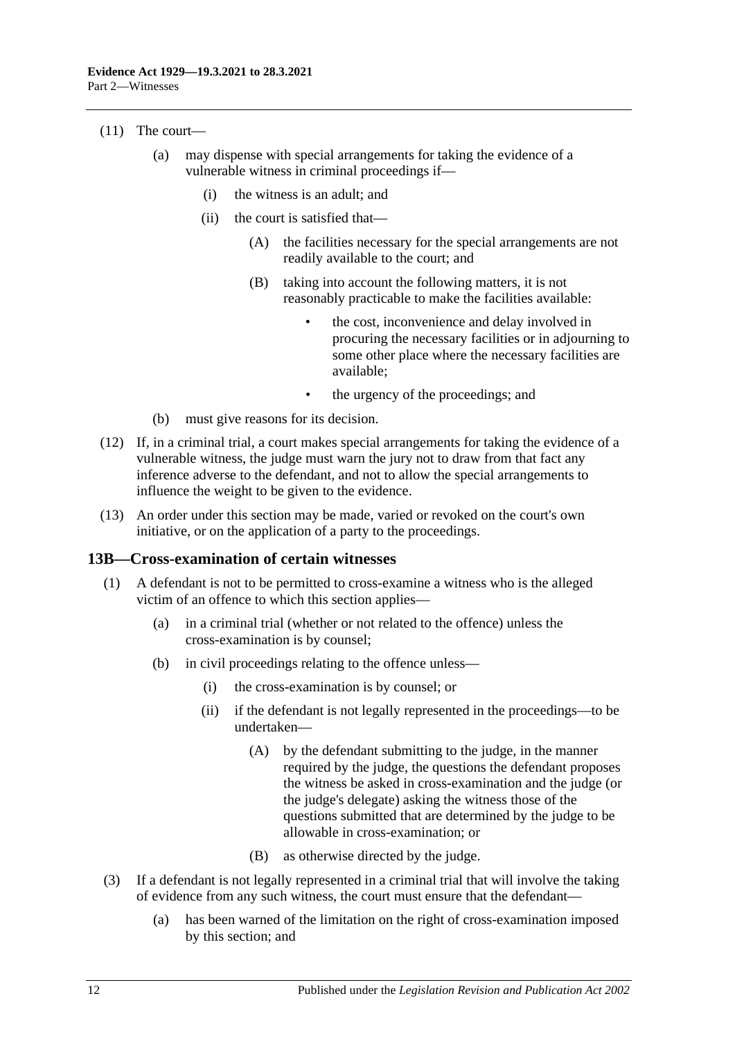(11) The court—

(a) may dispense with special arrangements for taking the evidence of a vulnerable witness in criminal proceedings if—

(i) the witness is an adult; and

(ii) the court is satisfied that—

(A) the facilities necessary for the special arrangements are not readily available to the court; and

(B) taking into account the following matters, it is not reasonably practicable to make the facilities available:

- the cost, inconvenience and delay involved in procuring the necessary facilities or in adjourning to some other place where the necessary facilities are available;
- the urgency of the proceedings; and

(b) must give reasons for its decision.

(12) If, in a criminal trial, a court makes special arrangements for taking the evidence of a vulnerable witness, the judge must warn the jury not to draw from that fact any inference adverse to the defendant, and not to allow the special arrangements to influence the weight to be given to the evidence.

(13) An order under this section may be made, varied or revoked on the court's own initiative, or on the application of a party to the proceedings.

## 13B—Cross-examination of certain witnesses

(1) A defendant is not to be permitted to cross-examine a witness who is the alleged victim of an offence to which this section applies—

(a) in a criminal trial (whether or not related to the offence) unless the cross-examination is by counsel;

(b) in civil proceedings relating to the offence unless—

(i) the cross-examination is by counsel; or

(ii) if the defendant is not legally represented in the proceedings—to be undertaken—

(A) by the defendant submitting to the judge, in the manner required by the judge, the questions the defendant proposes the witness be asked in cross-examination and the judge (or the judge's delegate) asking the witness those of the questions submitted that are determined by the judge to be allowable in cross-examination; or

(B) as otherwise directed by the judge.

(3) If a defendant is not legally represented in a criminal trial that will involve the taking of evidence from any such witness, the court must ensure that the defendant—

(a) has been warned of the limitation on the right of cross-examination imposed by this section; and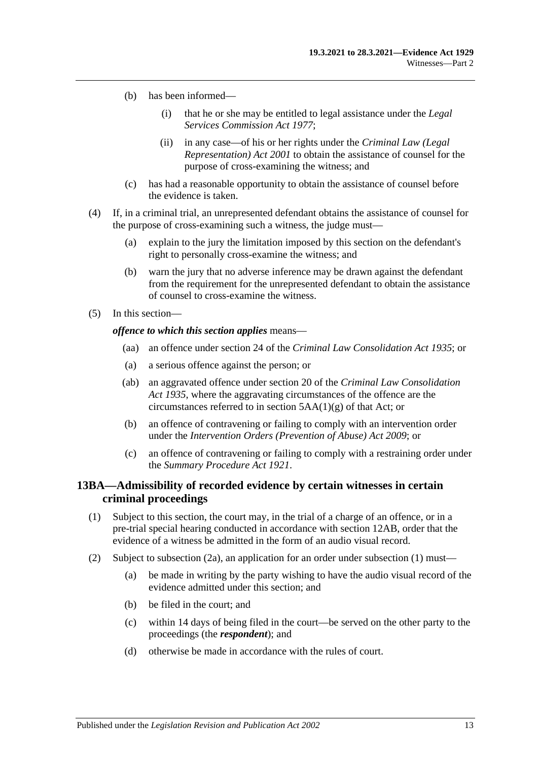- (b) has been informed—
  - (i) that he or she may be entitled to legal assistance under the *Legal Services Commission Act 1977*;
  - (ii) in any case—of his or her rights under the *Criminal Law (Legal Representation) Act 2001* to obtain the assistance of counsel for the purpose of cross-examining the witness; and
- (c) has had a reasonable opportunity to obtain the assistance of counsel before the evidence is taken.

(4) If, in a criminal trial, an unrepresented defendant obtains the assistance of counsel for the purpose of cross-examining such a witness, the judge must—

- (a) explain to the jury the limitation imposed by this section on the defendant's right to personally cross-examine the witness; and
- (b) warn the jury that no adverse inference may be drawn against the defendant from the requirement for the unrepresented defendant to obtain the assistance of counsel to cross-examine the witness.

(5) In this section—

***offence to which this section applies*** means—

- (aa) an offence under section 24 of the *Criminal Law Consolidation Act 1935*; or
- (a) a serious offence against the person; or
- (ab) an aggravated offence under section 20 of the *Criminal Law Consolidation Act 1935*, where the aggravating circumstances of the offence are the circumstances referred to in section 5AA(1)(g) of that Act; or
- (b) an offence of contravening or failing to comply with an intervention order under the *Intervention Orders (Prevention of Abuse) Act 2009*; or
- (c) an offence of contravening or failing to comply with a restraining order under the *Summary Procedure Act 1921*.

## 13BA—Admissibility of recorded evidence by certain witnesses in certain criminal proceedings

(1) Subject to this section, the court may, in the trial of a charge of an offence, or in a pre-trial special hearing conducted in accordance with section 12AB, order that the evidence of a witness be admitted in the form of an audio visual record.

(2) Subject to subsection (2a), an application for an order under subsection (1) must—

- (a) be made in writing by the party wishing to have the audio visual record of the evidence admitted under this section; and
- (b) be filed in the court; and
- (c) within 14 days of being filed in the court—be served on the other party to the proceedings (the ***respondent***); and
- (d) otherwise be made in accordance with the rules of court.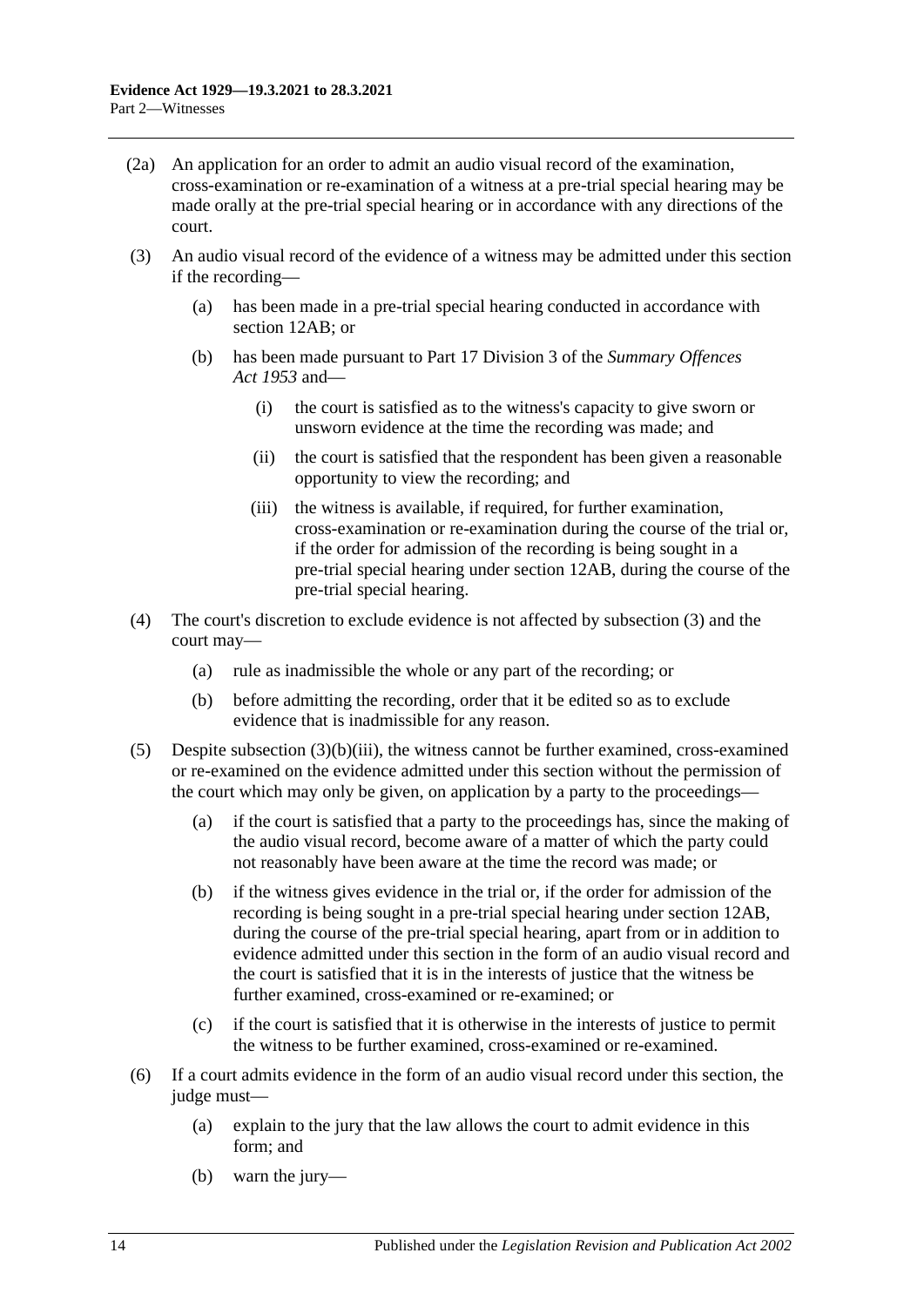(2a) An application for an order to admit an audio visual record of the examination, cross-examination or re-examination of a witness at a pre-trial special hearing may be made orally at the pre-trial special hearing or in accordance with any directions of the court.

(3) An audio visual record of the evidence of a witness may be admitted under this section if the recording—

(a) has been made in a pre-trial special hearing conducted in accordance with section 12AB; or

(b) has been made pursuant to Part 17 Division 3 of the *Summary Offences Act 1953* and—

(i) the court is satisfied as to the witness's capacity to give sworn or unsworn evidence at the time the recording was made; and

(ii) the court is satisfied that the respondent has been given a reasonable opportunity to view the recording; and

(iii) the witness is available, if required, for further examination, cross-examination or re-examination during the course of the trial or, if the order for admission of the recording is being sought in a pre-trial special hearing under section 12AB, during the course of the pre-trial special hearing.

(4) The court's discretion to exclude evidence is not affected by subsection (3) and the court may—

(a) rule as inadmissible the whole or any part of the recording; or

(b) before admitting the recording, order that it be edited so as to exclude evidence that is inadmissible for any reason.

(5) Despite subsection (3)(b)(iii), the witness cannot be further examined, cross-examined or re-examined on the evidence admitted under this section without the permission of the court which may only be given, on application by a party to the proceedings—

(a) if the court is satisfied that a party to the proceedings has, since the making of the audio visual record, become aware of a matter of which the party could not reasonably have been aware at the time the record was made; or

(b) if the witness gives evidence in the trial or, if the order for admission of the recording is being sought in a pre-trial special hearing under section 12AB, during the course of the pre-trial special hearing, apart from or in addition to evidence admitted under this section in the form of an audio visual record and the court is satisfied that it is in the interests of justice that the witness be further examined, cross-examined or re-examined; or

(c) if the court is satisfied that it is otherwise in the interests of justice to permit the witness to be further examined, cross-examined or re-examined.

(6) If a court admits evidence in the form of an audio visual record under this section, the judge must—

(a) explain to the jury that the law allows the court to admit evidence in this form; and

(b) warn the jury—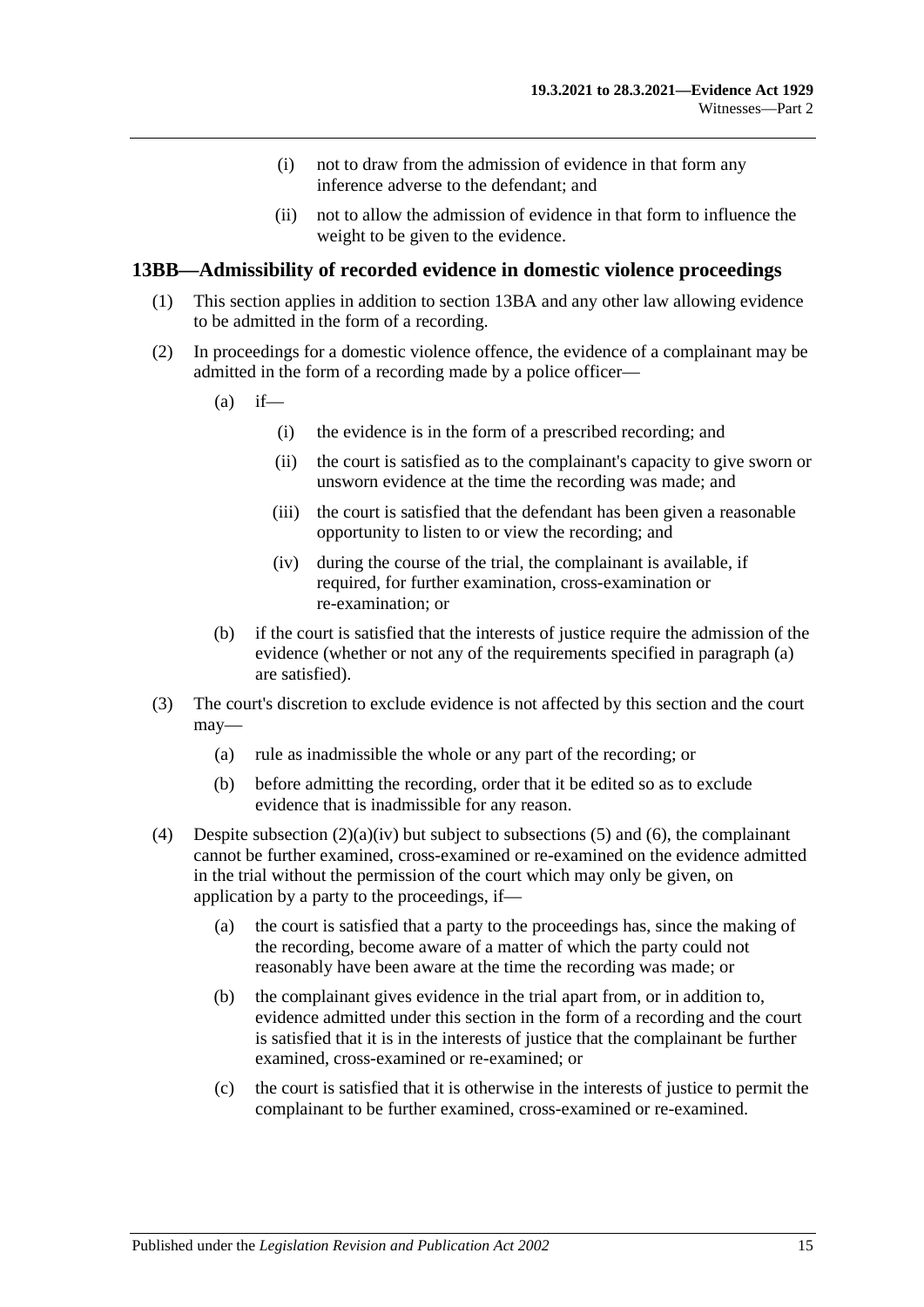(i) not to draw from the admission of evidence in that form any inference adverse to the defendant; and

(ii) not to allow the admission of evidence in that form to influence the weight to be given to the evidence.

## 13BB—Admissibility of recorded evidence in domestic violence proceedings

(1) This section applies in addition to section 13BA and any other law allowing evidence to be admitted in the form of a recording.

(2) In proceedings for a domestic violence offence, the evidence of a complainant may be admitted in the form of a recording made by a police officer—

(a) if—

(i) the evidence is in the form of a prescribed recording; and

(ii) the court is satisfied as to the complainant's capacity to give sworn or unsworn evidence at the time the recording was made; and

(iii) the court is satisfied that the defendant has been given a reasonable opportunity to listen to or view the recording; and

(iv) during the course of the trial, the complainant is available, if required, for further examination, cross-examination or re-examination; or

(b) if the court is satisfied that the interests of justice require the admission of the evidence (whether or not any of the requirements specified in paragraph (a) are satisfied).

(3) The court's discretion to exclude evidence is not affected by this section and the court may—

(a) rule as inadmissible the whole or any part of the recording; or

(b) before admitting the recording, order that it be edited so as to exclude evidence that is inadmissible for any reason.

(4) Despite subsection (2)(a)(iv) but subject to subsections (5) and (6), the complainant cannot be further examined, cross-examined or re-examined on the evidence admitted in the trial without the permission of the court which may only be given, on application by a party to the proceedings, if—

(a) the court is satisfied that a party to the proceedings has, since the making of the recording, become aware of a matter of which the party could not reasonably have been aware at the time the recording was made; or

(b) the complainant gives evidence in the trial apart from, or in addition to, evidence admitted under this section in the form of a recording and the court is satisfied that it is in the interests of justice that the complainant be further examined, cross-examined or re-examined; or

(c) the court is satisfied that it is otherwise in the interests of justice to permit the complainant to be further examined, cross-examined or re-examined.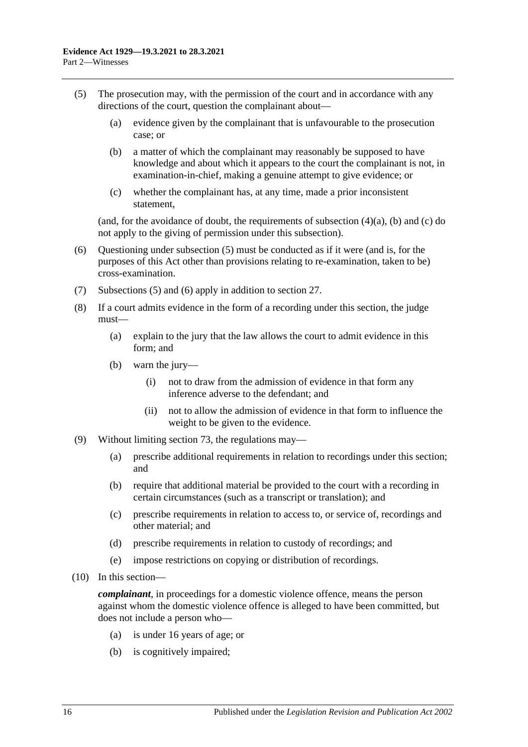(5) The prosecution may, with the permission of the court and in accordance with any directions of the court, question the complainant about—

  (a) evidence given by the complainant that is unfavourable to the prosecution case; or

  (b) a matter of which the complainant may reasonably be supposed to have knowledge and about which it appears to the court the complainant is not, in examination-in-chief, making a genuine attempt to give evidence; or

  (c) whether the complainant has, at any time, made a prior inconsistent statement,

(and, for the avoidance of doubt, the requirements of subsection (4)(a), (b) and (c) do not apply to the giving of permission under this subsection).

(6) Questioning under subsection (5) must be conducted as if it were (and is, for the purposes of this Act other than provisions relating to re-examination, taken to be) cross-examination.

(7) Subsections (5) and (6) apply in addition to section 27.

(8) If a court admits evidence in the form of a recording under this section, the judge must—

  (a) explain to the jury that the law allows the court to admit evidence in this form; and

  (b) warn the jury—

    (i) not to draw from the admission of evidence in that form any inference adverse to the defendant; and

    (ii) not to allow the admission of evidence in that form to influence the weight to be given to the evidence.

(9) Without limiting section 73, the regulations may—

  (a) prescribe additional requirements in relation to recordings under this section; and

  (b) require that additional material be provided to the court with a recording in certain circumstances (such as a transcript or translation); and

  (c) prescribe requirements in relation to access to, or service of, recordings and other material; and

  (d) prescribe requirements in relation to custody of recordings; and

  (e) impose restrictions on copying or distribution of recordings.

(10) In this section—

***complainant***, in proceedings for a domestic violence offence, means the person against whom the domestic violence offence is alleged to have been committed, but does not include a person who—

  (a) is under 16 years of age; or

  (b) is cognitively impaired;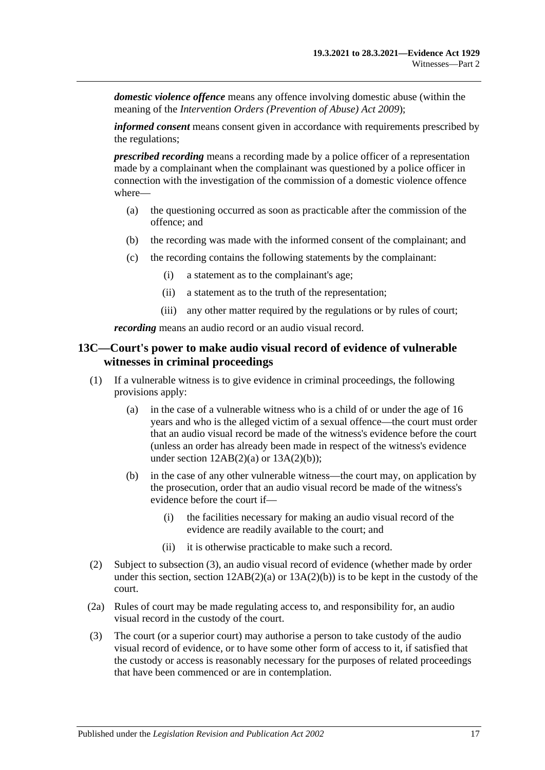***domestic violence offence*** means any offence involving domestic abuse (within the meaning of the *Intervention Orders (Prevention of Abuse) Act 2009*);

***informed consent*** means consent given in accordance with requirements prescribed by the regulations;

***prescribed recording*** means a recording made by a police officer of a representation made by a complainant when the complainant was questioned by a police officer in connection with the investigation of the commission of a domestic violence offence where—

- (a) the questioning occurred as soon as practicable after the commission of the offence; and
- (b) the recording was made with the informed consent of the complainant; and
- (c) the recording contains the following statements by the complainant:
  - (i) a statement as to the complainant's age;
  - (ii) a statement as to the truth of the representation;
  - (iii) any other matter required by the regulations or by rules of court;

***recording*** means an audio record or an audio visual record.

## 13C—Court's power to make audio visual record of evidence of vulnerable witnesses in criminal proceedings

(1) If a vulnerable witness is to give evidence in criminal proceedings, the following provisions apply:

- (a) in the case of a vulnerable witness who is a child of or under the age of 16 years and who is the alleged victim of a sexual offence—the court must order that an audio visual record be made of the witness's evidence before the court (unless an order has already been made in respect of the witness's evidence under section 12AB(2)(a) or 13A(2)(b));
- (b) in the case of any other vulnerable witness—the court may, on application by the prosecution, order that an audio visual record be made of the witness's evidence before the court if—
  - (i) the facilities necessary for making an audio visual record of the evidence are readily available to the court; and
  - (ii) it is otherwise practicable to make such a record.

(2) Subject to subsection (3), an audio visual record of evidence (whether made by order under this section, section 12AB(2)(a) or 13A(2)(b)) is to be kept in the custody of the court.

(2a) Rules of court may be made regulating access to, and responsibility for, an audio visual record in the custody of the court.

(3) The court (or a superior court) may authorise a person to take custody of the audio visual record of evidence, or to have some other form of access to it, if satisfied that the custody or access is reasonably necessary for the purposes of related proceedings that have been commenced or are in contemplation.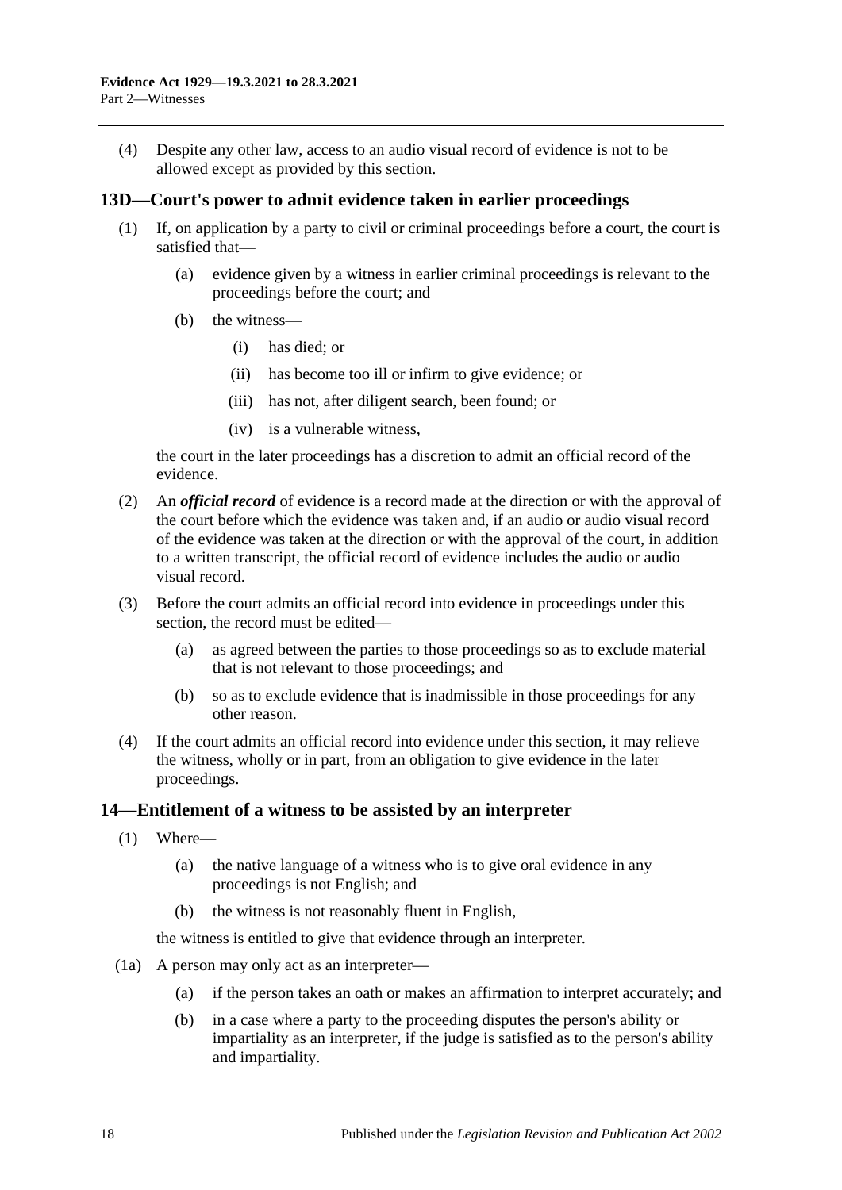(4) Despite any other law, access to an audio visual record of evidence is not to be allowed except as provided by this section.

## 13D—Court's power to admit evidence taken in earlier proceedings

(1) If, on application by a party to civil or criminal proceedings before a court, the court is satisfied that—

(a) evidence given by a witness in earlier criminal proceedings is relevant to the proceedings before the court; and

(b) the witness—

(i) has died; or

(ii) has become too ill or infirm to give evidence; or

(iii) has not, after diligent search, been found; or

(iv) is a vulnerable witness,

the court in the later proceedings has a discretion to admit an official record of the evidence.

(2) An ***official record*** of evidence is a record made at the direction or with the approval of the court before which the evidence was taken and, if an audio or audio visual record of the evidence was taken at the direction or with the approval of the court, in addition to a written transcript, the official record of evidence includes the audio or audio visual record.

(3) Before the court admits an official record into evidence in proceedings under this section, the record must be edited—

(a) as agreed between the parties to those proceedings so as to exclude material that is not relevant to those proceedings; and

(b) so as to exclude evidence that is inadmissible in those proceedings for any other reason.

(4) If the court admits an official record into evidence under this section, it may relieve the witness, wholly or in part, from an obligation to give evidence in the later proceedings.

## 14—Entitlement of a witness to be assisted by an interpreter

(1) Where—

(a) the native language of a witness who is to give oral evidence in any proceedings is not English; and

(b) the witness is not reasonably fluent in English,

the witness is entitled to give that evidence through an interpreter.

(1a) A person may only act as an interpreter—

(a) if the person takes an oath or makes an affirmation to interpret accurately; and

(b) in a case where a party to the proceeding disputes the person's ability or impartiality as an interpreter, if the judge is satisfied as to the person's ability and impartiality.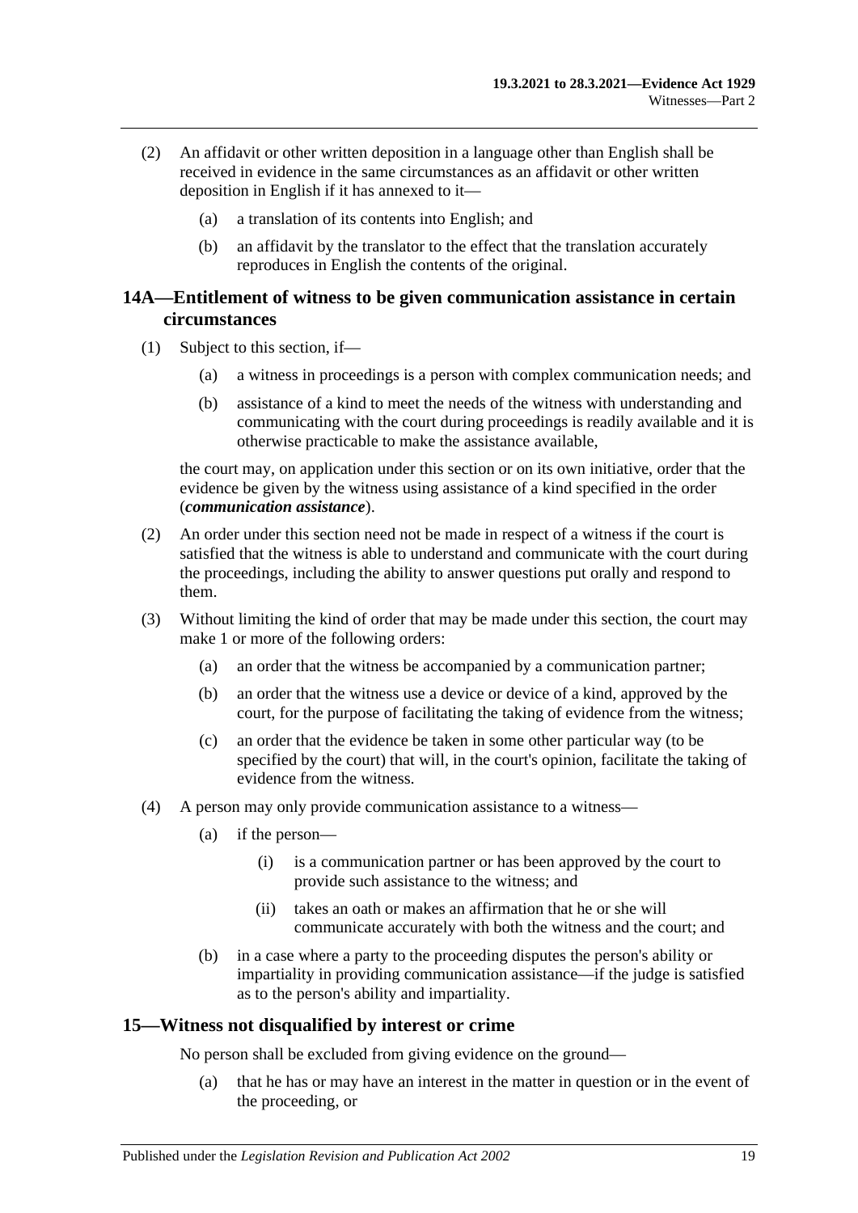(2) An affidavit or other written deposition in a language other than English shall be received in evidence in the same circumstances as an affidavit or other written deposition in English if it has annexed to it—

(a) a translation of its contents into English; and

(b) an affidavit by the translator to the effect that the translation accurately reproduces in English the contents of the original.

## 14A—Entitlement of witness to be given communication assistance in certain circumstances

(1) Subject to this section, if—

(a) a witness in proceedings is a person with complex communication needs; and

(b) assistance of a kind to meet the needs of the witness with understanding and communicating with the court during proceedings is readily available and it is otherwise practicable to make the assistance available,

the court may, on application under this section or on its own initiative, order that the evidence be given by the witness using assistance of a kind specified in the order (***communication assistance***).

(2) An order under this section need not be made in respect of a witness if the court is satisfied that the witness is able to understand and communicate with the court during the proceedings, including the ability to answer questions put orally and respond to them.

(3) Without limiting the kind of order that may be made under this section, the court may make 1 or more of the following orders:

(a) an order that the witness be accompanied by a communication partner;

(b) an order that the witness use a device or device of a kind, approved by the court, for the purpose of facilitating the taking of evidence from the witness;

(c) an order that the evidence be taken in some other particular way (to be specified by the court) that will, in the court's opinion, facilitate the taking of evidence from the witness.

(4) A person may only provide communication assistance to a witness—

(a) if the person—

(i) is a communication partner or has been approved by the court to provide such assistance to the witness; and

(ii) takes an oath or makes an affirmation that he or she will communicate accurately with both the witness and the court; and

(b) in a case where a party to the proceeding disputes the person's ability or impartiality in providing communication assistance—if the judge is satisfied as to the person's ability and impartiality.

## 15—Witness not disqualified by interest or crime

No person shall be excluded from giving evidence on the ground—

(a) that he has or may have an interest in the matter in question or in the event of the proceeding, or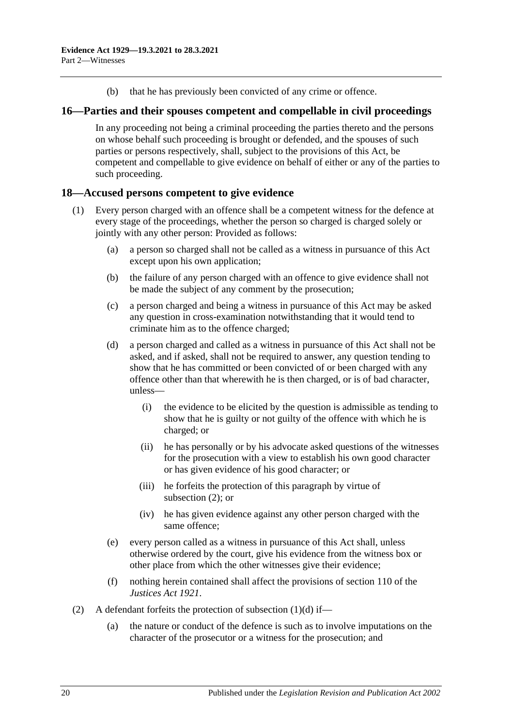(b) that he has previously been convicted of any crime or offence.

## 16—Parties and their spouses competent and compellable in civil proceedings

In any proceeding not being a criminal proceeding the parties thereto and the persons on whose behalf such proceeding is brought or defended, and the spouses of such parties or persons respectively, shall, subject to the provisions of this Act, be competent and compellable to give evidence on behalf of either or any of the parties to such proceeding.

## 18—Accused persons competent to give evidence

(1) Every person charged with an offence shall be a competent witness for the defence at every stage of the proceedings, whether the person so charged is charged solely or jointly with any other person: Provided as follows:

(a) a person so charged shall not be called as a witness in pursuance of this Act except upon his own application;

(b) the failure of any person charged with an offence to give evidence shall not be made the subject of any comment by the prosecution;

(c) a person charged and being a witness in pursuance of this Act may be asked any question in cross-examination notwithstanding that it would tend to criminate him as to the offence charged;

(d) a person charged and called as a witness in pursuance of this Act shall not be asked, and if asked, shall not be required to answer, any question tending to show that he has committed or been convicted of or been charged with any offence other than that wherewith he is then charged, or is of bad character, unless—

(i) the evidence to be elicited by the question is admissible as tending to show that he is guilty or not guilty of the offence with which he is charged; or

(ii) he has personally or by his advocate asked questions of the witnesses for the prosecution with a view to establish his own good character or has given evidence of his good character; or

(iii) he forfeits the protection of this paragraph by virtue of subsection (2); or

(iv) he has given evidence against any other person charged with the same offence;

(e) every person called as a witness in pursuance of this Act shall, unless otherwise ordered by the court, give his evidence from the witness box or other place from which the other witnesses give their evidence;

(f) nothing herein contained shall affect the provisions of section 110 of the *Justices Act 1921*.

(2) A defendant forfeits the protection of subsection (1)(d) if—

(a) the nature or conduct of the defence is such as to involve imputations on the character of the prosecutor or a witness for the prosecution; and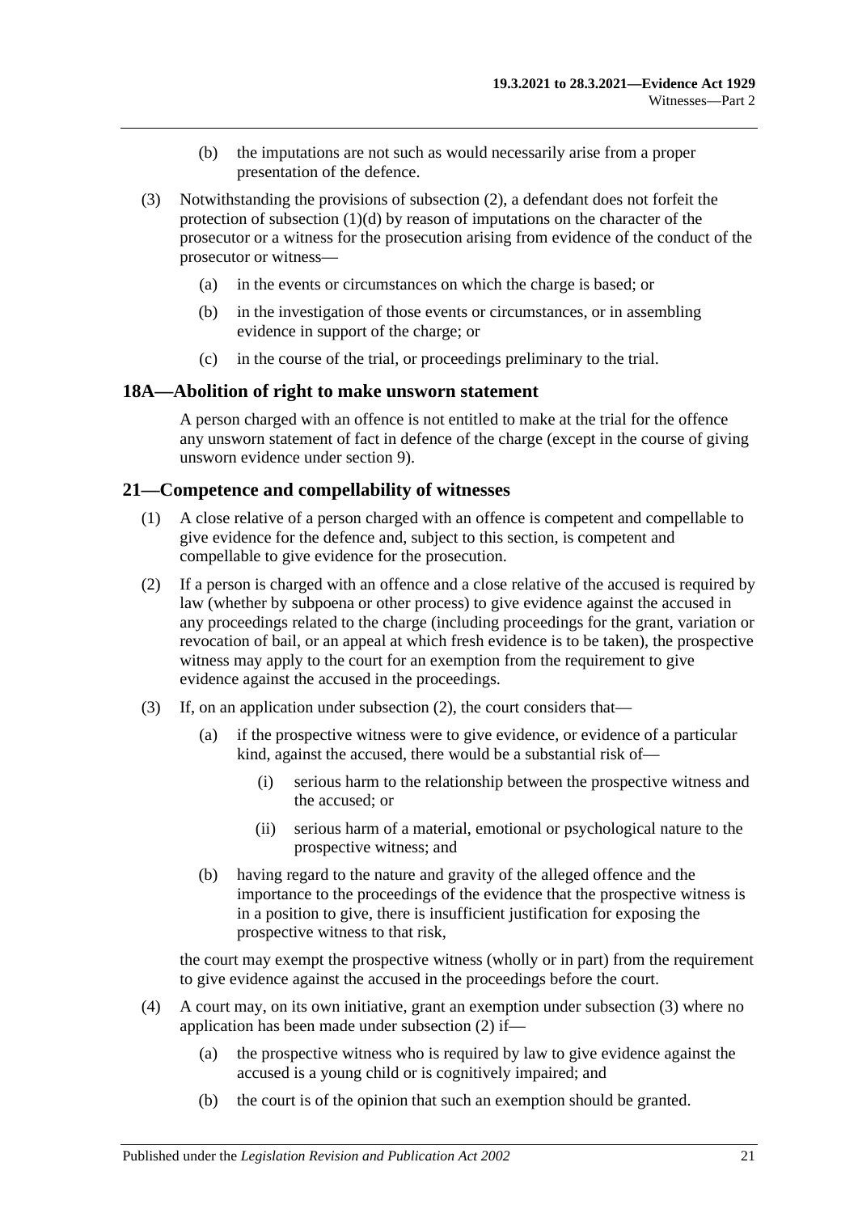(b) the imputations are not such as would necessarily arise from a proper presentation of the defence.

(3) Notwithstanding the provisions of subsection (2), a defendant does not forfeit the protection of subsection (1)(d) by reason of imputations on the character of the prosecutor or a witness for the prosecution arising from evidence of the conduct of the prosecutor or witness—

(a) in the events or circumstances on which the charge is based; or

(b) in the investigation of those events or circumstances, or in assembling evidence in support of the charge; or

(c) in the course of the trial, or proceedings preliminary to the trial.

## 18A—Abolition of right to make unsworn statement

A person charged with an offence is not entitled to make at the trial for the offence any unsworn statement of fact in defence of the charge (except in the course of giving unsworn evidence under section 9).

## 21—Competence and compellability of witnesses

(1) A close relative of a person charged with an offence is competent and compellable to give evidence for the defence and, subject to this section, is competent and compellable to give evidence for the prosecution.

(2) If a person is charged with an offence and a close relative of the accused is required by law (whether by subpoena or other process) to give evidence against the accused in any proceedings related to the charge (including proceedings for the grant, variation or revocation of bail, or an appeal at which fresh evidence is to be taken), the prospective witness may apply to the court for an exemption from the requirement to give evidence against the accused in the proceedings.

(3) If, on an application under subsection (2), the court considers that—

(a) if the prospective witness were to give evidence, or evidence of a particular kind, against the accused, there would be a substantial risk of—

(i) serious harm to the relationship between the prospective witness and the accused; or

(ii) serious harm of a material, emotional or psychological nature to the prospective witness; and

(b) having regard to the nature and gravity of the alleged offence and the importance to the proceedings of the evidence that the prospective witness is in a position to give, there is insufficient justification for exposing the prospective witness to that risk,

the court may exempt the prospective witness (wholly or in part) from the requirement to give evidence against the accused in the proceedings before the court.

(4) A court may, on its own initiative, grant an exemption under subsection (3) where no application has been made under subsection (2) if—

(a) the prospective witness who is required by law to give evidence against the accused is a young child or is cognitively impaired; and

(b) the court is of the opinion that such an exemption should be granted.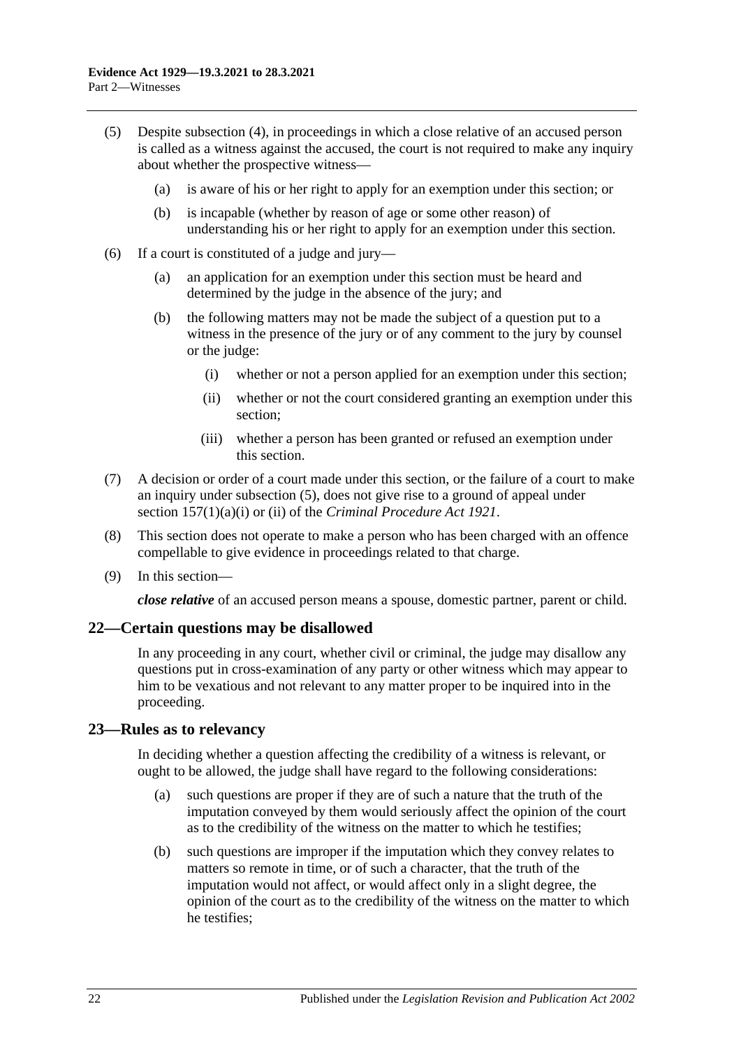(5) Despite subsection (4), in proceedings in which a close relative of an accused person is called as a witness against the accused, the court is not required to make any inquiry about whether the prospective witness—

(a) is aware of his or her right to apply for an exemption under this section; or

(b) is incapable (whether by reason of age or some other reason) of understanding his or her right to apply for an exemption under this section.

(6) If a court is constituted of a judge and jury—

(a) an application for an exemption under this section must be heard and determined by the judge in the absence of the jury; and

(b) the following matters may not be made the subject of a question put to a witness in the presence of the jury or of any comment to the jury by counsel or the judge:

(i) whether or not a person applied for an exemption under this section;

(ii) whether or not the court considered granting an exemption under this section;

(iii) whether a person has been granted or refused an exemption under this section.

(7) A decision or order of a court made under this section, or the failure of a court to make an inquiry under subsection (5), does not give rise to a ground of appeal under section 157(1)(a)(i) or (ii) of the *Criminal Procedure Act 1921*.

(8) This section does not operate to make a person who has been charged with an offence compellable to give evidence in proceedings related to that charge.

(9) In this section—

***close relative*** of an accused person means a spouse, domestic partner, parent or child.

## 22—Certain questions may be disallowed

In any proceeding in any court, whether civil or criminal, the judge may disallow any questions put in cross-examination of any party or other witness which may appear to him to be vexatious and not relevant to any matter proper to be inquired into in the proceeding.

## 23—Rules as to relevancy

In deciding whether a question affecting the credibility of a witness is relevant, or ought to be allowed, the judge shall have regard to the following considerations:

(a) such questions are proper if they are of such a nature that the truth of the imputation conveyed by them would seriously affect the opinion of the court as to the credibility of the witness on the matter to which he testifies;

(b) such questions are improper if the imputation which they convey relates to matters so remote in time, or of such a character, that the truth of the imputation would not affect, or would affect only in a slight degree, the opinion of the court as to the credibility of the witness on the matter to which he testifies;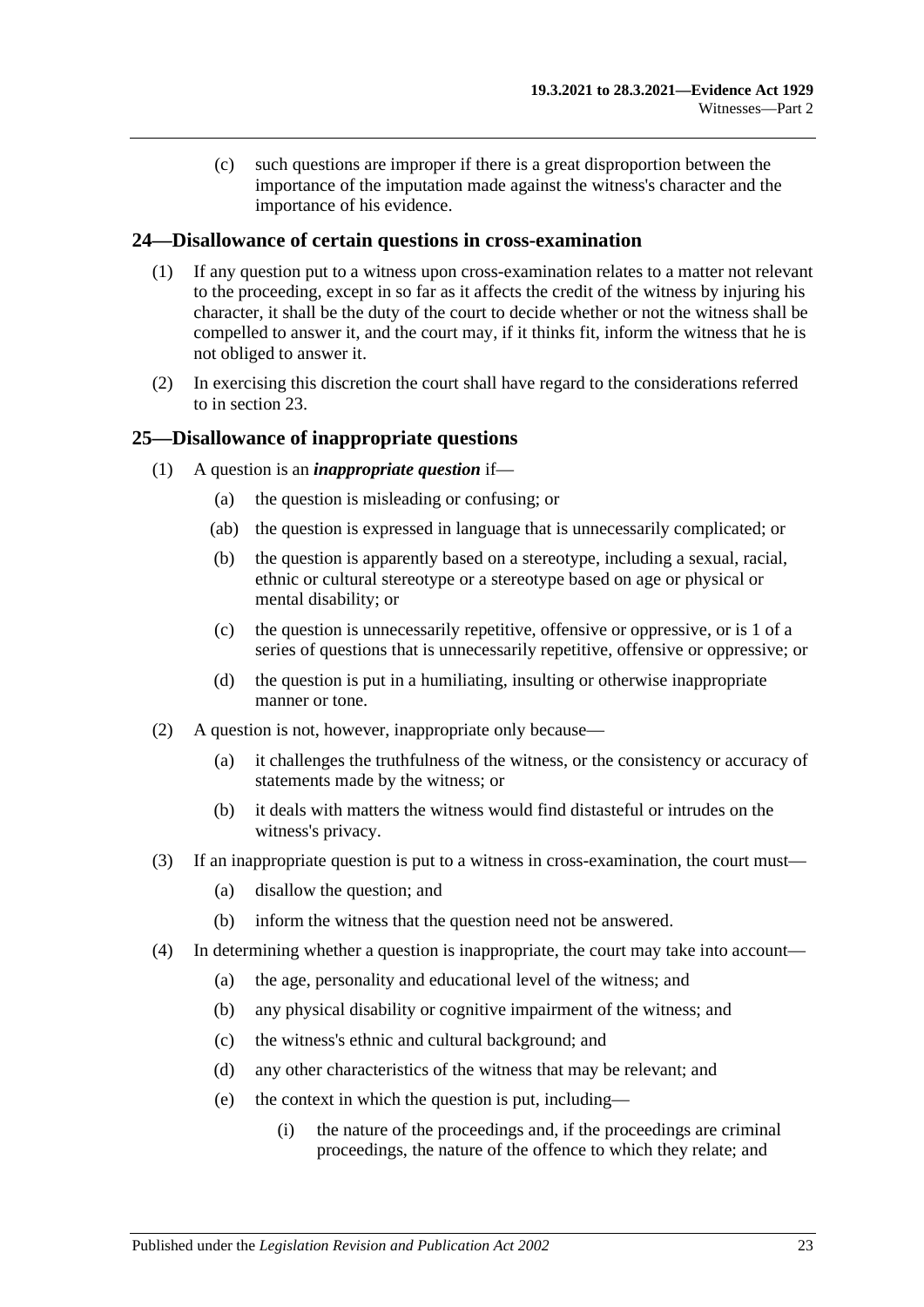(c) such questions are improper if there is a great disproportion between the importance of the imputation made against the witness's character and the importance of his evidence.

## 24—Disallowance of certain questions in cross-examination

(1) If any question put to a witness upon cross-examination relates to a matter not relevant to the proceeding, except in so far as it affects the credit of the witness by injuring his character, it shall be the duty of the court to decide whether or not the witness shall be compelled to answer it, and the court may, if it thinks fit, inform the witness that he is not obliged to answer it.

(2) In exercising this discretion the court shall have regard to the considerations referred to in section 23.

## 25—Disallowance of inappropriate questions

(1) A question is an ***inappropriate question*** if—

- (a) the question is misleading or confusing; or
- (ab) the question is expressed in language that is unnecessarily complicated; or
- (b) the question is apparently based on a stereotype, including a sexual, racial, ethnic or cultural stereotype or a stereotype based on age or physical or mental disability; or
- (c) the question is unnecessarily repetitive, offensive or oppressive, or is 1 of a series of questions that is unnecessarily repetitive, offensive or oppressive; or
- (d) the question is put in a humiliating, insulting or otherwise inappropriate manner or tone.

(2) A question is not, however, inappropriate only because—

- (a) it challenges the truthfulness of the witness, or the consistency or accuracy of statements made by the witness; or
- (b) it deals with matters the witness would find distasteful or intrudes on the witness's privacy.

(3) If an inappropriate question is put to a witness in cross-examination, the court must—

- (a) disallow the question; and
- (b) inform the witness that the question need not be answered.

(4) In determining whether a question is inappropriate, the court may take into account—

- (a) the age, personality and educational level of the witness; and
- (b) any physical disability or cognitive impairment of the witness; and
- (c) the witness's ethnic and cultural background; and
- (d) any other characteristics of the witness that may be relevant; and
- (e) the context in which the question is put, including—
    - (i) the nature of the proceedings and, if the proceedings are criminal proceedings, the nature of the offence to which they relate; and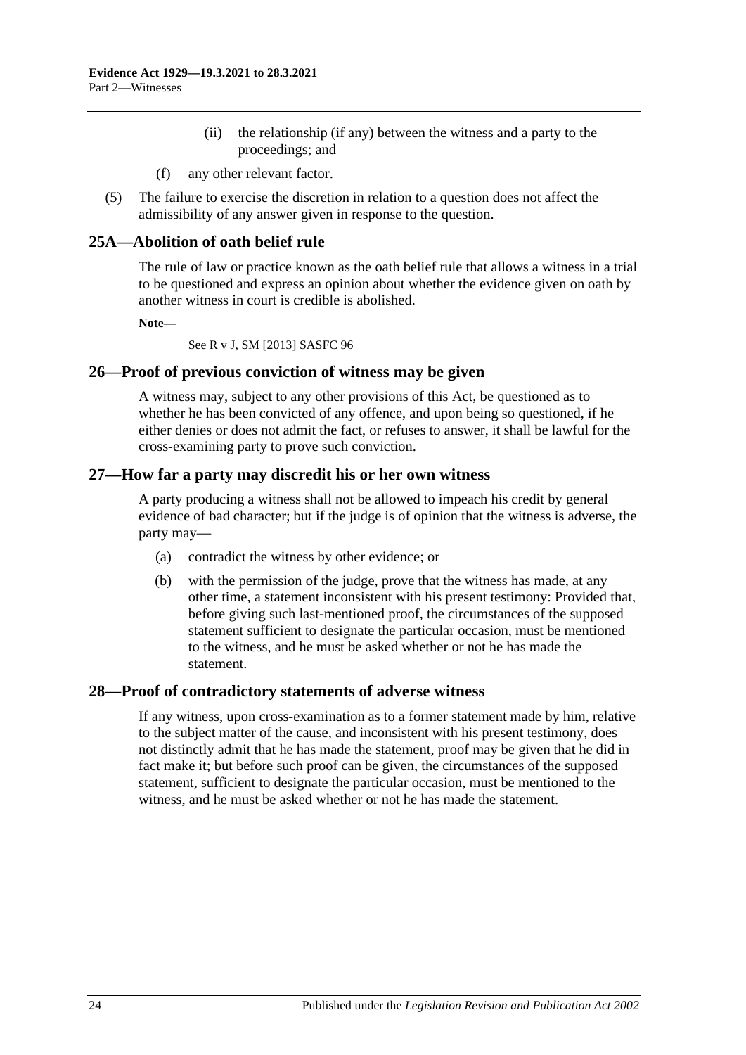(ii) the relationship (if any) between the witness and a party to the proceedings; and

(f) any other relevant factor.

(5) The failure to exercise the discretion in relation to a question does not affect the admissibility of any answer given in response to the question.

## 25A—Abolition of oath belief rule

The rule of law or practice known as the oath belief rule that allows a witness in a trial to be questioned and express an opinion about whether the evidence given on oath by another witness in court is credible is abolished.

**Note—**

See R v J, SM [2013] SASFC 96

## 26—Proof of previous conviction of witness may be given

A witness may, subject to any other provisions of this Act, be questioned as to whether he has been convicted of any offence, and upon being so questioned, if he either denies or does not admit the fact, or refuses to answer, it shall be lawful for the cross-examining party to prove such conviction.

## 27—How far a party may discredit his or her own witness

A party producing a witness shall not be allowed to impeach his credit by general evidence of bad character; but if the judge is of opinion that the witness is adverse, the party may—

(a) contradict the witness by other evidence; or

(b) with the permission of the judge, prove that the witness has made, at any other time, a statement inconsistent with his present testimony: Provided that, before giving such last-mentioned proof, the circumstances of the supposed statement sufficient to designate the particular occasion, must be mentioned to the witness, and he must be asked whether or not he has made the statement.

## 28—Proof of contradictory statements of adverse witness

If any witness, upon cross-examination as to a former statement made by him, relative to the subject matter of the cause, and inconsistent with his present testimony, does not distinctly admit that he has made the statement, proof may be given that he did in fact make it; but before such proof can be given, the circumstances of the supposed statement, sufficient to designate the particular occasion, must be mentioned to the witness, and he must be asked whether or not he has made the statement.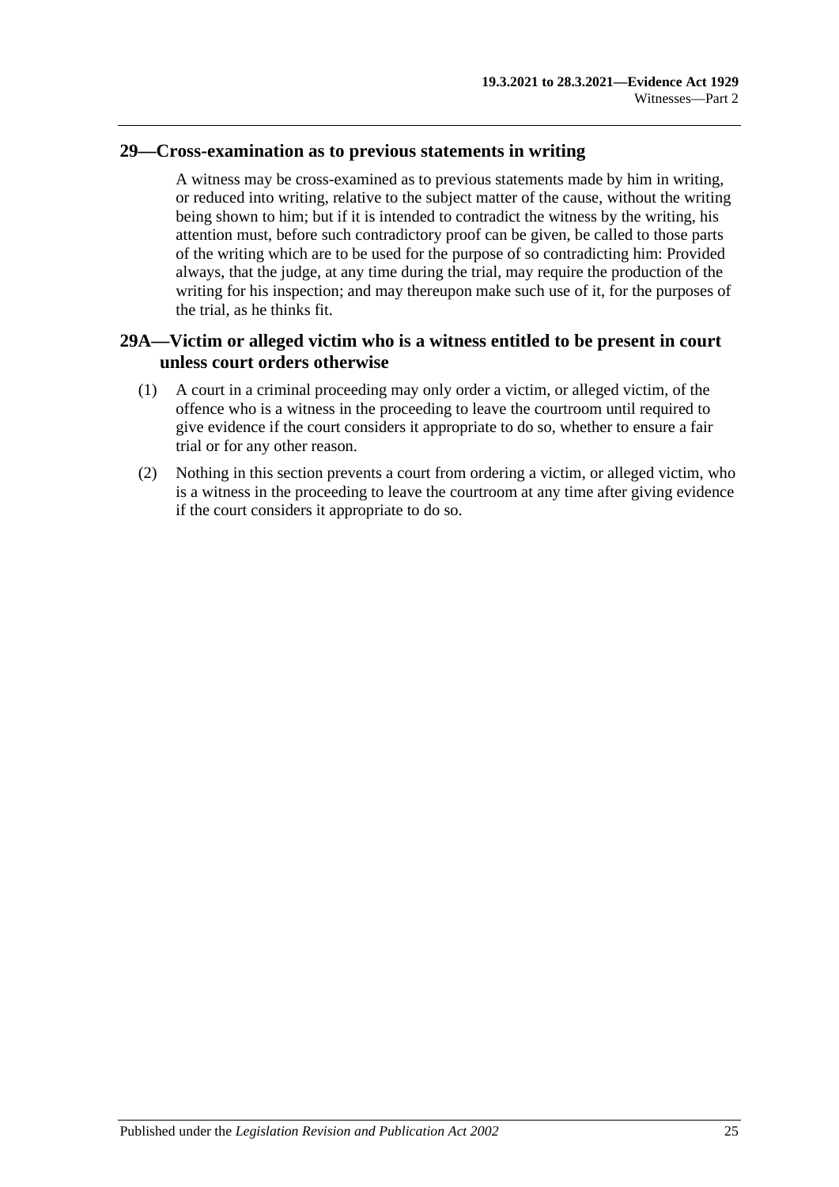## 29—Cross-examination as to previous statements in writing

A witness may be cross-examined as to previous statements made by him in writing, or reduced into writing, relative to the subject matter of the cause, without the writing being shown to him; but if it is intended to contradict the witness by the writing, his attention must, before such contradictory proof can be given, be called to those parts of the writing which are to be used for the purpose of so contradicting him: Provided always, that the judge, at any time during the trial, may require the production of the writing for his inspection; and may thereupon make such use of it, for the purposes of the trial, as he thinks fit.

## 29A—Victim or alleged victim who is a witness entitled to be present in court unless court orders otherwise

(1) A court in a criminal proceeding may only order a victim, or alleged victim, of the offence who is a witness in the proceeding to leave the courtroom until required to give evidence if the court considers it appropriate to do so, whether to ensure a fair trial or for any other reason.

(2) Nothing in this section prevents a court from ordering a victim, or alleged victim, who is a witness in the proceeding to leave the courtroom at any time after giving evidence if the court considers it appropriate to do so.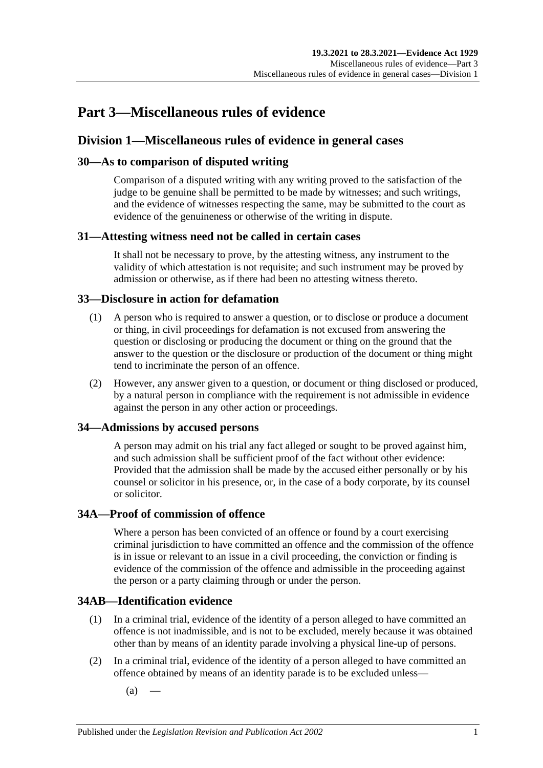# Part 3—Miscellaneous rules of evidence

## Division 1—Miscellaneous rules of evidence in general cases

### 30—As to comparison of disputed writing

Comparison of a disputed writing with any writing proved to the satisfaction of the judge to be genuine shall be permitted to be made by witnesses; and such writings, and the evidence of witnesses respecting the same, may be submitted to the court as evidence of the genuineness or otherwise of the writing in dispute.

### 31—Attesting witness need not be called in certain cases

It shall not be necessary to prove, by the attesting witness, any instrument to the validity of which attestation is not requisite; and such instrument may be proved by admission or otherwise, as if there had been no attesting witness thereto.

### 33—Disclosure in action for defamation

(1) A person who is required to answer a question, or to disclose or produce a document or thing, in civil proceedings for defamation is not excused from answering the question or disclosing or producing the document or thing on the ground that the answer to the question or the disclosure or production of the document or thing might tend to incriminate the person of an offence.

(2) However, any answer given to a question, or document or thing disclosed or produced, by a natural person in compliance with the requirement is not admissible in evidence against the person in any other action or proceedings.

### 34—Admissions by accused persons

A person may admit on his trial any fact alleged or sought to be proved against him, and such admission shall be sufficient proof of the fact without other evidence: Provided that the admission shall be made by the accused either personally or by his counsel or solicitor in his presence, or, in the case of a body corporate, by its counsel or solicitor.

### 34A—Proof of commission of offence

Where a person has been convicted of an offence or found by a court exercising criminal jurisdiction to have committed an offence and the commission of the offence is in issue or relevant to an issue in a civil proceeding, the conviction or finding is evidence of the commission of the offence and admissible in the proceeding against the person or a party claiming through or under the person.

### 34AB—Identification evidence

(1) In a criminal trial, evidence of the identity of a person alleged to have committed an offence is not inadmissible, and is not to be excluded, merely because it was obtained other than by means of an identity parade involving a physical line-up of persons.

(2) In a criminal trial, evidence of the identity of a person alleged to have committed an offence obtained by means of an identity parade is to be excluded unless—

(a) —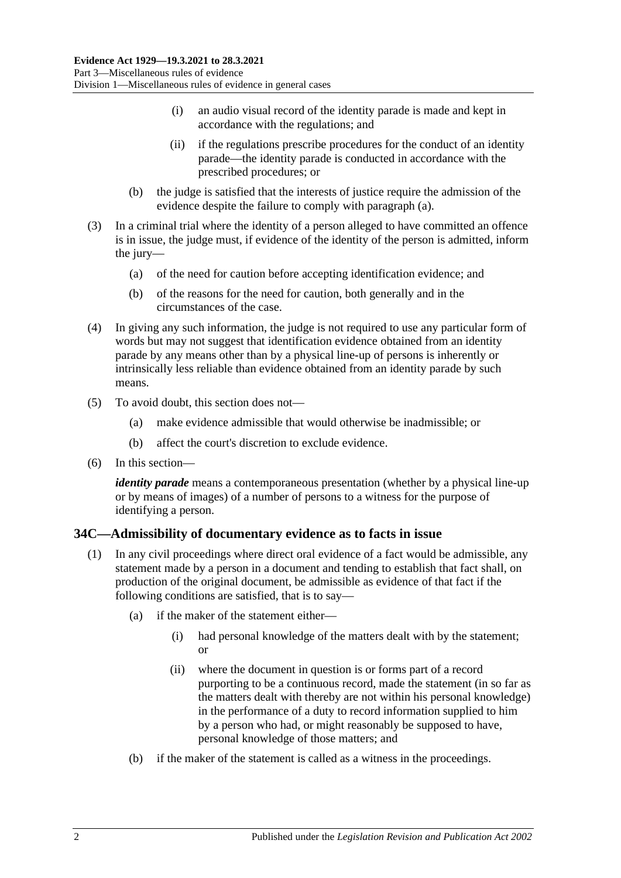(i) an audio visual record of the identity parade is made and kept in accordance with the regulations; and

(ii) if the regulations prescribe procedures for the conduct of an identity parade—the identity parade is conducted in accordance with the prescribed procedures; or

(b) the judge is satisfied that the interests of justice require the admission of the evidence despite the failure to comply with paragraph (a).

(3) In a criminal trial where the identity of a person alleged to have committed an offence is in issue, the judge must, if evidence of the identity of the person is admitted, inform the jury—

(a) of the need for caution before accepting identification evidence; and

(b) of the reasons for the need for caution, both generally and in the circumstances of the case.

(4) In giving any such information, the judge is not required to use any particular form of words but may not suggest that identification evidence obtained from an identity parade by any means other than by a physical line-up of persons is inherently or intrinsically less reliable than evidence obtained from an identity parade by such means.

(5) To avoid doubt, this section does not—

(a) make evidence admissible that would otherwise be inadmissible; or

(b) affect the court's discretion to exclude evidence.

(6) In this section—

***identity parade*** means a contemporaneous presentation (whether by a physical line-up or by means of images) of a number of persons to a witness for the purpose of identifying a person.

## 34C—Admissibility of documentary evidence as to facts in issue

(1) In any civil proceedings where direct oral evidence of a fact would be admissible, any statement made by a person in a document and tending to establish that fact shall, on production of the original document, be admissible as evidence of that fact if the following conditions are satisfied, that is to say—

(a) if the maker of the statement either—

(i) had personal knowledge of the matters dealt with by the statement; or

(ii) where the document in question is or forms part of a record purporting to be a continuous record, made the statement (in so far as the matters dealt with thereby are not within his personal knowledge) in the performance of a duty to record information supplied to him by a person who had, or might reasonably be supposed to have, personal knowledge of those matters; and

(b) if the maker of the statement is called as a witness in the proceedings.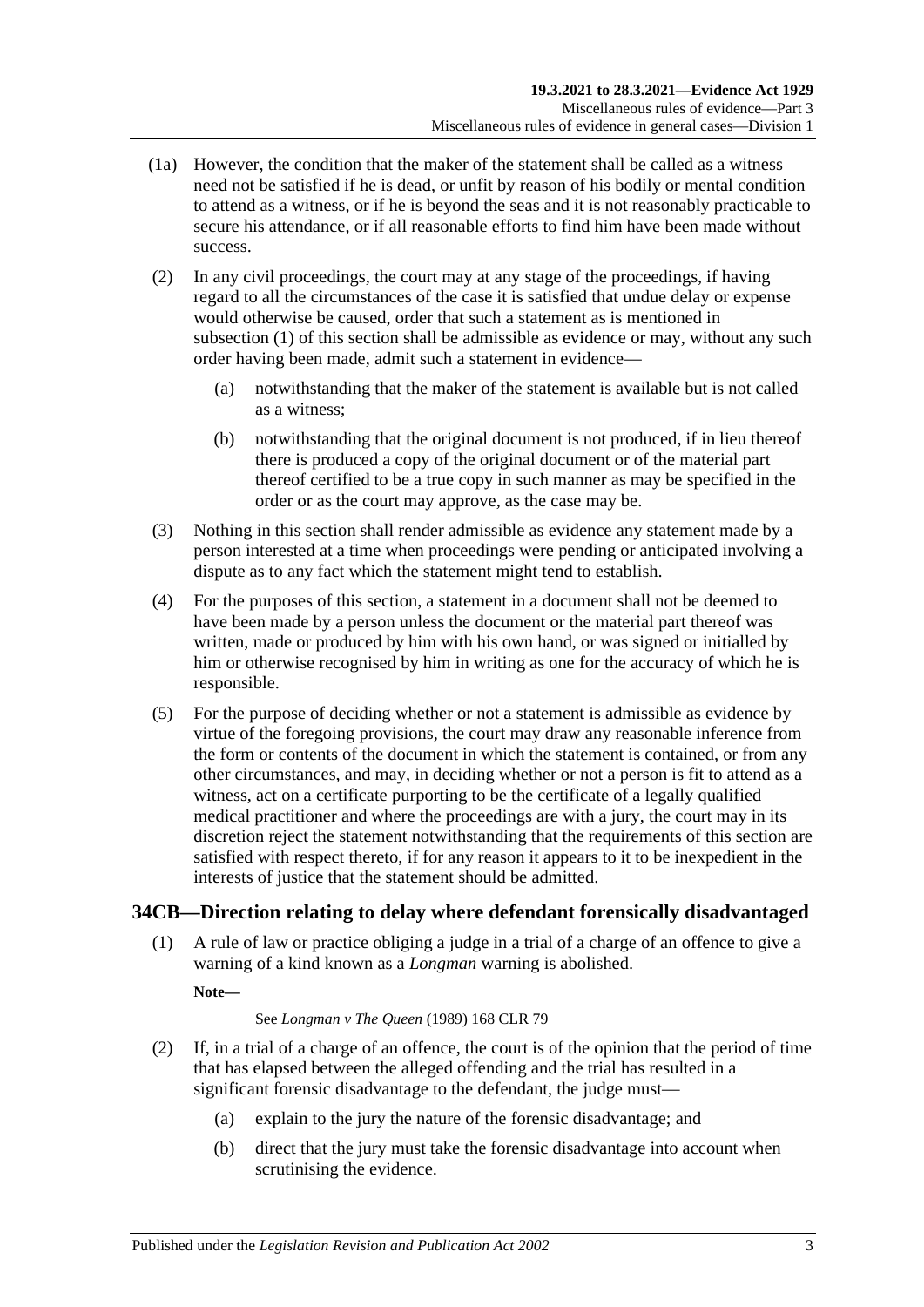(1a) However, the condition that the maker of the statement shall be called as a witness need not be satisfied if he is dead, or unfit by reason of his bodily or mental condition to attend as a witness, or if he is beyond the seas and it is not reasonably practicable to secure his attendance, or if all reasonable efforts to find him have been made without success.

(2) In any civil proceedings, the court may at any stage of the proceedings, if having regard to all the circumstances of the case it is satisfied that undue delay or expense would otherwise be caused, order that such a statement as is mentioned in subsection (1) of this section shall be admissible as evidence or may, without any such order having been made, admit such a statement in evidence—

(a) notwithstanding that the maker of the statement is available but is not called as a witness;

(b) notwithstanding that the original document is not produced, if in lieu thereof there is produced a copy of the original document or of the material part thereof certified to be a true copy in such manner as may be specified in the order or as the court may approve, as the case may be.

(3) Nothing in this section shall render admissible as evidence any statement made by a person interested at a time when proceedings were pending or anticipated involving a dispute as to any fact which the statement might tend to establish.

(4) For the purposes of this section, a statement in a document shall not be deemed to have been made by a person unless the document or the material part thereof was written, made or produced by him with his own hand, or was signed or initialled by him or otherwise recognised by him in writing as one for the accuracy of which he is responsible.

(5) For the purpose of deciding whether or not a statement is admissible as evidence by virtue of the foregoing provisions, the court may draw any reasonable inference from the form or contents of the document in which the statement is contained, or from any other circumstances, and may, in deciding whether or not a person is fit to attend as a witness, act on a certificate purporting to be the certificate of a legally qualified medical practitioner and where the proceedings are with a jury, the court may in its discretion reject the statement notwithstanding that the requirements of this section are satisfied with respect thereto, if for any reason it appears to it to be inexpedient in the interests of justice that the statement should be admitted.

## 34CB—Direction relating to delay where defendant forensically disadvantaged

(1) A rule of law or practice obliging a judge in a trial of a charge of an offence to give a warning of a kind known as a *Longman* warning is abolished.

**Note—**

See *Longman v The Queen* (1989) 168 CLR 79

(2) If, in a trial of a charge of an offence, the court is of the opinion that the period of time that has elapsed between the alleged offending and the trial has resulted in a significant forensic disadvantage to the defendant, the judge must—

(a) explain to the jury the nature of the forensic disadvantage; and

(b) direct that the jury must take the forensic disadvantage into account when scrutinising the evidence.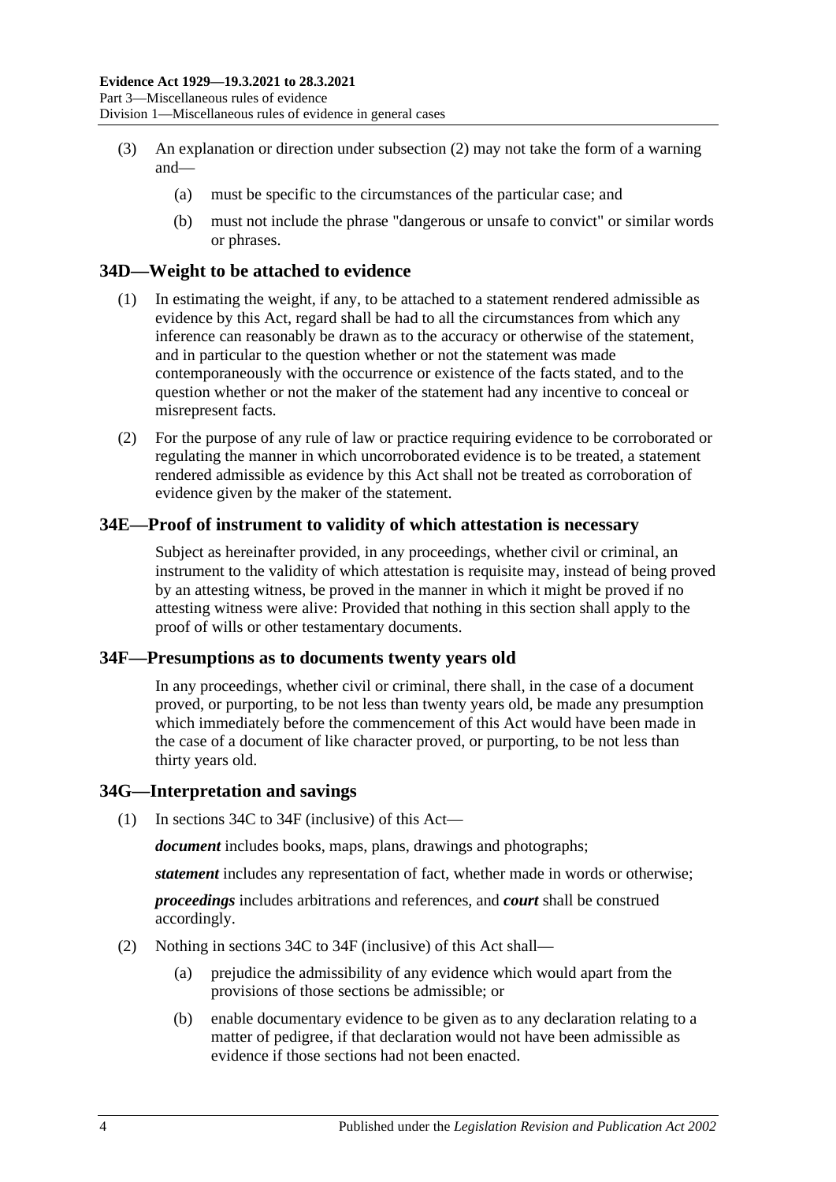(3) An explanation or direction under subsection (2) may not take the form of a warning and—

(a) must be specific to the circumstances of the particular case; and

(b) must not include the phrase "dangerous or unsafe to convict" or similar words or phrases.

## 34D—Weight to be attached to evidence

(1) In estimating the weight, if any, to be attached to a statement rendered admissible as evidence by this Act, regard shall be had to all the circumstances from which any inference can reasonably be drawn as to the accuracy or otherwise of the statement, and in particular to the question whether or not the statement was made contemporaneously with the occurrence or existence of the facts stated, and to the question whether or not the maker of the statement had any incentive to conceal or misrepresent facts.

(2) For the purpose of any rule of law or practice requiring evidence to be corroborated or regulating the manner in which uncorroborated evidence is to be treated, a statement rendered admissible as evidence by this Act shall not be treated as corroboration of evidence given by the maker of the statement.

## 34E—Proof of instrument to validity of which attestation is necessary

Subject as hereinafter provided, in any proceedings, whether civil or criminal, an instrument to the validity of which attestation is requisite may, instead of being proved by an attesting witness, be proved in the manner in which it might be proved if no attesting witness were alive: Provided that nothing in this section shall apply to the proof of wills or other testamentary documents.

## 34F—Presumptions as to documents twenty years old

In any proceedings, whether civil or criminal, there shall, in the case of a document proved, or purporting, to be not less than twenty years old, be made any presumption which immediately before the commencement of this Act would have been made in the case of a document of like character proved, or purporting, to be not less than thirty years old.

## 34G—Interpretation and savings

(1) In sections 34C to 34F (inclusive) of this Act—

***document*** includes books, maps, plans, drawings and photographs;

***statement*** includes any representation of fact, whether made in words or otherwise;

***proceedings*** includes arbitrations and references, and ***court*** shall be construed accordingly.

(2) Nothing in sections 34C to 34F (inclusive) of this Act shall—

(a) prejudice the admissibility of any evidence which would apart from the provisions of those sections be admissible; or

(b) enable documentary evidence to be given as to any declaration relating to a matter of pedigree, if that declaration would not have been admissible as evidence if those sections had not been enacted.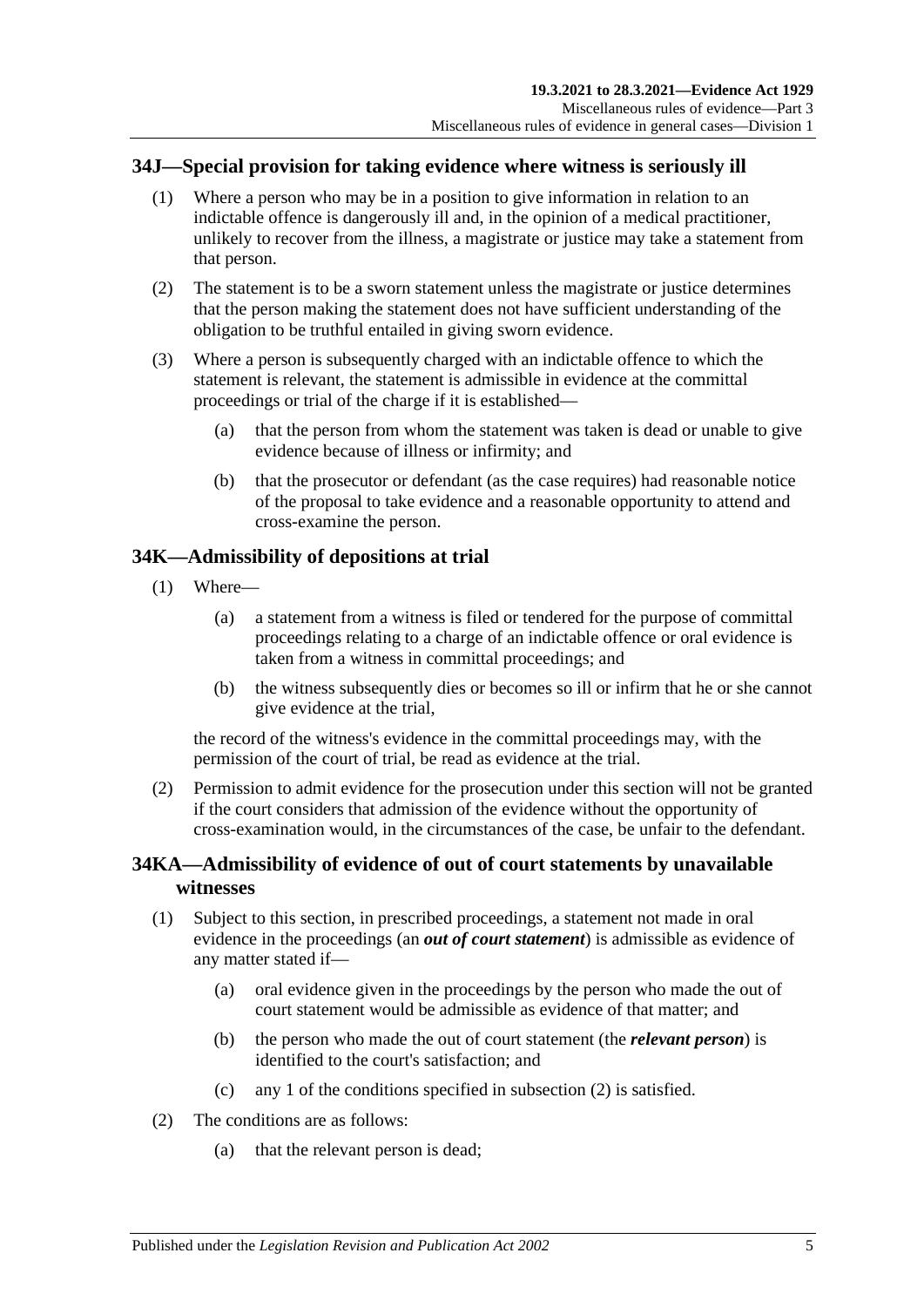## 34J—Special provision for taking evidence where witness is seriously ill

(1) Where a person who may be in a position to give information in relation to an indictable offence is dangerously ill and, in the opinion of a medical practitioner, unlikely to recover from the illness, a magistrate or justice may take a statement from that person.

(2) The statement is to be a sworn statement unless the magistrate or justice determines that the person making the statement does not have sufficient understanding of the obligation to be truthful entailed in giving sworn evidence.

(3) Where a person is subsequently charged with an indictable offence to which the statement is relevant, the statement is admissible in evidence at the committal proceedings or trial of the charge if it is established—

(a) that the person from whom the statement was taken is dead or unable to give evidence because of illness or infirmity; and

(b) that the prosecutor or defendant (as the case requires) had reasonable notice of the proposal to take evidence and a reasonable opportunity to attend and cross-examine the person.

## 34K—Admissibility of depositions at trial

(1) Where—

(a) a statement from a witness is filed or tendered for the purpose of committal proceedings relating to a charge of an indictable offence or oral evidence is taken from a witness in committal proceedings; and

(b) the witness subsequently dies or becomes so ill or infirm that he or she cannot give evidence at the trial,

the record of the witness's evidence in the committal proceedings may, with the permission of the court of trial, be read as evidence at the trial.

(2) Permission to admit evidence for the prosecution under this section will not be granted if the court considers that admission of the evidence without the opportunity of cross-examination would, in the circumstances of the case, be unfair to the defendant.

## 34KA—Admissibility of evidence of out of court statements by unavailable witnesses

(1) Subject to this section, in prescribed proceedings, a statement not made in oral evidence in the proceedings (an ***out of court statement***) is admissible as evidence of any matter stated if—

(a) oral evidence given in the proceedings by the person who made the out of court statement would be admissible as evidence of that matter; and

(b) the person who made the out of court statement (the ***relevant person***) is identified to the court's satisfaction; and

(c) any 1 of the conditions specified in subsection (2) is satisfied.

(2) The conditions are as follows:

(a) that the relevant person is dead;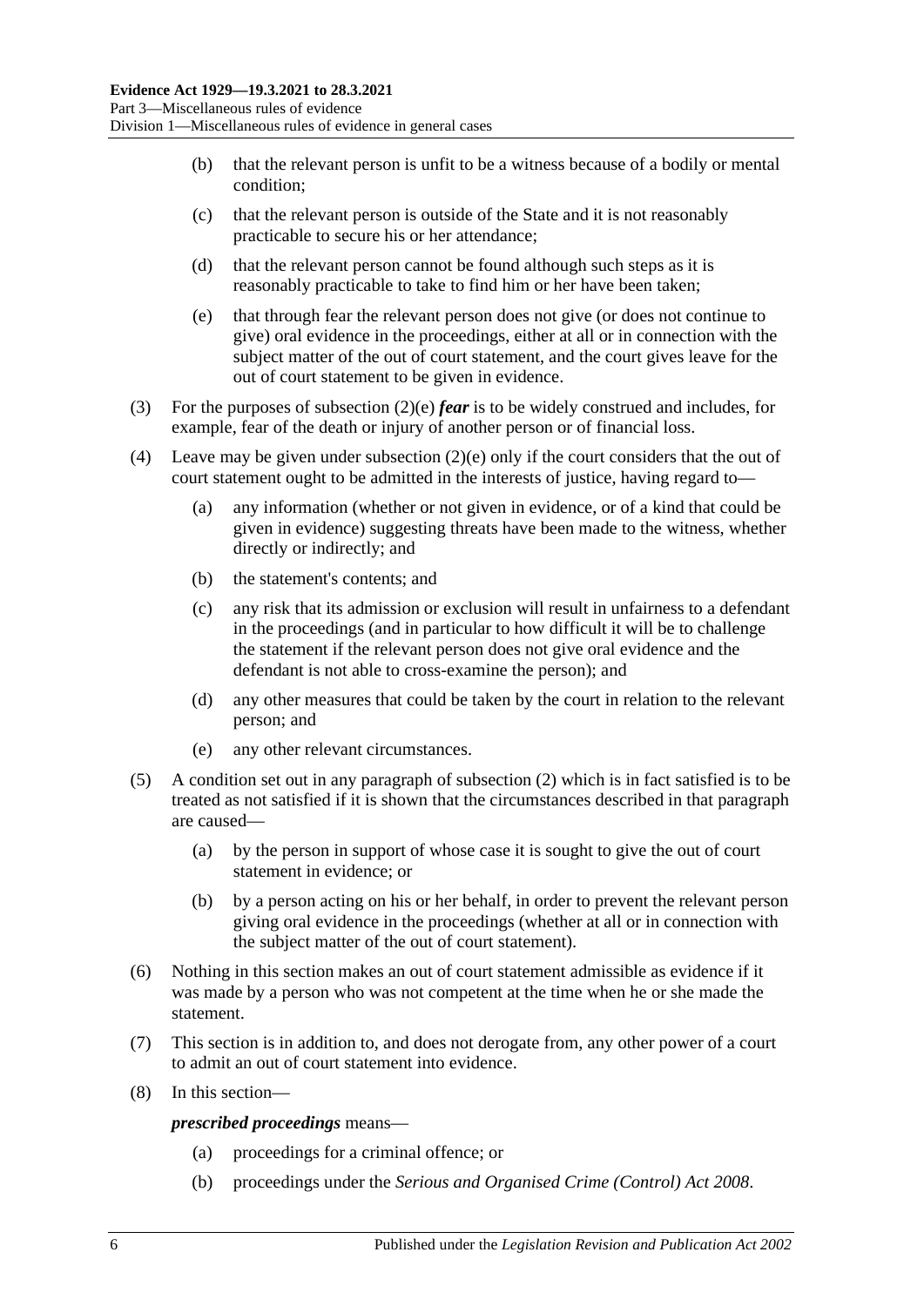(b) that the relevant person is unfit to be a witness because of a bodily or mental condition;

(c) that the relevant person is outside of the State and it is not reasonably practicable to secure his or her attendance;

(d) that the relevant person cannot be found although such steps as it is reasonably practicable to take to find him or her have been taken;

(e) that through fear the relevant person does not give (or does not continue to give) oral evidence in the proceedings, either at all or in connection with the subject matter of the out of court statement, and the court gives leave for the out of court statement to be given in evidence.

(3) For the purposes of subsection (2)(e) ***fear*** is to be widely construed and includes, for example, fear of the death or injury of another person or of financial loss.

(4) Leave may be given under subsection (2)(e) only if the court considers that the out of court statement ought to be admitted in the interests of justice, having regard to—

(a) any information (whether or not given in evidence, or of a kind that could be given in evidence) suggesting threats have been made to the witness, whether directly or indirectly; and

(b) the statement's contents; and

(c) any risk that its admission or exclusion will result in unfairness to a defendant in the proceedings (and in particular to how difficult it will be to challenge the statement if the relevant person does not give oral evidence and the defendant is not able to cross-examine the person); and

(d) any other measures that could be taken by the court in relation to the relevant person; and

(e) any other relevant circumstances.

(5) A condition set out in any paragraph of subsection (2) which is in fact satisfied is to be treated as not satisfied if it is shown that the circumstances described in that paragraph are caused—

(a) by the person in support of whose case it is sought to give the out of court statement in evidence; or

(b) by a person acting on his or her behalf, in order to prevent the relevant person giving oral evidence in the proceedings (whether at all or in connection with the subject matter of the out of court statement).

(6) Nothing in this section makes an out of court statement admissible as evidence if it was made by a person who was not competent at the time when he or she made the statement.

(7) This section is in addition to, and does not derogate from, any other power of a court to admit an out of court statement into evidence.

(8) In this section—

***prescribed proceedings*** means—

(a) proceedings for a criminal offence; or

(b) proceedings under the *Serious and Organised Crime (Control) Act 2008*.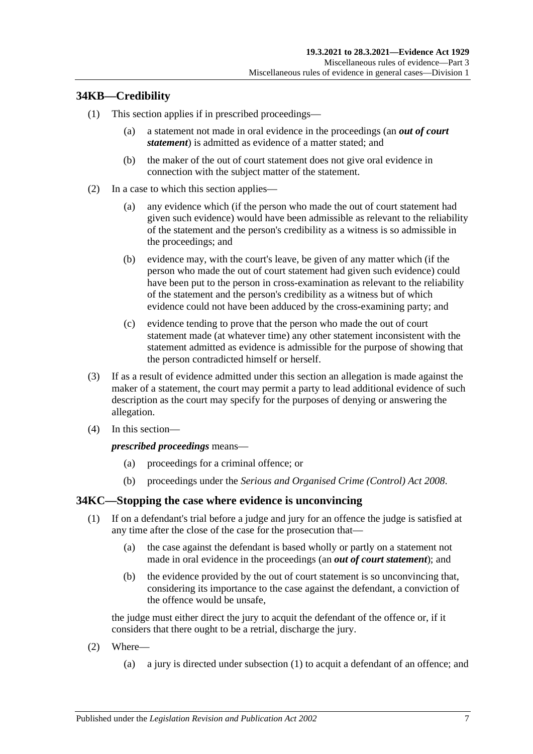## 34KB—Credibility

(1) This section applies if in prescribed proceedings—

(a) a statement not made in oral evidence in the proceedings (an ***out of court statement***) is admitted as evidence of a matter stated; and

(b) the maker of the out of court statement does not give oral evidence in connection with the subject matter of the statement.

(2) In a case to which this section applies—

(a) any evidence which (if the person who made the out of court statement had given such evidence) would have been admissible as relevant to the reliability of the statement and the person's credibility as a witness is so admissible in the proceedings; and

(b) evidence may, with the court's leave, be given of any matter which (if the person who made the out of court statement had given such evidence) could have been put to the person in cross-examination as relevant to the reliability of the statement and the person's credibility as a witness but of which evidence could not have been adduced by the cross-examining party; and

(c) evidence tending to prove that the person who made the out of court statement made (at whatever time) any other statement inconsistent with the statement admitted as evidence is admissible for the purpose of showing that the person contradicted himself or herself.

(3) If as a result of evidence admitted under this section an allegation is made against the maker of a statement, the court may permit a party to lead additional evidence of such description as the court may specify for the purposes of denying or answering the allegation.

(4) In this section—

***prescribed proceedings*** means—

(a) proceedings for a criminal offence; or

(b) proceedings under the *Serious and Organised Crime (Control) Act 2008*.

## 34KC—Stopping the case where evidence is unconvincing

(1) If on a defendant's trial before a judge and jury for an offence the judge is satisfied at any time after the close of the case for the prosecution that—

(a) the case against the defendant is based wholly or partly on a statement not made in oral evidence in the proceedings (an ***out of court statement***); and

(b) the evidence provided by the out of court statement is so unconvincing that, considering its importance to the case against the defendant, a conviction of the offence would be unsafe,

the judge must either direct the jury to acquit the defendant of the offence or, if it considers that there ought to be a retrial, discharge the jury.

(2) Where—

(a) a jury is directed under subsection (1) to acquit a defendant of an offence; and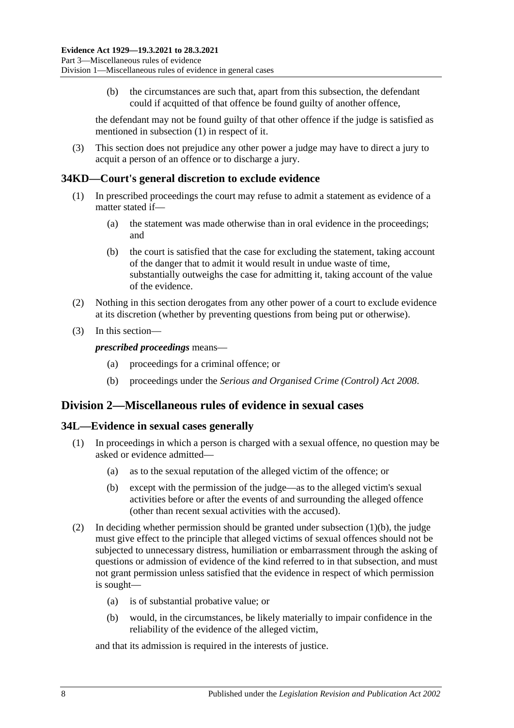(b) the circumstances are such that, apart from this subsection, the defendant could if acquitted of that offence be found guilty of another offence,

the defendant may not be found guilty of that other offence if the judge is satisfied as mentioned in subsection (1) in respect of it.

(3) This section does not prejudice any other power a judge may have to direct a jury to acquit a person of an offence or to discharge a jury.

### 34KD—Court's general discretion to exclude evidence

(1) In prescribed proceedings the court may refuse to admit a statement as evidence of a matter stated if—

(a) the statement was made otherwise than in oral evidence in the proceedings; and

(b) the court is satisfied that the case for excluding the statement, taking account of the danger that to admit it would result in undue waste of time, substantially outweighs the case for admitting it, taking account of the value of the evidence.

(2) Nothing in this section derogates from any other power of a court to exclude evidence at its discretion (whether by preventing questions from being put or otherwise).

(3) In this section—

***prescribed proceedings*** means—

(a) proceedings for a criminal offence; or

(b) proceedings under the *Serious and Organised Crime (Control) Act 2008*.

## Division 2—Miscellaneous rules of evidence in sexual cases

### 34L—Evidence in sexual cases generally

(1) In proceedings in which a person is charged with a sexual offence, no question may be asked or evidence admitted—

(a) as to the sexual reputation of the alleged victim of the offence; or

(b) except with the permission of the judge—as to the alleged victim's sexual activities before or after the events of and surrounding the alleged offence (other than recent sexual activities with the accused).

(2) In deciding whether permission should be granted under subsection (1)(b), the judge must give effect to the principle that alleged victims of sexual offences should not be subjected to unnecessary distress, humiliation or embarrassment through the asking of questions or admission of evidence of the kind referred to in that subsection, and must not grant permission unless satisfied that the evidence in respect of which permission is sought—

(a) is of substantial probative value; or

(b) would, in the circumstances, be likely materially to impair confidence in the reliability of the evidence of the alleged victim,

and that its admission is required in the interests of justice.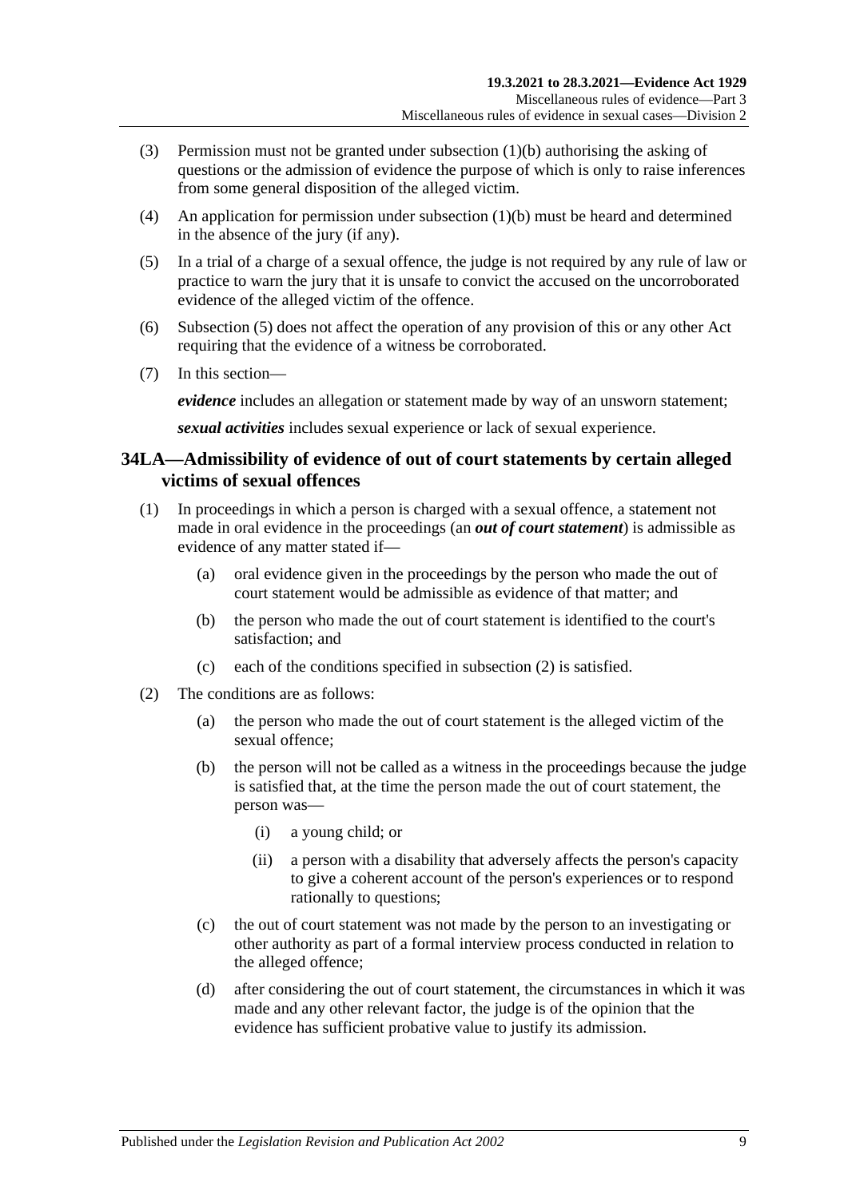(3) Permission must not be granted under subsection (1)(b) authorising the asking of questions or the admission of evidence the purpose of which is only to raise inferences from some general disposition of the alleged victim.

(4) An application for permission under subsection (1)(b) must be heard and determined in the absence of the jury (if any).

(5) In a trial of a charge of a sexual offence, the judge is not required by any rule of law or practice to warn the jury that it is unsafe to convict the accused on the uncorroborated evidence of the alleged victim of the offence.

(6) Subsection (5) does not affect the operation of any provision of this or any other Act requiring that the evidence of a witness be corroborated.

(7) In this section—

***evidence*** includes an allegation or statement made by way of an unsworn statement;

***sexual activities*** includes sexual experience or lack of sexual experience.

## 34LA—Admissibility of evidence of out of court statements by certain alleged victims of sexual offences

(1) In proceedings in which a person is charged with a sexual offence, a statement not made in oral evidence in the proceedings (an ***out of court statement***) is admissible as evidence of any matter stated if—

- (a) oral evidence given in the proceedings by the person who made the out of court statement would be admissible as evidence of that matter; and
- (b) the person who made the out of court statement is identified to the court's satisfaction; and
- (c) each of the conditions specified in subsection (2) is satisfied.

(2) The conditions are as follows:

- (a) the person who made the out of court statement is the alleged victim of the sexual offence;
- (b) the person will not be called as a witness in the proceedings because the judge is satisfied that, at the time the person made the out of court statement, the person was—
  - (i) a young child; or
  - (ii) a person with a disability that adversely affects the person's capacity to give a coherent account of the person's experiences or to respond rationally to questions;
- (c) the out of court statement was not made by the person to an investigating or other authority as part of a formal interview process conducted in relation to the alleged offence;
- (d) after considering the out of court statement, the circumstances in which it was made and any other relevant factor, the judge is of the opinion that the evidence has sufficient probative value to justify its admission.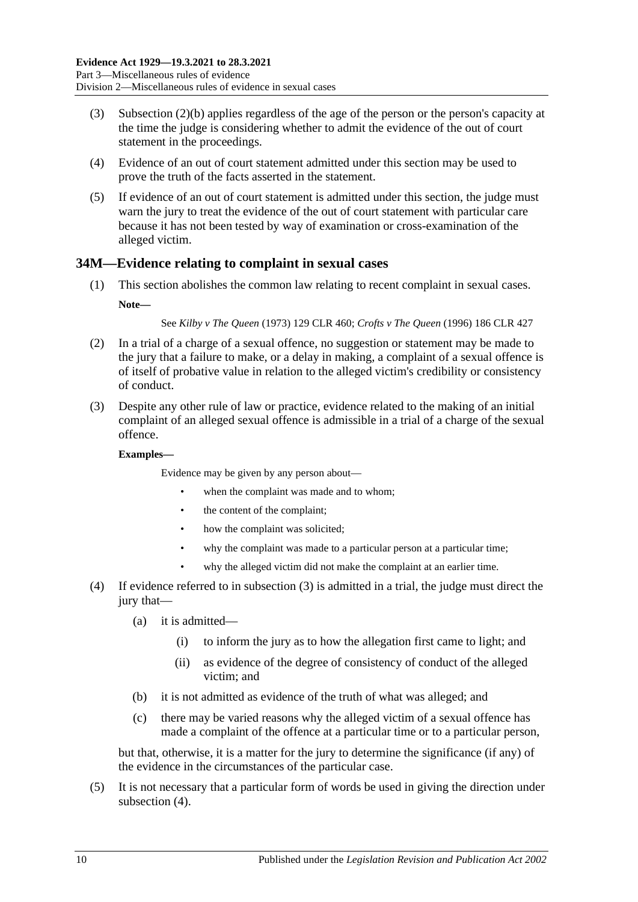(3) Subsection (2)(b) applies regardless of the age of the person or the person's capacity at the time the judge is considering whether to admit the evidence of the out of court statement in the proceedings.

(4) Evidence of an out of court statement admitted under this section may be used to prove the truth of the facts asserted in the statement.

(5) If evidence of an out of court statement is admitted under this section, the judge must warn the jury to treat the evidence of the out of court statement with particular care because it has not been tested by way of examination or cross-examination of the alleged victim.

## 34M—Evidence relating to complaint in sexual cases

(1) This section abolishes the common law relating to recent complaint in sexual cases.

**Note—**

See *Kilby v The Queen* (1973) 129 CLR 460; *Crofts v The Queen* (1996) 186 CLR 427

(2) In a trial of a charge of a sexual offence, no suggestion or statement may be made to the jury that a failure to make, or a delay in making, a complaint of a sexual offence is of itself of probative value in relation to the alleged victim's credibility or consistency of conduct.

(3) Despite any other rule of law or practice, evidence related to the making of an initial complaint of an alleged sexual offence is admissible in a trial of a charge of the sexual offence.

**Examples—**

Evidence may be given by any person about—

- when the complaint was made and to whom;
- the content of the complaint;
- how the complaint was solicited;
- why the complaint was made to a particular person at a particular time;
- why the alleged victim did not make the complaint at an earlier time.

(4) If evidence referred to in subsection (3) is admitted in a trial, the judge must direct the jury that—

(a) it is admitted—

(i) to inform the jury as to how the allegation first came to light; and

(ii) as evidence of the degree of consistency of conduct of the alleged victim; and

(b) it is not admitted as evidence of the truth of what was alleged; and

(c) there may be varied reasons why the alleged victim of a sexual offence has made a complaint of the offence at a particular time or to a particular person,

but that, otherwise, it is a matter for the jury to determine the significance (if any) of the evidence in the circumstances of the particular case.

(5) It is not necessary that a particular form of words be used in giving the direction under subsection (4).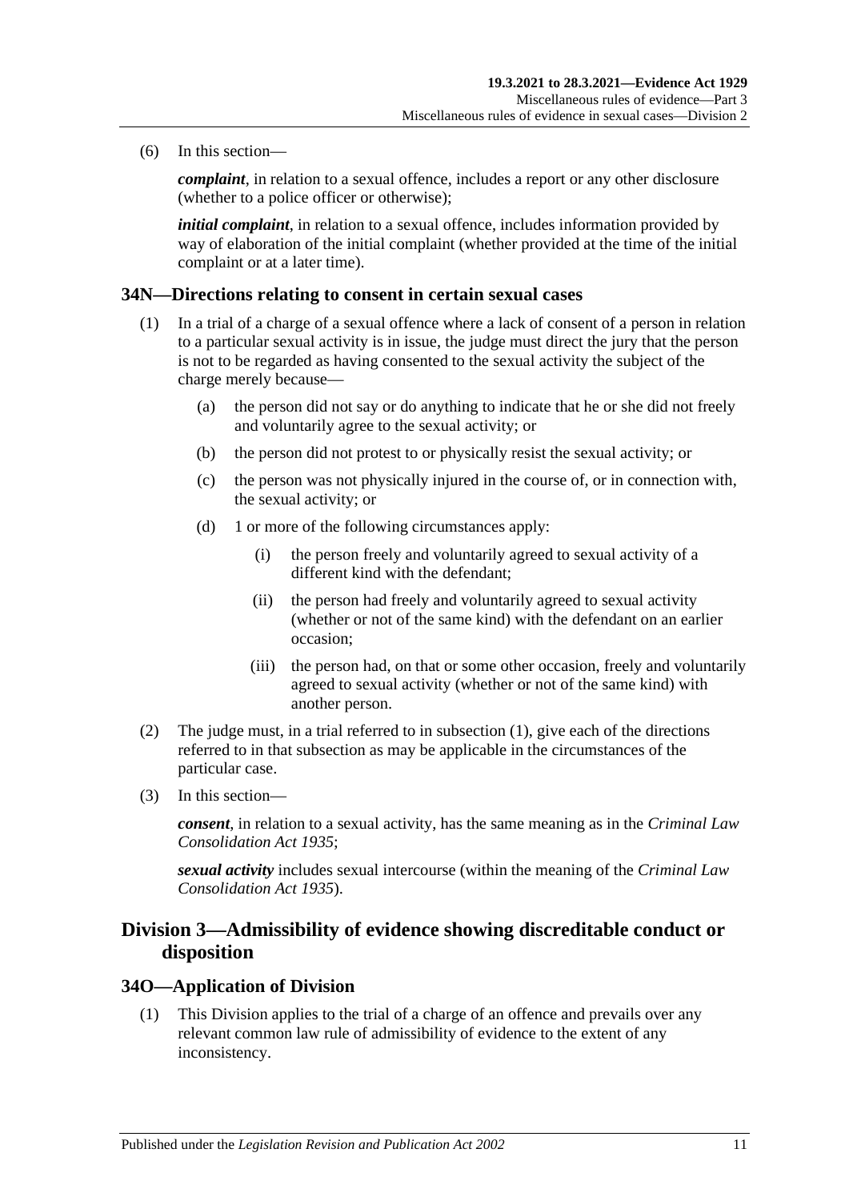(6) In this section—

***complaint***, in relation to a sexual offence, includes a report or any other disclosure (whether to a police officer or otherwise);

***initial complaint***, in relation to a sexual offence, includes information provided by way of elaboration of the initial complaint (whether provided at the time of the initial complaint or at a later time).

### 34N—Directions relating to consent in certain sexual cases

(1) In a trial of a charge of a sexual offence where a lack of consent of a person in relation to a particular sexual activity is in issue, the judge must direct the jury that the person is not to be regarded as having consented to the sexual activity the subject of the charge merely because—

(a) the person did not say or do anything to indicate that he or she did not freely and voluntarily agree to the sexual activity; or

(b) the person did not protest to or physically resist the sexual activity; or

(c) the person was not physically injured in the course of, or in connection with, the sexual activity; or

(d) 1 or more of the following circumstances apply:

(i) the person freely and voluntarily agreed to sexual activity of a different kind with the defendant;

(ii) the person had freely and voluntarily agreed to sexual activity (whether or not of the same kind) with the defendant on an earlier occasion;

(iii) the person had, on that or some other occasion, freely and voluntarily agreed to sexual activity (whether or not of the same kind) with another person.

(2) The judge must, in a trial referred to in subsection (1), give each of the directions referred to in that subsection as may be applicable in the circumstances of the particular case.

(3) In this section—

***consent***, in relation to a sexual activity, has the same meaning as in the *Criminal Law Consolidation Act 1935*;

***sexual activity*** includes sexual intercourse (within the meaning of the *Criminal Law Consolidation Act 1935*).

## Division 3—Admissibility of evidence showing discreditable conduct or disposition

### 34O—Application of Division

(1) This Division applies to the trial of a charge of an offence and prevails over any relevant common law rule of admissibility of evidence to the extent of any inconsistency.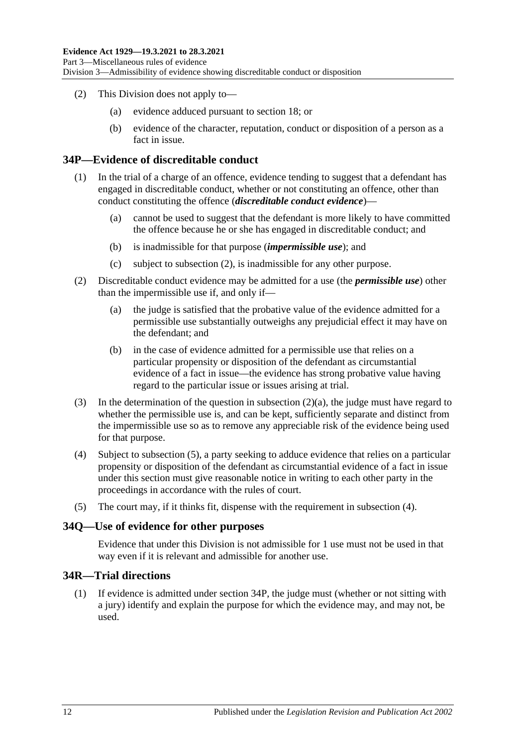(2) This Division does not apply to—

(a) evidence adduced pursuant to section 18; or

(b) evidence of the character, reputation, conduct or disposition of a person as a fact in issue.

## 34P—Evidence of discreditable conduct

(1) In the trial of a charge of an offence, evidence tending to suggest that a defendant has engaged in discreditable conduct, whether or not constituting an offence, other than conduct constituting the offence (***discreditable conduct evidence***)—

(a) cannot be used to suggest that the defendant is more likely to have committed the offence because he or she has engaged in discreditable conduct; and

(b) is inadmissible for that purpose (***impermissible use***); and

(c) subject to subsection (2), is inadmissible for any other purpose.

(2) Discreditable conduct evidence may be admitted for a use (the ***permissible use***) other than the impermissible use if, and only if—

(a) the judge is satisfied that the probative value of the evidence admitted for a permissible use substantially outweighs any prejudicial effect it may have on the defendant; and

(b) in the case of evidence admitted for a permissible use that relies on a particular propensity or disposition of the defendant as circumstantial evidence of a fact in issue—the evidence has strong probative value having regard to the particular issue or issues arising at trial.

(3) In the determination of the question in subsection (2)(a), the judge must have regard to whether the permissible use is, and can be kept, sufficiently separate and distinct from the impermissible use so as to remove any appreciable risk of the evidence being used for that purpose.

(4) Subject to subsection (5), a party seeking to adduce evidence that relies on a particular propensity or disposition of the defendant as circumstantial evidence of a fact in issue under this section must give reasonable notice in writing to each other party in the proceedings in accordance with the rules of court.

(5) The court may, if it thinks fit, dispense with the requirement in subsection (4).

## 34Q—Use of evidence for other purposes

Evidence that under this Division is not admissible for 1 use must not be used in that way even if it is relevant and admissible for another use.

## 34R—Trial directions

(1) If evidence is admitted under section 34P, the judge must (whether or not sitting with a jury) identify and explain the purpose for which the evidence may, and may not, be used.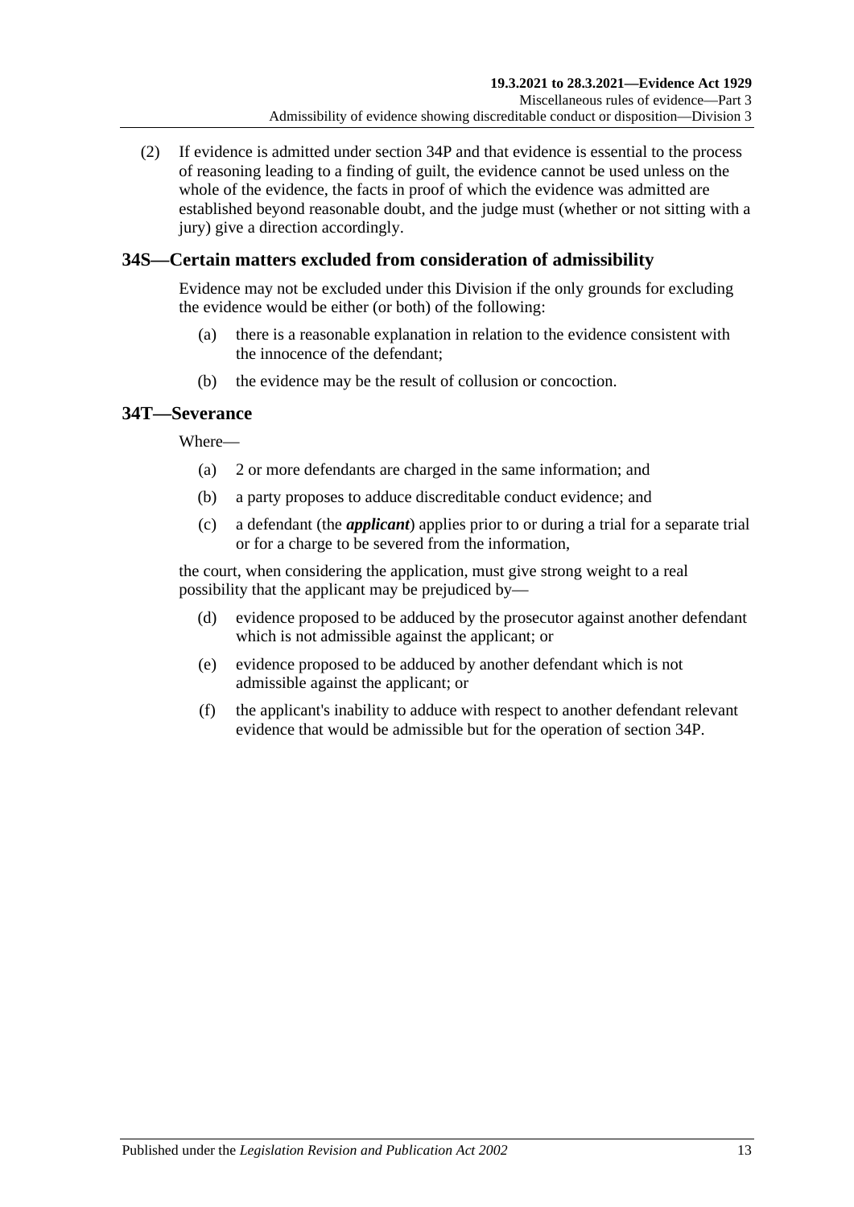(2) If evidence is admitted under section 34P and that evidence is essential to the process of reasoning leading to a finding of guilt, the evidence cannot be used unless on the whole of the evidence, the facts in proof of which the evidence was admitted are established beyond reasonable doubt, and the judge must (whether or not sitting with a jury) give a direction accordingly.

## 34S—Certain matters excluded from consideration of admissibility

Evidence may not be excluded under this Division if the only grounds for excluding the evidence would be either (or both) of the following:

(a) there is a reasonable explanation in relation to the evidence consistent with the innocence of the defendant;

(b) the evidence may be the result of collusion or concoction.

## 34T—Severance

Where—

(a) 2 or more defendants are charged in the same information; and

(b) a party proposes to adduce discreditable conduct evidence; and

(c) a defendant (the ***applicant***) applies prior to or during a trial for a separate trial or for a charge to be severed from the information,

the court, when considering the application, must give strong weight to a real possibility that the applicant may be prejudiced by—

(d) evidence proposed to be adduced by the prosecutor against another defendant which is not admissible against the applicant; or

(e) evidence proposed to be adduced by another defendant which is not admissible against the applicant; or

(f) the applicant's inability to adduce with respect to another defendant relevant evidence that would be admissible but for the operation of section 34P.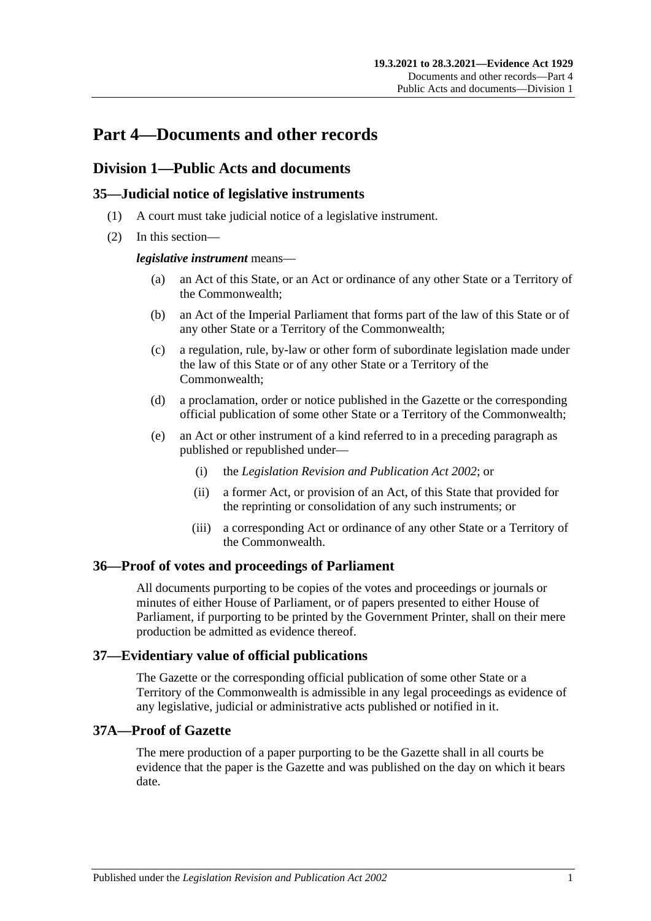# Part 4—Documents and other records

## Division 1—Public Acts and documents

### 35—Judicial notice of legislative instruments

(1) A court must take judicial notice of a legislative instrument.

(2) In this section—

***legislative instrument*** means—

(a) an Act of this State, or an Act or ordinance of any other State or a Territory of the Commonwealth;

(b) an Act of the Imperial Parliament that forms part of the law of this State or of any other State or a Territory of the Commonwealth;

(c) a regulation, rule, by-law or other form of subordinate legislation made under the law of this State or of any other State or a Territory of the Commonwealth;

(d) a proclamation, order or notice published in the Gazette or the corresponding official publication of some other State or a Territory of the Commonwealth;

(e) an Act or other instrument of a kind referred to in a preceding paragraph as published or republished under—

(i) the *Legislation Revision and Publication Act 2002*; or

(ii) a former Act, or provision of an Act, of this State that provided for the reprinting or consolidation of any such instruments; or

(iii) a corresponding Act or ordinance of any other State or a Territory of the Commonwealth.

### 36—Proof of votes and proceedings of Parliament

All documents purporting to be copies of the votes and proceedings or journals or minutes of either House of Parliament, or of papers presented to either House of Parliament, if purporting to be printed by the Government Printer, shall on their mere production be admitted as evidence thereof.

### 37—Evidentiary value of official publications

The Gazette or the corresponding official publication of some other State or a Territory of the Commonwealth is admissible in any legal proceedings as evidence of any legislative, judicial or administrative acts published or notified in it.

### 37A—Proof of Gazette

The mere production of a paper purporting to be the Gazette shall in all courts be evidence that the paper is the Gazette and was published on the day on which it bears date.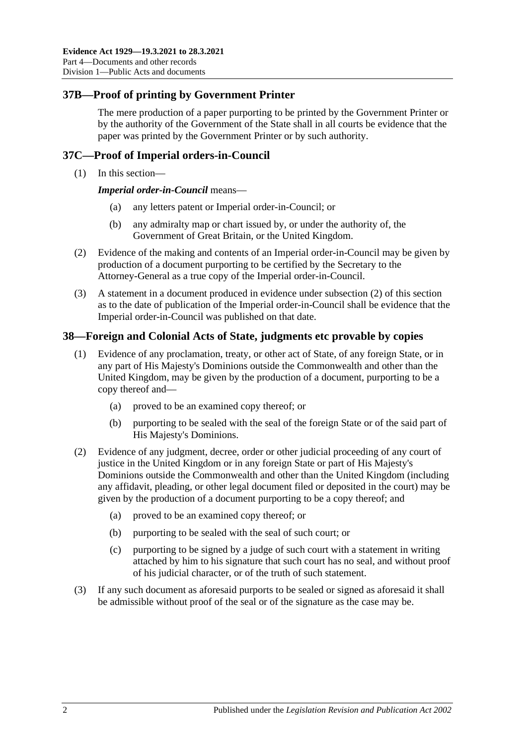## 37B—Proof of printing by Government Printer

The mere production of a paper purporting to be printed by the Government Printer or by the authority of the Government of the State shall in all courts be evidence that the paper was printed by the Government Printer or by such authority.

## 37C—Proof of Imperial orders-in-Council

(1) In this section—

***Imperial order-in-Council*** means—

(a) any letters patent or Imperial order-in-Council; or

(b) any admiralty map or chart issued by, or under the authority of, the Government of Great Britain, or the United Kingdom.

(2) Evidence of the making and contents of an Imperial order-in-Council may be given by production of a document purporting to be certified by the Secretary to the Attorney-General as a true copy of the Imperial order-in-Council.

(3) A statement in a document produced in evidence under subsection (2) of this section as to the date of publication of the Imperial order-in-Council shall be evidence that the Imperial order-in-Council was published on that date.

## 38—Foreign and Colonial Acts of State, judgments etc provable by copies

(1) Evidence of any proclamation, treaty, or other act of State, of any foreign State, or in any part of His Majesty's Dominions outside the Commonwealth and other than the United Kingdom, may be given by the production of a document, purporting to be a copy thereof and—

(a) proved to be an examined copy thereof; or

(b) purporting to be sealed with the seal of the foreign State or of the said part of His Majesty's Dominions.

(2) Evidence of any judgment, decree, order or other judicial proceeding of any court of justice in the United Kingdom or in any foreign State or part of His Majesty's Dominions outside the Commonwealth and other than the United Kingdom (including any affidavit, pleading, or other legal document filed or deposited in the court) may be given by the production of a document purporting to be a copy thereof; and

(a) proved to be an examined copy thereof; or

(b) purporting to be sealed with the seal of such court; or

(c) purporting to be signed by a judge of such court with a statement in writing attached by him to his signature that such court has no seal, and without proof of his judicial character, or of the truth of such statement.

(3) If any such document as aforesaid purports to be sealed or signed as aforesaid it shall be admissible without proof of the seal or of the signature as the case may be.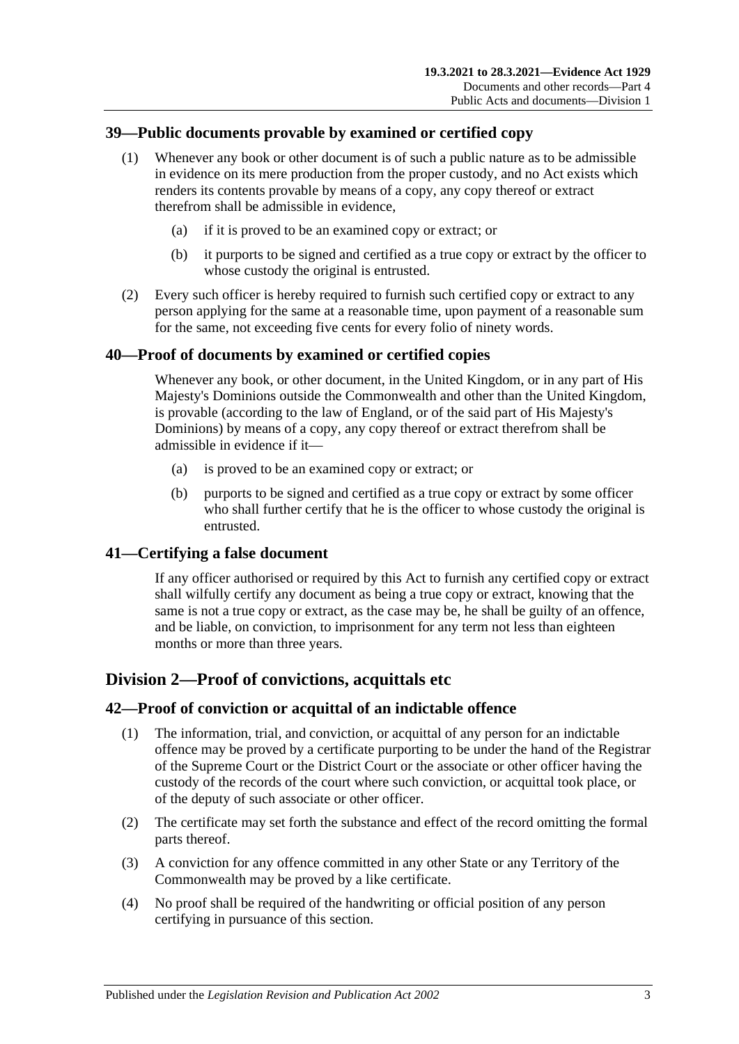## 39—Public documents provable by examined or certified copy

(1) Whenever any book or other document is of such a public nature as to be admissible in evidence on its mere production from the proper custody, and no Act exists which renders its contents provable by means of a copy, any copy thereof or extract therefrom shall be admissible in evidence,

(a) if it is proved to be an examined copy or extract; or

(b) it purports to be signed and certified as a true copy or extract by the officer to whose custody the original is entrusted.

(2) Every such officer is hereby required to furnish such certified copy or extract to any person applying for the same at a reasonable time, upon payment of a reasonable sum for the same, not exceeding five cents for every folio of ninety words.

## 40—Proof of documents by examined or certified copies

Whenever any book, or other document, in the United Kingdom, or in any part of His Majesty's Dominions outside the Commonwealth and other than the United Kingdom, is provable (according to the law of England, or of the said part of His Majesty's Dominions) by means of a copy, any copy thereof or extract therefrom shall be admissible in evidence if it—

(a) is proved to be an examined copy or extract; or

(b) purports to be signed and certified as a true copy or extract by some officer who shall further certify that he is the officer to whose custody the original is entrusted.

## 41—Certifying a false document

If any officer authorised or required by this Act to furnish any certified copy or extract shall wilfully certify any document as being a true copy or extract, knowing that the same is not a true copy or extract, as the case may be, he shall be guilty of an offence, and be liable, on conviction, to imprisonment for any term not less than eighteen months or more than three years.

# Division 2—Proof of convictions, acquittals etc

## 42—Proof of conviction or acquittal of an indictable offence

(1) The information, trial, and conviction, or acquittal of any person for an indictable offence may be proved by a certificate purporting to be under the hand of the Registrar of the Supreme Court or the District Court or the associate or other officer having the custody of the records of the court where such conviction, or acquittal took place, or of the deputy of such associate or other officer.

(2) The certificate may set forth the substance and effect of the record omitting the formal parts thereof.

(3) A conviction for any offence committed in any other State or any Territory of the Commonwealth may be proved by a like certificate.

(4) No proof shall be required of the handwriting or official position of any person certifying in pursuance of this section.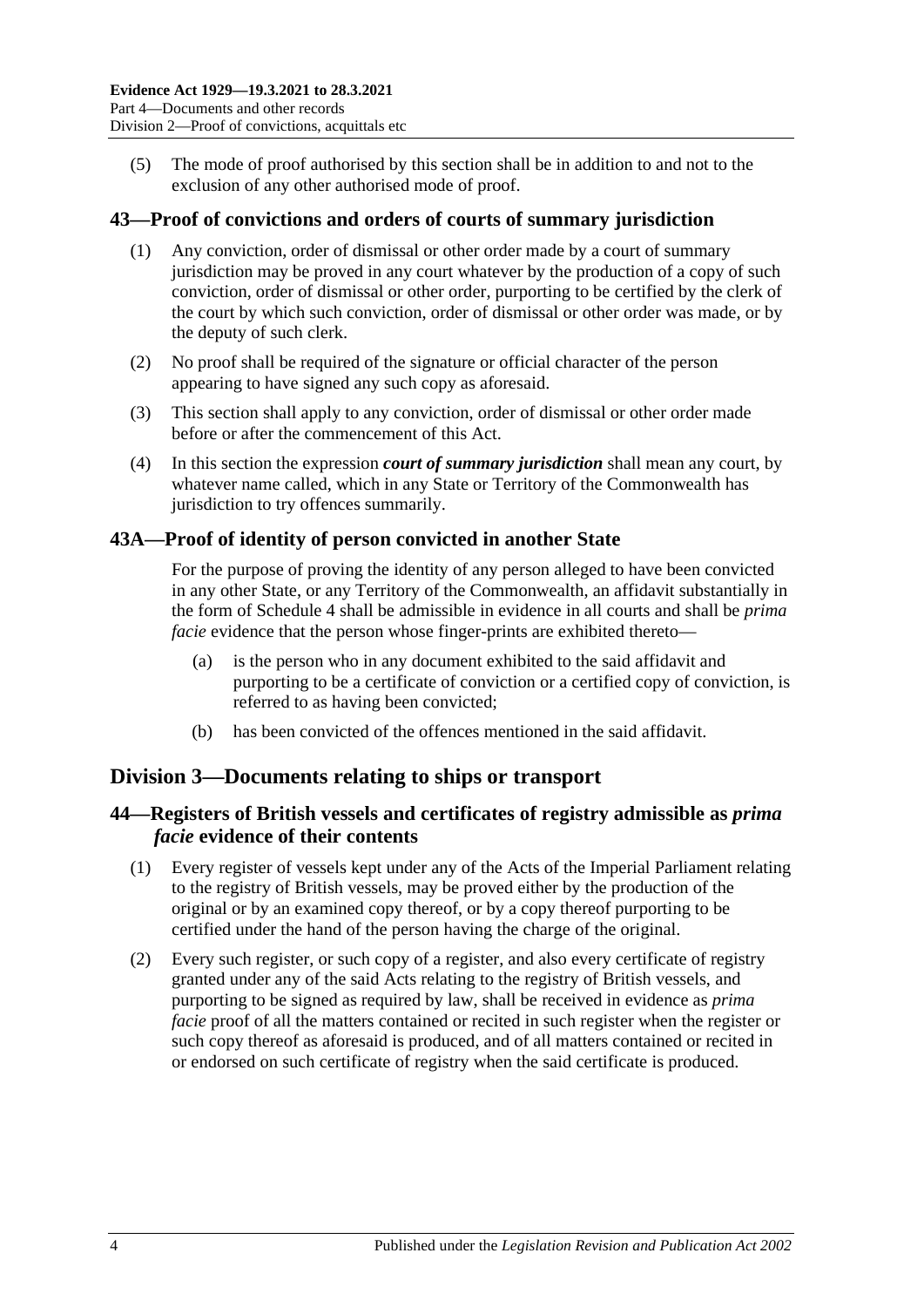(5) The mode of proof authorised by this section shall be in addition to and not to the exclusion of any other authorised mode of proof.

## 43—Proof of convictions and orders of courts of summary jurisdiction

(1) Any conviction, order of dismissal or other order made by a court of summary jurisdiction may be proved in any court whatever by the production of a copy of such conviction, order of dismissal or other order, purporting to be certified by the clerk of the court by which such conviction, order of dismissal or other order was made, or by the deputy of such clerk.

(2) No proof shall be required of the signature or official character of the person appearing to have signed any such copy as aforesaid.

(3) This section shall apply to any conviction, order of dismissal or other order made before or after the commencement of this Act.

(4) In this section the expression ***court of summary jurisdiction*** shall mean any court, by whatever name called, which in any State or Territory of the Commonwealth has jurisdiction to try offences summarily.

## 43A—Proof of identity of person convicted in another State

For the purpose of proving the identity of any person alleged to have been convicted in any other State, or any Territory of the Commonwealth, an affidavit substantially in the form of Schedule 4 shall be admissible in evidence in all courts and shall be *prima facie* evidence that the person whose finger-prints are exhibited thereto—

(a) is the person who in any document exhibited to the said affidavit and purporting to be a certificate of conviction or a certified copy of conviction, is referred to as having been convicted;

(b) has been convicted of the offences mentioned in the said affidavit.

# Division 3—Documents relating to ships or transport

## 44—Registers of British vessels and certificates of registry admissible as *prima facie* evidence of their contents

(1) Every register of vessels kept under any of the Acts of the Imperial Parliament relating to the registry of British vessels, may be proved either by the production of the original or by an examined copy thereof, or by a copy thereof purporting to be certified under the hand of the person having the charge of the original.

(2) Every such register, or such copy of a register, and also every certificate of registry granted under any of the said Acts relating to the registry of British vessels, and purporting to be signed as required by law, shall be received in evidence as *prima facie* proof of all the matters contained or recited in such register when the register or such copy thereof as aforesaid is produced, and of all matters contained or recited in or endorsed on such certificate of registry when the said certificate is produced.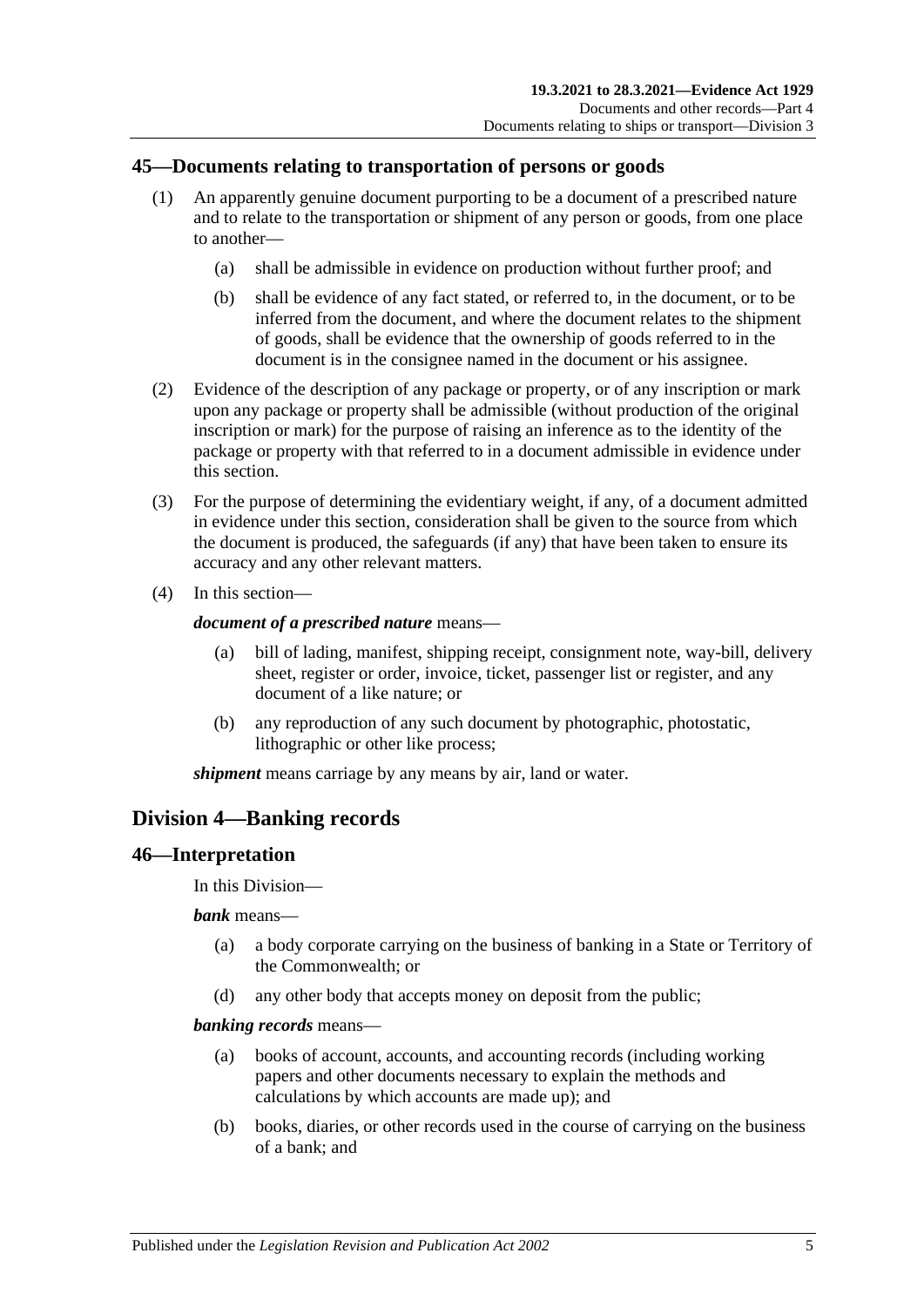## 45—Documents relating to transportation of persons or goods

(1) An apparently genuine document purporting to be a document of a prescribed nature and to relate to the transportation or shipment of any person or goods, from one place to another—

(a) shall be admissible in evidence on production without further proof; and

(b) shall be evidence of any fact stated, or referred to, in the document, or to be inferred from the document, and where the document relates to the shipment of goods, shall be evidence that the ownership of goods referred to in the document is in the consignee named in the document or his assignee.

(2) Evidence of the description of any package or property, or of any inscription or mark upon any package or property shall be admissible (without production of the original inscription or mark) for the purpose of raising an inference as to the identity of the package or property with that referred to in a document admissible in evidence under this section.

(3) For the purpose of determining the evidentiary weight, if any, of a document admitted in evidence under this section, consideration shall be given to the source from which the document is produced, the safeguards (if any) that have been taken to ensure its accuracy and any other relevant matters.

(4) In this section—

***document of a prescribed nature*** means—

(a) bill of lading, manifest, shipping receipt, consignment note, way-bill, delivery sheet, register or order, invoice, ticket, passenger list or register, and any document of a like nature; or

(b) any reproduction of any such document by photographic, photostatic, lithographic or other like process;

***shipment*** means carriage by any means by air, land or water.

# Division 4—Banking records

## 46—Interpretation

In this Division—

***bank*** means—

(a) a body corporate carrying on the business of banking in a State or Territory of the Commonwealth; or

(d) any other body that accepts money on deposit from the public;

***banking records*** means—

(a) books of account, accounts, and accounting records (including working papers and other documents necessary to explain the methods and calculations by which accounts are made up); and

(b) books, diaries, or other records used in the course of carrying on the business of a bank; and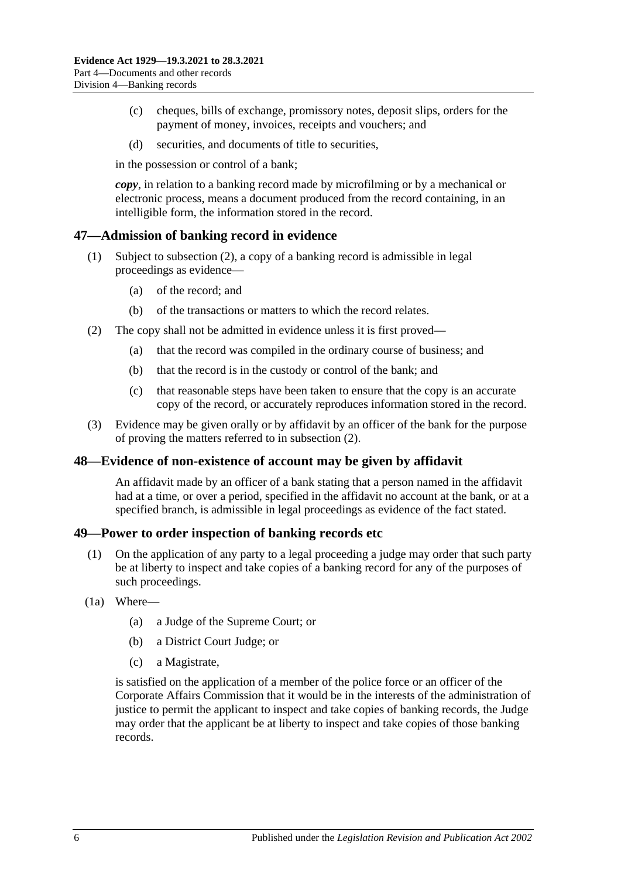(c) cheques, bills of exchange, promissory notes, deposit slips, orders for the payment of money, invoices, receipts and vouchers; and

(d) securities, and documents of title to securities,

in the possession or control of a bank;

***copy***, in relation to a banking record made by microfilming or by a mechanical or electronic process, means a document produced from the record containing, in an intelligible form, the information stored in the record.

## 47—Admission of banking record in evidence

(1) Subject to subsection (2), a copy of a banking record is admissible in legal proceedings as evidence—

(a) of the record; and

(b) of the transactions or matters to which the record relates.

(2) The copy shall not be admitted in evidence unless it is first proved—

(a) that the record was compiled in the ordinary course of business; and

(b) that the record is in the custody or control of the bank; and

(c) that reasonable steps have been taken to ensure that the copy is an accurate copy of the record, or accurately reproduces information stored in the record.

(3) Evidence may be given orally or by affidavit by an officer of the bank for the purpose of proving the matters referred to in subsection (2).

## 48—Evidence of non-existence of account may be given by affidavit

An affidavit made by an officer of a bank stating that a person named in the affidavit had at a time, or over a period, specified in the affidavit no account at the bank, or at a specified branch, is admissible in legal proceedings as evidence of the fact stated.

## 49—Power to order inspection of banking records etc

(1) On the application of any party to a legal proceeding a judge may order that such party be at liberty to inspect and take copies of a banking record for any of the purposes of such proceedings.

(1a) Where—

(a) a Judge of the Supreme Court; or

(b) a District Court Judge; or

(c) a Magistrate,

is satisfied on the application of a member of the police force or an officer of the Corporate Affairs Commission that it would be in the interests of the administration of justice to permit the applicant to inspect and take copies of banking records, the Judge may order that the applicant be at liberty to inspect and take copies of those banking records.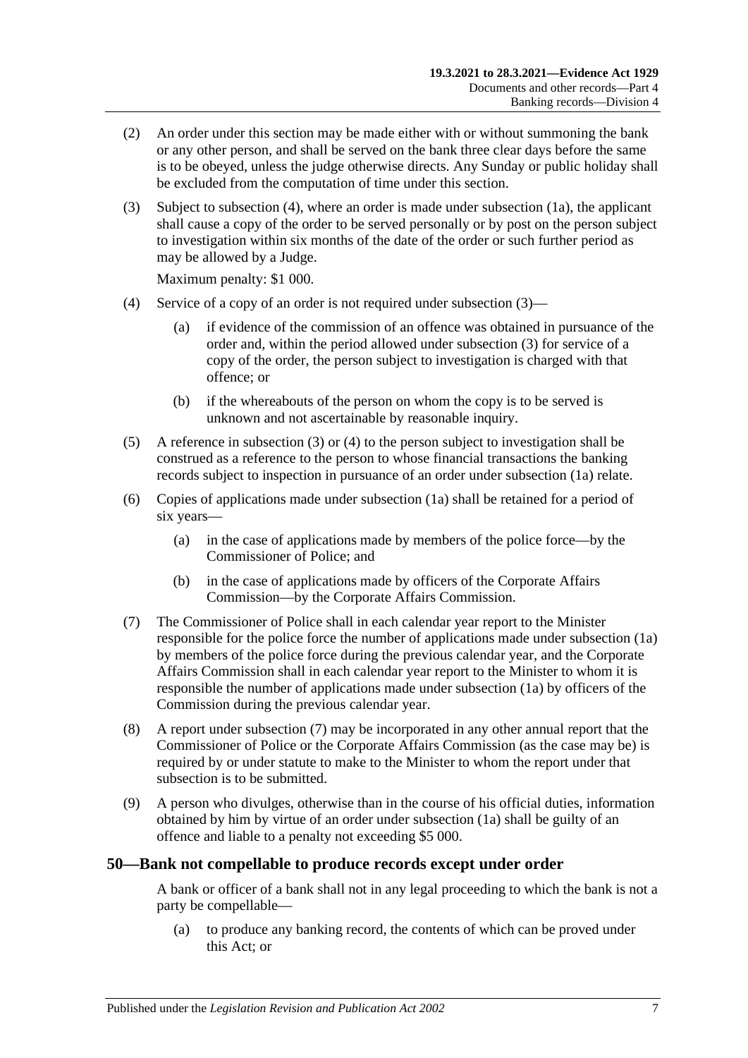(2) An order under this section may be made either with or without summoning the bank or any other person, and shall be served on the bank three clear days before the same is to be obeyed, unless the judge otherwise directs. Any Sunday or public holiday shall be excluded from the computation of time under this section.

(3) Subject to subsection (4), where an order is made under subsection (1a), the applicant shall cause a copy of the order to be served personally or by post on the person subject to investigation within six months of the date of the order or such further period as may be allowed by a Judge.

Maximum penalty: $1 000.

(4) Service of a copy of an order is not required under subsection (3)—

- (a) if evidence of the commission of an offence was obtained in pursuance of the order and, within the period allowed under subsection (3) for service of a copy of the order, the person subject to investigation is charged with that offence; or
- (b) if the whereabouts of the person on whom the copy is to be served is unknown and not ascertainable by reasonable inquiry.

(5) A reference in subsection (3) or (4) to the person subject to investigation shall be construed as a reference to the person to whose financial transactions the banking records subject to inspection in pursuance of an order under subsection (1a) relate.

(6) Copies of applications made under subsection (1a) shall be retained for a period of six years—

- (a) in the case of applications made by members of the police force—by the Commissioner of Police; and
- (b) in the case of applications made by officers of the Corporate Affairs Commission—by the Corporate Affairs Commission.

(7) The Commissioner of Police shall in each calendar year report to the Minister responsible for the police force the number of applications made under subsection (1a) by members of the police force during the previous calendar year, and the Corporate Affairs Commission shall in each calendar year report to the Minister to whom it is responsible the number of applications made under subsection (1a) by officers of the Commission during the previous calendar year.

(8) A report under subsection (7) may be incorporated in any other annual report that the Commissioner of Police or the Corporate Affairs Commission (as the case may be) is required by or under statute to make to the Minister to whom the report under that subsection is to be submitted.

(9) A person who divulges, otherwise than in the course of his official duties, information obtained by him by virtue of an order under subsection (1a) shall be guilty of an offence and liable to a penalty not exceeding $5 000.

## 50—Bank not compellable to produce records except under order

A bank or officer of a bank shall not in any legal proceeding to which the bank is not a party be compellable—

- (a) to produce any banking record, the contents of which can be proved under this Act; or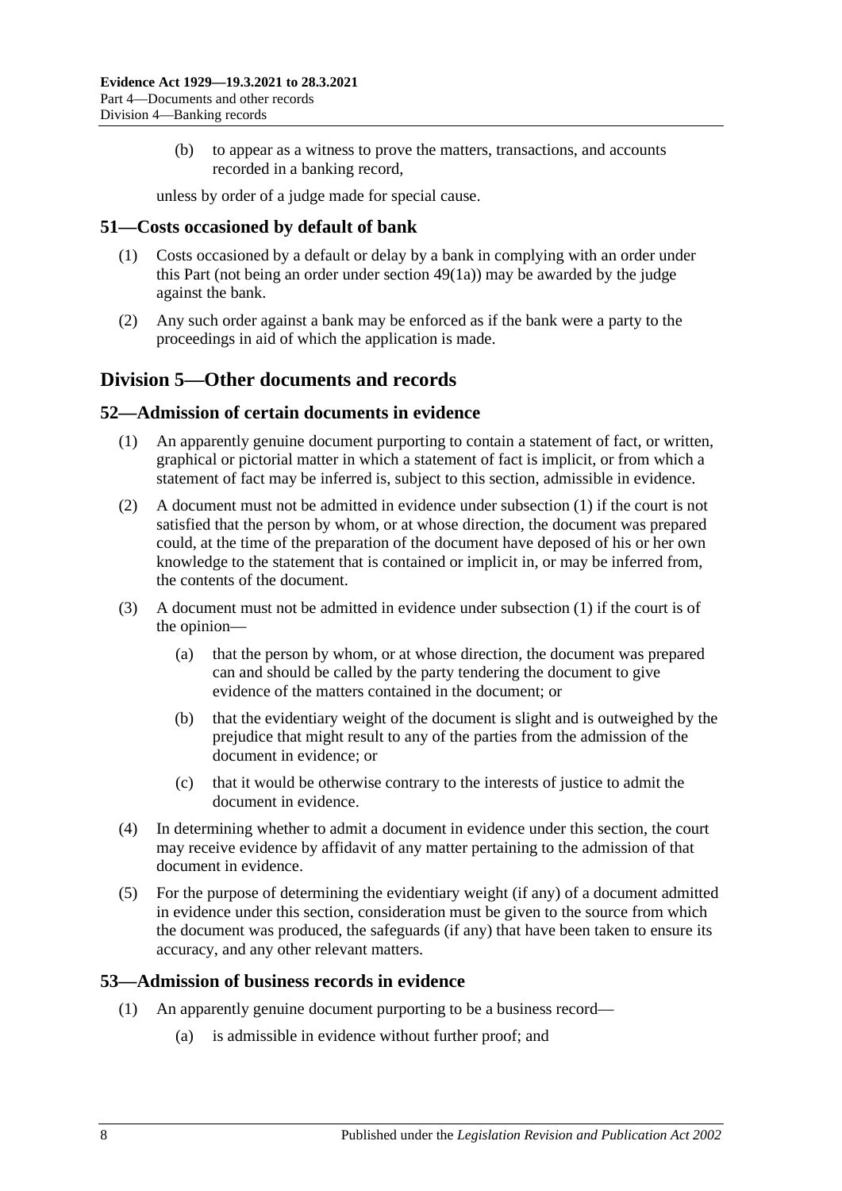(b) to appear as a witness to prove the matters, transactions, and accounts recorded in a banking record,

unless by order of a judge made for special cause.

### 51—Costs occasioned by default of bank

(1) Costs occasioned by a default or delay by a bank in complying with an order under this Part (not being an order under section 49(1a)) may be awarded by the judge against the bank.

(2) Any such order against a bank may be enforced as if the bank were a party to the proceedings in aid of which the application is made.

## Division 5—Other documents and records

### 52—Admission of certain documents in evidence

(1) An apparently genuine document purporting to contain a statement of fact, or written, graphical or pictorial matter in which a statement of fact is implicit, or from which a statement of fact may be inferred is, subject to this section, admissible in evidence.

(2) A document must not be admitted in evidence under subsection (1) if the court is not satisfied that the person by whom, or at whose direction, the document was prepared could, at the time of the preparation of the document have deposed of his or her own knowledge to the statement that is contained or implicit in, or may be inferred from, the contents of the document.

(3) A document must not be admitted in evidence under subsection (1) if the court is of the opinion—

(a) that the person by whom, or at whose direction, the document was prepared can and should be called by the party tendering the document to give evidence of the matters contained in the document; or

(b) that the evidentiary weight of the document is slight and is outweighed by the prejudice that might result to any of the parties from the admission of the document in evidence; or

(c) that it would be otherwise contrary to the interests of justice to admit the document in evidence.

(4) In determining whether to admit a document in evidence under this section, the court may receive evidence by affidavit of any matter pertaining to the admission of that document in evidence.

(5) For the purpose of determining the evidentiary weight (if any) of a document admitted in evidence under this section, consideration must be given to the source from which the document was produced, the safeguards (if any) that have been taken to ensure its accuracy, and any other relevant matters.

### 53—Admission of business records in evidence

(1) An apparently genuine document purporting to be a business record—

(a) is admissible in evidence without further proof; and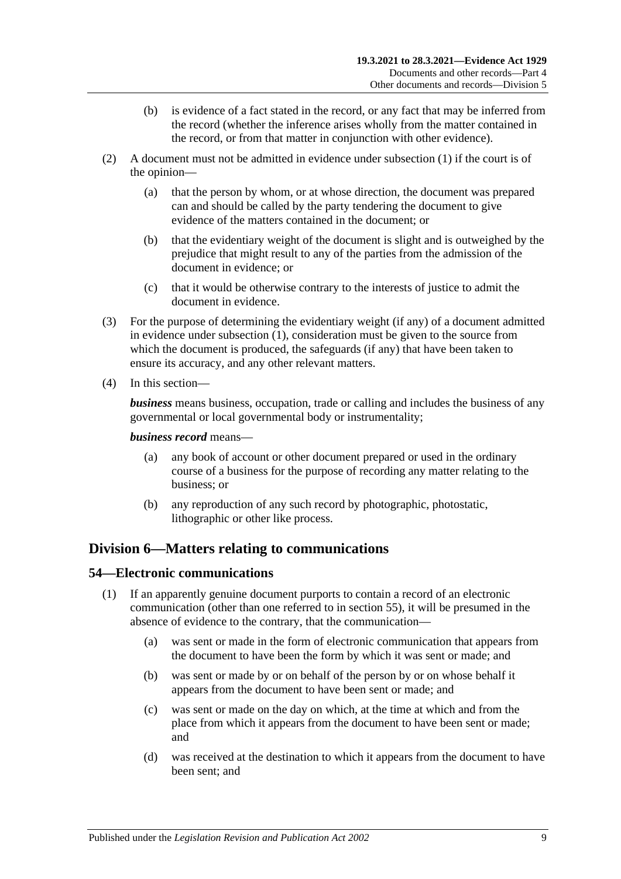(b) is evidence of a fact stated in the record, or any fact that may be inferred from the record (whether the inference arises wholly from the matter contained in the record, or from that matter in conjunction with other evidence).

(2) A document must not be admitted in evidence under subsection (1) if the court is of the opinion—

(a) that the person by whom, or at whose direction, the document was prepared can and should be called by the party tendering the document to give evidence of the matters contained in the document; or

(b) that the evidentiary weight of the document is slight and is outweighed by the prejudice that might result to any of the parties from the admission of the document in evidence; or

(c) that it would be otherwise contrary to the interests of justice to admit the document in evidence.

(3) For the purpose of determining the evidentiary weight (if any) of a document admitted in evidence under subsection (1), consideration must be given to the source from which the document is produced, the safeguards (if any) that have been taken to ensure its accuracy, and any other relevant matters.

(4) In this section—

***business*** means business, occupation, trade or calling and includes the business of any governmental or local governmental body or instrumentality;

***business record*** means—

(a) any book of account or other document prepared or used in the ordinary course of a business for the purpose of recording any matter relating to the business; or

(b) any reproduction of any such record by photographic, photostatic, lithographic or other like process.

## Division 6—Matters relating to communications

### 54—Electronic communications

(1) If an apparently genuine document purports to contain a record of an electronic communication (other than one referred to in section 55), it will be presumed in the absence of evidence to the contrary, that the communication—

(a) was sent or made in the form of electronic communication that appears from the document to have been the form by which it was sent or made; and

(b) was sent or made by or on behalf of the person by or on whose behalf it appears from the document to have been sent or made; and

(c) was sent or made on the day on which, at the time at which and from the place from which it appears from the document to have been sent or made; and

(d) was received at the destination to which it appears from the document to have been sent; and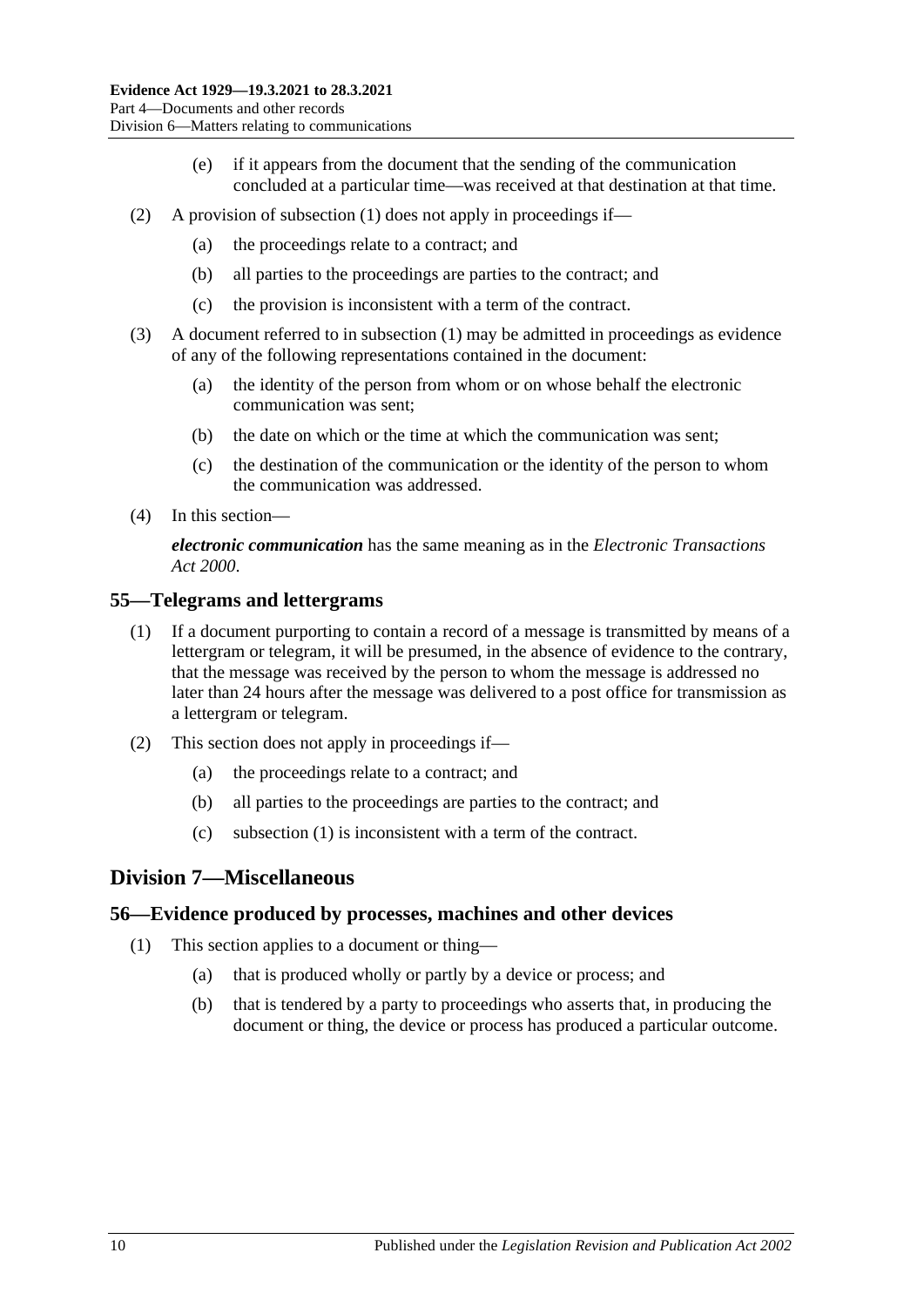(e) if it appears from the document that the sending of the communication concluded at a particular time—was received at that destination at that time.

(2) A provision of subsection (1) does not apply in proceedings if—

(a) the proceedings relate to a contract; and

(b) all parties to the proceedings are parties to the contract; and

(c) the provision is inconsistent with a term of the contract.

(3) A document referred to in subsection (1) may be admitted in proceedings as evidence of any of the following representations contained in the document:

(a) the identity of the person from whom or on whose behalf the electronic communication was sent;

(b) the date on which or the time at which the communication was sent;

(c) the destination of the communication or the identity of the person to whom the communication was addressed.

(4) In this section—

***electronic communication*** has the same meaning as in the *Electronic Transactions Act 2000*.

## 55—Telegrams and lettergrams

(1) If a document purporting to contain a record of a message is transmitted by means of a lettergram or telegram, it will be presumed, in the absence of evidence to the contrary, that the message was received by the person to whom the message is addressed no later than 24 hours after the message was delivered to a post office for transmission as a lettergram or telegram.

(2) This section does not apply in proceedings if—

(a) the proceedings relate to a contract; and

(b) all parties to the proceedings are parties to the contract; and

(c) subsection (1) is inconsistent with a term of the contract.

# Division 7—Miscellaneous

## 56—Evidence produced by processes, machines and other devices

(1) This section applies to a document or thing—

(a) that is produced wholly or partly by a device or process; and

(b) that is tendered by a party to proceedings who asserts that, in producing the document or thing, the device or process has produced a particular outcome.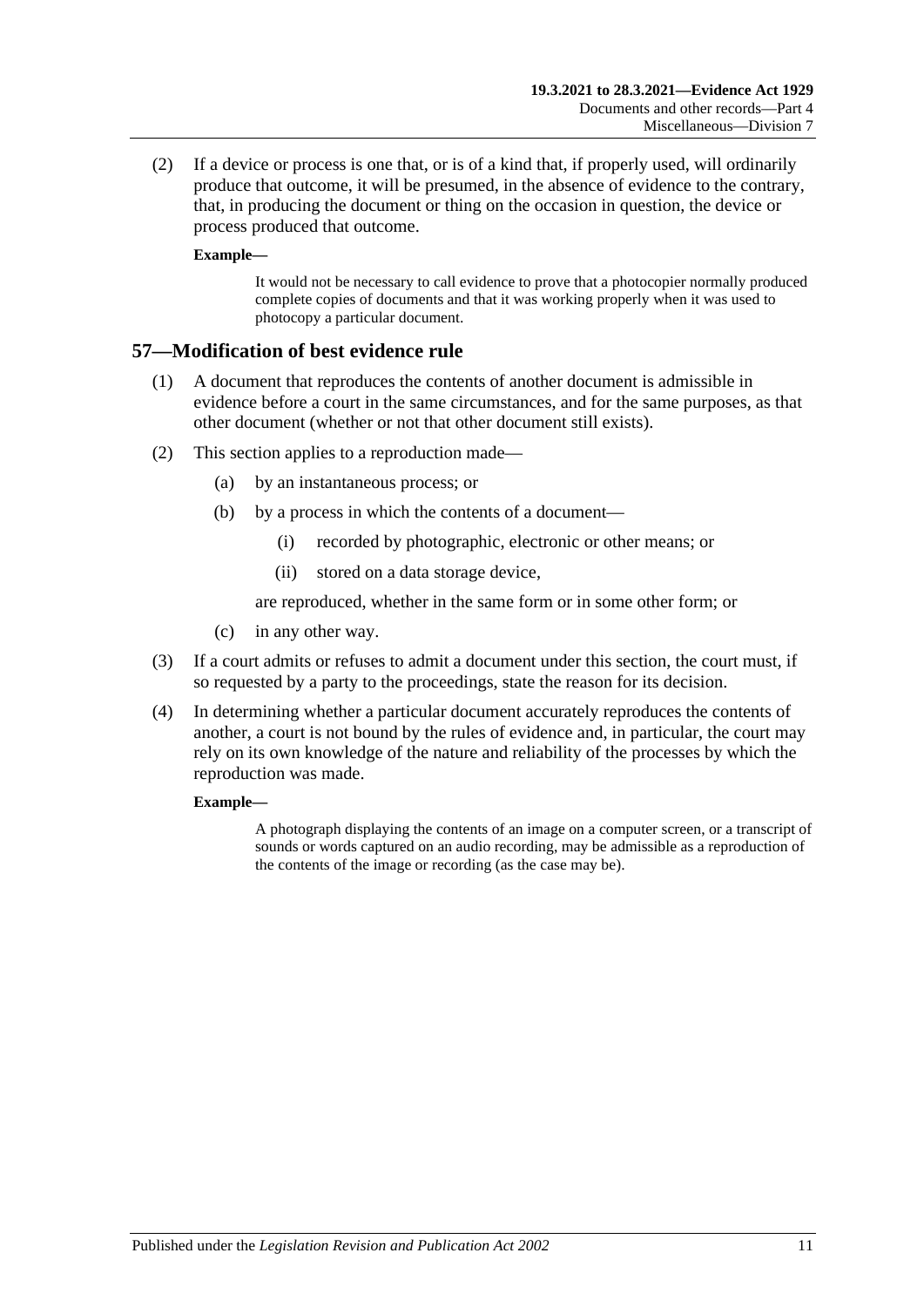(2) If a device or process is one that, or is of a kind that, if properly used, will ordinarily produce that outcome, it will be presumed, in the absence of evidence to the contrary, that, in producing the document or thing on the occasion in question, the device or process produced that outcome.

**Example—**

It would not be necessary to call evidence to prove that a photocopier normally produced complete copies of documents and that it was working properly when it was used to photocopy a particular document.

## 57—Modification of best evidence rule

(1) A document that reproduces the contents of another document is admissible in evidence before a court in the same circumstances, and for the same purposes, as that other document (whether or not that other document still exists).

(2) This section applies to a reproduction made—

(a) by an instantaneous process; or

(b) by a process in which the contents of a document—

(i) recorded by photographic, electronic or other means; or

(ii) stored on a data storage device,

are reproduced, whether in the same form or in some other form; or

(c) in any other way.

(3) If a court admits or refuses to admit a document under this section, the court must, if so requested by a party to the proceedings, state the reason for its decision.

(4) In determining whether a particular document accurately reproduces the contents of another, a court is not bound by the rules of evidence and, in particular, the court may rely on its own knowledge of the nature and reliability of the processes by which the reproduction was made.

**Example—**

A photograph displaying the contents of an image on a computer screen, or a transcript of sounds or words captured on an audio recording, may be admissible as a reproduction of the contents of the image or recording (as the case may be).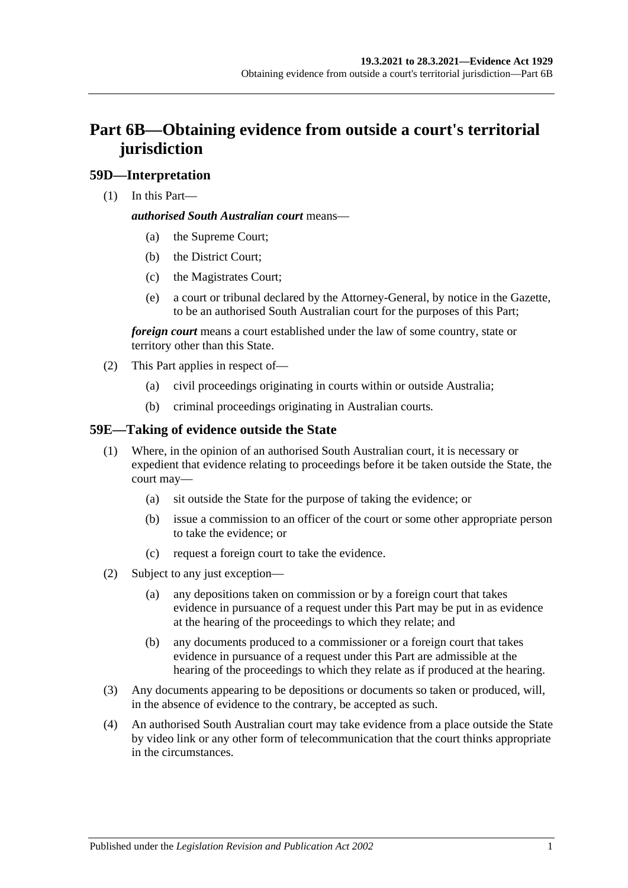# Part 6B—Obtaining evidence from outside a court's territorial jurisdiction

## 59D—Interpretation

(1) In this Part—

***authorised South Australian court*** means—

- (a) the Supreme Court;
- (b) the District Court;
- (c) the Magistrates Court;
- (e) a court or tribunal declared by the Attorney-General, by notice in the Gazette, to be an authorised South Australian court for the purposes of this Part;

***foreign court*** means a court established under the law of some country, state or territory other than this State.

(2) This Part applies in respect of—

- (a) civil proceedings originating in courts within or outside Australia;
- (b) criminal proceedings originating in Australian courts.

## 59E—Taking of evidence outside the State

(1) Where, in the opinion of an authorised South Australian court, it is necessary or expedient that evidence relating to proceedings before it be taken outside the State, the court may—

- (a) sit outside the State for the purpose of taking the evidence; or
- (b) issue a commission to an officer of the court or some other appropriate person to take the evidence; or
- (c) request a foreign court to take the evidence.

(2) Subject to any just exception—

- (a) any depositions taken on commission or by a foreign court that takes evidence in pursuance of a request under this Part may be put in as evidence at the hearing of the proceedings to which they relate; and
- (b) any documents produced to a commissioner or a foreign court that takes evidence in pursuance of a request under this Part are admissible at the hearing of the proceedings to which they relate as if produced at the hearing.

(3) Any documents appearing to be depositions or documents so taken or produced, will, in the absence of evidence to the contrary, be accepted as such.

(4) An authorised South Australian court may take evidence from a place outside the State by video link or any other form of telecommunication that the court thinks appropriate in the circumstances.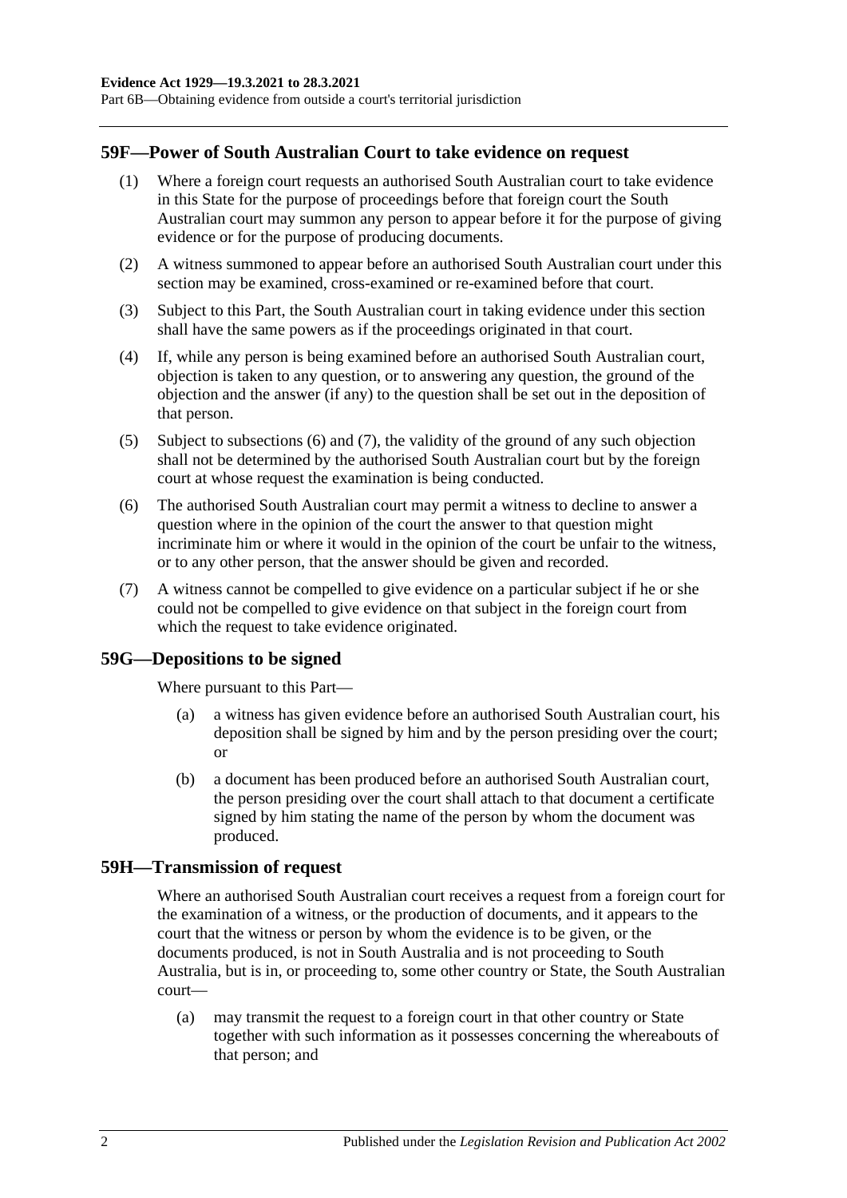## 59F—Power of South Australian Court to take evidence on request

(1) Where a foreign court requests an authorised South Australian court to take evidence in this State for the purpose of proceedings before that foreign court the South Australian court may summon any person to appear before it for the purpose of giving evidence or for the purpose of producing documents.

(2) A witness summoned to appear before an authorised South Australian court under this section may be examined, cross-examined or re-examined before that court.

(3) Subject to this Part, the South Australian court in taking evidence under this section shall have the same powers as if the proceedings originated in that court.

(4) If, while any person is being examined before an authorised South Australian court, objection is taken to any question, or to answering any question, the ground of the objection and the answer (if any) to the question shall be set out in the deposition of that person.

(5) Subject to subsections (6) and (7), the validity of the ground of any such objection shall not be determined by the authorised South Australian court but by the foreign court at whose request the examination is being conducted.

(6) The authorised South Australian court may permit a witness to decline to answer a question where in the opinion of the court the answer to that question might incriminate him or where it would in the opinion of the court be unfair to the witness, or to any other person, that the answer should be given and recorded.

(7) A witness cannot be compelled to give evidence on a particular subject if he or she could not be compelled to give evidence on that subject in the foreign court from which the request to take evidence originated.

## 59G—Depositions to be signed

Where pursuant to this Part—

(a) a witness has given evidence before an authorised South Australian court, his deposition shall be signed by him and by the person presiding over the court; or

(b) a document has been produced before an authorised South Australian court, the person presiding over the court shall attach to that document a certificate signed by him stating the name of the person by whom the document was produced.

## 59H—Transmission of request

Where an authorised South Australian court receives a request from a foreign court for the examination of a witness, or the production of documents, and it appears to the court that the witness or person by whom the evidence is to be given, or the documents produced, is not in South Australia and is not proceeding to South Australia, but is in, or proceeding to, some other country or State, the South Australian court—

(a) may transmit the request to a foreign court in that other country or State together with such information as it possesses concerning the whereabouts of that person; and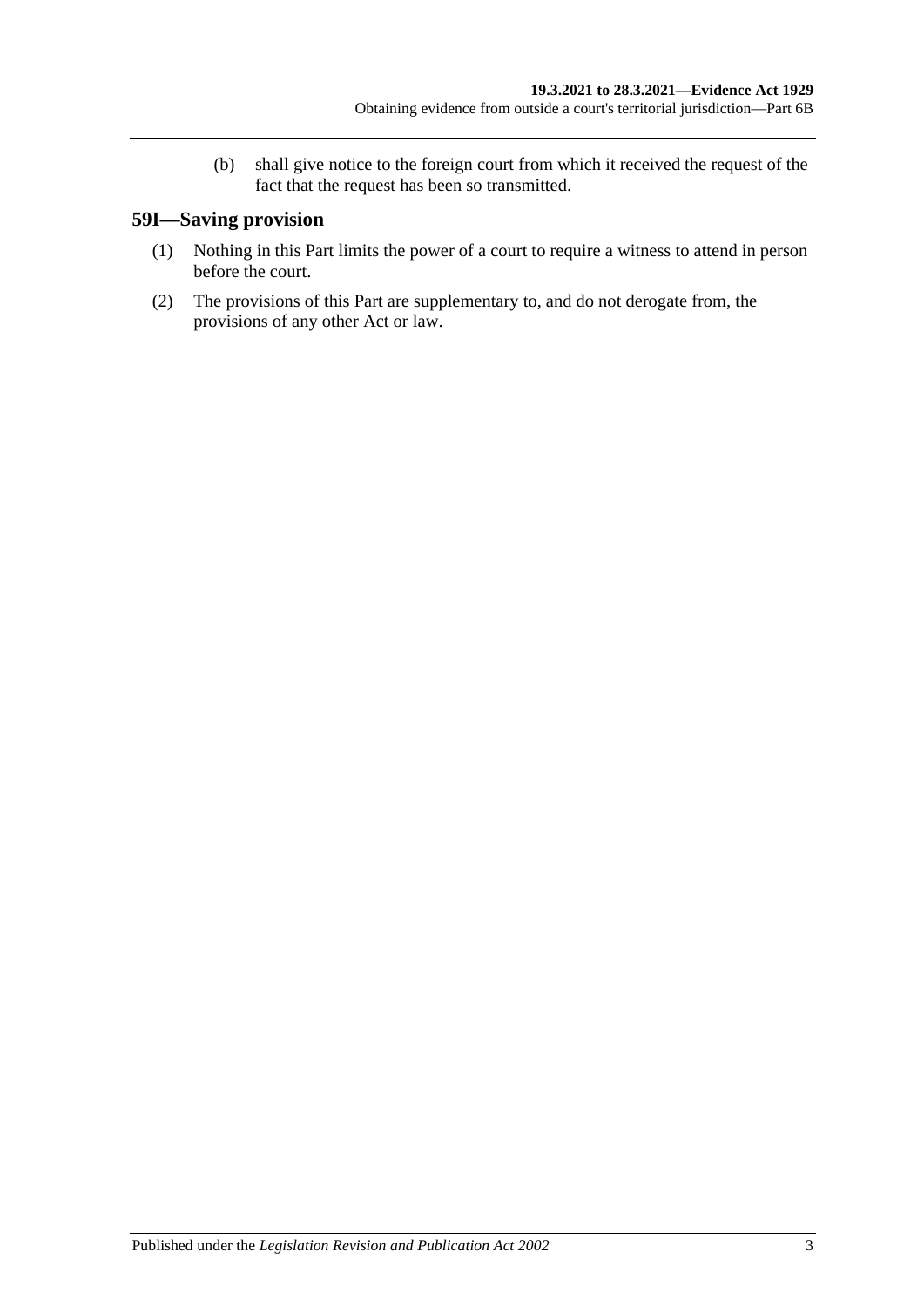(b) shall give notice to the foreign court from which it received the request of the fact that the request has been so transmitted.

## 59I—Saving provision

(1) Nothing in this Part limits the power of a court to require a witness to attend in person before the court.

(2) The provisions of this Part are supplementary to, and do not derogate from, the provisions of any other Act or law.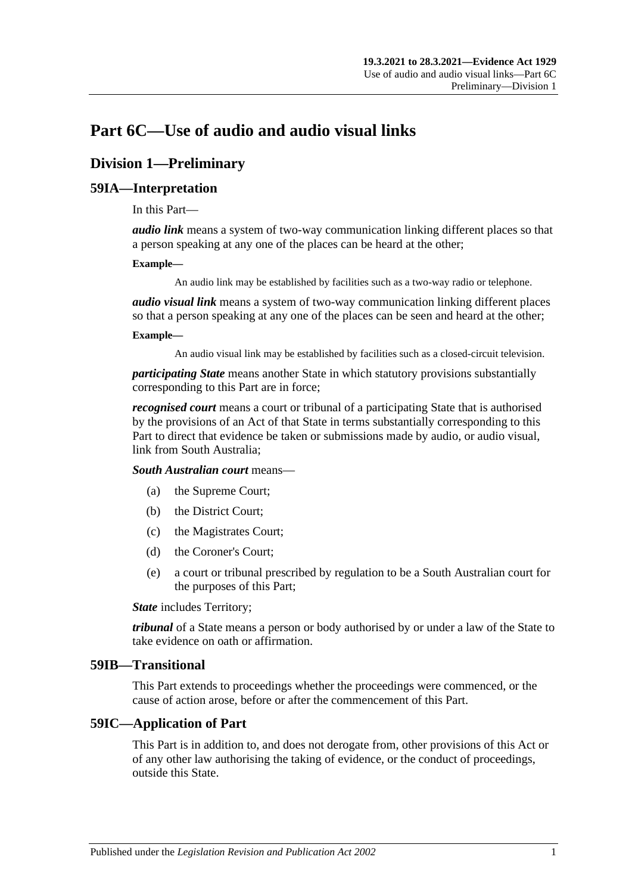# Part 6C—Use of audio and audio visual links

## Division 1—Preliminary

### 59IA—Interpretation

In this Part—

***audio link*** means a system of two-way communication linking different places so that a person speaking at any one of the places can be heard at the other;

**Example—**

An audio link may be established by facilities such as a two-way radio or telephone.

***audio visual link*** means a system of two-way communication linking different places so that a person speaking at any one of the places can be seen and heard at the other;

**Example—**

An audio visual link may be established by facilities such as a closed-circuit television.

***participating State*** means another State in which statutory provisions substantially corresponding to this Part are in force;

***recognised court*** means a court or tribunal of a participating State that is authorised by the provisions of an Act of that State in terms substantially corresponding to this Part to direct that evidence be taken or submissions made by audio, or audio visual, link from South Australia;

***South Australian court*** means—

(a) the Supreme Court;

(b) the District Court;

(c) the Magistrates Court;

(d) the Coroner's Court;

(e) a court or tribunal prescribed by regulation to be a South Australian court for the purposes of this Part;

***State*** includes Territory;

***tribunal*** of a State means a person or body authorised by or under a law of the State to take evidence on oath or affirmation.

### 59IB—Transitional

This Part extends to proceedings whether the proceedings were commenced, or the cause of action arose, before or after the commencement of this Part.

### 59IC—Application of Part

This Part is in addition to, and does not derogate from, other provisions of this Act or of any other law authorising the taking of evidence, or the conduct of proceedings, outside this State.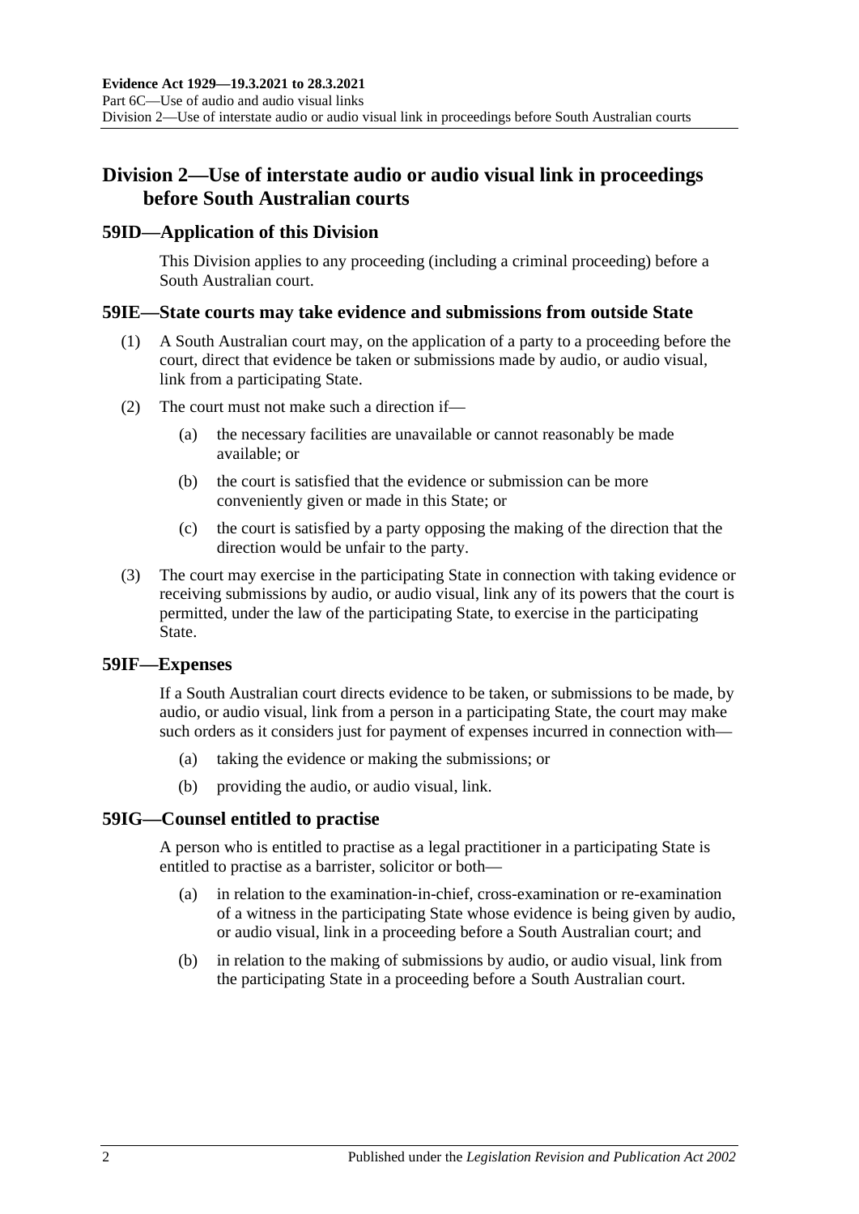## Division 2—Use of interstate audio or audio visual link in proceedings before South Australian courts

### 59ID—Application of this Division

This Division applies to any proceeding (including a criminal proceeding) before a South Australian court.

### 59IE—State courts may take evidence and submissions from outside State

(1) A South Australian court may, on the application of a party to a proceeding before the court, direct that evidence be taken or submissions made by audio, or audio visual, link from a participating State.

(2) The court must not make such a direction if—

- (a) the necessary facilities are unavailable or cannot reasonably be made available; or
- (b) the court is satisfied that the evidence or submission can be more conveniently given or made in this State; or
- (c) the court is satisfied by a party opposing the making of the direction that the direction would be unfair to the party.

(3) The court may exercise in the participating State in connection with taking evidence or receiving submissions by audio, or audio visual, link any of its powers that the court is permitted, under the law of the participating State, to exercise in the participating State.

### 59IF—Expenses

If a South Australian court directs evidence to be taken, or submissions to be made, by audio, or audio visual, link from a person in a participating State, the court may make such orders as it considers just for payment of expenses incurred in connection with—

- (a) taking the evidence or making the submissions; or
- (b) providing the audio, or audio visual, link.

### 59IG—Counsel entitled to practise

A person who is entitled to practise as a legal practitioner in a participating State is entitled to practise as a barrister, solicitor or both—

- (a) in relation to the examination-in-chief, cross-examination or re-examination of a witness in the participating State whose evidence is being given by audio, or audio visual, link in a proceeding before a South Australian court; and
- (b) in relation to the making of submissions by audio, or audio visual, link from the participating State in a proceeding before a South Australian court.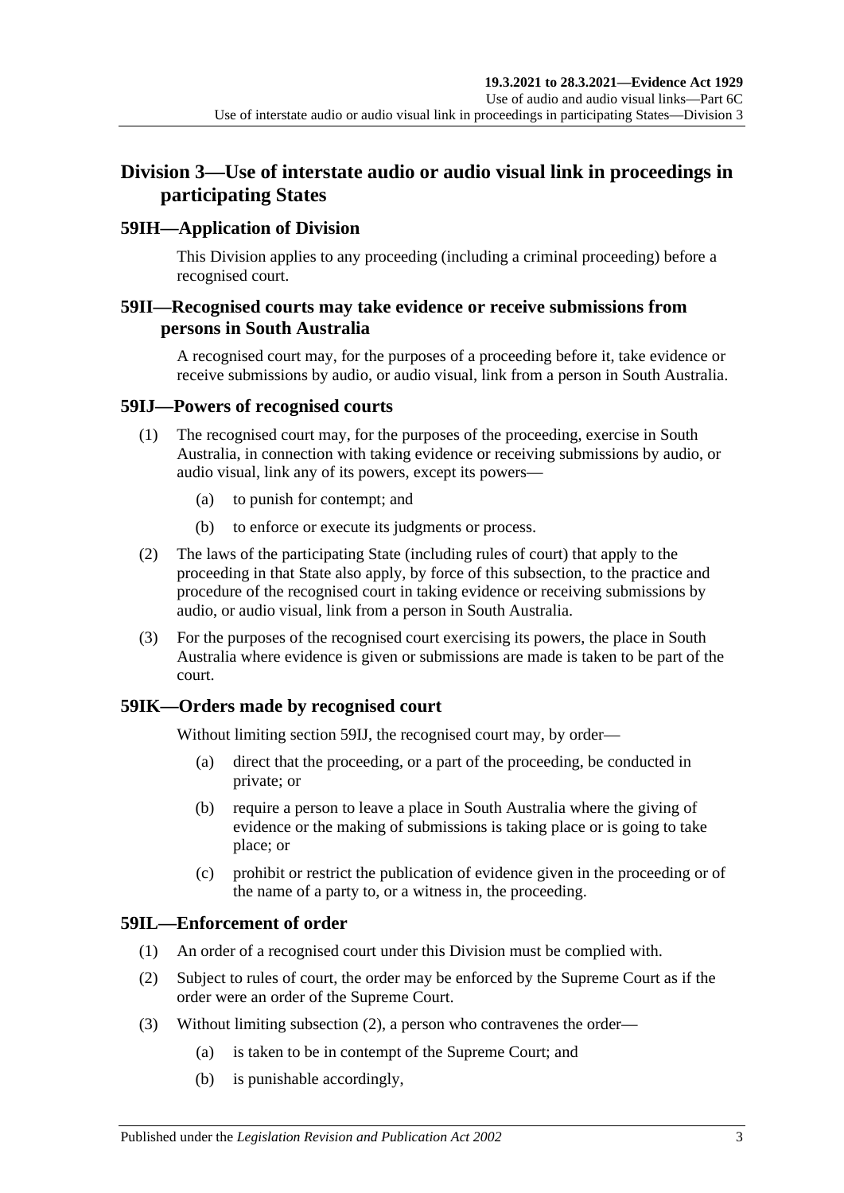## Division 3—Use of interstate audio or audio visual link in proceedings in participating States

### 59IH—Application of Division

This Division applies to any proceeding (including a criminal proceeding) before a recognised court.

### 59II—Recognised courts may take evidence or receive submissions from persons in South Australia

A recognised court may, for the purposes of a proceeding before it, take evidence or receive submissions by audio, or audio visual, link from a person in South Australia.

### 59IJ—Powers of recognised courts

(1) The recognised court may, for the purposes of the proceeding, exercise in South Australia, in connection with taking evidence or receiving submissions by audio, or audio visual, link any of its powers, except its powers—

(a) to punish for contempt; and

(b) to enforce or execute its judgments or process.

(2) The laws of the participating State (including rules of court) that apply to the proceeding in that State also apply, by force of this subsection, to the practice and procedure of the recognised court in taking evidence or receiving submissions by audio, or audio visual, link from a person in South Australia.

(3) For the purposes of the recognised court exercising its powers, the place in South Australia where evidence is given or submissions are made is taken to be part of the court.

### 59IK—Orders made by recognised court

Without limiting section 59IJ, the recognised court may, by order—

(a) direct that the proceeding, or a part of the proceeding, be conducted in private; or

(b) require a person to leave a place in South Australia where the giving of evidence or the making of submissions is taking place or is going to take place; or

(c) prohibit or restrict the publication of evidence given in the proceeding or of the name of a party to, or a witness in, the proceeding.

### 59IL—Enforcement of order

(1) An order of a recognised court under this Division must be complied with.

(2) Subject to rules of court, the order may be enforced by the Supreme Court as if the order were an order of the Supreme Court.

(3) Without limiting subsection (2), a person who contravenes the order—

(a) is taken to be in contempt of the Supreme Court; and

(b) is punishable accordingly,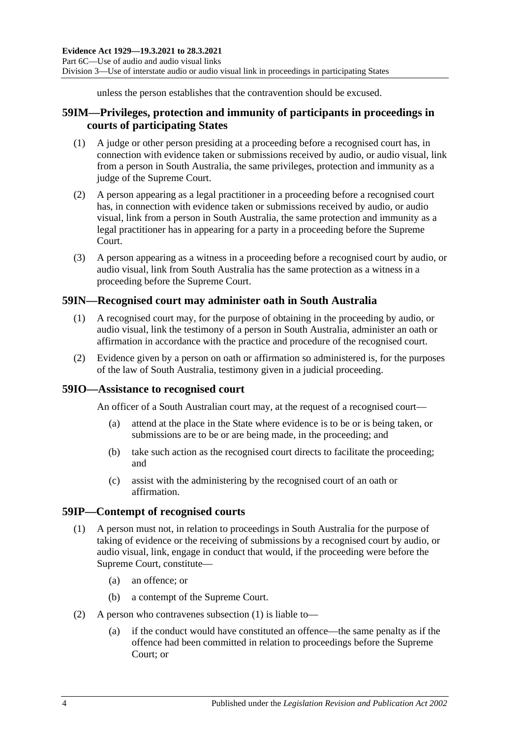unless the person establishes that the contravention should be excused.

## 59IM—Privileges, protection and immunity of participants in proceedings in courts of participating States

(1) A judge or other person presiding at a proceeding before a recognised court has, in connection with evidence taken or submissions received by audio, or audio visual, link from a person in South Australia, the same privileges, protection and immunity as a judge of the Supreme Court.

(2) A person appearing as a legal practitioner in a proceeding before a recognised court has, in connection with evidence taken or submissions received by audio, or audio visual, link from a person in South Australia, the same protection and immunity as a legal practitioner has in appearing for a party in a proceeding before the Supreme Court.

(3) A person appearing as a witness in a proceeding before a recognised court by audio, or audio visual, link from South Australia has the same protection as a witness in a proceeding before the Supreme Court.

## 59IN—Recognised court may administer oath in South Australia

(1) A recognised court may, for the purpose of obtaining in the proceeding by audio, or audio visual, link the testimony of a person in South Australia, administer an oath or affirmation in accordance with the practice and procedure of the recognised court.

(2) Evidence given by a person on oath or affirmation so administered is, for the purposes of the law of South Australia, testimony given in a judicial proceeding.

## 59IO—Assistance to recognised court

An officer of a South Australian court may, at the request of a recognised court—

(a) attend at the place in the State where evidence is to be or is being taken, or submissions are to be or are being made, in the proceeding; and

(b) take such action as the recognised court directs to facilitate the proceeding; and

(c) assist with the administering by the recognised court of an oath or affirmation.

## 59IP—Contempt of recognised courts

(1) A person must not, in relation to proceedings in South Australia for the purpose of taking of evidence or the receiving of submissions by a recognised court by audio, or audio visual, link, engage in conduct that would, if the proceeding were before the Supreme Court, constitute—

(a) an offence; or

(b) a contempt of the Supreme Court.

(2) A person who contravenes subsection (1) is liable to—

(a) if the conduct would have constituted an offence—the same penalty as if the offence had been committed in relation to proceedings before the Supreme Court; or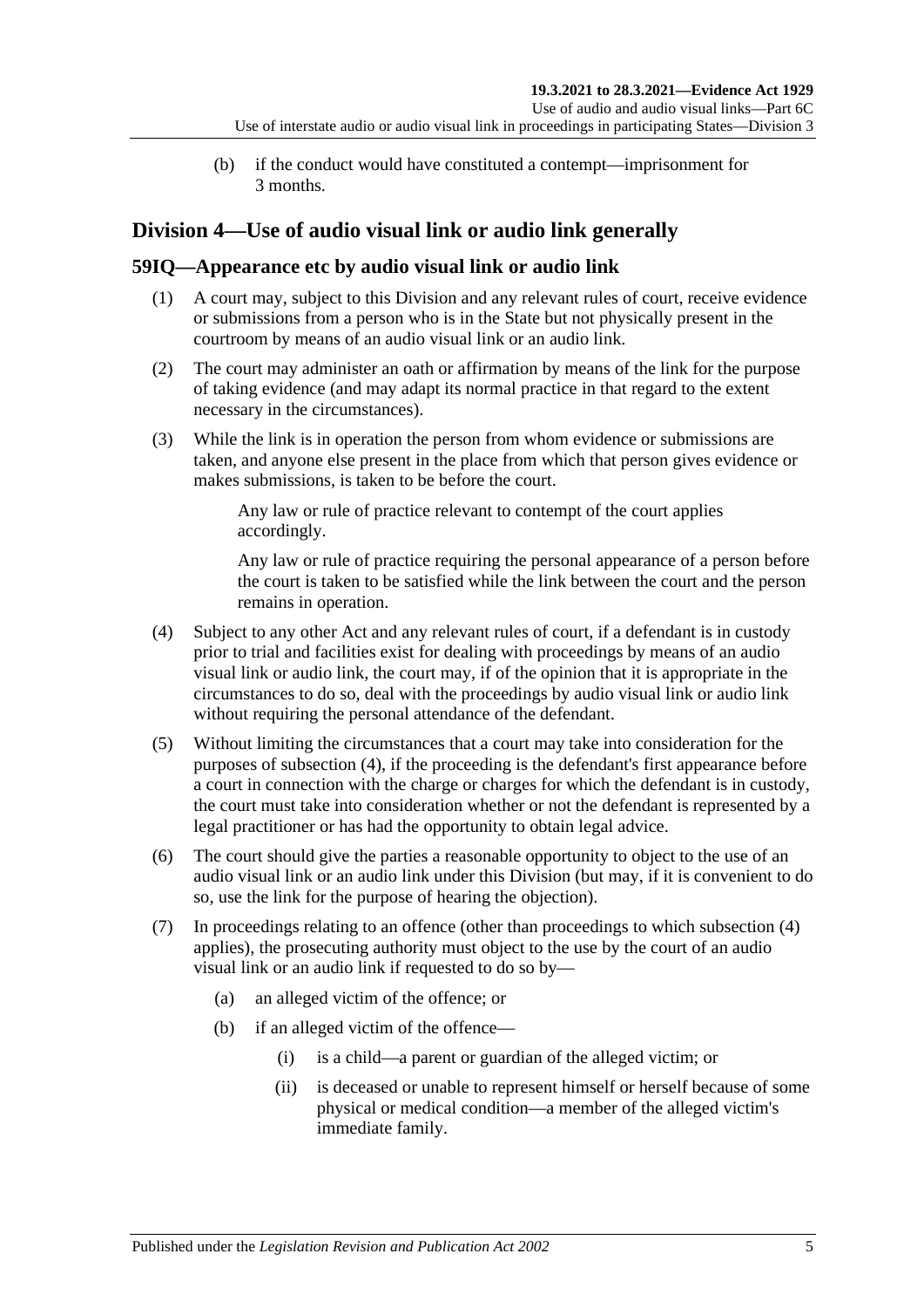(b) if the conduct would have constituted a contempt—imprisonment for 3 months.

## Division 4—Use of audio visual link or audio link generally

### 59IQ—Appearance etc by audio visual link or audio link

(1) A court may, subject to this Division and any relevant rules of court, receive evidence or submissions from a person who is in the State but not physically present in the courtroom by means of an audio visual link or an audio link.

(2) The court may administer an oath or affirmation by means of the link for the purpose of taking evidence (and may adapt its normal practice in that regard to the extent necessary in the circumstances).

(3) While the link is in operation the person from whom evidence or submissions are taken, and anyone else present in the place from which that person gives evidence or makes submissions, is taken to be before the court.

Any law or rule of practice relevant to contempt of the court applies accordingly.

Any law or rule of practice requiring the personal appearance of a person before the court is taken to be satisfied while the link between the court and the person remains in operation.

(4) Subject to any other Act and any relevant rules of court, if a defendant is in custody prior to trial and facilities exist for dealing with proceedings by means of an audio visual link or audio link, the court may, if of the opinion that it is appropriate in the circumstances to do so, deal with the proceedings by audio visual link or audio link without requiring the personal attendance of the defendant.

(5) Without limiting the circumstances that a court may take into consideration for the purposes of subsection (4), if the proceeding is the defendant's first appearance before a court in connection with the charge or charges for which the defendant is in custody, the court must take into consideration whether or not the defendant is represented by a legal practitioner or has had the opportunity to obtain legal advice.

(6) The court should give the parties a reasonable opportunity to object to the use of an audio visual link or an audio link under this Division (but may, if it is convenient to do so, use the link for the purpose of hearing the objection).

(7) In proceedings relating to an offence (other than proceedings to which subsection (4) applies), the prosecuting authority must object to the use by the court of an audio visual link or an audio link if requested to do so by—

(a) an alleged victim of the offence; or

(b) if an alleged victim of the offence—

(i) is a child—a parent or guardian of the alleged victim; or

(ii) is deceased or unable to represent himself or herself because of some physical or medical condition—a member of the alleged victim's immediate family.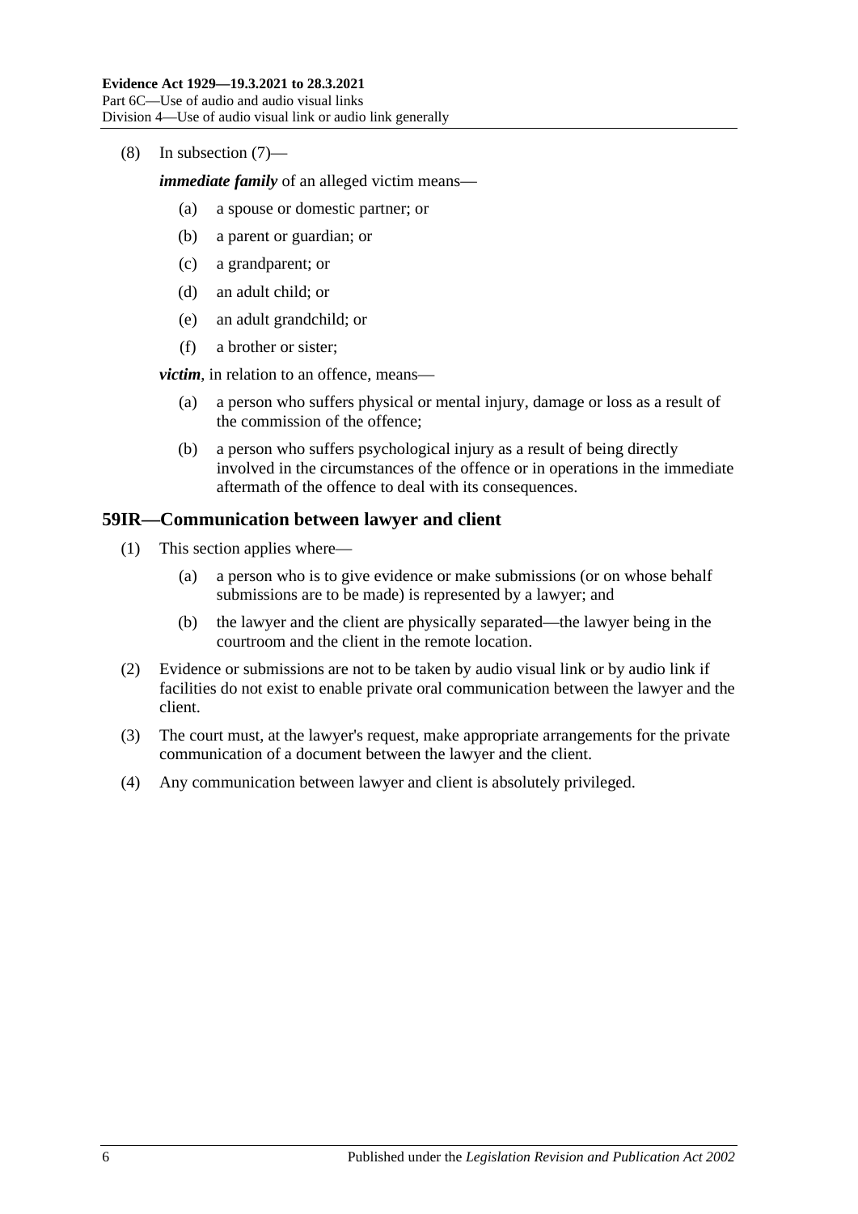(8) In subsection (7)—

***immediate family*** of an alleged victim means—

(a) a spouse or domestic partner; or

(b) a parent or guardian; or

(c) a grandparent; or

(d) an adult child; or

(e) an adult grandchild; or

(f) a brother or sister;

***victim***, in relation to an offence, means—

(a) a person who suffers physical or mental injury, damage or loss as a result of the commission of the offence;

(b) a person who suffers psychological injury as a result of being directly involved in the circumstances of the offence or in operations in the immediate aftermath of the offence to deal with its consequences.

## 59IR—Communication between lawyer and client

(1) This section applies where—

(a) a person who is to give evidence or make submissions (or on whose behalf submissions are to be made) is represented by a lawyer; and

(b) the lawyer and the client are physically separated—the lawyer being in the courtroom and the client in the remote location.

(2) Evidence or submissions are not to be taken by audio visual link or by audio link if facilities do not exist to enable private oral communication between the lawyer and the client.

(3) The court must, at the lawyer's request, make appropriate arrangements for the private communication of a document between the lawyer and the client.

(4) Any communication between lawyer and client is absolutely privileged.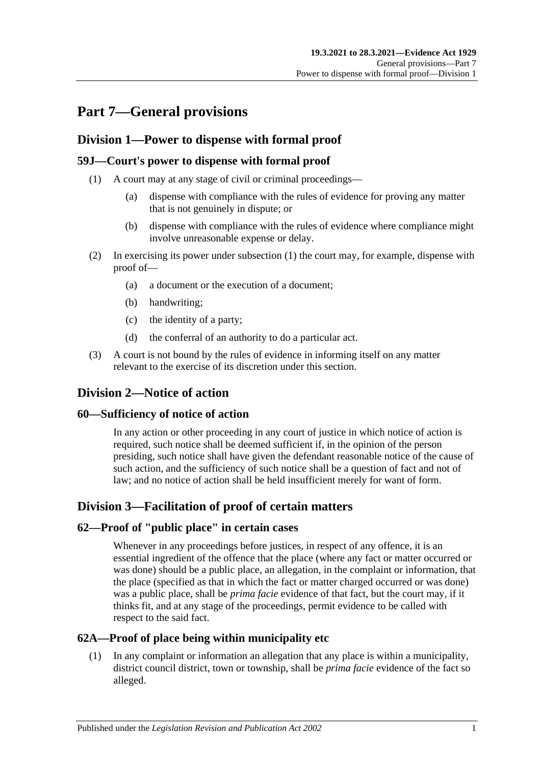# Part 7—General provisions

## Division 1—Power to dispense with formal proof

### 59J—Court's power to dispense with formal proof

(1) A court may at any stage of civil or criminal proceedings—

  (a) dispense with compliance with the rules of evidence for proving any matter that is not genuinely in dispute; or

  (b) dispense with compliance with the rules of evidence where compliance might involve unreasonable expense or delay.

(2) In exercising its power under subsection (1) the court may, for example, dispense with proof of—

  (a) a document or the execution of a document;

  (b) handwriting;

  (c) the identity of a party;

  (d) the conferral of an authority to do a particular act.

(3) A court is not bound by the rules of evidence in informing itself on any matter relevant to the exercise of its discretion under this section.

## Division 2—Notice of action

### 60—Sufficiency of notice of action

In any action or other proceeding in any court of justice in which notice of action is required, such notice shall be deemed sufficient if, in the opinion of the person presiding, such notice shall have given the defendant reasonable notice of the cause of such action, and the sufficiency of such notice shall be a question of fact and not of law; and no notice of action shall be held insufficient merely for want of form.

## Division 3—Facilitation of proof of certain matters

### 62—Proof of "public place" in certain cases

Whenever in any proceedings before justices, in respect of any offence, it is an essential ingredient of the offence that the place (where any fact or matter occurred or was done) should be a public place, an allegation, in the complaint or information, that the place (specified as that in which the fact or matter charged occurred or was done) was a public place, shall be *prima facie* evidence of that fact, but the court may, if it thinks fit, and at any stage of the proceedings, permit evidence to be called with respect to the said fact.

### 62A—Proof of place being within municipality etc

(1) In any complaint or information an allegation that any place is within a municipality, district council district, town or township, shall be *prima facie* evidence of the fact so alleged.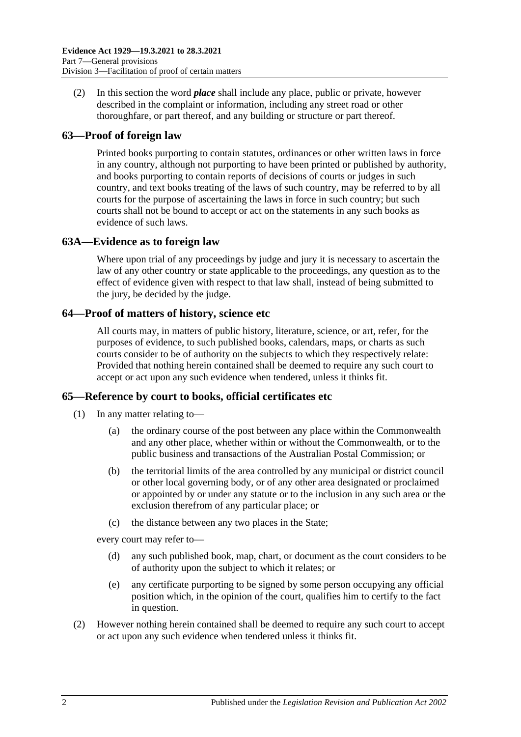(2) In this section the word ***place*** shall include any place, public or private, however described in the complaint or information, including any street road or other thoroughfare, or part thereof, and any building or structure or part thereof.

## 63—Proof of foreign law

Printed books purporting to contain statutes, ordinances or other written laws in force in any country, although not purporting to have been printed or published by authority, and books purporting to contain reports of decisions of courts or judges in such country, and text books treating of the laws of such country, may be referred to by all courts for the purpose of ascertaining the laws in force in such country; but such courts shall not be bound to accept or act on the statements in any such books as evidence of such laws.

## 63A—Evidence as to foreign law

Where upon trial of any proceedings by judge and jury it is necessary to ascertain the law of any other country or state applicable to the proceedings, any question as to the effect of evidence given with respect to that law shall, instead of being submitted to the jury, be decided by the judge.

## 64—Proof of matters of history, science etc

All courts may, in matters of public history, literature, science, or art, refer, for the purposes of evidence, to such published books, calendars, maps, or charts as such courts consider to be of authority on the subjects to which they respectively relate: Provided that nothing herein contained shall be deemed to require any such court to accept or act upon any such evidence when tendered, unless it thinks fit.

## 65—Reference by court to books, official certificates etc

(1) In any matter relating to—

(a) the ordinary course of the post between any place within the Commonwealth and any other place, whether within or without the Commonwealth, or to the public business and transactions of the Australian Postal Commission; or

(b) the territorial limits of the area controlled by any municipal or district council or other local governing body, or of any other area designated or proclaimed or appointed by or under any statute or to the inclusion in any such area or the exclusion therefrom of any particular place; or

(c) the distance between any two places in the State;

every court may refer to—

(d) any such published book, map, chart, or document as the court considers to be of authority upon the subject to which it relates; or

(e) any certificate purporting to be signed by some person occupying any official position which, in the opinion of the court, qualifies him to certify to the fact in question.

(2) However nothing herein contained shall be deemed to require any such court to accept or act upon any such evidence when tendered unless it thinks fit.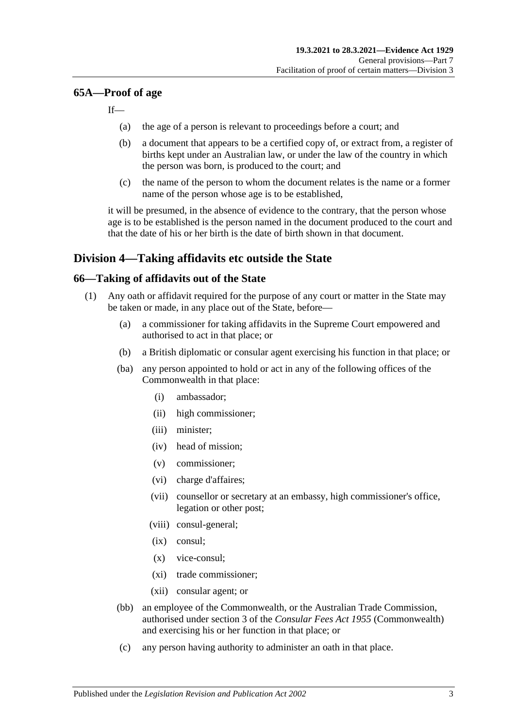## 65A—Proof of age

If—

- (a) the age of a person is relevant to proceedings before a court; and
- (b) a document that appears to be a certified copy of, or extract from, a register of births kept under an Australian law, or under the law of the country in which the person was born, is produced to the court; and
- (c) the name of the person to whom the document relates is the name or a former name of the person whose age is to be established,

it will be presumed, in the absence of evidence to the contrary, that the person whose age is to be established is the person named in the document produced to the court and that the date of his or her birth is the date of birth shown in that document.

# Division 4—Taking affidavits etc outside the State

## 66—Taking of affidavits out of the State

(1) Any oath or affidavit required for the purpose of any court or matter in the State may be taken or made, in any place out of the State, before—

- (a) a commissioner for taking affidavits in the Supreme Court empowered and authorised to act in that place; or
- (b) a British diplomatic or consular agent exercising his function in that place; or
- (ba) any person appointed to hold or act in any of the following offices of the Commonwealth in that place:
    - (i) ambassador;
    - (ii) high commissioner;
    - (iii) minister;
    - (iv) head of mission;
    - (v) commissioner;
    - (vi) charge d'affaires;
    - (vii) counsellor or secretary at an embassy, high commissioner's office, legation or other post;
    - (viii) consul-general;
    - (ix) consul;
    - (x) vice-consul;
    - (xi) trade commissioner;
    - (xii) consular agent; or
- (bb) an employee of the Commonwealth, or the Australian Trade Commission, authorised under section 3 of the *Consular Fees Act 1955* (Commonwealth) and exercising his or her function in that place; or
- (c) any person having authority to administer an oath in that place.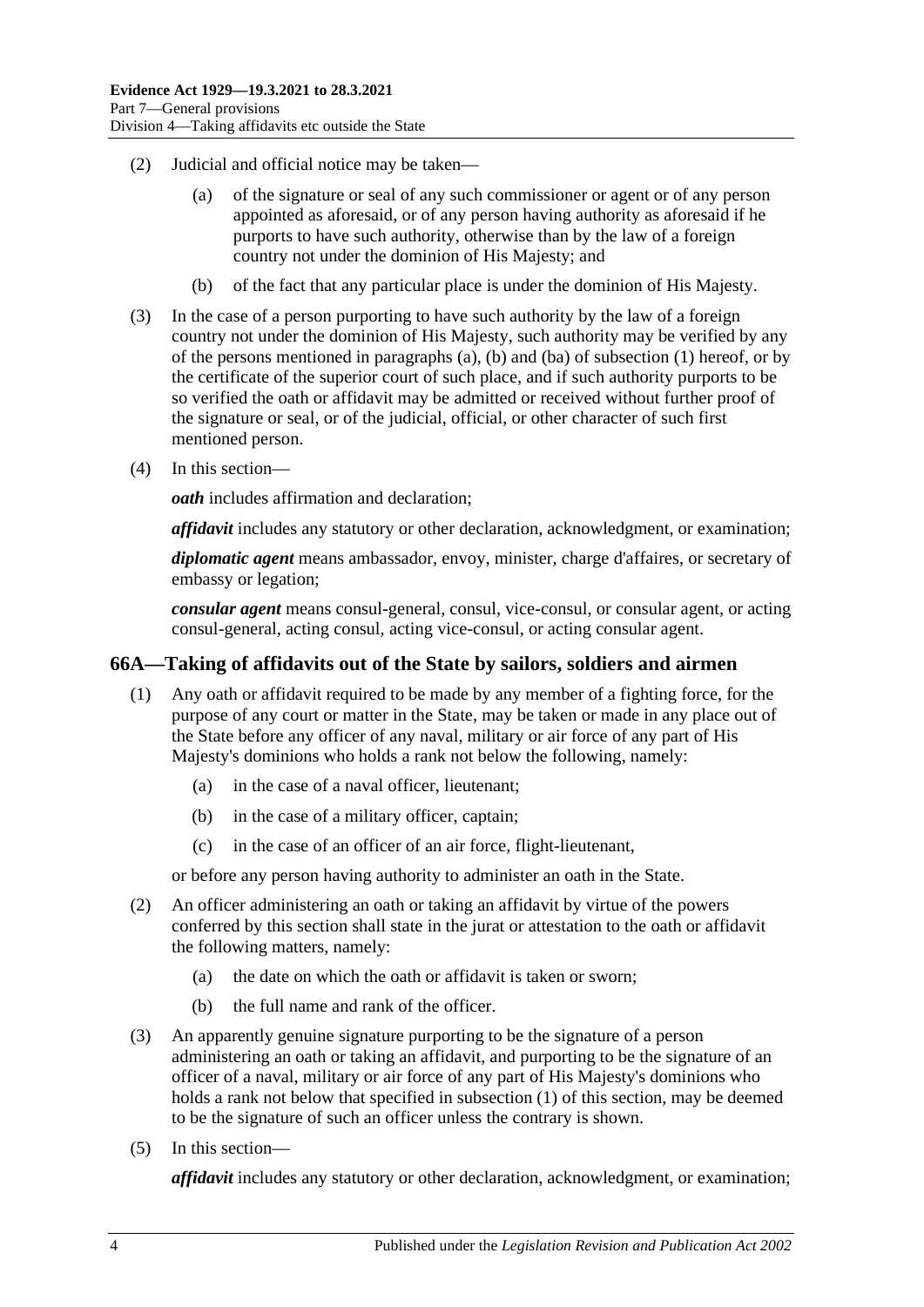(2) Judicial and official notice may be taken—

(a) of the signature or seal of any such commissioner or agent or of any person appointed as aforesaid, or of any person having authority as aforesaid if he purports to have such authority, otherwise than by the law of a foreign country not under the dominion of His Majesty; and

(b) of the fact that any particular place is under the dominion of His Majesty.

(3) In the case of a person purporting to have such authority by the law of a foreign country not under the dominion of His Majesty, such authority may be verified by any of the persons mentioned in paragraphs (a), (b) and (ba) of subsection (1) hereof, or by the certificate of the superior court of such place, and if such authority purports to be so verified the oath or affidavit may be admitted or received without further proof of the signature or seal, or of the judicial, official, or other character of such first mentioned person.

(4) In this section—

***oath*** includes affirmation and declaration;

***affidavit*** includes any statutory or other declaration, acknowledgment, or examination;

***diplomatic agent*** means ambassador, envoy, minister, charge d'affaires, or secretary of embassy or legation;

***consular agent*** means consul-general, consul, vice-consul, or consular agent, or acting consul-general, acting consul, acting vice-consul, or acting consular agent.

## 66A—Taking of affidavits out of the State by sailors, soldiers and airmen

(1) Any oath or affidavit required to be made by any member of a fighting force, for the purpose of any court or matter in the State, may be taken or made in any place out of the State before any officer of any naval, military or air force of any part of His Majesty's dominions who holds a rank not below the following, namely:

(a) in the case of a naval officer, lieutenant;

(b) in the case of a military officer, captain;

(c) in the case of an officer of an air force, flight-lieutenant,

or before any person having authority to administer an oath in the State.

(2) An officer administering an oath or taking an affidavit by virtue of the powers conferred by this section shall state in the jurat or attestation to the oath or affidavit the following matters, namely:

(a) the date on which the oath or affidavit is taken or sworn;

(b) the full name and rank of the officer.

(3) An apparently genuine signature purporting to be the signature of a person administering an oath or taking an affidavit, and purporting to be the signature of an officer of a naval, military or air force of any part of His Majesty's dominions who holds a rank not below that specified in subsection (1) of this section, may be deemed to be the signature of such an officer unless the contrary is shown.

(5) In this section—

***affidavit*** includes any statutory or other declaration, acknowledgment, or examination;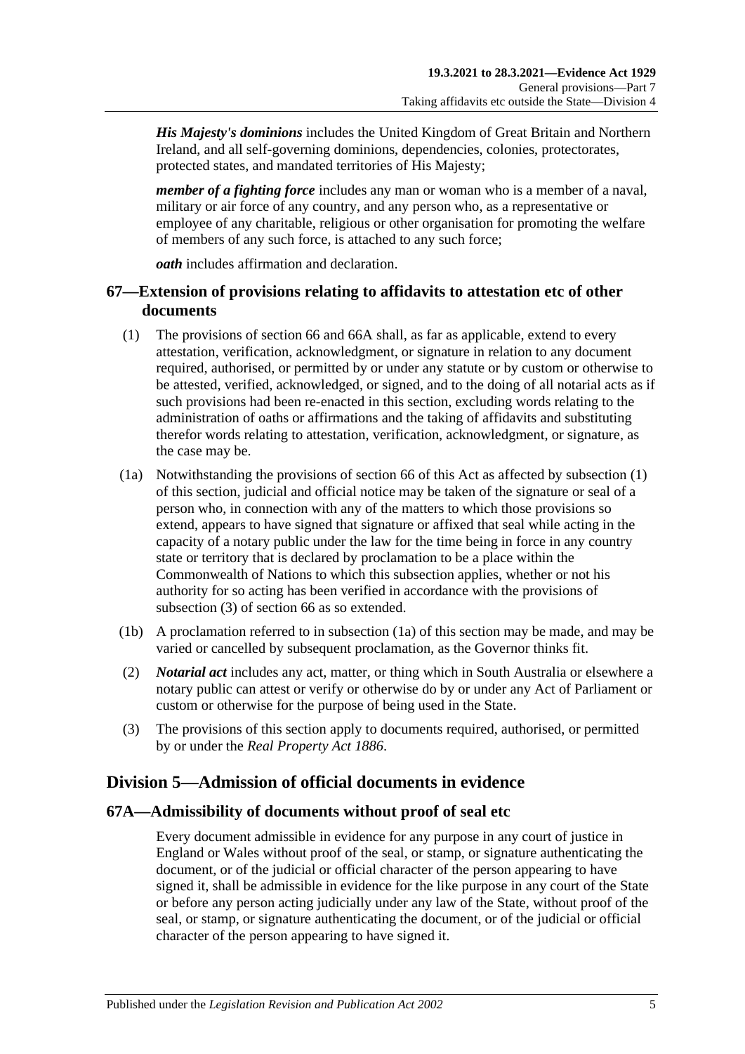***His Majesty's dominions*** includes the United Kingdom of Great Britain and Northern Ireland, and all self-governing dominions, dependencies, colonies, protectorates, protected states, and mandated territories of His Majesty;

***member of a fighting force*** includes any man or woman who is a member of a naval, military or air force of any country, and any person who, as a representative or employee of any charitable, religious or other organisation for promoting the welfare of members of any such force, is attached to any such force;

***oath*** includes affirmation and declaration.

## 67—Extension of provisions relating to affidavits to attestation etc of other documents

(1) The provisions of section 66 and 66A shall, as far as applicable, extend to every attestation, verification, acknowledgment, or signature in relation to any document required, authorised, or permitted by or under any statute or by custom or otherwise to be attested, verified, acknowledged, or signed, and to the doing of all notarial acts as if such provisions had been re-enacted in this section, excluding words relating to the administration of oaths or affirmations and the taking of affidavits and substituting therefor words relating to attestation, verification, acknowledgment, or signature, as the case may be.

(1a) Notwithstanding the provisions of section 66 of this Act as affected by subsection (1) of this section, judicial and official notice may be taken of the signature or seal of a person who, in connection with any of the matters to which those provisions so extend, appears to have signed that signature or affixed that seal while acting in the capacity of a notary public under the law for the time being in force in any country state or territory that is declared by proclamation to be a place within the Commonwealth of Nations to which this subsection applies, whether or not his authority for so acting has been verified in accordance with the provisions of subsection (3) of section 66 as so extended.

(1b) A proclamation referred to in subsection (1a) of this section may be made, and may be varied or cancelled by subsequent proclamation, as the Governor thinks fit.

(2) ***Notarial act*** includes any act, matter, or thing which in South Australia or elsewhere a notary public can attest or verify or otherwise do by or under any Act of Parliament or custom or otherwise for the purpose of being used in the State.

(3) The provisions of this section apply to documents required, authorised, or permitted by or under the *Real Property Act 1886*.

# Division 5—Admission of official documents in evidence

## 67A—Admissibility of documents without proof of seal etc

Every document admissible in evidence for any purpose in any court of justice in England or Wales without proof of the seal, or stamp, or signature authenticating the document, or of the judicial or official character of the person appearing to have signed it, shall be admissible in evidence for the like purpose in any court of the State or before any person acting judicially under any law of the State, without proof of the seal, or stamp, or signature authenticating the document, or of the judicial or official character of the person appearing to have signed it.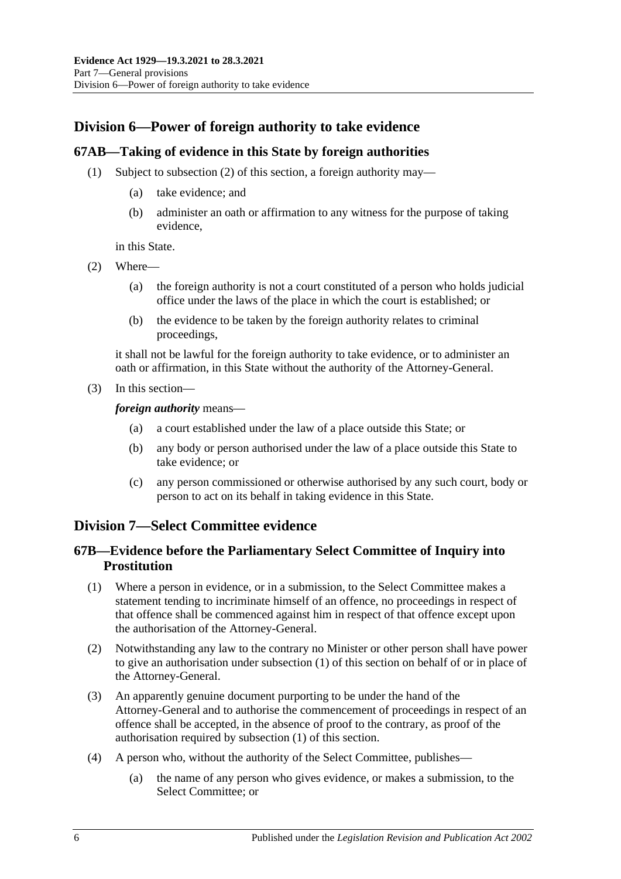## Division 6—Power of foreign authority to take evidence

### 67AB—Taking of evidence in this State by foreign authorities

(1) Subject to subsection (2) of this section, a foreign authority may—

- (a) take evidence; and
- (b) administer an oath or affirmation to any witness for the purpose of taking evidence,

in this State.

(2) Where—

- (a) the foreign authority is not a court constituted of a person who holds judicial office under the laws of the place in which the court is established; or
- (b) the evidence to be taken by the foreign authority relates to criminal proceedings,

it shall not be lawful for the foreign authority to take evidence, or to administer an oath or affirmation, in this State without the authority of the Attorney-General.

(3) In this section—

***foreign authority*** means—

- (a) a court established under the law of a place outside this State; or
- (b) any body or person authorised under the law of a place outside this State to take evidence; or
- (c) any person commissioned or otherwise authorised by any such court, body or person to act on its behalf in taking evidence in this State.

## Division 7—Select Committee evidence

### 67B—Evidence before the Parliamentary Select Committee of Inquiry into Prostitution

(1) Where a person in evidence, or in a submission, to the Select Committee makes a statement tending to incriminate himself of an offence, no proceedings in respect of that offence shall be commenced against him in respect of that offence except upon the authorisation of the Attorney-General.

(2) Notwithstanding any law to the contrary no Minister or other person shall have power to give an authorisation under subsection (1) of this section on behalf of or in place of the Attorney-General.

(3) An apparently genuine document purporting to be under the hand of the Attorney-General and to authorise the commencement of proceedings in respect of an offence shall be accepted, in the absence of proof to the contrary, as proof of the authorisation required by subsection (1) of this section.

(4) A person who, without the authority of the Select Committee, publishes—

- (a) the name of any person who gives evidence, or makes a submission, to the Select Committee; or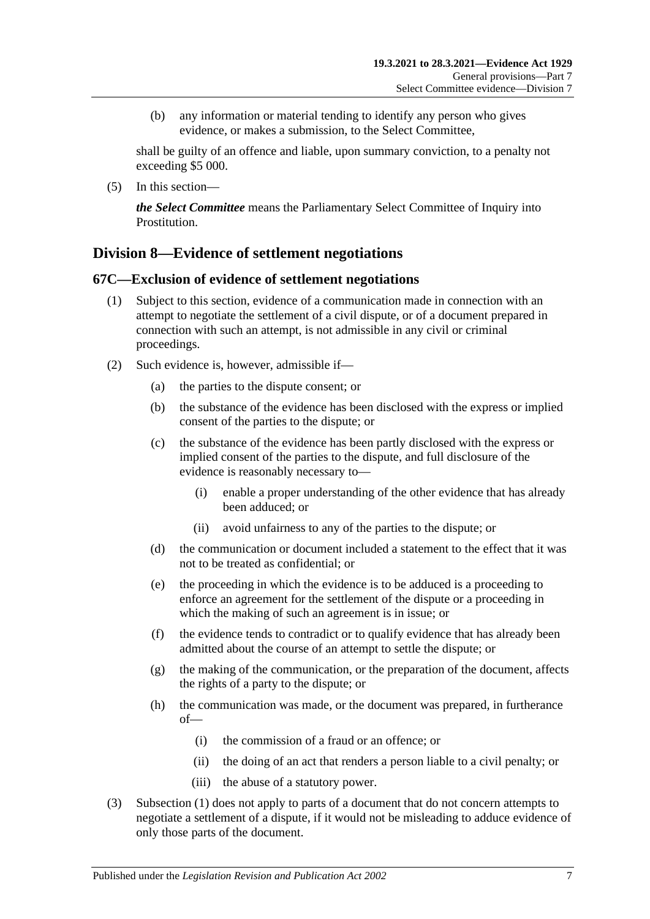(b) any information or material tending to identify any person who gives evidence, or makes a submission, to the Select Committee,

shall be guilty of an offence and liable, upon summary conviction, to a penalty not exceeding $5 000.

(5) In this section—

***the Select Committee*** means the Parliamentary Select Committee of Inquiry into Prostitution.

## Division 8—Evidence of settlement negotiations

### 67C—Exclusion of evidence of settlement negotiations

(1) Subject to this section, evidence of a communication made in connection with an attempt to negotiate the settlement of a civil dispute, or of a document prepared in connection with such an attempt, is not admissible in any civil or criminal proceedings.

(2) Such evidence is, however, admissible if—

  (a) the parties to the dispute consent; or

  (b) the substance of the evidence has been disclosed with the express or implied consent of the parties to the dispute; or

  (c) the substance of the evidence has been partly disclosed with the express or implied consent of the parties to the dispute, and full disclosure of the evidence is reasonably necessary to—

    (i) enable a proper understanding of the other evidence that has already been adduced; or

    (ii) avoid unfairness to any of the parties to the dispute; or

  (d) the communication or document included a statement to the effect that it was not to be treated as confidential; or

  (e) the proceeding in which the evidence is to be adduced is a proceeding to enforce an agreement for the settlement of the dispute or a proceeding in which the making of such an agreement is in issue; or

  (f) the evidence tends to contradict or to qualify evidence that has already been admitted about the course of an attempt to settle the dispute; or

  (g) the making of the communication, or the preparation of the document, affects the rights of a party to the dispute; or

  (h) the communication was made, or the document was prepared, in furtherance of—

    (i) the commission of a fraud or an offence; or

    (ii) the doing of an act that renders a person liable to a civil penalty; or

    (iii) the abuse of a statutory power.

(3) Subsection (1) does not apply to parts of a document that do not concern attempts to negotiate a settlement of a dispute, if it would not be misleading to adduce evidence of only those parts of the document.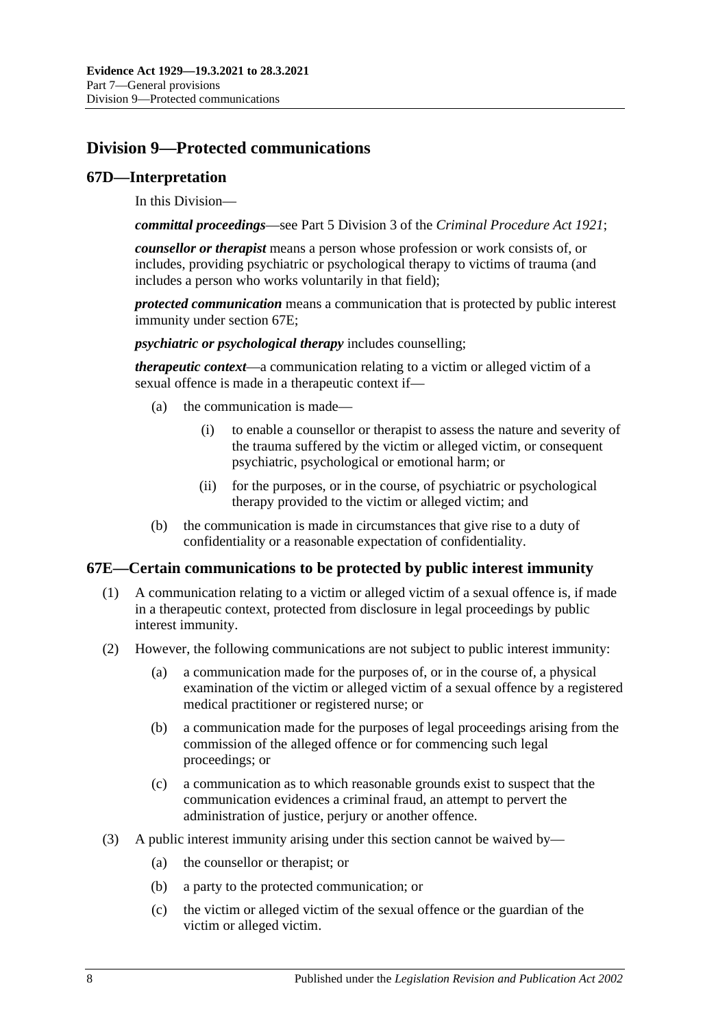## Division 9—Protected communications

### 67D—Interpretation

In this Division—

***committal proceedings***—see Part 5 Division 3 of the *Criminal Procedure Act 1921*;

***counsellor or therapist*** means a person whose profession or work consists of, or includes, providing psychiatric or psychological therapy to victims of trauma (and includes a person who works voluntarily in that field);

***protected communication*** means a communication that is protected by public interest immunity under section 67E;

***psychiatric or psychological therapy*** includes counselling;

***therapeutic context***—a communication relating to a victim or alleged victim of a sexual offence is made in a therapeutic context if—

- (a) the communication is made—
  - (i) to enable a counsellor or therapist to assess the nature and severity of the trauma suffered by the victim or alleged victim, or consequent psychiatric, psychological or emotional harm; or
  - (ii) for the purposes, or in the course, of psychiatric or psychological therapy provided to the victim or alleged victim; and
- (b) the communication is made in circumstances that give rise to a duty of confidentiality or a reasonable expectation of confidentiality.

### 67E—Certain communications to be protected by public interest immunity

(1) A communication relating to a victim or alleged victim of a sexual offence is, if made in a therapeutic context, protected from disclosure in legal proceedings by public interest immunity.

(2) However, the following communications are not subject to public interest immunity:

- (a) a communication made for the purposes of, or in the course of, a physical examination of the victim or alleged victim of a sexual offence by a registered medical practitioner or registered nurse; or
- (b) a communication made for the purposes of legal proceedings arising from the commission of the alleged offence or for commencing such legal proceedings; or
- (c) a communication as to which reasonable grounds exist to suspect that the communication evidences a criminal fraud, an attempt to pervert the administration of justice, perjury or another offence.

(3) A public interest immunity arising under this section cannot be waived by—

- (a) the counsellor or therapist; or
- (b) a party to the protected communication; or
- (c) the victim or alleged victim of the sexual offence or the guardian of the victim or alleged victim.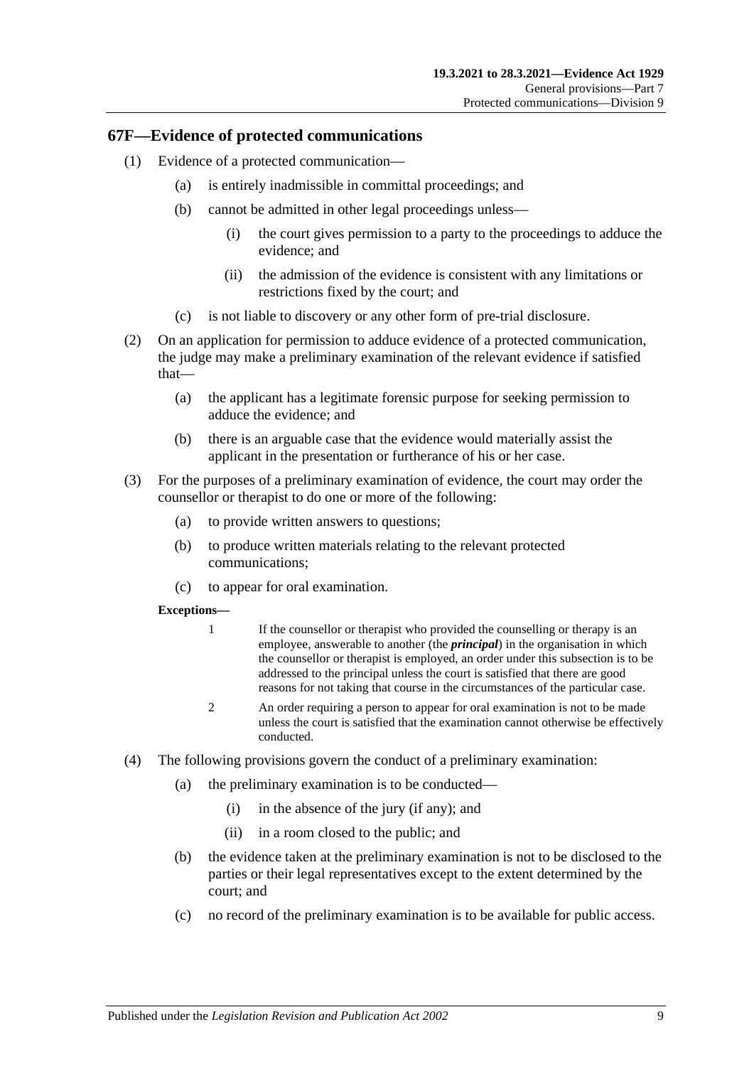## 67F—Evidence of protected communications

(1) Evidence of a protected communication—

 (a) is entirely inadmissible in committal proceedings; and

 (b) cannot be admitted in other legal proceedings unless—

  (i) the court gives permission to a party to the proceedings to adduce the evidence; and

  (ii) the admission of the evidence is consistent with any limitations or restrictions fixed by the court; and

 (c) is not liable to discovery or any other form of pre-trial disclosure.

(2) On an application for permission to adduce evidence of a protected communication, the judge may make a preliminary examination of the relevant evidence if satisfied that—

 (a) the applicant has a legitimate forensic purpose for seeking permission to adduce the evidence; and

 (b) there is an arguable case that the evidence would materially assist the applicant in the presentation or furtherance of his or her case.

(3) For the purposes of a preliminary examination of evidence, the court may order the counsellor or therapist to do one or more of the following:

 (a) to provide written answers to questions;

 (b) to produce written materials relating to the relevant protected communications;

 (c) to appear for oral examination.

**Exceptions—**

1 If the counsellor or therapist who provided the counselling or therapy is an employee, answerable to another (the ***principal***) in the organisation in which the counsellor or therapist is employed, an order under this subsection is to be addressed to the principal unless the court is satisfied that there are good reasons for not taking that course in the circumstances of the particular case.

2 An order requiring a person to appear for oral examination is not to be made unless the court is satisfied that the examination cannot otherwise be effectively conducted.

(4) The following provisions govern the conduct of a preliminary examination:

 (a) the preliminary examination is to be conducted—

  (i) in the absence of the jury (if any); and

  (ii) in a room closed to the public; and

 (b) the evidence taken at the preliminary examination is not to be disclosed to the parties or their legal representatives except to the extent determined by the court; and

 (c) no record of the preliminary examination is to be available for public access.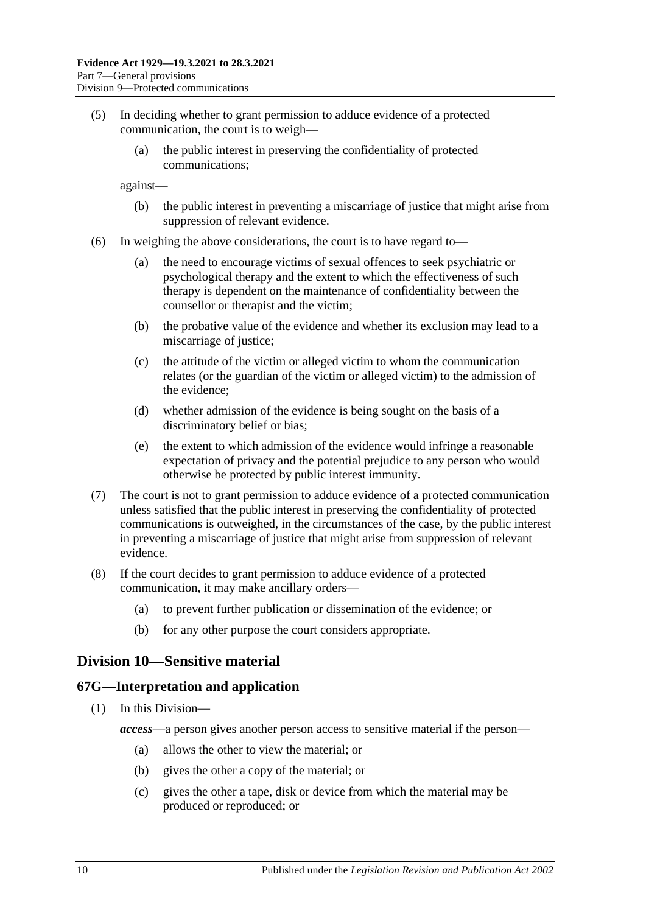(5) In deciding whether to grant permission to adduce evidence of a protected communication, the court is to weigh—

(a) the public interest in preserving the confidentiality of protected communications;

against—

(b) the public interest in preventing a miscarriage of justice that might arise from suppression of relevant evidence.

(6) In weighing the above considerations, the court is to have regard to—

(a) the need to encourage victims of sexual offences to seek psychiatric or psychological therapy and the extent to which the effectiveness of such therapy is dependent on the maintenance of confidentiality between the counsellor or therapist and the victim;

(b) the probative value of the evidence and whether its exclusion may lead to a miscarriage of justice;

(c) the attitude of the victim or alleged victim to whom the communication relates (or the guardian of the victim or alleged victim) to the admission of the evidence;

(d) whether admission of the evidence is being sought on the basis of a discriminatory belief or bias;

(e) the extent to which admission of the evidence would infringe a reasonable expectation of privacy and the potential prejudice to any person who would otherwise be protected by public interest immunity.

(7) The court is not to grant permission to adduce evidence of a protected communication unless satisfied that the public interest in preserving the confidentiality of protected communications is outweighed, in the circumstances of the case, by the public interest in preventing a miscarriage of justice that might arise from suppression of relevant evidence.

(8) If the court decides to grant permission to adduce evidence of a protected communication, it may make ancillary orders—

(a) to prevent further publication or dissemination of the evidence; or

(b) for any other purpose the court considers appropriate.

## Division 10—Sensitive material

### 67G—Interpretation and application

(1) In this Division—

***access***—a person gives another person access to sensitive material if the person—

(a) allows the other to view the material; or

(b) gives the other a copy of the material; or

(c) gives the other a tape, disk or device from which the material may be produced or reproduced; or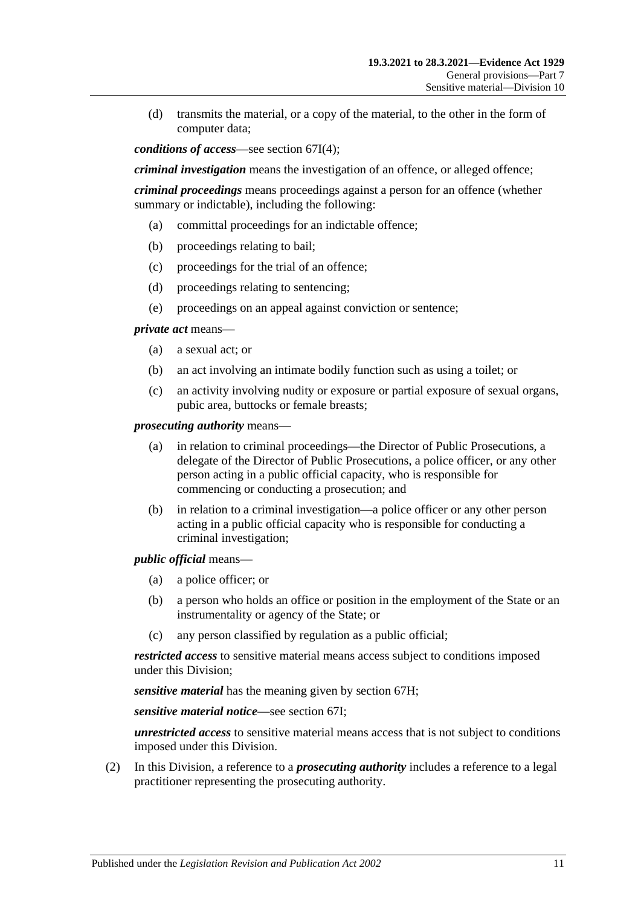(d) transmits the material, or a copy of the material, to the other in the form of computer data;

***conditions of access***—see section 67I(4);

***criminal investigation*** means the investigation of an offence, or alleged offence;

***criminal proceedings*** means proceedings against a person for an offence (whether summary or indictable), including the following:

(a) committal proceedings for an indictable offence;

(b) proceedings relating to bail;

(c) proceedings for the trial of an offence;

(d) proceedings relating to sentencing;

(e) proceedings on an appeal against conviction or sentence;

***private act*** means—

(a) a sexual act; or

(b) an act involving an intimate bodily function such as using a toilet; or

(c) an activity involving nudity or exposure or partial exposure of sexual organs, pubic area, buttocks or female breasts;

***prosecuting authority*** means—

(a) in relation to criminal proceedings—the Director of Public Prosecutions, a delegate of the Director of Public Prosecutions, a police officer, or any other person acting in a public official capacity, who is responsible for commencing or conducting a prosecution; and

(b) in relation to a criminal investigation—a police officer or any other person acting in a public official capacity who is responsible for conducting a criminal investigation;

***public official*** means—

(a) a police officer; or

(b) a person who holds an office or position in the employment of the State or an instrumentality or agency of the State; or

(c) any person classified by regulation as a public official;

***restricted access*** to sensitive material means access subject to conditions imposed under this Division;

***sensitive material*** has the meaning given by section 67H;

***sensitive material notice***—see section 67I;

***unrestricted access*** to sensitive material means access that is not subject to conditions imposed under this Division.

(2) In this Division, a reference to a ***prosecuting authority*** includes a reference to a legal practitioner representing the prosecuting authority.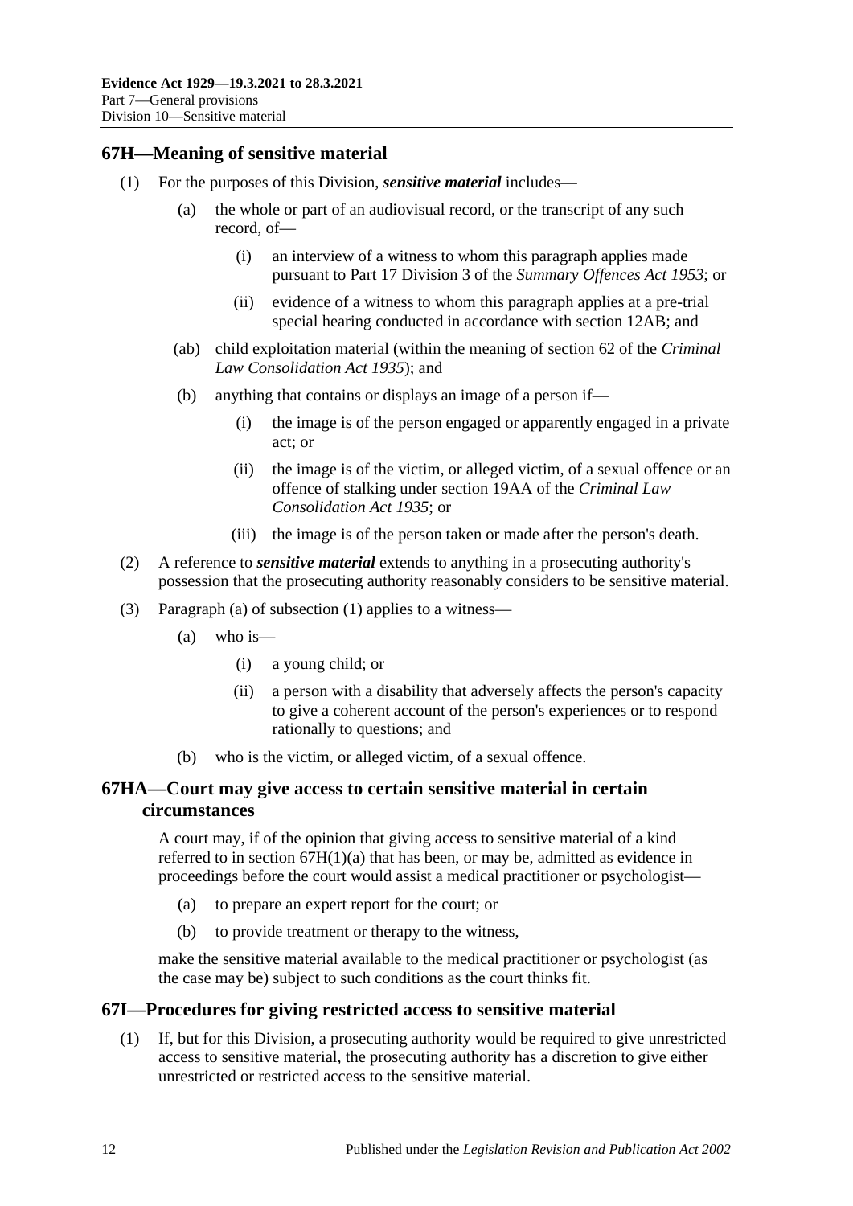## 67H—Meaning of sensitive material

(1) For the purposes of this Division, ***sensitive material*** includes—

(a) the whole or part of an audiovisual record, or the transcript of any such record, of—

(i) an interview of a witness to whom this paragraph applies made pursuant to Part 17 Division 3 of the *Summary Offences Act 1953*; or

(ii) evidence of a witness to whom this paragraph applies at a pre-trial special hearing conducted in accordance with section 12AB; and

(ab) child exploitation material (within the meaning of section 62 of the *Criminal Law Consolidation Act 1935*); and

(b) anything that contains or displays an image of a person if—

(i) the image is of the person engaged or apparently engaged in a private act; or

(ii) the image is of the victim, or alleged victim, of a sexual offence or an offence of stalking under section 19AA of the *Criminal Law Consolidation Act 1935*; or

(iii) the image is of the person taken or made after the person's death.

(2) A reference to ***sensitive material*** extends to anything in a prosecuting authority's possession that the prosecuting authority reasonably considers to be sensitive material.

(3) Paragraph (a) of subsection (1) applies to a witness—

(a) who is—

(i) a young child; or

(ii) a person with a disability that adversely affects the person's capacity to give a coherent account of the person's experiences or to respond rationally to questions; and

(b) who is the victim, or alleged victim, of a sexual offence.

## 67HA—Court may give access to certain sensitive material in certain circumstances

A court may, if of the opinion that giving access to sensitive material of a kind referred to in section 67H(1)(a) that has been, or may be, admitted as evidence in proceedings before the court would assist a medical practitioner or psychologist—

(a) to prepare an expert report for the court; or

(b) to provide treatment or therapy to the witness,

make the sensitive material available to the medical practitioner or psychologist (as the case may be) subject to such conditions as the court thinks fit.

## 67I—Procedures for giving restricted access to sensitive material

(1) If, but for this Division, a prosecuting authority would be required to give unrestricted access to sensitive material, the prosecuting authority has a discretion to give either unrestricted or restricted access to the sensitive material.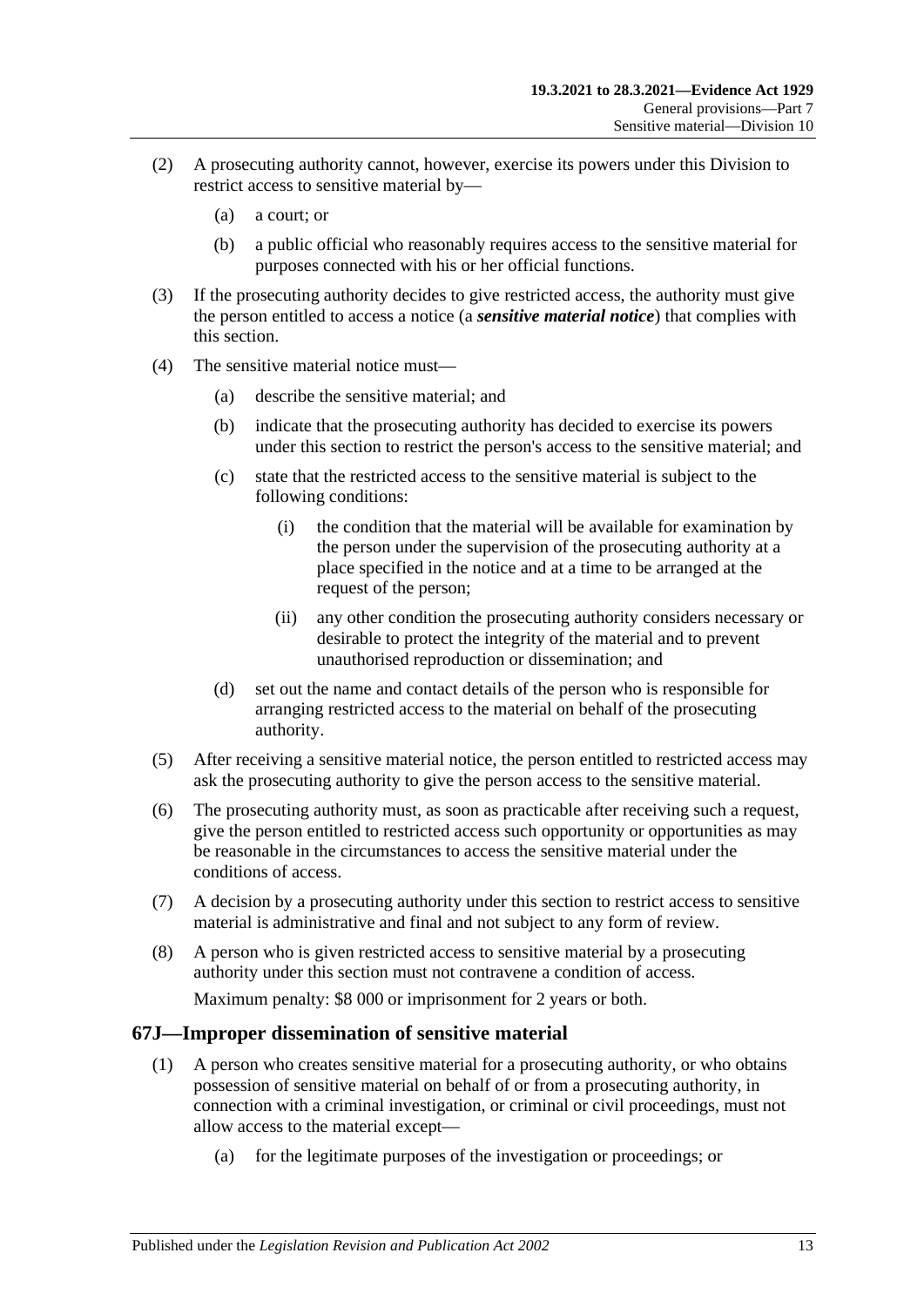(2) A prosecuting authority cannot, however, exercise its powers under this Division to restrict access to sensitive material by—

(a) a court; or

(b) a public official who reasonably requires access to the sensitive material for purposes connected with his or her official functions.

(3) If the prosecuting authority decides to give restricted access, the authority must give the person entitled to access a notice (a ***sensitive material notice***) that complies with this section.

(4) The sensitive material notice must—

(a) describe the sensitive material; and

(b) indicate that the prosecuting authority has decided to exercise its powers under this section to restrict the person's access to the sensitive material; and

(c) state that the restricted access to the sensitive material is subject to the following conditions:

(i) the condition that the material will be available for examination by the person under the supervision of the prosecuting authority at a place specified in the notice and at a time to be arranged at the request of the person;

(ii) any other condition the prosecuting authority considers necessary or desirable to protect the integrity of the material and to prevent unauthorised reproduction or dissemination; and

(d) set out the name and contact details of the person who is responsible for arranging restricted access to the material on behalf of the prosecuting authority.

(5) After receiving a sensitive material notice, the person entitled to restricted access may ask the prosecuting authority to give the person access to the sensitive material.

(6) The prosecuting authority must, as soon as practicable after receiving such a request, give the person entitled to restricted access such opportunity or opportunities as may be reasonable in the circumstances to access the sensitive material under the conditions of access.

(7) A decision by a prosecuting authority under this section to restrict access to sensitive material is administrative and final and not subject to any form of review.

(8) A person who is given restricted access to sensitive material by a prosecuting authority under this section must not contravene a condition of access.

Maximum penalty: $8 000 or imprisonment for 2 years or both.

## 67J—Improper dissemination of sensitive material

(1) A person who creates sensitive material for a prosecuting authority, or who obtains possession of sensitive material on behalf of or from a prosecuting authority, in connection with a criminal investigation, or criminal or civil proceedings, must not allow access to the material except—

(a) for the legitimate purposes of the investigation or proceedings; or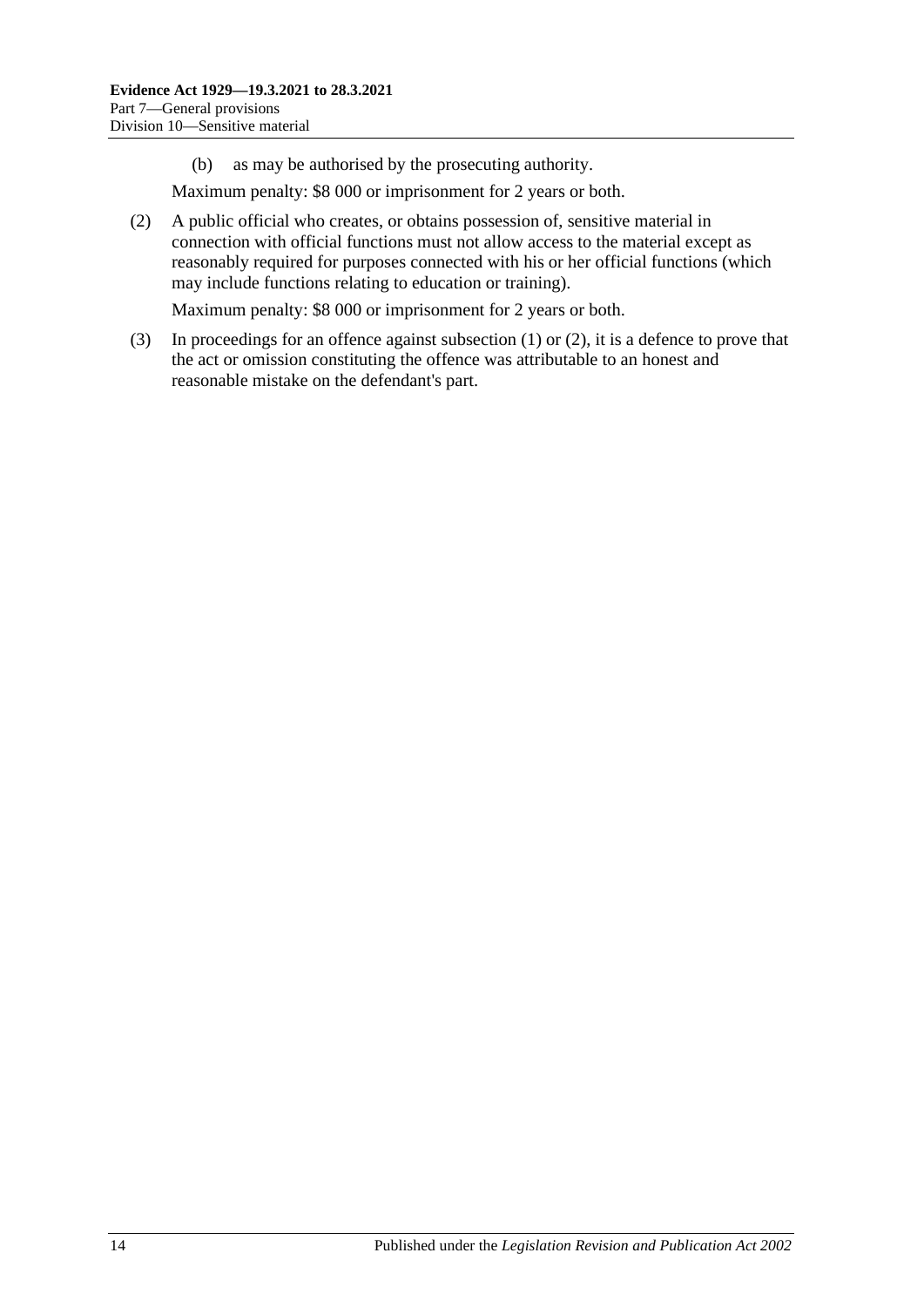(b) as may be authorised by the prosecuting authority.

Maximum penalty: $8 000 or imprisonment for 2 years or both.

(2) A public official who creates, or obtains possession of, sensitive material in connection with official functions must not allow access to the material except as reasonably required for purposes connected with his or her official functions (which may include functions relating to education or training).

Maximum penalty: $8 000 or imprisonment for 2 years or both.

(3) In proceedings for an offence against subsection (1) or (2), it is a defence to prove that the act or omission constituting the offence was attributable to an honest and reasonable mistake on the defendant's part.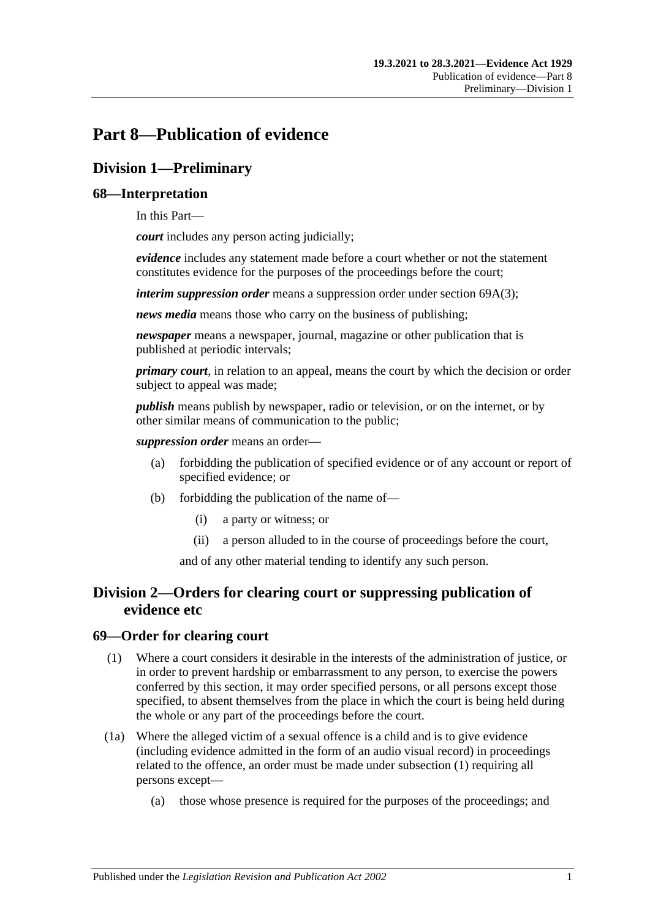# Part 8—Publication of evidence

## Division 1—Preliminary

### 68—Interpretation

In this Part—

***court*** includes any person acting judicially;

***evidence*** includes any statement made before a court whether or not the statement constitutes evidence for the purposes of the proceedings before the court;

***interim suppression order*** means a suppression order under section 69A(3);

***news media*** means those who carry on the business of publishing;

***newspaper*** means a newspaper, journal, magazine or other publication that is published at periodic intervals;

***primary court***, in relation to an appeal, means the court by which the decision or order subject to appeal was made;

***publish*** means publish by newspaper, radio or television, or on the internet, or by other similar means of communication to the public;

***suppression order*** means an order—

- (a) forbidding the publication of specified evidence or of any account or report of specified evidence; or
- (b) forbidding the publication of the name of—
  - (i) a party or witness; or
  - (ii) a person alluded to in the course of proceedings before the court,

  and of any other material tending to identify any such person.

## Division 2—Orders for clearing court or suppressing publication of evidence etc

### 69—Order for clearing court

(1) Where a court considers it desirable in the interests of the administration of justice, or in order to prevent hardship or embarrassment to any person, to exercise the powers conferred by this section, it may order specified persons, or all persons except those specified, to absent themselves from the place in which the court is being held during the whole or any part of the proceedings before the court.

(1a) Where the alleged victim of a sexual offence is a child and is to give evidence (including evidence admitted in the form of an audio visual record) in proceedings related to the offence, an order must be made under subsection (1) requiring all persons except—

- (a) those whose presence is required for the purposes of the proceedings; and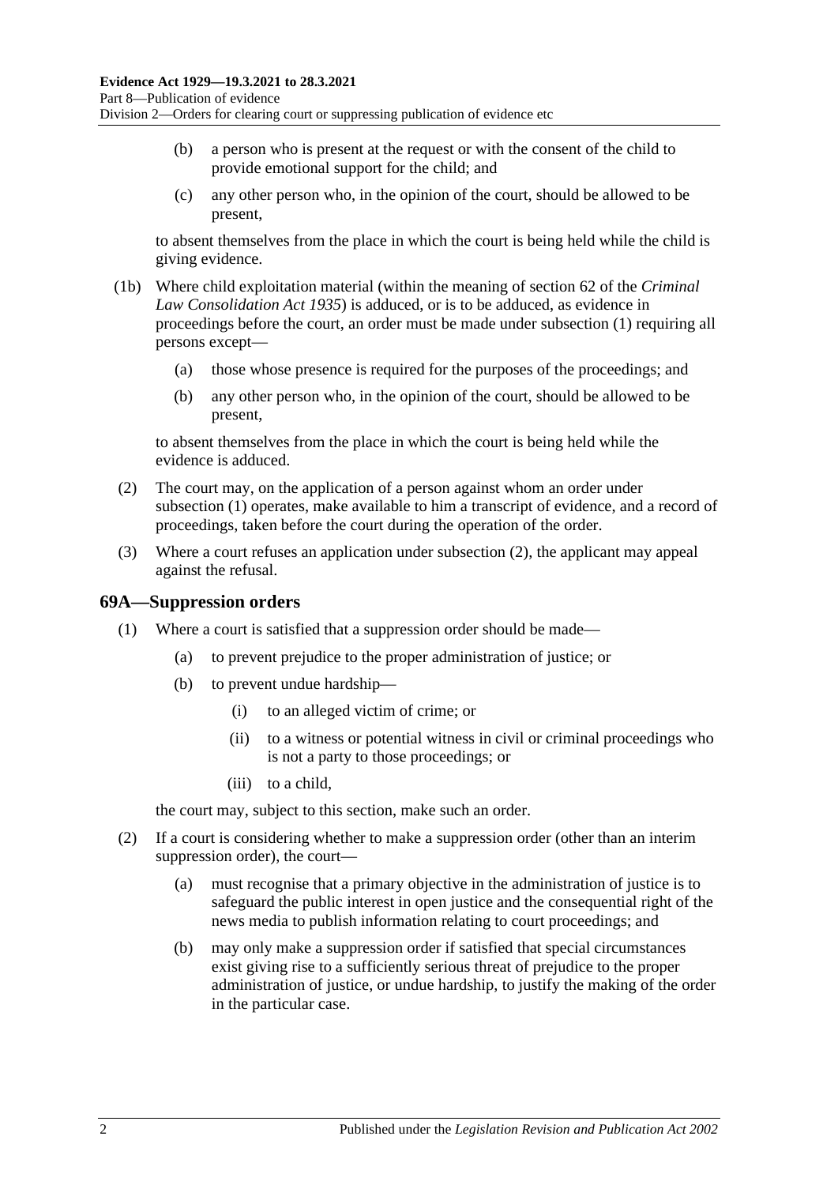(b) a person who is present at the request or with the consent of the child to provide emotional support for the child; and

(c) any other person who, in the opinion of the court, should be allowed to be present,

to absent themselves from the place in which the court is being held while the child is giving evidence.

(1b) Where child exploitation material (within the meaning of section 62 of the *Criminal Law Consolidation Act 1935*) is adduced, or is to be adduced, as evidence in proceedings before the court, an order must be made under subsection (1) requiring all persons except—

(a) those whose presence is required for the purposes of the proceedings; and

(b) any other person who, in the opinion of the court, should be allowed to be present,

to absent themselves from the place in which the court is being held while the evidence is adduced.

(2) The court may, on the application of a person against whom an order under subsection (1) operates, make available to him a transcript of evidence, and a record of proceedings, taken before the court during the operation of the order.

(3) Where a court refuses an application under subsection (2), the applicant may appeal against the refusal.

## 69A—Suppression orders

(1) Where a court is satisfied that a suppression order should be made—

(a) to prevent prejudice to the proper administration of justice; or

(b) to prevent undue hardship—

(i) to an alleged victim of crime; or

(ii) to a witness or potential witness in civil or criminal proceedings who is not a party to those proceedings; or

(iii) to a child,

the court may, subject to this section, make such an order.

(2) If a court is considering whether to make a suppression order (other than an interim suppression order), the court—

(a) must recognise that a primary objective in the administration of justice is to safeguard the public interest in open justice and the consequential right of the news media to publish information relating to court proceedings; and

(b) may only make a suppression order if satisfied that special circumstances exist giving rise to a sufficiently serious threat of prejudice to the proper administration of justice, or undue hardship, to justify the making of the order in the particular case.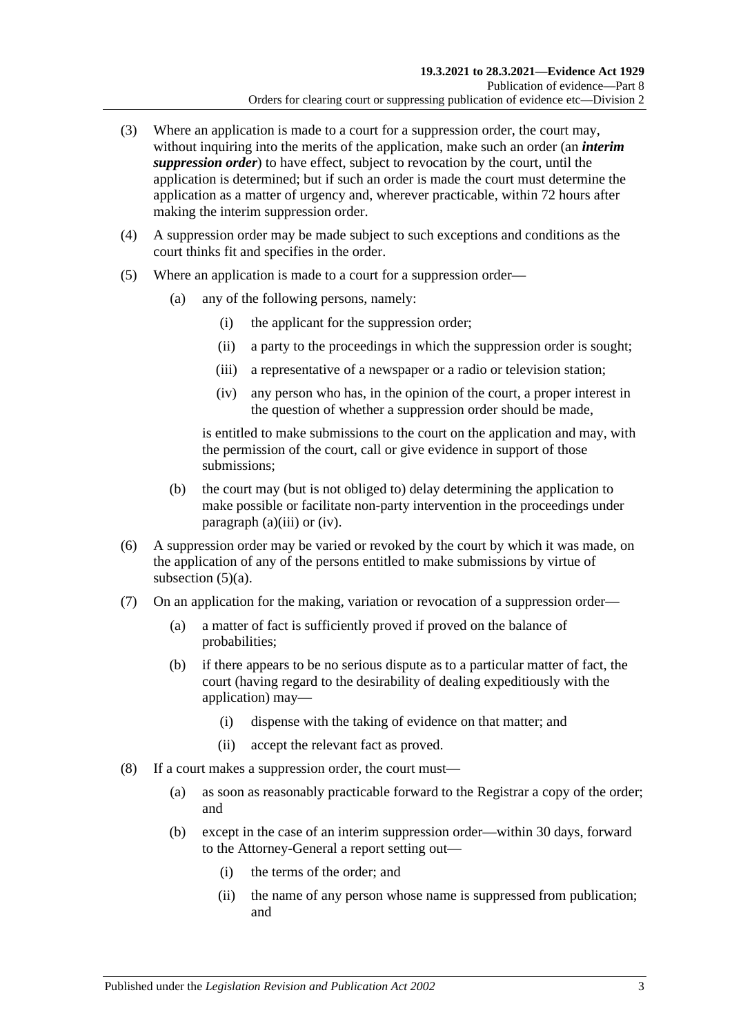(3) Where an application is made to a court for a suppression order, the court may, without inquiring into the merits of the application, make such an order (an ***interim suppression order***) to have effect, subject to revocation by the court, until the application is determined; but if such an order is made the court must determine the application as a matter of urgency and, wherever practicable, within 72 hours after making the interim suppression order.

(4) A suppression order may be made subject to such exceptions and conditions as the court thinks fit and specifies in the order.

(5) Where an application is made to a court for a suppression order—

- (a) any of the following persons, namely:
  - (i) the applicant for the suppression order;
  - (ii) a party to the proceedings in which the suppression order is sought;
  - (iii) a representative of a newspaper or a radio or television station;
  - (iv) any person who has, in the opinion of the court, a proper interest in the question of whether a suppression order should be made,

  is entitled to make submissions to the court on the application and may, with the permission of the court, call or give evidence in support of those submissions;

- (b) the court may (but is not obliged to) delay determining the application to make possible or facilitate non-party intervention in the proceedings under paragraph (a)(iii) or (iv).

(6) A suppression order may be varied or revoked by the court by which it was made, on the application of any of the persons entitled to make submissions by virtue of subsection (5)(a).

(7) On an application for the making, variation or revocation of a suppression order—

- (a) a matter of fact is sufficiently proved if proved on the balance of probabilities;
- (b) if there appears to be no serious dispute as to a particular matter of fact, the court (having regard to the desirability of dealing expeditiously with the application) may—
  - (i) dispense with the taking of evidence on that matter; and
  - (ii) accept the relevant fact as proved.

(8) If a court makes a suppression order, the court must—

- (a) as soon as reasonably practicable forward to the Registrar a copy of the order; and
- (b) except in the case of an interim suppression order—within 30 days, forward to the Attorney-General a report setting out—
  - (i) the terms of the order; and
  - (ii) the name of any person whose name is suppressed from publication; and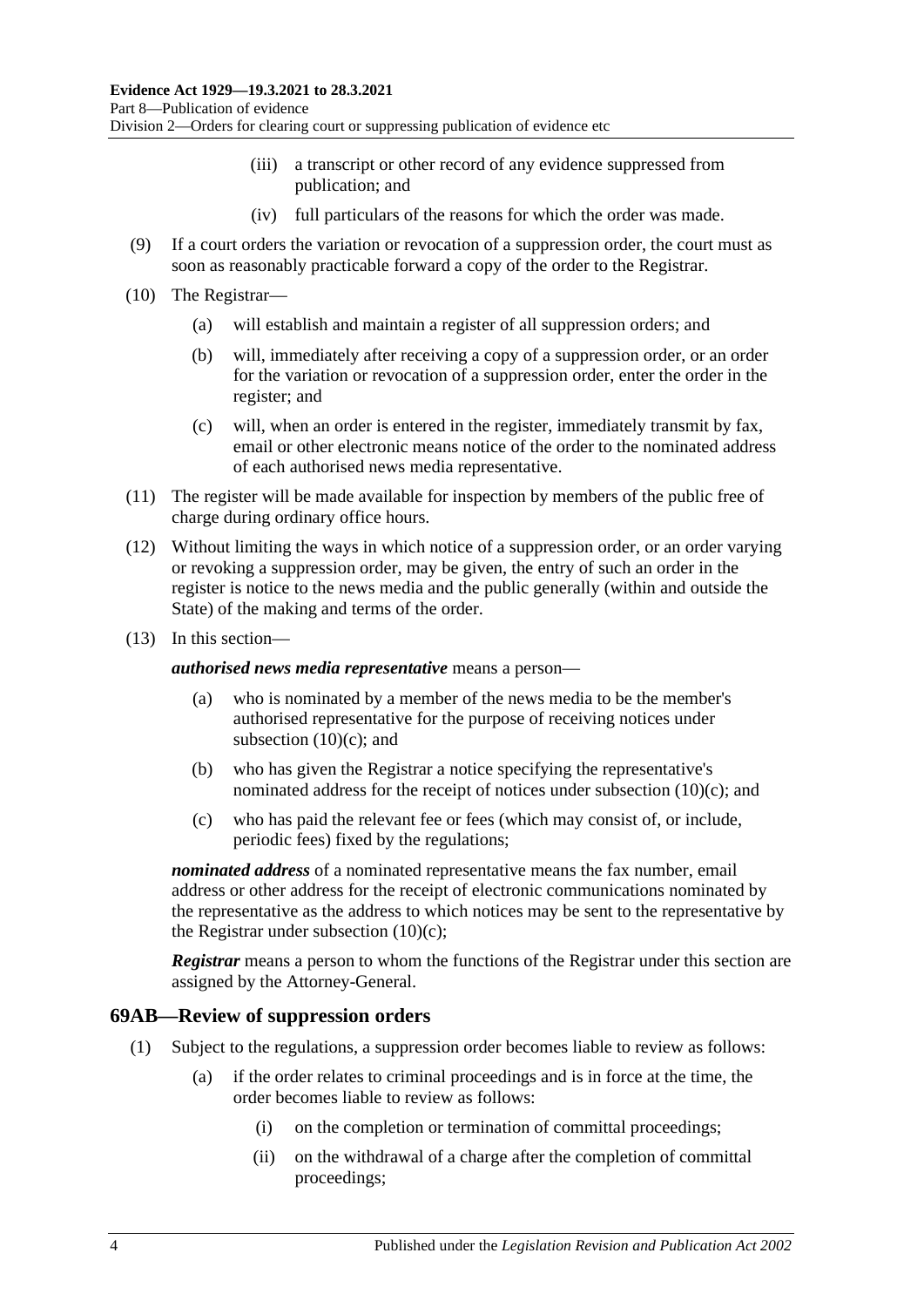(iii) a transcript or other record of any evidence suppressed from publication; and

(iv) full particulars of the reasons for which the order was made.

(9) If a court orders the variation or revocation of a suppression order, the court must as soon as reasonably practicable forward a copy of the order to the Registrar.

(10) The Registrar—

(a) will establish and maintain a register of all suppression orders; and

(b) will, immediately after receiving a copy of a suppression order, or an order for the variation or revocation of a suppression order, enter the order in the register; and

(c) will, when an order is entered in the register, immediately transmit by fax, email or other electronic means notice of the order to the nominated address of each authorised news media representative.

(11) The register will be made available for inspection by members of the public free of charge during ordinary office hours.

(12) Without limiting the ways in which notice of a suppression order, or an order varying or revoking a suppression order, may be given, the entry of such an order in the register is notice to the news media and the public generally (within and outside the State) of the making and terms of the order.

(13) In this section—

***authorised news media representative*** means a person—

(a) who is nominated by a member of the news media to be the member's authorised representative for the purpose of receiving notices under subsection (10)(c); and

(b) who has given the Registrar a notice specifying the representative's nominated address for the receipt of notices under subsection (10)(c); and

(c) who has paid the relevant fee or fees (which may consist of, or include, periodic fees) fixed by the regulations;

***nominated address*** of a nominated representative means the fax number, email address or other address for the receipt of electronic communications nominated by the representative as the address to which notices may be sent to the representative by the Registrar under subsection (10)(c);

***Registrar*** means a person to whom the functions of the Registrar under this section are assigned by the Attorney-General.

## 69AB—Review of suppression orders

(1) Subject to the regulations, a suppression order becomes liable to review as follows:

(a) if the order relates to criminal proceedings and is in force at the time, the order becomes liable to review as follows:

(i) on the completion or termination of committal proceedings;

(ii) on the withdrawal of a charge after the completion of committal proceedings;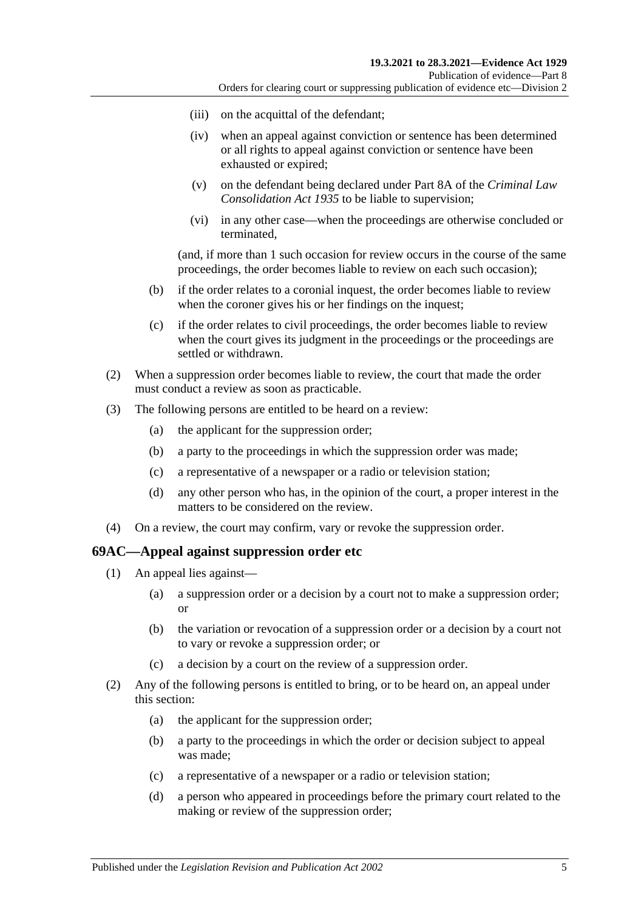(iii) on the acquittal of the defendant;

(iv) when an appeal against conviction or sentence has been determined or all rights to appeal against conviction or sentence have been exhausted or expired;

(v) on the defendant being declared under Part 8A of the *Criminal Law Consolidation Act 1935* to be liable to supervision;

(vi) in any other case—when the proceedings are otherwise concluded or terminated,

(and, if more than 1 such occasion for review occurs in the course of the same proceedings, the order becomes liable to review on each such occasion);

(b) if the order relates to a coronial inquest, the order becomes liable to review when the coroner gives his or her findings on the inquest;

(c) if the order relates to civil proceedings, the order becomes liable to review when the court gives its judgment in the proceedings or the proceedings are settled or withdrawn.

(2) When a suppression order becomes liable to review, the court that made the order must conduct a review as soon as practicable.

(3) The following persons are entitled to be heard on a review:

(a) the applicant for the suppression order;

(b) a party to the proceedings in which the suppression order was made;

(c) a representative of a newspaper or a radio or television station;

(d) any other person who has, in the opinion of the court, a proper interest in the matters to be considered on the review.

(4) On a review, the court may confirm, vary or revoke the suppression order.

## 69AC—Appeal against suppression order etc

(1) An appeal lies against—

(a) a suppression order or a decision by a court not to make a suppression order; or

(b) the variation or revocation of a suppression order or a decision by a court not to vary or revoke a suppression order; or

(c) a decision by a court on the review of a suppression order.

(2) Any of the following persons is entitled to bring, or to be heard on, an appeal under this section:

(a) the applicant for the suppression order;

(b) a party to the proceedings in which the order or decision subject to appeal was made;

(c) a representative of a newspaper or a radio or television station;

(d) a person who appeared in proceedings before the primary court related to the making or review of the suppression order;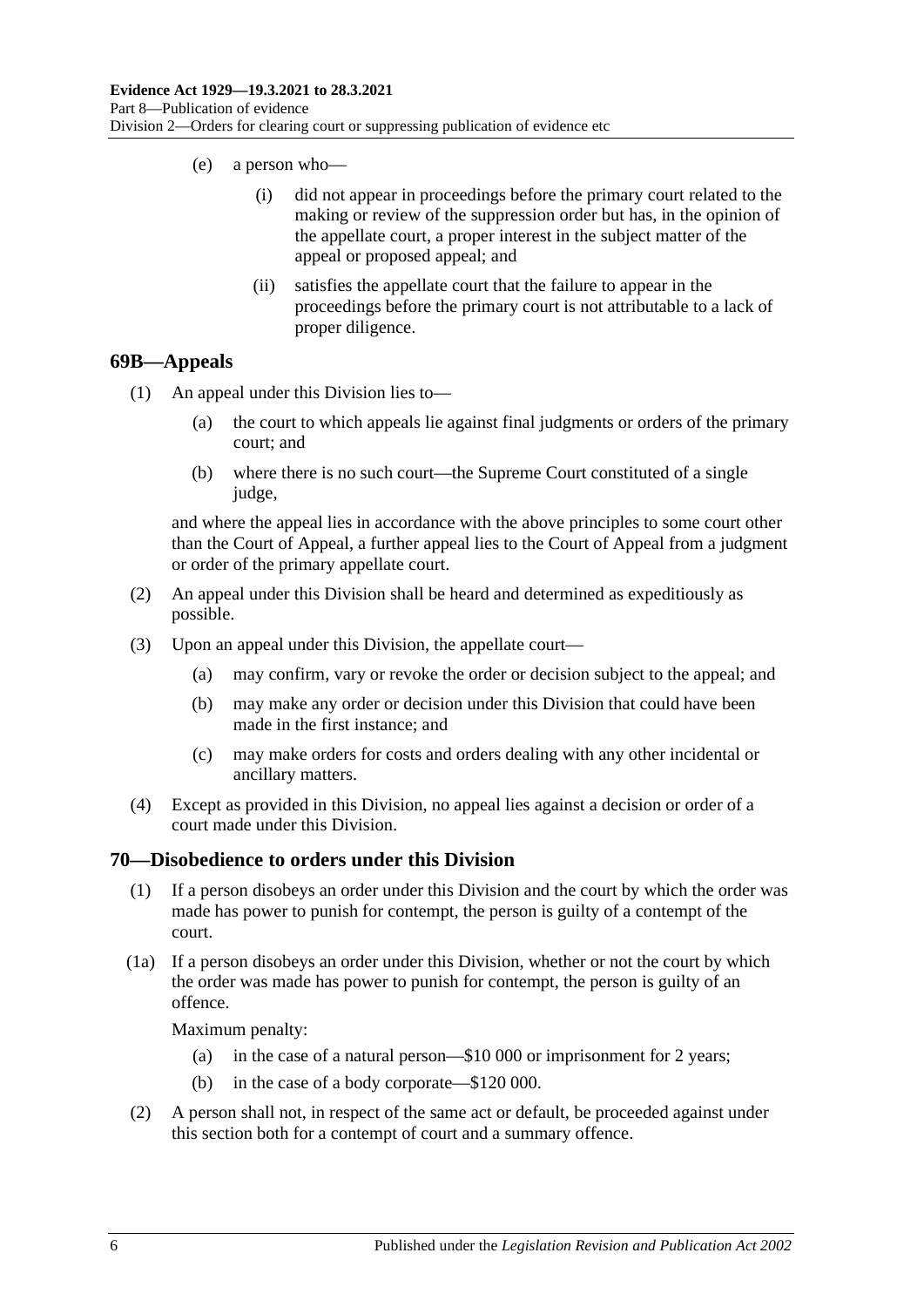(e) a person who—

(i) did not appear in proceedings before the primary court related to the making or review of the suppression order but has, in the opinion of the appellate court, a proper interest in the subject matter of the appeal or proposed appeal; and

(ii) satisfies the appellate court that the failure to appear in the proceedings before the primary court is not attributable to a lack of proper diligence.

## 69B—Appeals

(1) An appeal under this Division lies to—

(a) the court to which appeals lie against final judgments or orders of the primary court; and

(b) where there is no such court—the Supreme Court constituted of a single judge,

and where the appeal lies in accordance with the above principles to some court other than the Court of Appeal, a further appeal lies to the Court of Appeal from a judgment or order of the primary appellate court.

(2) An appeal under this Division shall be heard and determined as expeditiously as possible.

(3) Upon an appeal under this Division, the appellate court—

(a) may confirm, vary or revoke the order or decision subject to the appeal; and

(b) may make any order or decision under this Division that could have been made in the first instance; and

(c) may make orders for costs and orders dealing with any other incidental or ancillary matters.

(4) Except as provided in this Division, no appeal lies against a decision or order of a court made under this Division.

## 70—Disobedience to orders under this Division

(1) If a person disobeys an order under this Division and the court by which the order was made has power to punish for contempt, the person is guilty of a contempt of the court.

(1a) If a person disobeys an order under this Division, whether or not the court by which the order was made has power to punish for contempt, the person is guilty of an offence.

Maximum penalty:

(a) in the case of a natural person—$10 000 or imprisonment for 2 years;

(b) in the case of a body corporate—$120 000.

(2) A person shall not, in respect of the same act or default, be proceeded against under this section both for a contempt of court and a summary offence.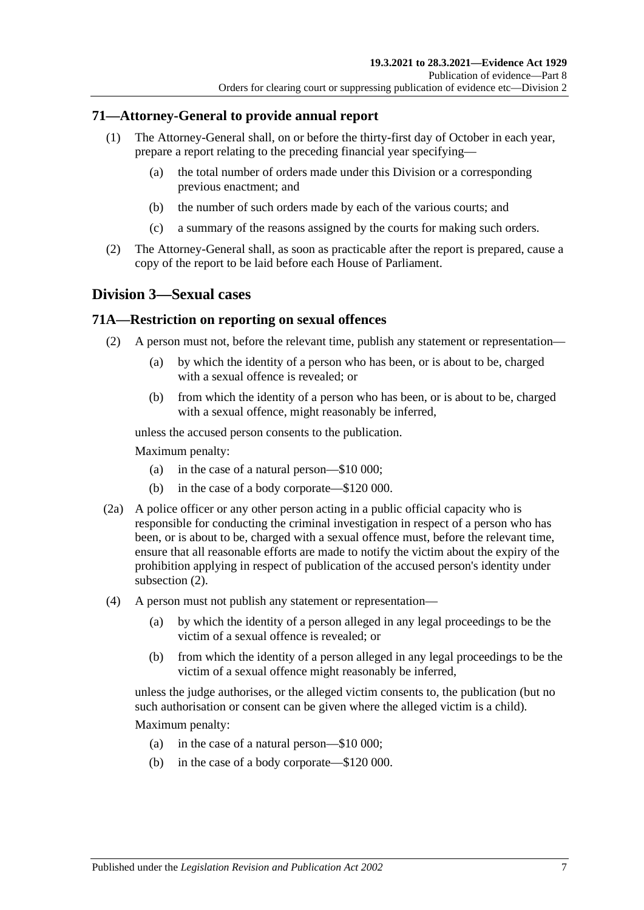## 71—Attorney-General to provide annual report

(1) The Attorney-General shall, on or before the thirty-first day of October in each year, prepare a report relating to the preceding financial year specifying—

(a) the total number of orders made under this Division or a corresponding previous enactment; and

(b) the number of such orders made by each of the various courts; and

(c) a summary of the reasons assigned by the courts for making such orders.

(2) The Attorney-General shall, as soon as practicable after the report is prepared, cause a copy of the report to be laid before each House of Parliament.

# Division 3—Sexual cases

## 71A—Restriction on reporting on sexual offences

(2) A person must not, before the relevant time, publish any statement or representation—

(a) by which the identity of a person who has been, or is about to be, charged with a sexual offence is revealed; or

(b) from which the identity of a person who has been, or is about to be, charged with a sexual offence, might reasonably be inferred,

unless the accused person consents to the publication.

Maximum penalty:

(a) in the case of a natural person—$10 000;

(b) in the case of a body corporate—$120 000.

(2a) A police officer or any other person acting in a public official capacity who is responsible for conducting the criminal investigation in respect of a person who has been, or is about to be, charged with a sexual offence must, before the relevant time, ensure that all reasonable efforts are made to notify the victim about the expiry of the prohibition applying in respect of publication of the accused person's identity under subsection (2).

(4) A person must not publish any statement or representation—

(a) by which the identity of a person alleged in any legal proceedings to be the victim of a sexual offence is revealed; or

(b) from which the identity of a person alleged in any legal proceedings to be the victim of a sexual offence might reasonably be inferred,

unless the judge authorises, or the alleged victim consents to, the publication (but no such authorisation or consent can be given where the alleged victim is a child).

Maximum penalty:

(a) in the case of a natural person—$10 000;

(b) in the case of a body corporate—$120 000.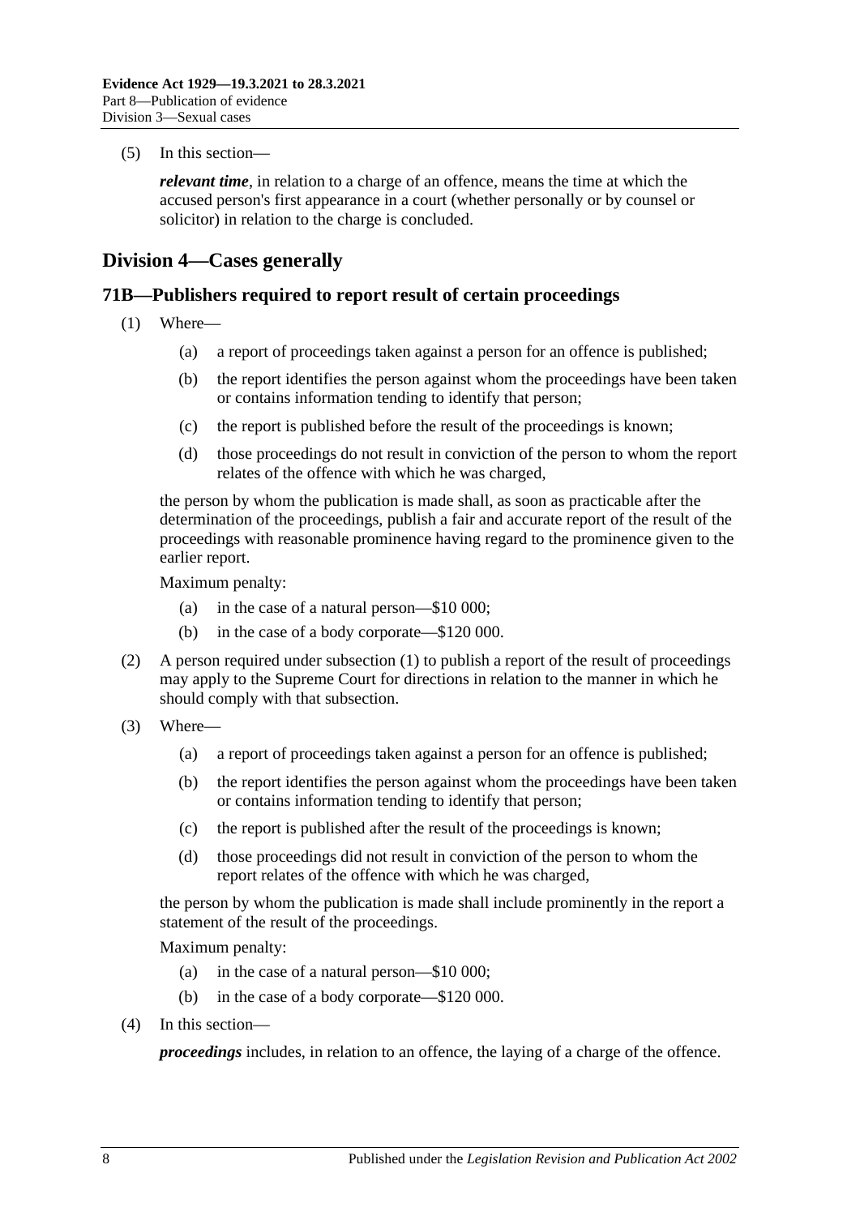(5) In this section—

*relevant time*, in relation to a charge of an offence, means the time at which the accused person's first appearance in a court (whether personally or by counsel or solicitor) in relation to the charge is concluded.

## Division 4—Cases generally

### 71B—Publishers required to report result of certain proceedings

(1) Where—

  (a) a report of proceedings taken against a person for an offence is published;

  (b) the report identifies the person against whom the proceedings have been taken or contains information tending to identify that person;

  (c) the report is published before the result of the proceedings is known;

  (d) those proceedings do not result in conviction of the person to whom the report relates of the offence with which he was charged,

the person by whom the publication is made shall, as soon as practicable after the determination of the proceedings, publish a fair and accurate report of the result of the proceedings with reasonable prominence having regard to the prominence given to the earlier report.

Maximum penalty:

  (a) in the case of a natural person—$10 000;

  (b) in the case of a body corporate—$120 000.

(2) A person required under subsection (1) to publish a report of the result of proceedings may apply to the Supreme Court for directions in relation to the manner in which he should comply with that subsection.

(3) Where—

  (a) a report of proceedings taken against a person for an offence is published;

  (b) the report identifies the person against whom the proceedings have been taken or contains information tending to identify that person;

  (c) the report is published after the result of the proceedings is known;

  (d) those proceedings did not result in conviction of the person to whom the report relates of the offence with which he was charged,

the person by whom the publication is made shall include prominently in the report a statement of the result of the proceedings.

Maximum penalty:

  (a) in the case of a natural person—$10 000;

  (b) in the case of a body corporate—$120 000.

(4) In this section—

***proceedings*** includes, in relation to an offence, the laying of a charge of the offence.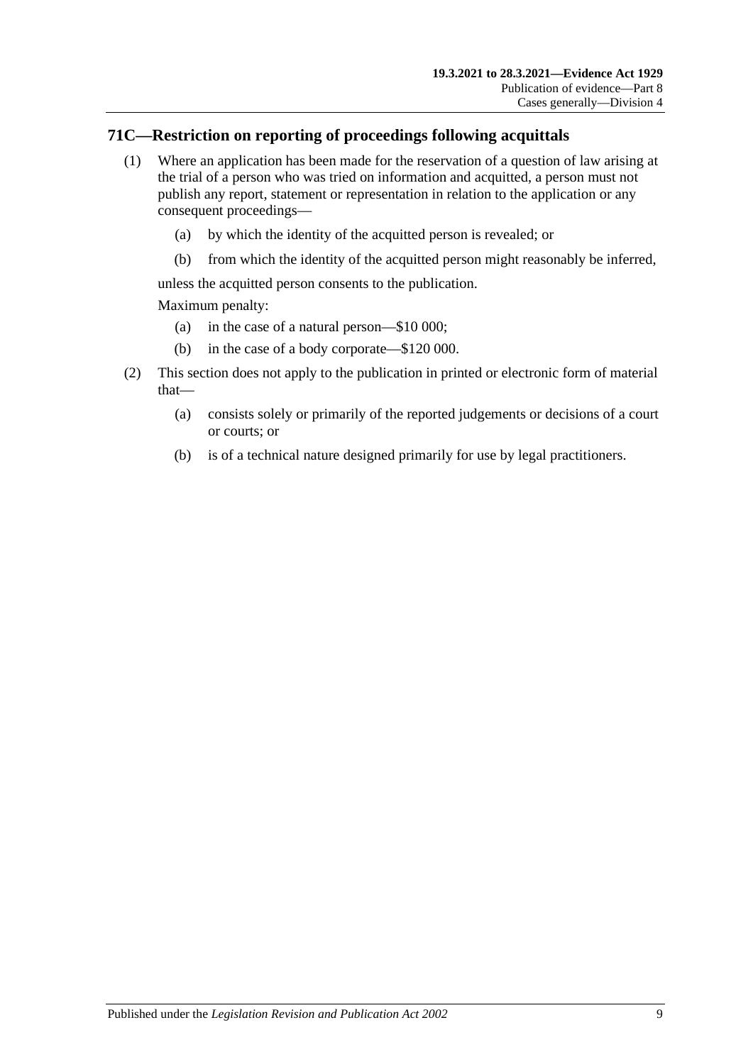## 71C—Restriction on reporting of proceedings following acquittals

(1) Where an application has been made for the reservation of a question of law arising at the trial of a person who was tried on information and acquitted, a person must not publish any report, statement or representation in relation to the application or any consequent proceedings—

   (a) by which the identity of the acquitted person is revealed; or

   (b) from which the identity of the acquitted person might reasonably be inferred,

   unless the acquitted person consents to the publication.

   Maximum penalty:

   (a) in the case of a natural person—$10 000;

   (b) in the case of a body corporate—$120 000.

(2) This section does not apply to the publication in printed or electronic form of material that—

   (a) consists solely or primarily of the reported judgements or decisions of a court or courts; or

   (b) is of a technical nature designed primarily for use by legal practitioners.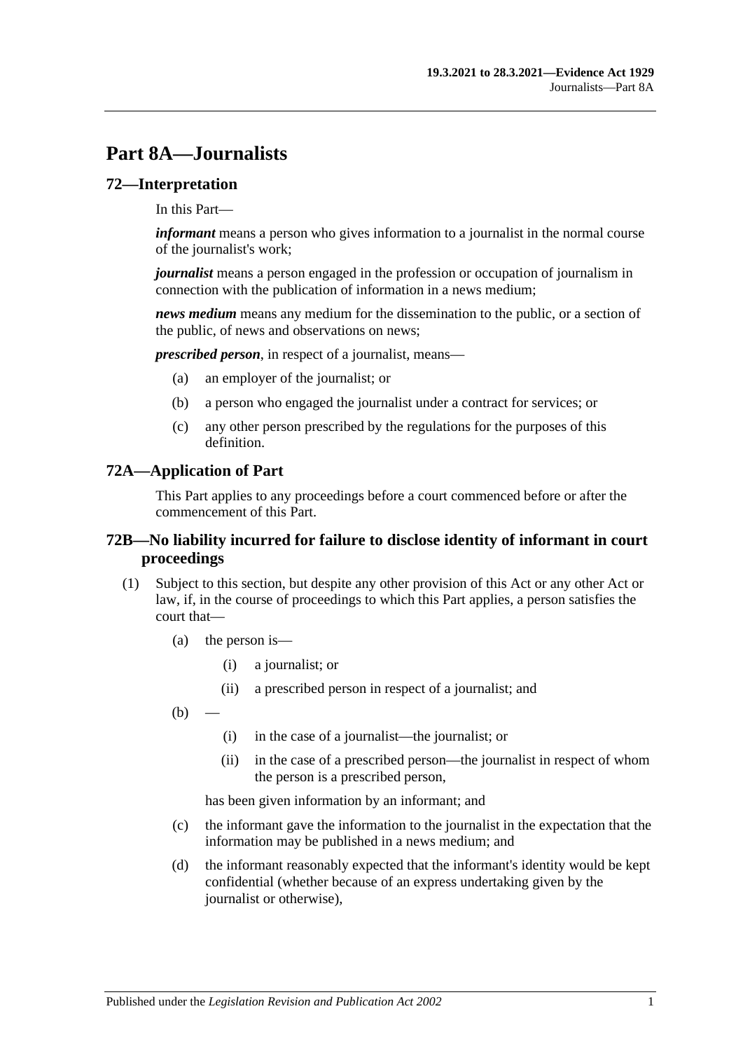# Part 8A—Journalists

## 72—Interpretation

In this Part—

***informant*** means a person who gives information to a journalist in the normal course of the journalist's work;

***journalist*** means a person engaged in the profession or occupation of journalism in connection with the publication of information in a news medium;

***news medium*** means any medium for the dissemination to the public, or a section of the public, of news and observations on news;

***prescribed person***, in respect of a journalist, means—

(a) an employer of the journalist; or

(b) a person who engaged the journalist under a contract for services; or

(c) any other person prescribed by the regulations for the purposes of this definition.

## 72A—Application of Part

This Part applies to any proceedings before a court commenced before or after the commencement of this Part.

## 72B—No liability incurred for failure to disclose identity of informant in court proceedings

(1) Subject to this section, but despite any other provision of this Act or any other Act or law, if, in the course of proceedings to which this Part applies, a person satisfies the court that—

(a) the person is—

(i) a journalist; or

(ii) a prescribed person in respect of a journalist; and

(b) —

(i) in the case of a journalist—the journalist; or

(ii) in the case of a prescribed person—the journalist in respect of whom the person is a prescribed person,

has been given information by an informant; and

(c) the informant gave the information to the journalist in the expectation that the information may be published in a news medium; and

(d) the informant reasonably expected that the informant's identity would be kept confidential (whether because of an express undertaking given by the journalist or otherwise),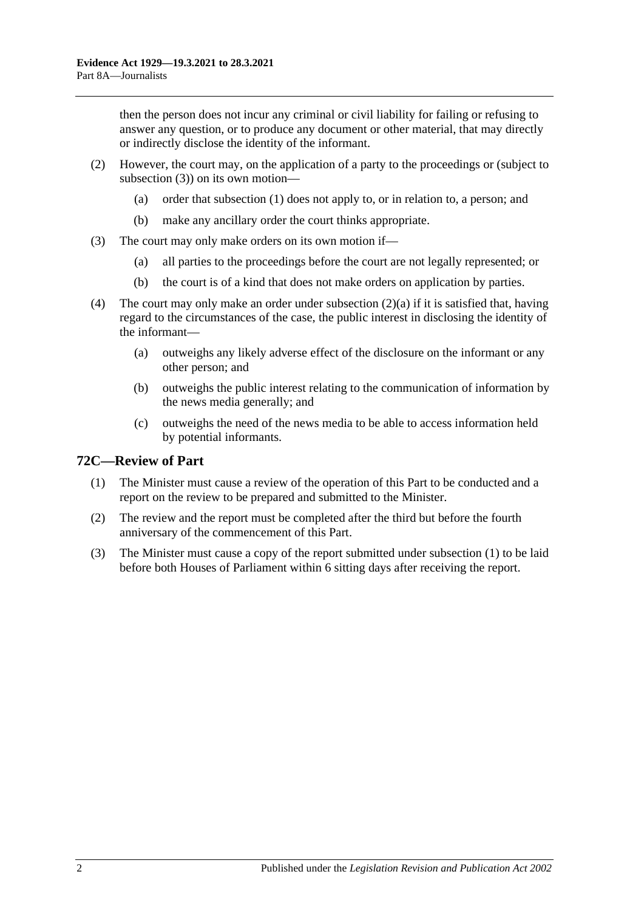then the person does not incur any criminal or civil liability for failing or refusing to answer any question, or to produce any document or other material, that may directly or indirectly disclose the identity of the informant.

(2) However, the court may, on the application of a party to the proceedings or (subject to subsection (3)) on its own motion—

(a) order that subsection (1) does not apply to, or in relation to, a person; and

(b) make any ancillary order the court thinks appropriate.

(3) The court may only make orders on its own motion if—

(a) all parties to the proceedings before the court are not legally represented; or

(b) the court is of a kind that does not make orders on application by parties.

(4) The court may only make an order under subsection (2)(a) if it is satisfied that, having regard to the circumstances of the case, the public interest in disclosing the identity of the informant—

(a) outweighs any likely adverse effect of the disclosure on the informant or any other person; and

(b) outweighs the public interest relating to the communication of information by the news media generally; and

(c) outweighs the need of the news media to be able to access information held by potential informants.

## 72C—Review of Part

(1) The Minister must cause a review of the operation of this Part to be conducted and a report on the review to be prepared and submitted to the Minister.

(2) The review and the report must be completed after the third but before the fourth anniversary of the commencement of this Part.

(3) The Minister must cause a copy of the report submitted under subsection (1) to be laid before both Houses of Parliament within 6 sitting days after receiving the report.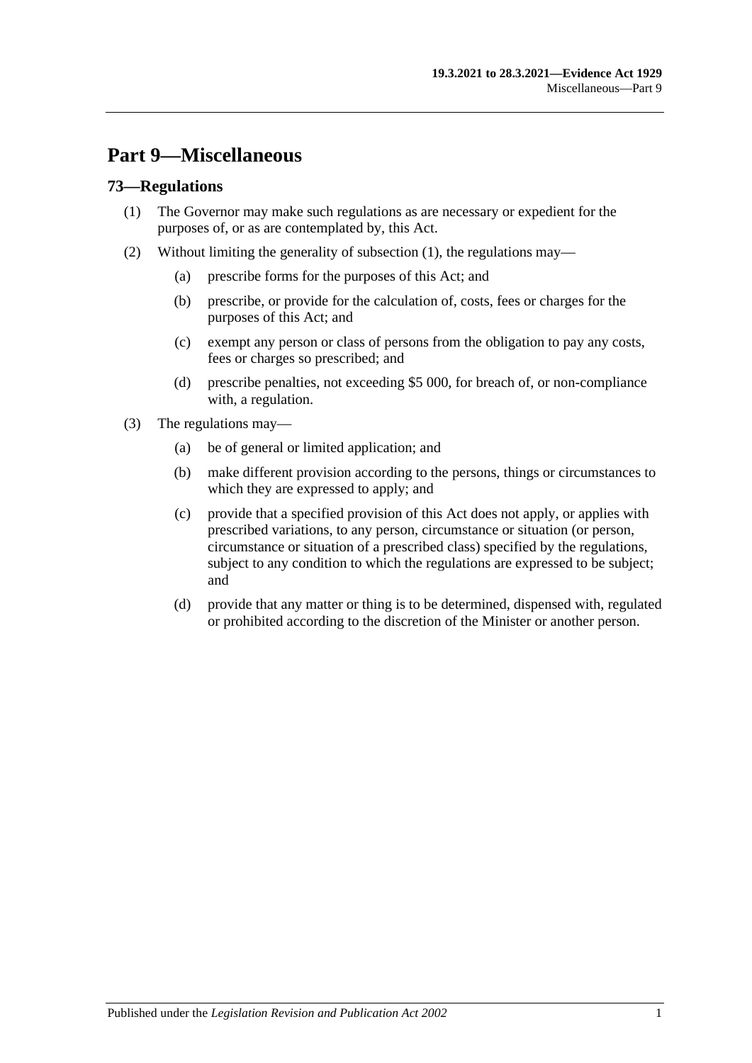# Part 9—Miscellaneous

## 73—Regulations

(1) The Governor may make such regulations as are necessary or expedient for the purposes of, or as are contemplated by, this Act.

(2) Without limiting the generality of subsection (1), the regulations may—

(a) prescribe forms for the purposes of this Act; and

(b) prescribe, or provide for the calculation of, costs, fees or charges for the purposes of this Act; and

(c) exempt any person or class of persons from the obligation to pay any costs, fees or charges so prescribed; and

(d) prescribe penalties, not exceeding $5 000, for breach of, or non-compliance with, a regulation.

(3) The regulations may—

(a) be of general or limited application; and

(b) make different provision according to the persons, things or circumstances to which they are expressed to apply; and

(c) provide that a specified provision of this Act does not apply, or applies with prescribed variations, to any person, circumstance or situation (or person, circumstance or situation of a prescribed class) specified by the regulations, subject to any condition to which the regulations are expressed to be subject; and

(d) provide that any matter or thing is to be determined, dispensed with, regulated or prohibited according to the discretion of the Minister or another person.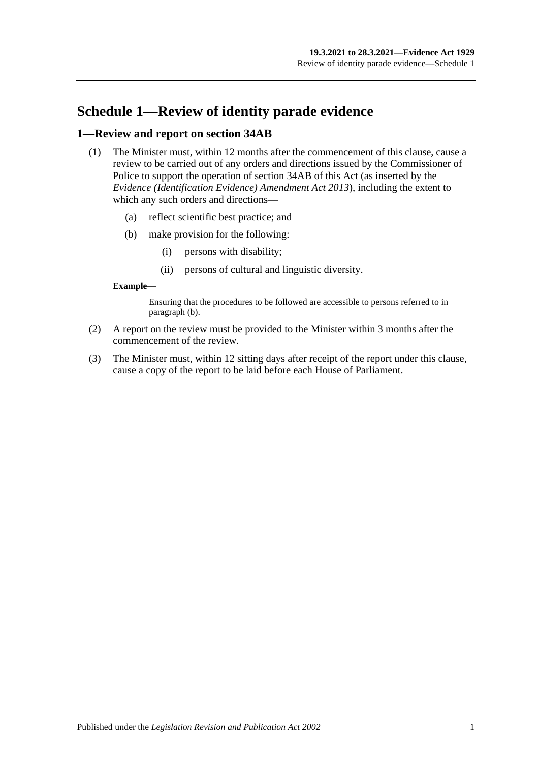# Schedule 1—Review of identity parade evidence

## 1—Review and report on section 34AB

(1) The Minister must, within 12 months after the commencement of this clause, cause a review to be carried out of any orders and directions issued by the Commissioner of Police to support the operation of section 34AB of this Act (as inserted by the *Evidence (Identification Evidence) Amendment Act 2013*), including the extent to which any such orders and directions—

- (a) reflect scientific best practice; and
- (b) make provision for the following:
  - (i) persons with disability;
  - (ii) persons of cultural and linguistic diversity.

**Example—**

Ensuring that the procedures to be followed are accessible to persons referred to in paragraph (b).

(2) A report on the review must be provided to the Minister within 3 months after the commencement of the review.

(3) The Minister must, within 12 sitting days after receipt of the report under this clause, cause a copy of the report to be laid before each House of Parliament.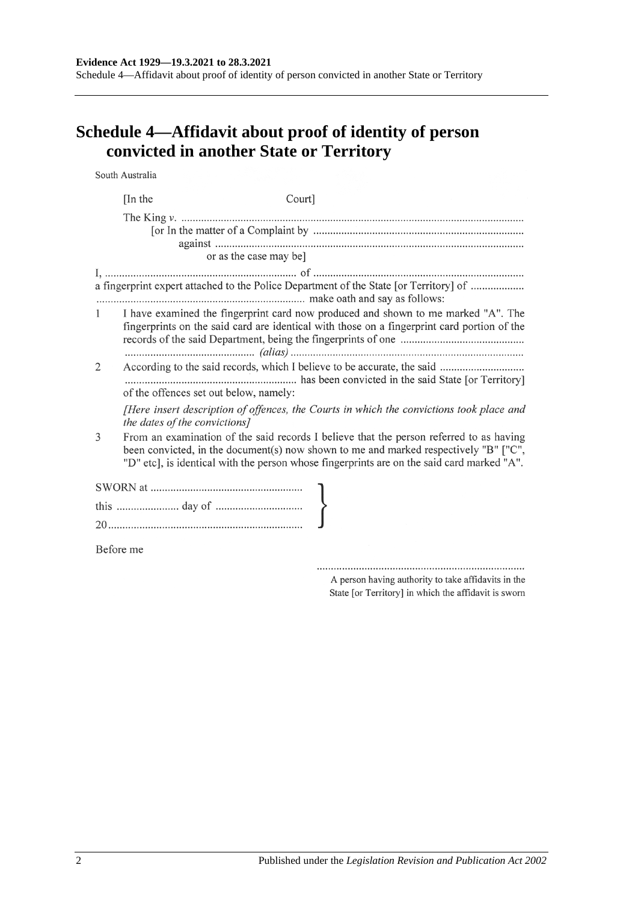# Schedule 4—Affidavit about proof of identity of person convicted in another State or Territory

South Australia

[In the Court]

The King *v.* ..........................................................................................................................

[or In the matter of a Complaint by ..........................................................................

against .............................................................................................................

or as the case may be]

I, .................................................................... of ..........................................................................

a fingerprint expert attached to the Police Department of the State [or Territory] of ...................

.......................................................................... make oath and say as follows:

1 I have examined the fingerprint card now produced and shown to me marked "A". The fingerprints on the said card are identical with those on a fingerprint card portion of the records of the said Department, being the fingerprints of one ............................................ .............................................. *(alias)* ..................................................................................

2 According to the said records, which I believe to be accurate, the said .............................. ............................................................ has been convicted in the said State [or Territory] of the offences set out below, namely:

*[Here insert description of offences, the Courts in which the convictions took place and the dates of the convictions]*

3 From an examination of the said records I believe that the person referred to as having been convicted, in the document(s) now shown to me and marked respectively "B" ["C", "D" etc], is identical with the person whose fingerprints are on the said card marked "A".

SWORN at .....................................................

this ...................... day of ..............................

20....................................................................

Before me

..........................................................................

A person having authority to take affidavits in the State [or Territory] in which the affidavit is sworn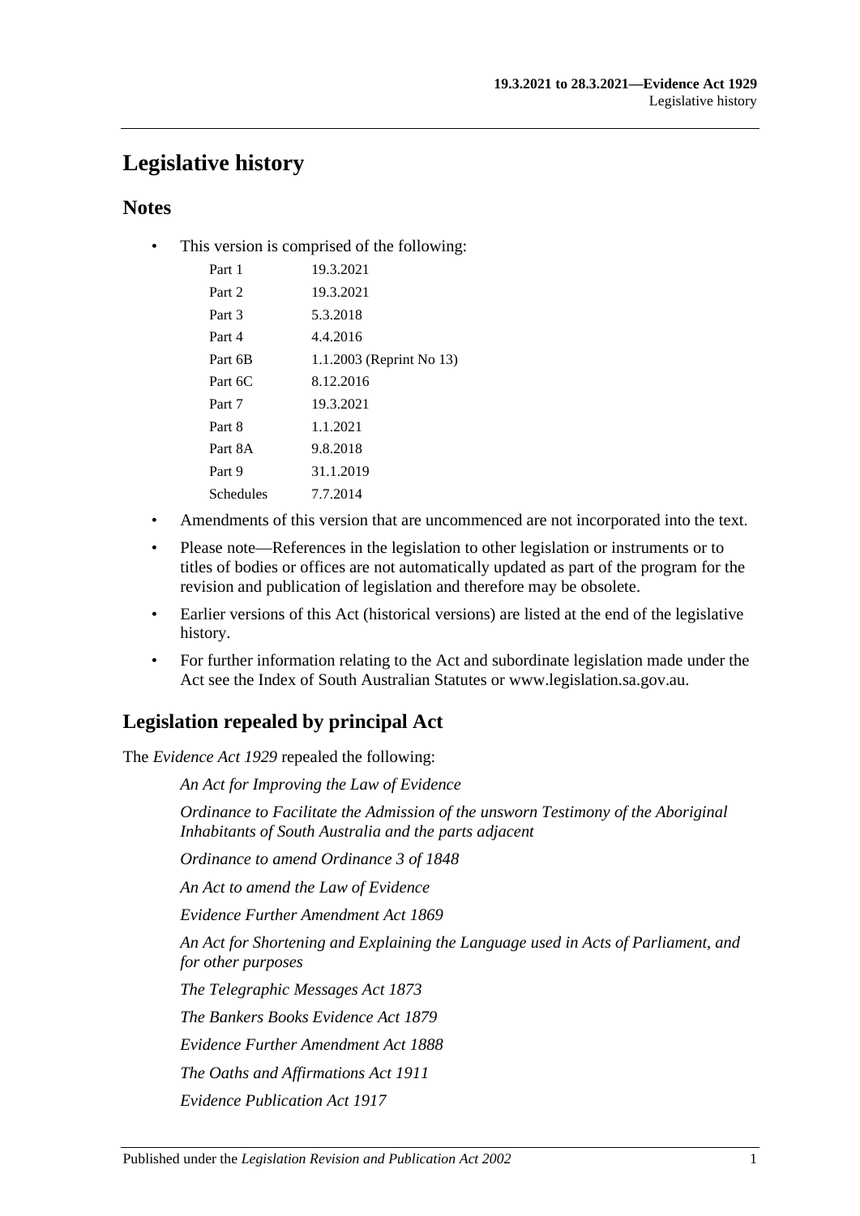# Legislative history

## Notes

- This version is comprised of the following:

| | |
|---|---|
| Part 1 | 19.3.2021 |
| Part 2 | 19.3.2021 |
| Part 3 | 5.3.2018 |
| Part 4 | 4.4.2016 |
| Part 6B | 1.1.2003 (Reprint No 13) |
| Part 6C | 8.12.2016 |
| Part 7 | 19.3.2021 |
| Part 8 | 1.1.2021 |
| Part 8A | 9.8.2018 |
| Part 9 | 31.1.2019 |
| Schedules | 7.7.2014 |

- Amendments of this version that are uncommenced are not incorporated into the text.
- Please note—References in the legislation to other legislation or instruments or to titles of bodies or offices are not automatically updated as part of the program for the revision and publication of legislation and therefore may be obsolete.
- Earlier versions of this Act (historical versions) are listed at the end of the legislative history.
- For further information relating to the Act and subordinate legislation made under the Act see the Index of South Australian Statutes or www.legislation.sa.gov.au.

## Legislation repealed by principal Act

The *Evidence Act 1929* repealed the following:

*An Act for Improving the Law of Evidence*

*Ordinance to Facilitate the Admission of the unsworn Testimony of the Aboriginal Inhabitants of South Australia and the parts adjacent*

*Ordinance to amend Ordinance 3 of 1848*

*An Act to amend the Law of Evidence*

*Evidence Further Amendment Act 1869*

*An Act for Shortening and Explaining the Language used in Acts of Parliament, and for other purposes*

*The Telegraphic Messages Act 1873*

*The Bankers Books Evidence Act 1879*

*Evidence Further Amendment Act 1888*

*The Oaths and Affirmations Act 1911*

*Evidence Publication Act 1917*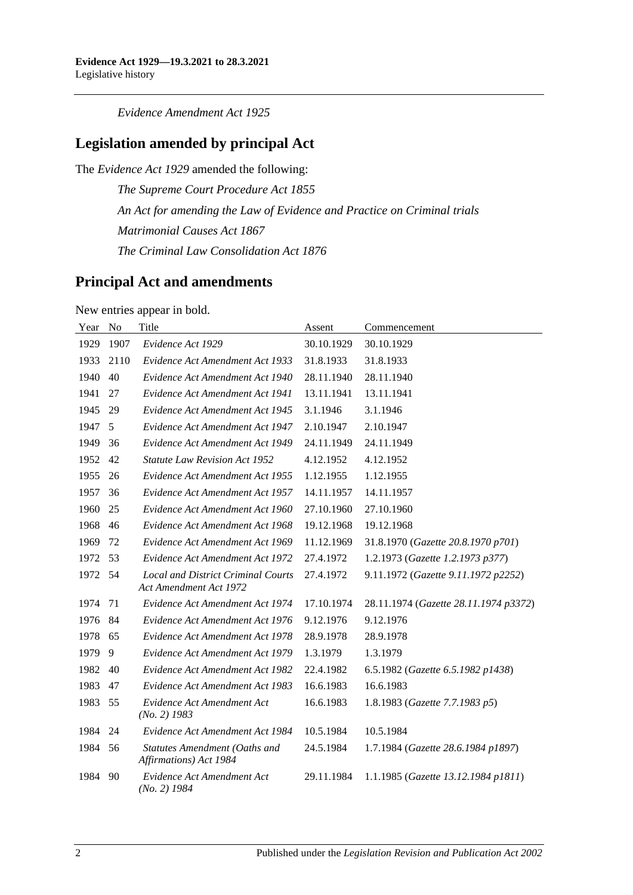*Evidence Amendment Act 1925*

## Legislation amended by principal Act

The *Evidence Act 1929* amended the following:

*The Supreme Court Procedure Act 1855*

*An Act for amending the Law of Evidence and Practice on Criminal trials*

*Matrimonial Causes Act 1867*

*The Criminal Law Consolidation Act 1876*

## Principal Act and amendments

New entries appear in bold.

| Year | No | Title | Assent | Commencement |
|---|---|---|---|---|
| 1929 | 1907 | *Evidence Act 1929* | 30.10.1929 | 30.10.1929 |
| 1933 | 2110 | *Evidence Act Amendment Act 1933* | 31.8.1933 | 31.8.1933 |
| 1940 | 40 | *Evidence Act Amendment Act 1940* | 28.11.1940 | 28.11.1940 |
| 1941 | 27 | *Evidence Act Amendment Act 1941* | 13.11.1941 | 13.11.1941 |
| 1945 | 29 | *Evidence Act Amendment Act 1945* | 3.1.1946 | 3.1.1946 |
| 1947 | 5 | *Evidence Act Amendment Act 1947* | 2.10.1947 | 2.10.1947 |
| 1949 | 36 | *Evidence Act Amendment Act 1949* | 24.11.1949 | 24.11.1949 |
| 1952 | 42 | *Statute Law Revision Act 1952* | 4.12.1952 | 4.12.1952 |
| 1955 | 26 | *Evidence Act Amendment Act 1955* | 1.12.1955 | 1.12.1955 |
| 1957 | 36 | *Evidence Act Amendment Act 1957* | 14.11.1957 | 14.11.1957 |
| 1960 | 25 | *Evidence Act Amendment Act 1960* | 27.10.1960 | 27.10.1960 |
| 1968 | 46 | *Evidence Act Amendment Act 1968* | 19.12.1968 | 19.12.1968 |
| 1969 | 72 | *Evidence Act Amendment Act 1969* | 11.12.1969 | 31.8.1970 (*Gazette 20.8.1970 p701*) |
| 1972 | 53 | *Evidence Act Amendment Act 1972* | 27.4.1972 | 1.2.1973 (*Gazette 1.2.1973 p377*) |
| 1972 | 54 | *Local and District Criminal Courts Act Amendment Act 1972* | 27.4.1972 | 9.11.1972 (*Gazette 9.11.1972 p2252*) |
| 1974 | 71 | *Evidence Act Amendment Act 1974* | 17.10.1974 | 28.11.1974 (*Gazette 28.11.1974 p3372*) |
| 1976 | 84 | *Evidence Act Amendment Act 1976* | 9.12.1976 | 9.12.1976 |
| 1978 | 65 | *Evidence Act Amendment Act 1978* | 28.9.1978 | 28.9.1978 |
| 1979 | 9 | *Evidence Act Amendment Act 1979* | 1.3.1979 | 1.3.1979 |
| 1982 | 40 | *Evidence Act Amendment Act 1982* | 22.4.1982 | 6.5.1982 (*Gazette 6.5.1982 p1438*) |
| 1983 | 47 | *Evidence Act Amendment Act 1983* | 16.6.1983 | 16.6.1983 |
| 1983 | 55 | *Evidence Act Amendment Act (No. 2) 1983* | 16.6.1983 | 1.8.1983 (*Gazette 7.7.1983 p5*) |
| 1984 | 24 | *Evidence Act Amendment Act 1984* | 10.5.1984 | 10.5.1984 |
| 1984 | 56 | *Statutes Amendment (Oaths and Affirmations) Act 1984* | 24.5.1984 | 1.7.1984 (*Gazette 28.6.1984 p1897*) |
| 1984 | 90 | *Evidence Act Amendment Act (No. 2) 1984* | 29.11.1984 | 1.1.1985 (*Gazette 13.12.1984 p1811*) |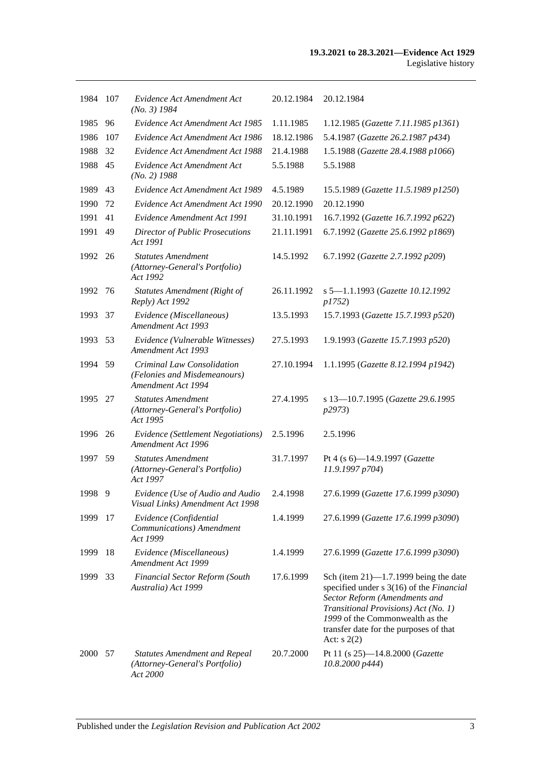| 1984 | 107 | *Evidence Act Amendment Act (No. 3) 1984* | 20.12.1984 | 20.12.1984 |
|---|---|---|---|---|
| 1985 | 96 | *Evidence Act Amendment Act 1985* | 1.11.1985 | 1.12.1985 (*Gazette 7.11.1985 p1361*) |
| 1986 | 107 | *Evidence Act Amendment Act 1986* | 18.12.1986 | 5.4.1987 (*Gazette 26.2.1987 p434*) |
| 1988 | 32 | *Evidence Act Amendment Act 1988* | 21.4.1988 | 1.5.1988 (*Gazette 28.4.1988 p1066*) |
| 1988 | 45 | *Evidence Act Amendment Act (No. 2) 1988* | 5.5.1988 | 5.5.1988 |
| 1989 | 43 | *Evidence Act Amendment Act 1989* | 4.5.1989 | 15.5.1989 (*Gazette 11.5.1989 p1250*) |
| 1990 | 72 | *Evidence Act Amendment Act 1990* | 20.12.1990 | 20.12.1990 |
| 1991 | 41 | *Evidence Amendment Act 1991* | 31.10.1991 | 16.7.1992 (*Gazette 16.7.1992 p622*) |
| 1991 | 49 | *Director of Public Prosecutions Act 1991* | 21.11.1991 | 6.7.1992 (*Gazette 25.6.1992 p1869*) |
| 1992 | 26 | *Statutes Amendment (Attorney-General's Portfolio) Act 1992* | 14.5.1992 | 6.7.1992 (*Gazette 2.7.1992 p209*) |
| 1992 | 76 | *Statutes Amendment (Right of Reply) Act 1992* | 26.11.1992 | s 5—1.1.1993 (*Gazette 10.12.1992 p1752*) |
| 1993 | 37 | *Evidence (Miscellaneous) Amendment Act 1993* | 13.5.1993 | 15.7.1993 (*Gazette 15.7.1993 p520*) |
| 1993 | 53 | *Evidence (Vulnerable Witnesses) Amendment Act 1993* | 27.5.1993 | 1.9.1993 (*Gazette 15.7.1993 p520*) |
| 1994 | 59 | *Criminal Law Consolidation (Felonies and Misdemeanours) Amendment Act 1994* | 27.10.1994 | 1.1.1995 (*Gazette 8.12.1994 p1942*) |
| 1995 | 27 | *Statutes Amendment (Attorney-General's Portfolio) Act 1995* | 27.4.1995 | s 13—10.7.1995 (*Gazette 29.6.1995 p2973*) |
| 1996 | 26 | *Evidence (Settlement Negotiations) Amendment Act 1996* | 2.5.1996 | 2.5.1996 |
| 1997 | 59 | *Statutes Amendment (Attorney-General's Portfolio) Act 1997* | 31.7.1997 | Pt 4 (s 6)—14.9.1997 (*Gazette 11.9.1997 p704*) |
| 1998 | 9 | *Evidence (Use of Audio and Audio Visual Links) Amendment Act 1998* | 2.4.1998 | 27.6.1999 (*Gazette 17.6.1999 p3090*) |
| 1999 | 17 | *Evidence (Confidential Communications) Amendment Act 1999* | 1.4.1999 | 27.6.1999 (*Gazette 17.6.1999 p3090*) |
| 1999 | 18 | *Evidence (Miscellaneous) Amendment Act 1999* | 1.4.1999 | 27.6.1999 (*Gazette 17.6.1999 p3090*) |
| 1999 | 33 | *Financial Sector Reform (South Australia) Act 1999* | 17.6.1999 | Sch (item 21)—1.7.1999 being the date specified under s 3(16) of the *Financial Sector Reform (Amendments and Transitional Provisions) Act (No. 1) 1999* of the Commonwealth as the transfer date for the purposes of that Act: s 2(2) |
| 2000 | 57 | *Statutes Amendment and Repeal (Attorney-General's Portfolio) Act 2000* | 20.7.2000 | Pt 11 (s 25)—14.8.2000 (*Gazette 10.8.2000 p444*) |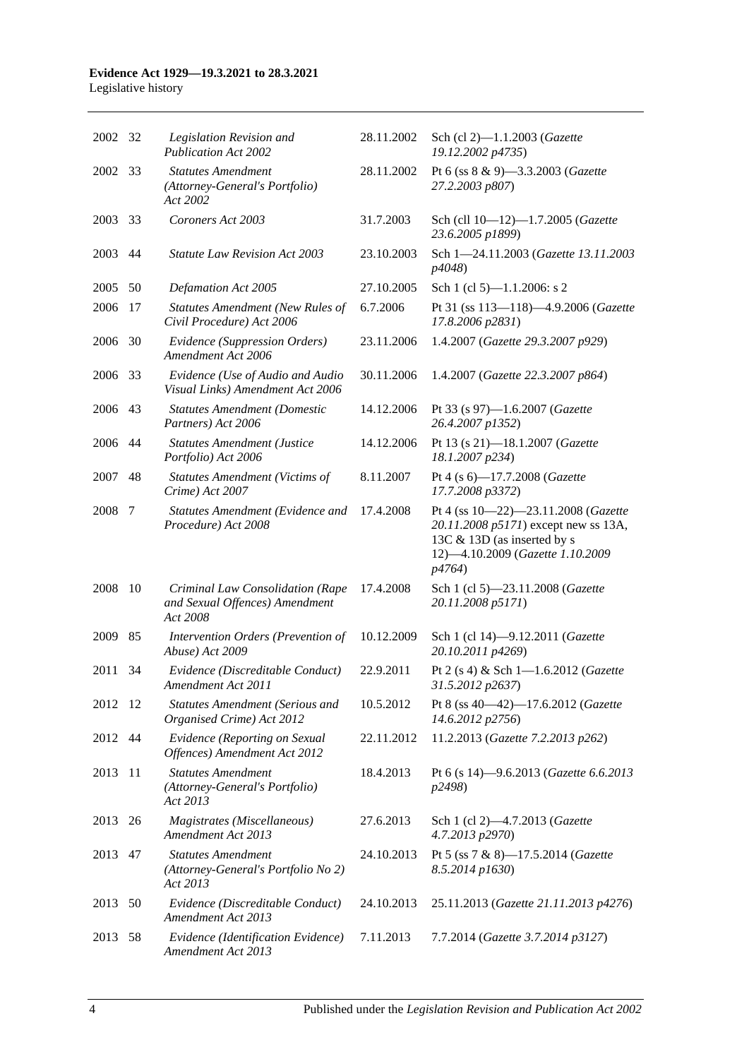| | | | | |
|---|---|---|---|---|
| 2002 | 32 | *Legislation Revision and Publication Act 2002* | 28.11.2002 | Sch (cl 2)—1.1.2003 (*Gazette 19.12.2002 p4735*) |
| 2002 | 33 | *Statutes Amendment (Attorney-General's Portfolio) Act 2002* | 28.11.2002 | Pt 6 (ss 8 & 9)—3.3.2003 (*Gazette 27.2.2003 p807*) |
| 2003 | 33 | *Coroners Act 2003* | 31.7.2003 | Sch (cll 10—12)—1.7.2005 (*Gazette 23.6.2005 p1899*) |
| 2003 | 44 | *Statute Law Revision Act 2003* | 23.10.2003 | Sch 1—24.11.2003 (*Gazette 13.11.2003 p4048*) |
| 2005 | 50 | *Defamation Act 2005* | 27.10.2005 | Sch 1 (cl 5)—1.1.2006: s 2 |
| 2006 | 17 | *Statutes Amendment (New Rules of Civil Procedure) Act 2006* | 6.7.2006 | Pt 31 (ss 113—118)—4.9.2006 (*Gazette 17.8.2006 p2831*) |
| 2006 | 30 | *Evidence (Suppression Orders) Amendment Act 2006* | 23.11.2006 | 1.4.2007 (*Gazette 29.3.2007 p929*) |
| 2006 | 33 | *Evidence (Use of Audio and Audio Visual Links) Amendment Act 2006* | 30.11.2006 | 1.4.2007 (*Gazette 22.3.2007 p864*) |
| 2006 | 43 | *Statutes Amendment (Domestic Partners) Act 2006* | 14.12.2006 | Pt 33 (s 97)—1.6.2007 (*Gazette 26.4.2007 p1352*) |
| 2006 | 44 | *Statutes Amendment (Justice Portfolio) Act 2006* | 14.12.2006 | Pt 13 (s 21)—18.1.2007 (*Gazette 18.1.2007 p234*) |
| 2007 | 48 | *Statutes Amendment (Victims of Crime) Act 2007* | 8.11.2007 | Pt 4 (s 6)—17.7.2008 (*Gazette 17.7.2008 p3372*) |
| 2008 | 7 | *Statutes Amendment (Evidence and Procedure) Act 2008* | 17.4.2008 | Pt 4 (ss 10—22)—23.11.2008 (*Gazette 20.11.2008 p5171*) except new ss 13A, 13C & 13D (as inserted by s 12)—4.10.2009 (*Gazette 1.10.2009 p4764*) |
| 2008 | 10 | *Criminal Law Consolidation (Rape and Sexual Offences) Amendment Act 2008* | 17.4.2008 | Sch 1 (cl 5)—23.11.2008 (*Gazette 20.11.2008 p5171*) |
| 2009 | 85 | *Intervention Orders (Prevention of Abuse) Act 2009* | 10.12.2009 | Sch 1 (cl 14)—9.12.2011 (*Gazette 20.10.2011 p4269*) |
| 2011 | 34 | *Evidence (Discreditable Conduct) Amendment Act 2011* | 22.9.2011 | Pt 2 (s 4) & Sch 1—1.6.2012 (*Gazette 31.5.2012 p2637*) |
| 2012 | 12 | *Statutes Amendment (Serious and Organised Crime) Act 2012* | 10.5.2012 | Pt 8 (ss 40—42)—17.6.2012 (*Gazette 14.6.2012 p2756*) |
| 2012 | 44 | *Evidence (Reporting on Sexual Offences) Amendment Act 2012* | 22.11.2012 | 11.2.2013 (*Gazette 7.2.2013 p262*) |
| 2013 | 11 | *Statutes Amendment (Attorney-General's Portfolio) Act 2013* | 18.4.2013 | Pt 6 (s 14)—9.6.2013 (*Gazette 6.6.2013 p2498*) |
| 2013 | 26 | *Magistrates (Miscellaneous) Amendment Act 2013* | 27.6.2013 | Sch 1 (cl 2)—4.7.2013 (*Gazette 4.7.2013 p2970*) |
| 2013 | 47 | *Statutes Amendment (Attorney-General's Portfolio No 2) Act 2013* | 24.10.2013 | Pt 5 (ss 7 & 8)—17.5.2014 (*Gazette 8.5.2014 p1630*) |
| 2013 | 50 | *Evidence (Discreditable Conduct) Amendment Act 2013* | 24.10.2013 | 25.11.2013 (*Gazette 21.11.2013 p4276*) |
| 2013 | 58 | *Evidence (Identification Evidence) Amendment Act 2013* | 7.11.2013 | 7.7.2014 (*Gazette 3.7.2014 p3127*) |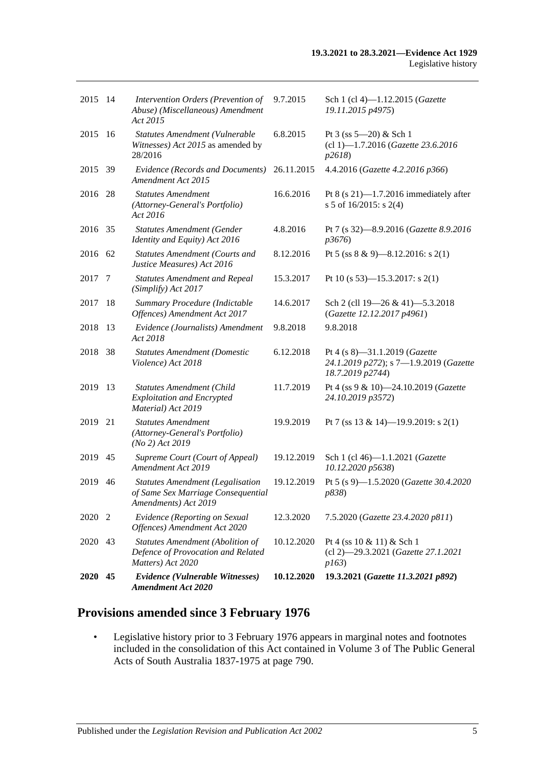| | | | | |
|---|---|---|---|---|
| 2015 | 14 | *Intervention Orders (Prevention of Abuse) (Miscellaneous) Amendment Act 2015* | 9.7.2015 | Sch 1 (cl 4)—1.12.2015 (*Gazette 19.11.2015 p4975*) |
| 2015 | 16 | *Statutes Amendment (Vulnerable Witnesses) Act 2015* as amended by 28/2016 | 6.8.2015 | Pt 3 (ss 5—20) & Sch 1 (cl 1)—1.7.2016 (*Gazette 23.6.2016 p2618*) |
| 2015 | 39 | *Evidence (Records and Documents) Amendment Act 2015* | 26.11.2015 | 4.4.2016 (*Gazette 4.2.2016 p366*) |
| 2016 | 28 | *Statutes Amendment (Attorney-General's Portfolio) Act 2016* | 16.6.2016 | Pt 8 (s 21)—1.7.2016 immediately after s 5 of 16/2015: s 2(4) |
| 2016 | 35 | *Statutes Amendment (Gender Identity and Equity) Act 2016* | 4.8.2016 | Pt 7 (s 32)—8.9.2016 (*Gazette 8.9.2016 p3676*) |
| 2016 | 62 | *Statutes Amendment (Courts and Justice Measures) Act 2016* | 8.12.2016 | Pt 5 (ss 8 & 9)—8.12.2016: s 2(1) |
| 2017 | 7 | *Statutes Amendment and Repeal (Simplify) Act 2017* | 15.3.2017 | Pt 10 (s 53)—15.3.2017: s 2(1) |
| 2017 | 18 | *Summary Procedure (Indictable Offences) Amendment Act 2017* | 14.6.2017 | Sch 2 (cll 19—26 & 41)—5.3.2018 (*Gazette 12.12.2017 p4961*) |
| 2018 | 13 | *Evidence (Journalists) Amendment Act 2018* | 9.8.2018 | 9.8.2018 |
| 2018 | 38 | *Statutes Amendment (Domestic Violence) Act 2018* | 6.12.2018 | Pt 4 (s 8)—31.1.2019 (*Gazette 24.1.2019 p272*); s 7—1.9.2019 (*Gazette 18.7.2019 p2744*) |
| 2019 | 13 | *Statutes Amendment (Child Exploitation and Encrypted Material) Act 2019* | 11.7.2019 | Pt 4 (ss 9 & 10)—24.10.2019 (*Gazette 24.10.2019 p3572*) |
| 2019 | 21 | *Statutes Amendment (Attorney-General's Portfolio) (No 2) Act 2019* | 19.9.2019 | Pt 7 (ss 13 & 14)—19.9.2019: s 2(1) |
| 2019 | 45 | *Supreme Court (Court of Appeal) Amendment Act 2019* | 19.12.2019 | Sch 1 (cl 46)—1.1.2021 (*Gazette 10.12.2020 p5638*) |
| 2019 | 46 | *Statutes Amendment (Legalisation of Same Sex Marriage Consequential Amendments) Act 2019* | 19.12.2019 | Pt 5 (s 9)—1.5.2020 (*Gazette 30.4.2020 p838*) |
| 2020 | 2 | *Evidence (Reporting on Sexual Offences) Amendment Act 2020* | 12.3.2020 | 7.5.2020 (*Gazette 23.4.2020 p811*) |
| 2020 | 43 | *Statutes Amendment (Abolition of Defence of Provocation and Related Matters) Act 2020* | 10.12.2020 | Pt 4 (ss 10 & 11) & Sch 1 (cl 2)—29.3.2021 (*Gazette 27.1.2021 p163*) |
| **2020** | **45** | ***Evidence (Vulnerable Witnesses) Amendment Act 2020*** | **10.12.2020** | **19.3.2021 (*Gazette 11.3.2021 p892*)** |

## Provisions amended since 3 February 1976

- Legislative history prior to 3 February 1976 appears in marginal notes and footnotes included in the consolidation of this Act contained in Volume 3 of The Public General Acts of South Australia 1837-1975 at page 790.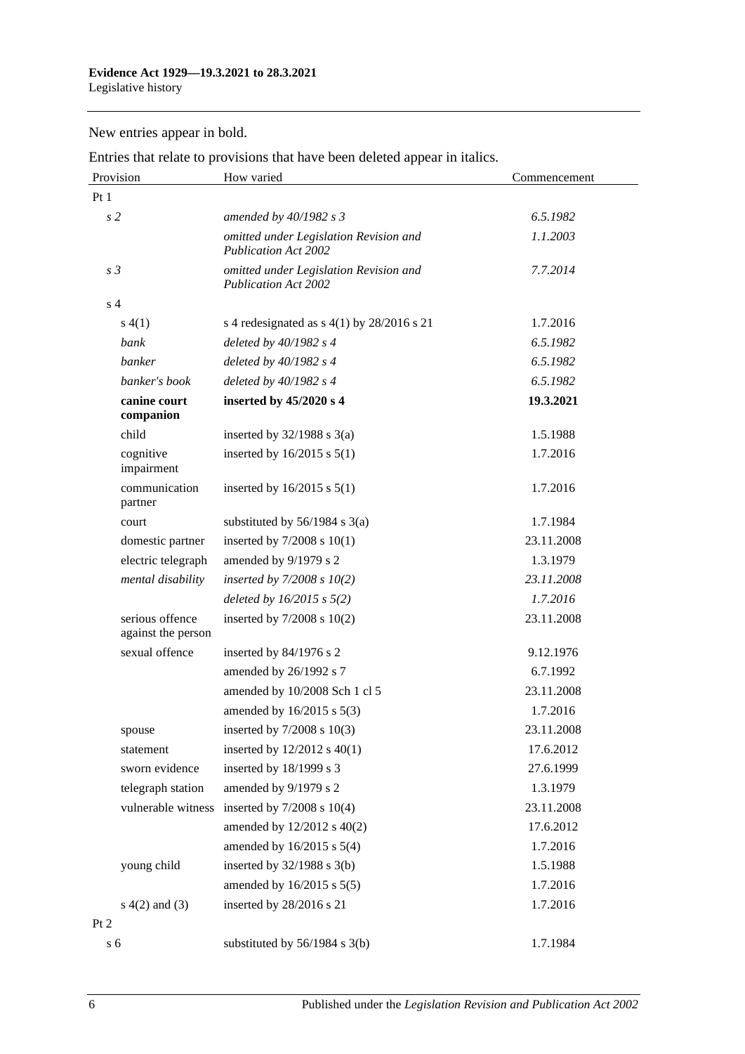New entries appear in bold.

Entries that relate to provisions that have been deleted appear in italics.

| Provision | How varied | Commencement |
|---|---|---|
| Pt 1 | | |
| *s 2* | *amended by 40/1982 s 3* | *6.5.1982* |
| | *omitted under Legislation Revision and Publication Act 2002* | *1.1.2003* |
| *s 3* | *omitted under Legislation Revision and Publication Act 2002* | *7.7.2014* |
| s 4 | | |
| s 4(1) | s 4 redesignated as s 4(1) by 28/2016 s 21 | 1.7.2016 |
| *bank* | *deleted by 40/1982 s 4* | *6.5.1982* |
| *banker* | *deleted by 40/1982 s 4* | *6.5.1982* |
| *banker's book* | *deleted by 40/1982 s 4* | *6.5.1982* |
| **canine court companion** | **inserted by 45/2020 s 4** | **19.3.2021** |
| child | inserted by 32/1988 s 3(a) | 1.5.1988 |
| cognitive impairment | inserted by 16/2015 s 5(1) | 1.7.2016 |
| communication partner | inserted by 16/2015 s 5(1) | 1.7.2016 |
| court | substituted by 56/1984 s 3(a) | 1.7.1984 |
| domestic partner | inserted by 7/2008 s 10(1) | 23.11.2008 |
| electric telegraph | amended by 9/1979 s 2 | 1.3.1979 |
| *mental disability* | *inserted by 7/2008 s 10(2)* | *23.11.2008* |
| | *deleted by 16/2015 s 5(2)* | *1.7.2016* |
| serious offence against the person | inserted by 7/2008 s 10(2) | 23.11.2008 |
| sexual offence | inserted by 84/1976 s 2 | 9.12.1976 |
| | amended by 26/1992 s 7 | 6.7.1992 |
| | amended by 10/2008 Sch 1 cl 5 | 23.11.2008 |
| | amended by 16/2015 s 5(3) | 1.7.2016 |
| spouse | inserted by 7/2008 s 10(3) | 23.11.2008 |
| statement | inserted by 12/2012 s 40(1) | 17.6.2012 |
| sworn evidence | inserted by 18/1999 s 3 | 27.6.1999 |
| telegraph station | amended by 9/1979 s 2 | 1.3.1979 |
| vulnerable witness | inserted by 7/2008 s 10(4) | 23.11.2008 |
| | amended by 12/2012 s 40(2) | 17.6.2012 |
| | amended by 16/2015 s 5(4) | 1.7.2016 |
| young child | inserted by 32/1988 s 3(b) | 1.5.1988 |
| | amended by 16/2015 s 5(5) | 1.7.2016 |
| s 4(2) and (3) | inserted by 28/2016 s 21 | 1.7.2016 |
| Pt 2 | | |
| s 6 | substituted by 56/1984 s 3(b) | 1.7.1984 |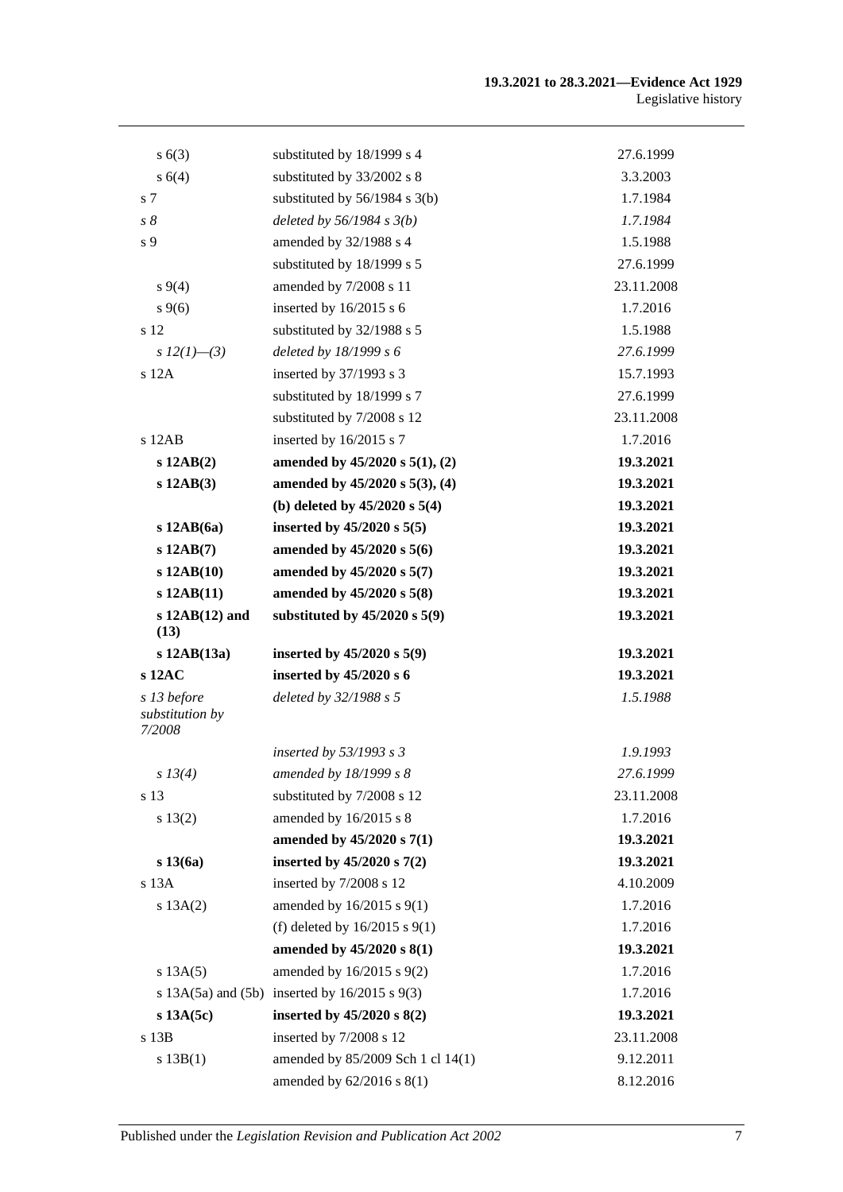| | | |
|---|---|---|
| s 6(3) | substituted by 18/1999 s 4 | 27.6.1999 |
| s 6(4) | substituted by 33/2002 s 8 | 3.3.2003 |
| s 7 | substituted by 56/1984 s 3(b) | 1.7.1984 |
| *s 8* | *deleted by 56/1984 s 3(b)* | *1.7.1984* |
| s 9 | amended by 32/1988 s 4 | 1.5.1988 |
| | substituted by 18/1999 s 5 | 27.6.1999 |
| s 9(4) | amended by 7/2008 s 11 | 23.11.2008 |
| s 9(6) | inserted by 16/2015 s 6 | 1.7.2016 |
| s 12 | substituted by 32/1988 s 5 | 1.5.1988 |
| *s 12(1)—(3)* | *deleted by 18/1999 s 6* | *27.6.1999* |
| s 12A | inserted by 37/1993 s 3 | 15.7.1993 |
| | substituted by 18/1999 s 7 | 27.6.1999 |
| | substituted by 7/2008 s 12 | 23.11.2008 |
| s 12AB | inserted by 16/2015 s 7 | 1.7.2016 |
| **s 12AB(2)** | **amended by 45/2020 s 5(1), (2)** | **19.3.2021** |
| **s 12AB(3)** | **amended by 45/2020 s 5(3), (4)** | **19.3.2021** |
| | **(b) deleted by 45/2020 s 5(4)** | **19.3.2021** |
| **s 12AB(6a)** | **inserted by 45/2020 s 5(5)** | **19.3.2021** |
| **s 12AB(7)** | **amended by 45/2020 s 5(6)** | **19.3.2021** |
| **s 12AB(10)** | **amended by 45/2020 s 5(7)** | **19.3.2021** |
| **s 12AB(11)** | **amended by 45/2020 s 5(8)** | **19.3.2021** |
| **s 12AB(12) and (13)** | **substituted by 45/2020 s 5(9)** | **19.3.2021** |
| **s 12AB(13a)** | **inserted by 45/2020 s 5(9)** | **19.3.2021** |
| **s 12AC** | **inserted by 45/2020 s 6** | **19.3.2021** |
| *s 13 before substitution by 7/2008* | *deleted by 32/1988 s 5* | *1.5.1988* |
| | *inserted by 53/1993 s 3* | *1.9.1993* |
| *s 13(4)* | *amended by 18/1999 s 8* | *27.6.1999* |
| s 13 | substituted by 7/2008 s 12 | 23.11.2008 |
| s 13(2) | amended by 16/2015 s 8 | 1.7.2016 |
| | **amended by 45/2020 s 7(1)** | **19.3.2021** |
| **s 13(6a)** | **inserted by 45/2020 s 7(2)** | **19.3.2021** |
| s 13A | inserted by 7/2008 s 12 | 4.10.2009 |
| s 13A(2) | amended by 16/2015 s 9(1) | 1.7.2016 |
| | (f) deleted by 16/2015 s 9(1) | 1.7.2016 |
| | **amended by 45/2020 s 8(1)** | **19.3.2021** |
| s 13A(5) | amended by 16/2015 s 9(2) | 1.7.2016 |
| s 13A(5a) and (5b) | inserted by 16/2015 s 9(3) | 1.7.2016 |
| **s 13A(5c)** | **inserted by 45/2020 s 8(2)** | **19.3.2021** |
| s 13B | inserted by 7/2008 s 12 | 23.11.2008 |
| s 13B(1) | amended by 85/2009 Sch 1 cl 14(1) | 9.12.2011 |
| | amended by 62/2016 s 8(1) | 8.12.2016 |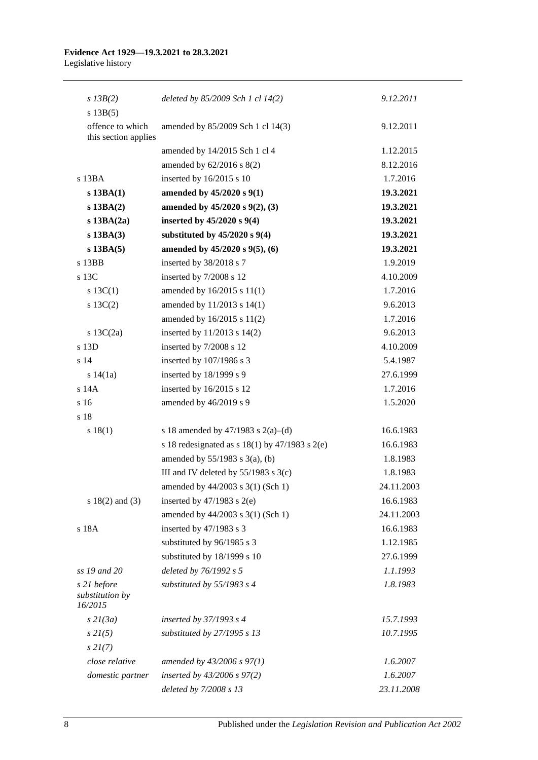| | | |
|---|---|---|
| *s 13B(2)* | *deleted by 85/2009 Sch 1 cl 14(2)* | *9.12.2011* |
| s 13B(5) | | |
| offence to which this section applies | amended by 85/2009 Sch 1 cl 14(3) | 9.12.2011 |
| | amended by 14/2015 Sch 1 cl 4 | 1.12.2015 |
| | amended by 62/2016 s 8(2) | 8.12.2016 |
| s 13BA | inserted by 16/2015 s 10 | 1.7.2016 |
| **s 13BA(1)** | **amended by 45/2020 s 9(1)** | **19.3.2021** |
| **s 13BA(2)** | **amended by 45/2020 s 9(2), (3)** | **19.3.2021** |
| **s 13BA(2a)** | **inserted by 45/2020 s 9(4)** | **19.3.2021** |
| **s 13BA(3)** | **substituted by 45/2020 s 9(4)** | **19.3.2021** |
| **s 13BA(5)** | **amended by 45/2020 s 9(5), (6)** | **19.3.2021** |
| s 13BB | inserted by 38/2018 s 7 | 1.9.2019 |
| s 13C | inserted by 7/2008 s 12 | 4.10.2009 |
| s 13C(1) | amended by 16/2015 s 11(1) | 1.7.2016 |
| s 13C(2) | amended by 11/2013 s 14(1) | 9.6.2013 |
| | amended by 16/2015 s 11(2) | 1.7.2016 |
| s 13C(2a) | inserted by 11/2013 s 14(2) | 9.6.2013 |
| s 13D | inserted by 7/2008 s 12 | 4.10.2009 |
| s 14 | inserted by 107/1986 s 3 | 5.4.1987 |
| s 14(1a) | inserted by 18/1999 s 9 | 27.6.1999 |
| s 14A | inserted by 16/2015 s 12 | 1.7.2016 |
| s 16 | amended by 46/2019 s 9 | 1.5.2020 |
| s 18 | | |
| s 18(1) | s 18 amended by 47/1983 s 2(a)–(d) | 16.6.1983 |
| | s 18 redesignated as s 18(1) by 47/1983 s 2(e) | 16.6.1983 |
| | amended by 55/1983 s 3(a), (b) | 1.8.1983 |
| | III and IV deleted by 55/1983 s 3(c) | 1.8.1983 |
| | amended by 44/2003 s 3(1) (Sch 1) | 24.11.2003 |
| s 18(2) and (3) | inserted by 47/1983 s 2(e) | 16.6.1983 |
| | amended by 44/2003 s 3(1) (Sch 1) | 24.11.2003 |
| s 18A | inserted by 47/1983 s 3 | 16.6.1983 |
| | substituted by 96/1985 s 3 | 1.12.1985 |
| | substituted by 18/1999 s 10 | 27.6.1999 |
| *ss 19 and 20* | *deleted by 76/1992 s 5* | *1.1.1993* |
| *s 21 before substitution by 16/2015* | *substituted by 55/1983 s 4* | *1.8.1983* |
| *s 21(3a)* | *inserted by 37/1993 s 4* | *15.7.1993* |
| *s 21(5)* | *substituted by 27/1995 s 13* | *10.7.1995* |
| *s 21(7)* | | |
| *close relative* | *amended by 43/2006 s 97(1)* | *1.6.2007* |
| *domestic partner* | *inserted by 43/2006 s 97(2)* | *1.6.2007* |
| | *deleted by 7/2008 s 13* | *23.11.2008* |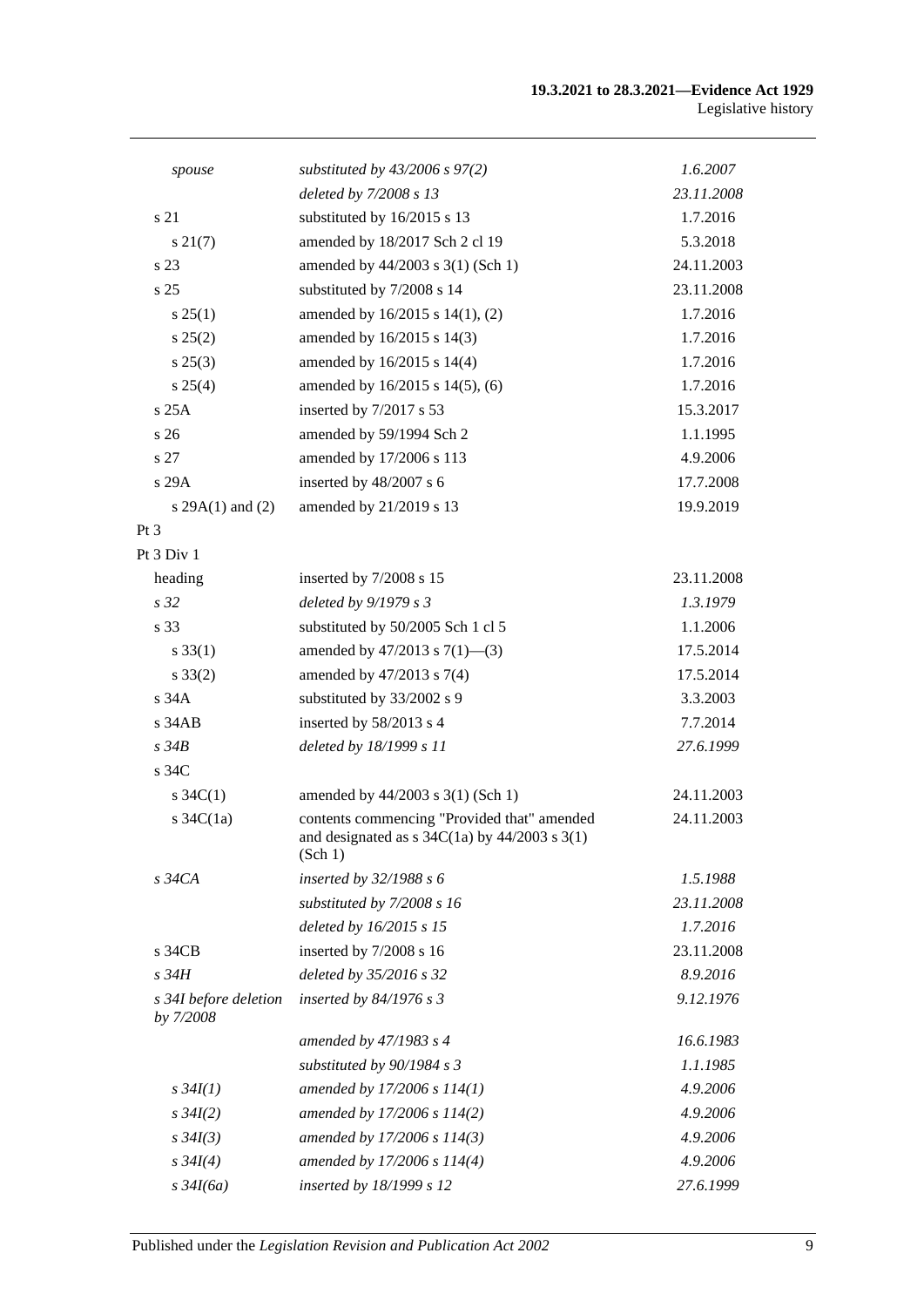| | | |
|---|---|---|
| *spouse* | *substituted by 43/2006 s 97(2)* | *1.6.2007* |
| | *deleted by 7/2008 s 13* | *23.11.2008* |
| s 21 | substituted by 16/2015 s 13 | 1.7.2016 |
| s 21(7) | amended by 18/2017 Sch 2 cl 19 | 5.3.2018 |
| s 23 | amended by 44/2003 s 3(1) (Sch 1) | 24.11.2003 |
| s 25 | substituted by 7/2008 s 14 | 23.11.2008 |
| s 25(1) | amended by 16/2015 s 14(1), (2) | 1.7.2016 |
| s 25(2) | amended by 16/2015 s 14(3) | 1.7.2016 |
| s 25(3) | amended by 16/2015 s 14(4) | 1.7.2016 |
| s 25(4) | amended by 16/2015 s 14(5), (6) | 1.7.2016 |
| s 25A | inserted by 7/2017 s 53 | 15.3.2017 |
| s 26 | amended by 59/1994 Sch 2 | 1.1.1995 |
| s 27 | amended by 17/2006 s 113 | 4.9.2006 |
| s 29A | inserted by 48/2007 s 6 | 17.7.2008 |
| s 29A(1) and (2) | amended by 21/2019 s 13 | 19.9.2019 |
| Pt 3 | | |
| Pt 3 Div 1 | | |
| heading | inserted by 7/2008 s 15 | 23.11.2008 |
| *s 32* | *deleted by 9/1979 s 3* | *1.3.1979* |
| s 33 | substituted by 50/2005 Sch 1 cl 5 | 1.1.2006 |
| s 33(1) | amended by 47/2013 s 7(1)—(3) | 17.5.2014 |
| s 33(2) | amended by 47/2013 s 7(4) | 17.5.2014 |
| s 34A | substituted by 33/2002 s 9 | 3.3.2003 |
| s 34AB | inserted by 58/2013 s 4 | 7.7.2014 |
| *s 34B* | *deleted by 18/1999 s 11* | *27.6.1999* |
| s 34C | | |
| s 34C(1) | amended by 44/2003 s 3(1) (Sch 1) | 24.11.2003 |
| s 34C(1a) | contents commencing "Provided that" amended and designated as s 34C(1a) by 44/2003 s 3(1) (Sch 1) | 24.11.2003 |
| *s 34CA* | *inserted by 32/1988 s 6* | *1.5.1988* |
| | *substituted by 7/2008 s 16* | *23.11.2008* |
| | *deleted by 16/2015 s 15* | *1.7.2016* |
| s 34CB | inserted by 7/2008 s 16 | 23.11.2008 |
| *s 34H* | *deleted by 35/2016 s 32* | *8.9.2016* |
| *s 34I before deletion by 7/2008* | *inserted by 84/1976 s 3* | *9.12.1976* |
| | *amended by 47/1983 s 4* | *16.6.1983* |
| | *substituted by 90/1984 s 3* | *1.1.1985* |
| *s 34I(1)* | *amended by 17/2006 s 114(1)* | *4.9.2006* |
| *s 34I(2)* | *amended by 17/2006 s 114(2)* | *4.9.2006* |
| *s 34I(3)* | *amended by 17/2006 s 114(3)* | *4.9.2006* |
| *s 34I(4)* | *amended by 17/2006 s 114(4)* | *4.9.2006* |
| *s 34I(6a)* | *inserted by 18/1999 s 12* | *27.6.1999* |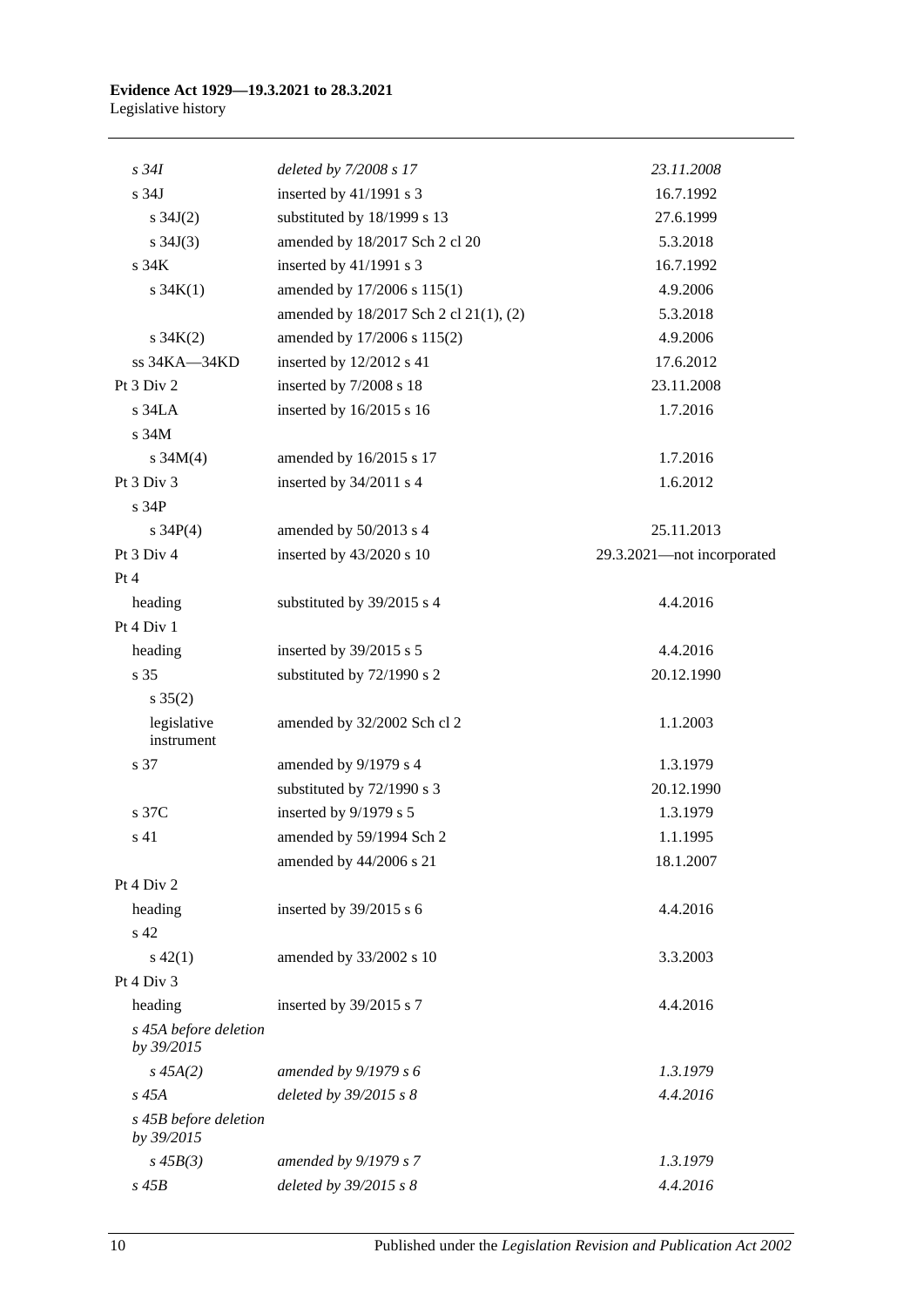| | | |
|---|---|---|
| *s 34I* | *deleted by 7/2008 s 17* | *23.11.2008* |
| s 34J | inserted by 41/1991 s 3 | 16.7.1992 |
| s 34J(2) | substituted by 18/1999 s 13 | 27.6.1999 |
| s 34J(3) | amended by 18/2017 Sch 2 cl 20 | 5.3.2018 |
| s 34K | inserted by 41/1991 s 3 | 16.7.1992 |
| s 34K(1) | amended by 17/2006 s 115(1) | 4.9.2006 |
| | amended by 18/2017 Sch 2 cl 21(1), (2) | 5.3.2018 |
| s 34K(2) | amended by 17/2006 s 115(2) | 4.9.2006 |
| ss 34KA—34KD | inserted by 12/2012 s 41 | 17.6.2012 |
| Pt 3 Div 2 | inserted by 7/2008 s 18 | 23.11.2008 |
| s 34LA | inserted by 16/2015 s 16 | 1.7.2016 |
| s 34M | | |
| s 34M(4) | amended by 16/2015 s 17 | 1.7.2016 |
| Pt 3 Div 3 | inserted by 34/2011 s 4 | 1.6.2012 |
| s 34P | | |
| s 34P(4) | amended by 50/2013 s 4 | 25.11.2013 |
| Pt 3 Div 4 | inserted by 43/2020 s 10 | 29.3.2021—not incorporated |
| Pt 4 | | |
| heading | substituted by 39/2015 s 4 | 4.4.2016 |
| Pt 4 Div 1 | | |
| heading | inserted by 39/2015 s 5 | 4.4.2016 |
| s 35 | substituted by 72/1990 s 2 | 20.12.1990 |
| s 35(2) | | |
| legislative instrument | amended by 32/2002 Sch cl 2 | 1.1.2003 |
| s 37 | amended by 9/1979 s 4 | 1.3.1979 |
| | substituted by 72/1990 s 3 | 20.12.1990 |
| s 37C | inserted by 9/1979 s 5 | 1.3.1979 |
| s 41 | amended by 59/1994 Sch 2 | 1.1.1995 |
| | amended by 44/2006 s 21 | 18.1.2007 |
| Pt 4 Div 2 | | |
| heading | inserted by 39/2015 s 6 | 4.4.2016 |
| s 42 | | |
| s 42(1) | amended by 33/2002 s 10 | 3.3.2003 |
| Pt 4 Div 3 | | |
| heading | inserted by 39/2015 s 7 | 4.4.2016 |
| *s 45A before deletion by 39/2015* | | |
| *s 45A(2)* | *amended by 9/1979 s 6* | *1.3.1979* |
| *s 45A* | *deleted by 39/2015 s 8* | *4.4.2016* |
| *s 45B before deletion by 39/2015* | | |
| *s 45B(3)* | *amended by 9/1979 s 7* | *1.3.1979* |
| *s 45B* | *deleted by 39/2015 s 8* | *4.4.2016* |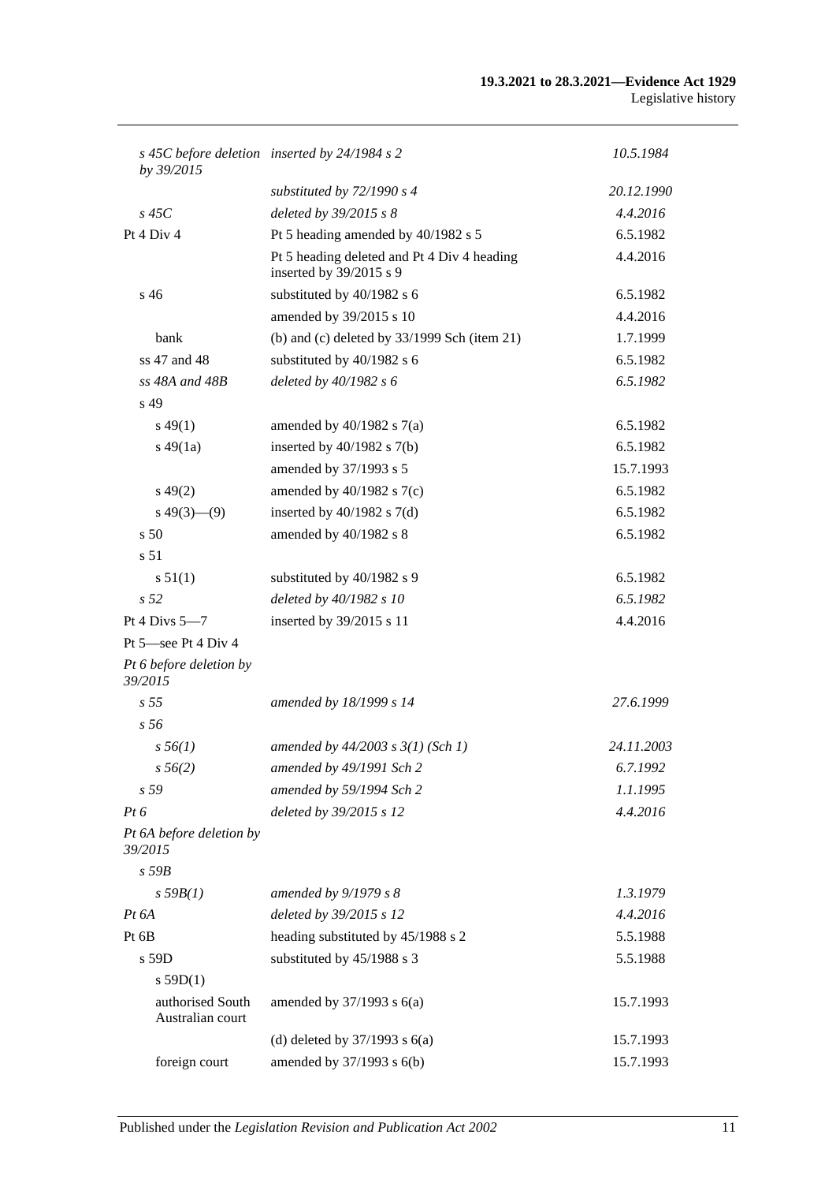| | | |
|---|---|---|
| *s 45C before deletion by 39/2015* | *inserted by 24/1984 s 2* | *10.5.1984* |
| | *substituted by 72/1990 s 4* | *20.12.1990* |
| *s 45C* | *deleted by 39/2015 s 8* | *4.4.2016* |
| Pt 4 Div 4 | Pt 5 heading amended by 40/1982 s 5 | 6.5.1982 |
| | Pt 5 heading deleted and Pt 4 Div 4 heading inserted by 39/2015 s 9 | 4.4.2016 |
| s 46 | substituted by 40/1982 s 6 | 6.5.1982 |
| | amended by 39/2015 s 10 | 4.4.2016 |
| bank | (b) and (c) deleted by 33/1999 Sch (item 21) | 1.7.1999 |
| ss 47 and 48 | substituted by 40/1982 s 6 | 6.5.1982 |
| *ss 48A and 48B* | *deleted by 40/1982 s 6* | *6.5.1982* |
| s 49 | | |
| s 49(1) | amended by 40/1982 s 7(a) | 6.5.1982 |
| s 49(1a) | inserted by 40/1982 s 7(b) | 6.5.1982 |
| | amended by 37/1993 s 5 | 15.7.1993 |
| s 49(2) | amended by 40/1982 s 7(c) | 6.5.1982 |
| s 49(3)—(9) | inserted by 40/1982 s 7(d) | 6.5.1982 |
| s 50 | amended by 40/1982 s 8 | 6.5.1982 |
| s 51 | | |
| s 51(1) | substituted by 40/1982 s 9 | 6.5.1982 |
| *s 52* | *deleted by 40/1982 s 10* | *6.5.1982* |
| Pt 4 Divs 5—7 | inserted by 39/2015 s 11 | 4.4.2016 |
| Pt 5—see Pt 4 Div 4 | | |
| *Pt 6 before deletion by 39/2015* | | |
| *s 55* | *amended by 18/1999 s 14* | *27.6.1999* |
| *s 56* | | |
| *s 56(1)* | *amended by 44/2003 s 3(1) (Sch 1)* | *24.11.2003* |
| *s 56(2)* | *amended by 49/1991 Sch 2* | *6.7.1992* |
| *s 59* | *amended by 59/1994 Sch 2* | *1.1.1995* |
| *Pt 6* | *deleted by 39/2015 s 12* | *4.4.2016* |
| *Pt 6A before deletion by 39/2015* | | |
| *s 59B* | | |
| *s 59B(1)* | *amended by 9/1979 s 8* | *1.3.1979* |
| *Pt 6A* | *deleted by 39/2015 s 12* | *4.4.2016* |
| Pt 6B | heading substituted by 45/1988 s 2 | 5.5.1988 |
| s 59D | substituted by 45/1988 s 3 | 5.5.1988 |
| s 59D(1) | | |
| authorised South Australian court | amended by 37/1993 s 6(a) | 15.7.1993 |
| | (d) deleted by 37/1993 s 6(a) | 15.7.1993 |
| foreign court | amended by 37/1993 s 6(b) | 15.7.1993 |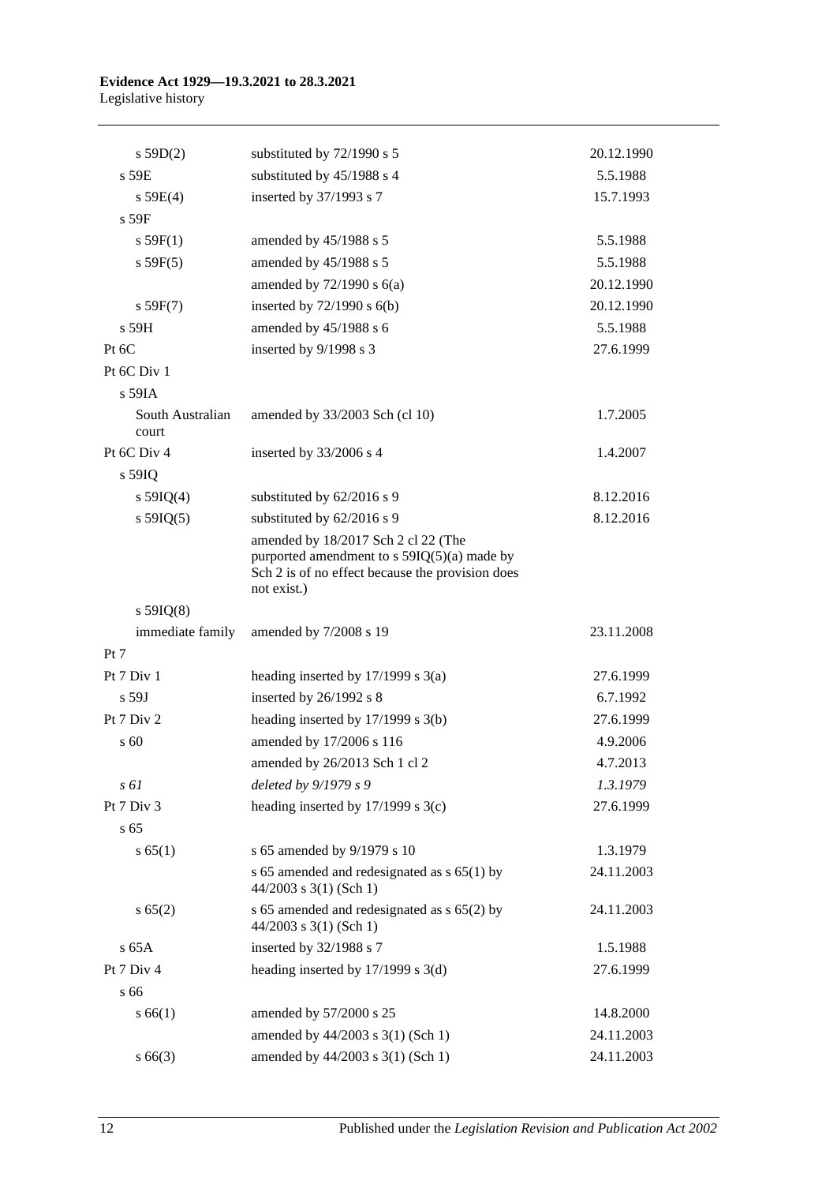| | | |
|---|---|---|
| s 59D(2) | substituted by 72/1990 s 5 | 20.12.1990 |
| s 59E | substituted by 45/1988 s 4 | 5.5.1988 |
| s 59E(4) | inserted by 37/1993 s 7 | 15.7.1993 |
| s 59F | | |
| s 59F(1) | amended by 45/1988 s 5 | 5.5.1988 |
| s 59F(5) | amended by 45/1988 s 5 | 5.5.1988 |
| | amended by 72/1990 s 6(a) | 20.12.1990 |
| s 59F(7) | inserted by 72/1990 s 6(b) | 20.12.1990 |
| s 59H | amended by 45/1988 s 6 | 5.5.1988 |
| Pt 6C | inserted by 9/1998 s 3 | 27.6.1999 |
| Pt 6C Div 1 | | |
| s 59IA | | |
| South Australian court | amended by 33/2003 Sch (cl 10) | 1.7.2005 |
| Pt 6C Div 4 | inserted by 33/2006 s 4 | 1.4.2007 |
| s 59IQ | | |
| s 59IQ(4) | substituted by 62/2016 s 9 | 8.12.2016 |
| s 59IQ(5) | substituted by 62/2016 s 9 | 8.12.2016 |
| | amended by 18/2017 Sch 2 cl 22 (The purported amendment to s 59IQ(5)(a) made by Sch 2 is of no effect because the provision does not exist.) | |
| s 59IQ(8) | | |
| immediate family | amended by 7/2008 s 19 | 23.11.2008 |
| Pt 7 | | |
| Pt 7 Div 1 | heading inserted by 17/1999 s 3(a) | 27.6.1999 |
| s 59J | inserted by 26/1992 s 8 | 6.7.1992 |
| Pt 7 Div 2 | heading inserted by 17/1999 s 3(b) | 27.6.1999 |
| s 60 | amended by 17/2006 s 116 | 4.9.2006 |
| | amended by 26/2013 Sch 1 cl 2 | 4.7.2013 |
| *s 61* | *deleted by 9/1979 s 9* | *1.3.1979* |
| Pt 7 Div 3 | heading inserted by 17/1999 s 3(c) | 27.6.1999 |
| s 65 | | |
| s 65(1) | s 65 amended by 9/1979 s 10 | 1.3.1979 |
| | s 65 amended and redesignated as s 65(1) by 44/2003 s 3(1) (Sch 1) | 24.11.2003 |
| s 65(2) | s 65 amended and redesignated as s 65(2) by 44/2003 s 3(1) (Sch 1) | 24.11.2003 |
| s 65A | inserted by 32/1988 s 7 | 1.5.1988 |
| Pt 7 Div 4 | heading inserted by 17/1999 s 3(d) | 27.6.1999 |
| s 66 | | |
| s 66(1) | amended by 57/2000 s 25 | 14.8.2000 |
| | amended by 44/2003 s 3(1) (Sch 1) | 24.11.2003 |
| s 66(3) | amended by 44/2003 s 3(1) (Sch 1) | 24.11.2003 |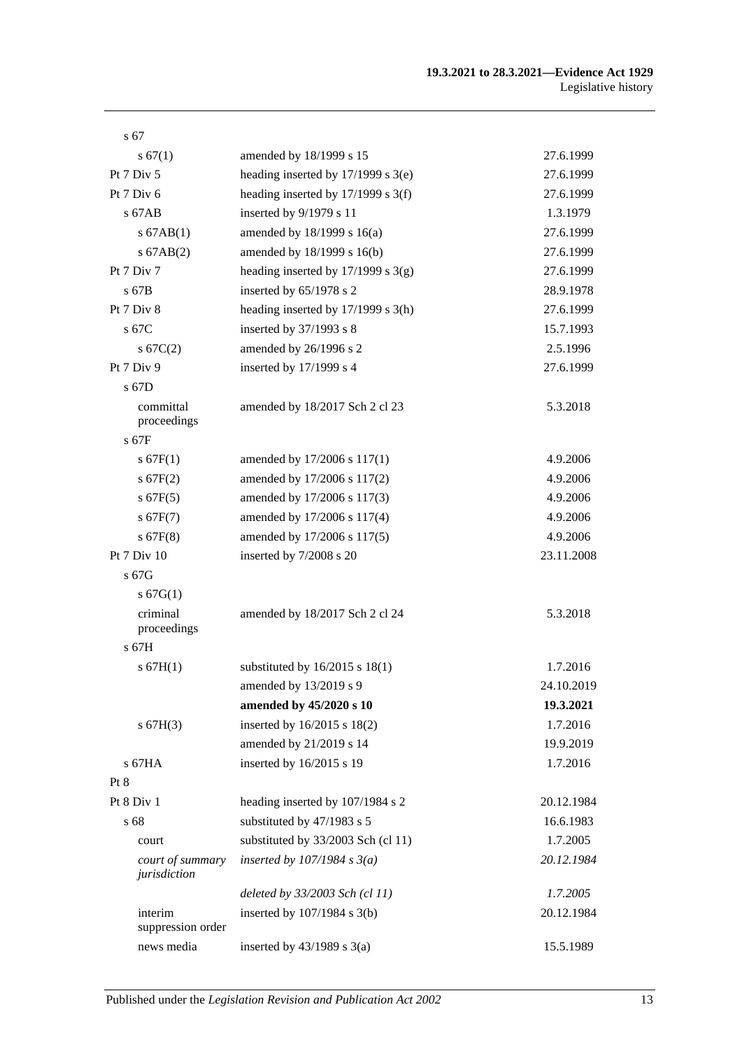| | | |
|---|---|---|
| s 67 | | |
| s 67(1) | amended by 18/1999 s 15 | 27.6.1999 |
| Pt 7 Div 5 | heading inserted by 17/1999 s 3(e) | 27.6.1999 |
| Pt 7 Div 6 | heading inserted by 17/1999 s 3(f) | 27.6.1999 |
| s 67AB | inserted by 9/1979 s 11 | 1.3.1979 |
| s 67AB(1) | amended by 18/1999 s 16(a) | 27.6.1999 |
| s 67AB(2) | amended by 18/1999 s 16(b) | 27.6.1999 |
| Pt 7 Div 7 | heading inserted by 17/1999 s 3(g) | 27.6.1999 |
| s 67B | inserted by 65/1978 s 2 | 28.9.1978 |
| Pt 7 Div 8 | heading inserted by 17/1999 s 3(h) | 27.6.1999 |
| s 67C | inserted by 37/1993 s 8 | 15.7.1993 |
| s 67C(2) | amended by 26/1996 s 2 | 2.5.1996 |
| Pt 7 Div 9 | inserted by 17/1999 s 4 | 27.6.1999 |
| s 67D | | |
| committal proceedings | amended by 18/2017 Sch 2 cl 23 | 5.3.2018 |
| s 67F | | |
| s 67F(1) | amended by 17/2006 s 117(1) | 4.9.2006 |
| s 67F(2) | amended by 17/2006 s 117(2) | 4.9.2006 |
| s 67F(5) | amended by 17/2006 s 117(3) | 4.9.2006 |
| s 67F(7) | amended by 17/2006 s 117(4) | 4.9.2006 |
| s 67F(8) | amended by 17/2006 s 117(5) | 4.9.2006 |
| Pt 7 Div 10 | inserted by 7/2008 s 20 | 23.11.2008 |
| s 67G | | |
| s 67G(1) | | |
| criminal proceedings | amended by 18/2017 Sch 2 cl 24 | 5.3.2018 |
| s 67H | | |
| s 67H(1) | substituted by 16/2015 s 18(1) | 1.7.2016 |
| | amended by 13/2019 s 9 | 24.10.2019 |
| | **amended by 45/2020 s 10** | **19.3.2021** |
| s 67H(3) | inserted by 16/2015 s 18(2) | 1.7.2016 |
| | amended by 21/2019 s 14 | 19.9.2019 |
| s 67HA | inserted by 16/2015 s 19 | 1.7.2016 |
| Pt 8 | | |
| Pt 8 Div 1 | heading inserted by 107/1984 s 2 | 20.12.1984 |
| s 68 | substituted by 47/1983 s 5 | 16.6.1983 |
| court | substituted by 33/2003 Sch (cl 11) | 1.7.2005 |
| *court of summary jurisdiction* | *inserted by 107/1984 s 3(a)* | *20.12.1984* |
| | *deleted by 33/2003 Sch (cl 11)* | *1.7.2005* |
| interim suppression order | inserted by 107/1984 s 3(b) | 20.12.1984 |
| news media | inserted by 43/1989 s 3(a) | 15.5.1989 |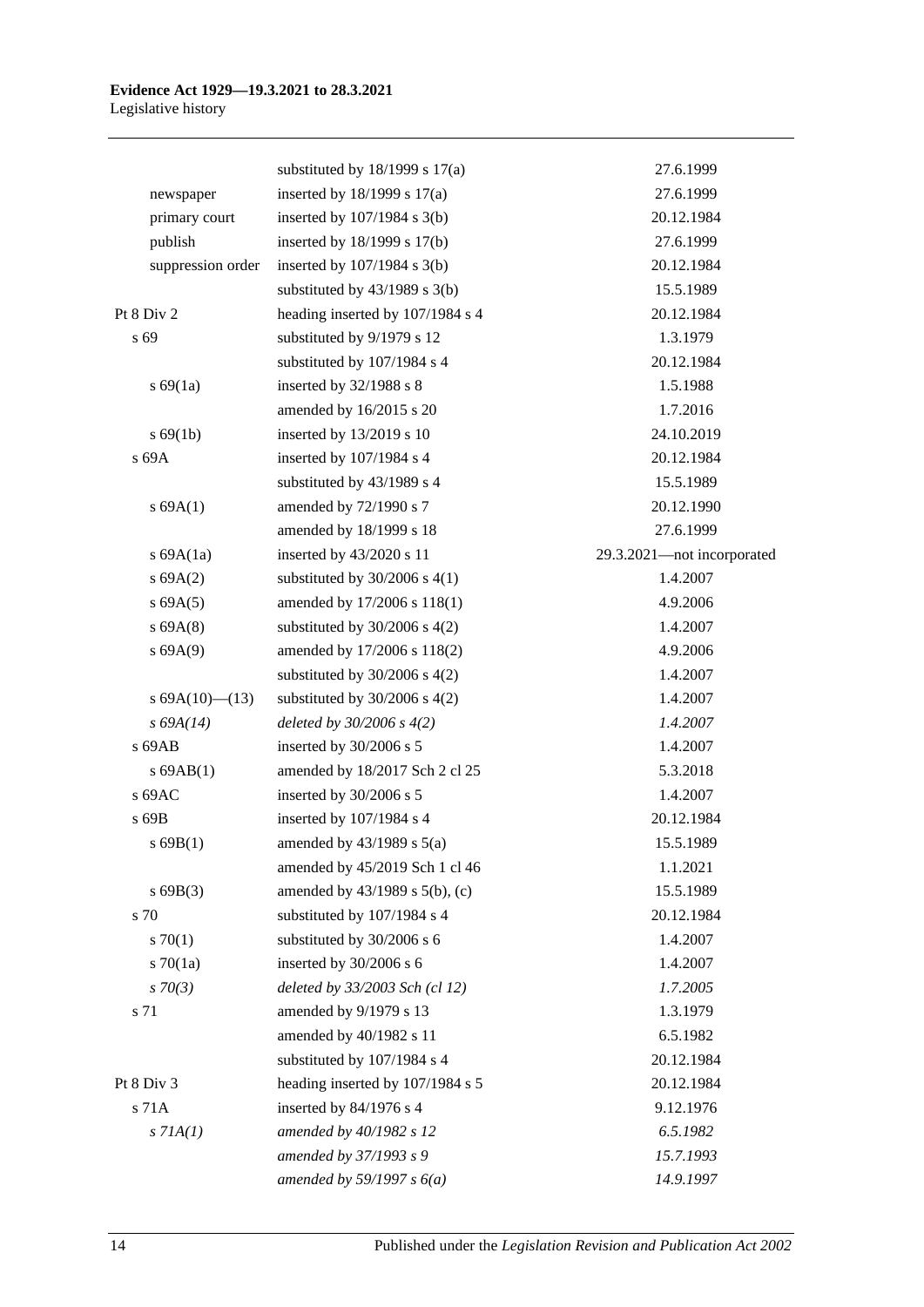| | | |
|---|---|---|
| | substituted by 18/1999 s 17(a) | 27.6.1999 |
| newspaper | inserted by 18/1999 s 17(a) | 27.6.1999 |
| primary court | inserted by 107/1984 s 3(b) | 20.12.1984 |
| publish | inserted by 18/1999 s 17(b) | 27.6.1999 |
| suppression order | inserted by 107/1984 s 3(b) | 20.12.1984 |
| | substituted by 43/1989 s 3(b) | 15.5.1989 |
| Pt 8 Div 2 | heading inserted by 107/1984 s 4 | 20.12.1984 |
| s 69 | substituted by 9/1979 s 12 | 1.3.1979 |
| | substituted by 107/1984 s 4 | 20.12.1984 |
| s 69(1a) | inserted by 32/1988 s 8 | 1.5.1988 |
| | amended by 16/2015 s 20 | 1.7.2016 |
| s 69(1b) | inserted by 13/2019 s 10 | 24.10.2019 |
| s 69A | inserted by 107/1984 s 4 | 20.12.1984 |
| | substituted by 43/1989 s 4 | 15.5.1989 |
| s 69A(1) | amended by 72/1990 s 7 | 20.12.1990 |
| | amended by 18/1999 s 18 | 27.6.1999 |
| s 69A(1a) | inserted by 43/2020 s 11 | 29.3.2021—not incorporated |
| s 69A(2) | substituted by 30/2006 s 4(1) | 1.4.2007 |
| s 69A(5) | amended by 17/2006 s 118(1) | 4.9.2006 |
| s 69A(8) | substituted by 30/2006 s 4(2) | 1.4.2007 |
| s 69A(9) | amended by 17/2006 s 118(2) | 4.9.2006 |
| | substituted by 30/2006 s 4(2) | 1.4.2007 |
| s 69A(10)—(13) | substituted by 30/2006 s 4(2) | 1.4.2007 |
| *s 69A(14)* | *deleted by 30/2006 s 4(2)* | *1.4.2007* |
| s 69AB | inserted by 30/2006 s 5 | 1.4.2007 |
| s 69AB(1) | amended by 18/2017 Sch 2 cl 25 | 5.3.2018 |
| s 69AC | inserted by 30/2006 s 5 | 1.4.2007 |
| s 69B | inserted by 107/1984 s 4 | 20.12.1984 |
| s 69B(1) | amended by 43/1989 s 5(a) | 15.5.1989 |
| | amended by 45/2019 Sch 1 cl 46 | 1.1.2021 |
| s 69B(3) | amended by 43/1989 s 5(b), (c) | 15.5.1989 |
| s 70 | substituted by 107/1984 s 4 | 20.12.1984 |
| s 70(1) | substituted by 30/2006 s 6 | 1.4.2007 |
| s 70(1a) | inserted by 30/2006 s 6 | 1.4.2007 |
| *s 70(3)* | *deleted by 33/2003 Sch (cl 12)* | *1.7.2005* |
| s 71 | amended by 9/1979 s 13 | 1.3.1979 |
| | amended by 40/1982 s 11 | 6.5.1982 |
| | substituted by 107/1984 s 4 | 20.12.1984 |
| Pt 8 Div 3 | heading inserted by 107/1984 s 5 | 20.12.1984 |
| s 71A | inserted by 84/1976 s 4 | 9.12.1976 |
| *s 71A(1)* | *amended by 40/1982 s 12* | *6.5.1982* |
| | *amended by 37/1993 s 9* | *15.7.1993* |
| | *amended by 59/1997 s 6(a)* | *14.9.1997* |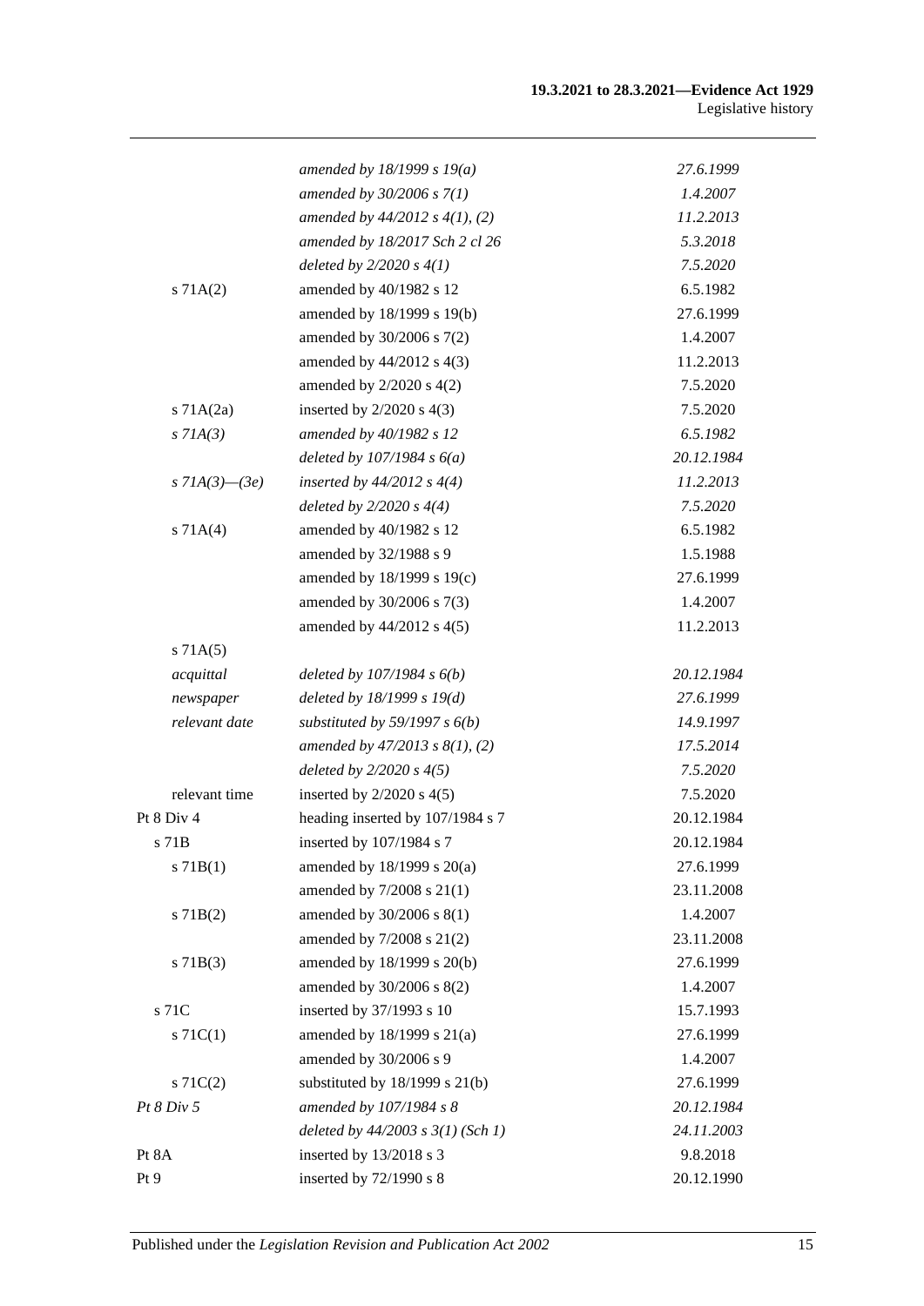| | | |
|---|---|---|
| | *amended by 18/1999 s 19(a)* | *27.6.1999* |
| | *amended by 30/2006 s 7(1)* | *1.4.2007* |
| | *amended by 44/2012 s 4(1), (2)* | *11.2.2013* |
| | *amended by 18/2017 Sch 2 cl 26* | *5.3.2018* |
| | *deleted by 2/2020 s 4(1)* | *7.5.2020* |
| s 71A(2) | amended by 40/1982 s 12 | 6.5.1982 |
| | amended by 18/1999 s 19(b) | 27.6.1999 |
| | amended by 30/2006 s 7(2) | 1.4.2007 |
| | amended by 44/2012 s 4(3) | 11.2.2013 |
| | amended by 2/2020 s 4(2) | 7.5.2020 |
| s 71A(2a) | inserted by 2/2020 s 4(3) | 7.5.2020 |
| *s 71A(3)* | *amended by 40/1982 s 12* | *6.5.1982* |
| | *deleted by 107/1984 s 6(a)* | *20.12.1984* |
| *s 71A(3)—(3e)* | *inserted by 44/2012 s 4(4)* | *11.2.2013* |
| | *deleted by 2/2020 s 4(4)* | *7.5.2020* |
| s 71A(4) | amended by 40/1982 s 12 | 6.5.1982 |
| | amended by 32/1988 s 9 | 1.5.1988 |
| | amended by 18/1999 s 19(c) | 27.6.1999 |
| | amended by 30/2006 s 7(3) | 1.4.2007 |
| | amended by 44/2012 s 4(5) | 11.2.2013 |
| s 71A(5) | | |
| *acquittal* | *deleted by 107/1984 s 6(b)* | *20.12.1984* |
| *newspaper* | *deleted by 18/1999 s 19(d)* | *27.6.1999* |
| *relevant date* | *substituted by 59/1997 s 6(b)* | *14.9.1997* |
| | *amended by 47/2013 s 8(1), (2)* | *17.5.2014* |
| | *deleted by 2/2020 s 4(5)* | *7.5.2020* |
| relevant time | inserted by 2/2020 s 4(5) | 7.5.2020 |
| Pt 8 Div 4 | heading inserted by 107/1984 s 7 | 20.12.1984 |
| s 71B | inserted by 107/1984 s 7 | 20.12.1984 |
| s 71B(1) | amended by 18/1999 s 20(a) | 27.6.1999 |
| | amended by 7/2008 s 21(1) | 23.11.2008 |
| s 71B(2) | amended by 30/2006 s 8(1) | 1.4.2007 |
| | amended by 7/2008 s 21(2) | 23.11.2008 |
| s 71B(3) | amended by 18/1999 s 20(b) | 27.6.1999 |
| | amended by 30/2006 s 8(2) | 1.4.2007 |
| s 71C | inserted by 37/1993 s 10 | 15.7.1993 |
| s 71C(1) | amended by 18/1999 s 21(a) | 27.6.1999 |
| | amended by 30/2006 s 9 | 1.4.2007 |
| s 71C(2) | substituted by 18/1999 s 21(b) | 27.6.1999 |
| *Pt 8 Div 5* | *amended by 107/1984 s 8* | *20.12.1984* |
| | *deleted by 44/2003 s 3(1) (Sch 1)* | *24.11.2003* |
| Pt 8A | inserted by 13/2018 s 3 | 9.8.2018 |
| Pt 9 | inserted by 72/1990 s 8 | 20.12.1990 |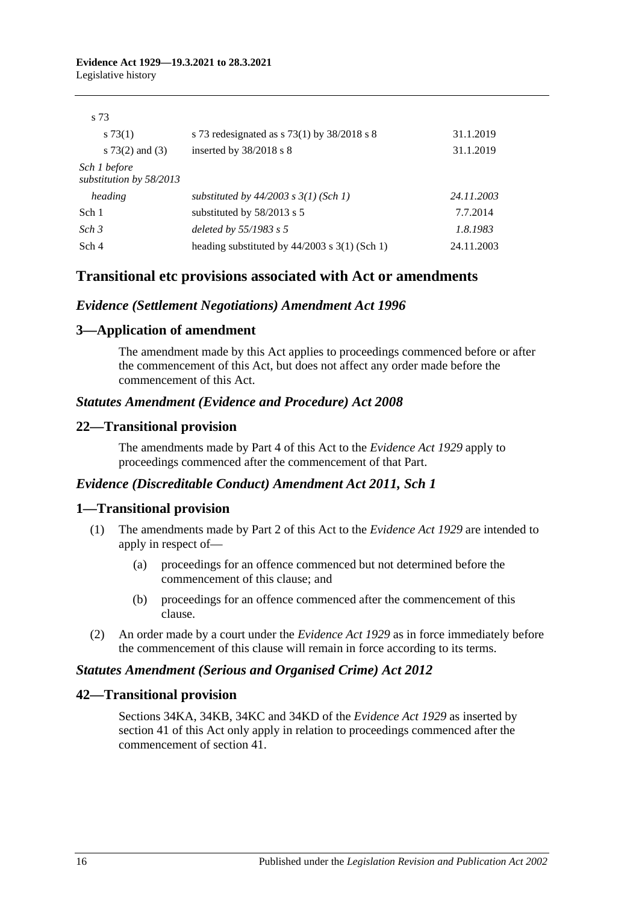| | | |
|---|---|---|
| s 73 | | |
| s 73(1) | s 73 redesignated as s 73(1) by 38/2018 s 8 | 31.1.2019 |
| s 73(2) and (3) | inserted by 38/2018 s 8 | 31.1.2019 |
| *Sch 1 before substitution by 58/2013* | | |
| *heading* | *substituted by 44/2003 s 3(1) (Sch 1)* | *24.11.2003* |
| Sch 1 | substituted by 58/2013 s 5 | 7.7.2014 |
| *Sch 3* | *deleted by 55/1983 s 5* | *1.8.1983* |
| Sch 4 | heading substituted by 44/2003 s 3(1) (Sch 1) | 24.11.2003 |

## Transitional etc provisions associated with Act or amendments

### *Evidence (Settlement Negotiations) Amendment Act 1996*

### 3—Application of amendment

The amendment made by this Act applies to proceedings commenced before or after the commencement of this Act, but does not affect any order made before the commencement of this Act.

### *Statutes Amendment (Evidence and Procedure) Act 2008*

### 22—Transitional provision

The amendments made by Part 4 of this Act to the *Evidence Act 1929* apply to proceedings commenced after the commencement of that Part.

### *Evidence (Discreditable Conduct) Amendment Act 2011, Sch 1*

### 1—Transitional provision

(1) The amendments made by Part 2 of this Act to the *Evidence Act 1929* are intended to apply in respect of—

(a) proceedings for an offence commenced but not determined before the commencement of this clause; and

(b) proceedings for an offence commenced after the commencement of this clause.

(2) An order made by a court under the *Evidence Act 1929* as in force immediately before the commencement of this clause will remain in force according to its terms.

### *Statutes Amendment (Serious and Organised Crime) Act 2012*

### 42—Transitional provision

Sections 34KA, 34KB, 34KC and 34KD of the *Evidence Act 1929* as inserted by section 41 of this Act only apply in relation to proceedings commenced after the commencement of section 41.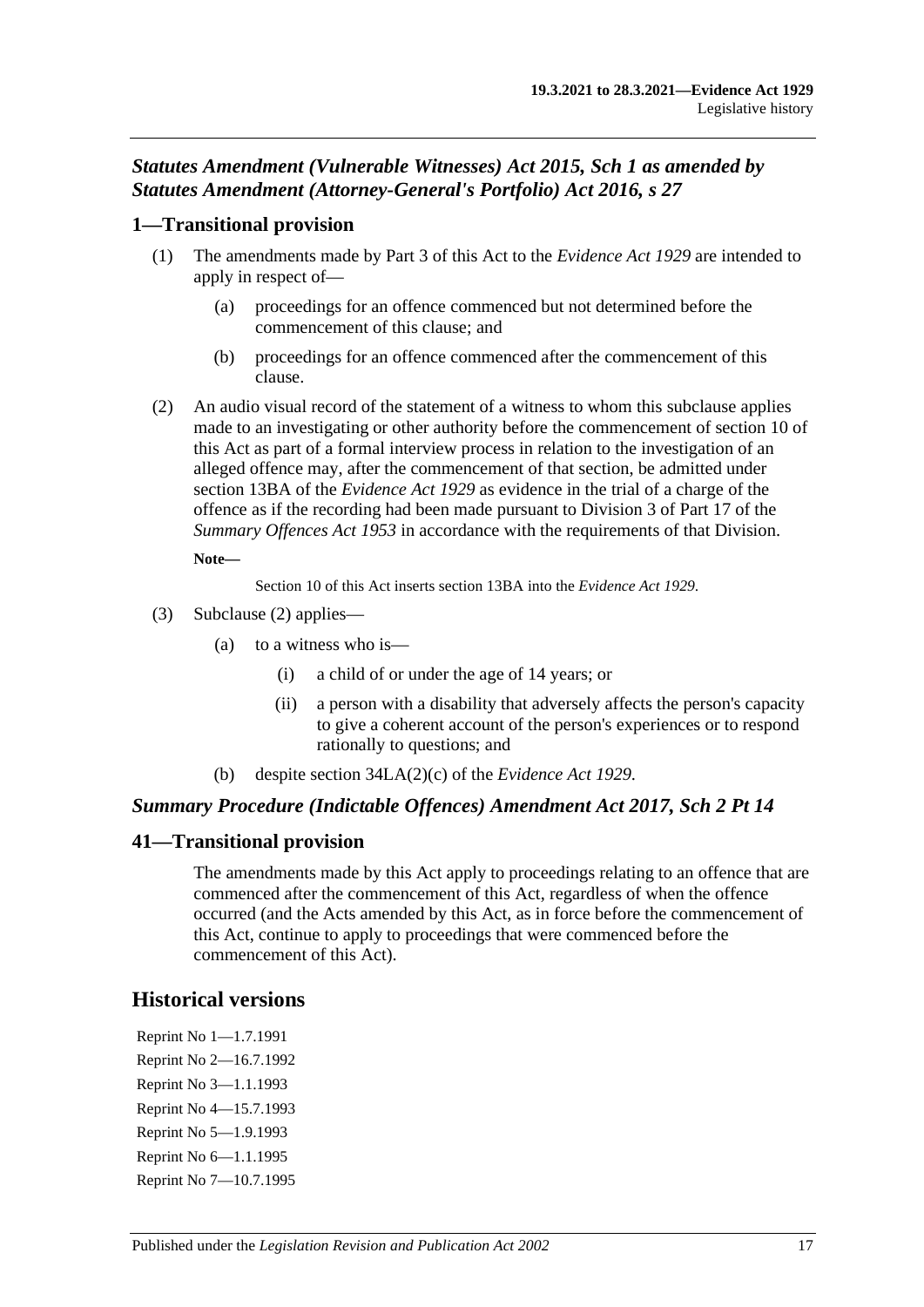### *Statutes Amendment (Vulnerable Witnesses) Act 2015, Sch 1 as amended by Statutes Amendment (Attorney-General's Portfolio) Act 2016, s 27*

## 1—Transitional provision

(1) The amendments made by Part 3 of this Act to the *Evidence Act 1929* are intended to apply in respect of—

(a) proceedings for an offence commenced but not determined before the commencement of this clause; and

(b) proceedings for an offence commenced after the commencement of this clause.

(2) An audio visual record of the statement of a witness to whom this subclause applies made to an investigating or other authority before the commencement of section 10 of this Act as part of a formal interview process in relation to the investigation of an alleged offence may, after the commencement of that section, be admitted under section 13BA of the *Evidence Act 1929* as evidence in the trial of a charge of the offence as if the recording had been made pursuant to Division 3 of Part 17 of the *Summary Offences Act 1953* in accordance with the requirements of that Division.

**Note—**

Section 10 of this Act inserts section 13BA into the *Evidence Act 1929*.

(3) Subclause (2) applies—

(a) to a witness who is—

(i) a child of or under the age of 14 years; or

(ii) a person with a disability that adversely affects the person's capacity to give a coherent account of the person's experiences or to respond rationally to questions; and

(b) despite section 34LA(2)(c) of the *Evidence Act 1929*.

### *Summary Procedure (Indictable Offences) Amendment Act 2017, Sch 2 Pt 14*

## 41—Transitional provision

The amendments made by this Act apply to proceedings relating to an offence that are commenced after the commencement of this Act, regardless of when the offence occurred (and the Acts amended by this Act, as in force before the commencement of this Act, continue to apply to proceedings that were commenced before the commencement of this Act).

# Historical versions

Reprint No 1—1.7.1991
Reprint No 2—16.7.1992
Reprint No 3—1.1.1993
Reprint No 4—15.7.1993
Reprint No 5—1.9.1993
Reprint No 6—1.1.1995
Reprint No 7—10.7.1995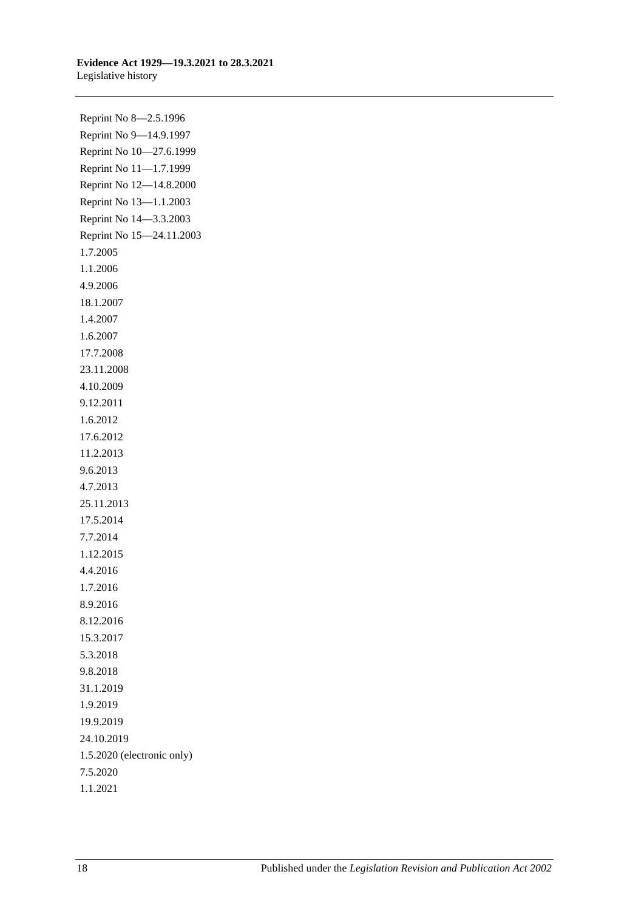Reprint No 8—2.5.1996

Reprint No 9—14.9.1997

Reprint No 10—27.6.1999

Reprint No 11—1.7.1999

Reprint No 12—14.8.2000

Reprint No 13—1.1.2003

Reprint No 14—3.3.2003

Reprint No 15—24.11.2003

1.7.2005

1.1.2006

4.9.2006

18.1.2007

1.4.2007

1.6.2007

17.7.2008

23.11.2008

4.10.2009

9.12.2011

1.6.2012

17.6.2012

11.2.2013

9.6.2013

4.7.2013

25.11.2013

17.5.2014

7.7.2014

1.12.2015

4.4.2016

1.7.2016

8.9.2016

8.12.2016

15.3.2017

5.3.2018

9.8.2018

31.1.2019

1.9.2019

19.9.2019

24.10.2019

1.5.2020 (electronic only)

7.5.2020

1.1.2021